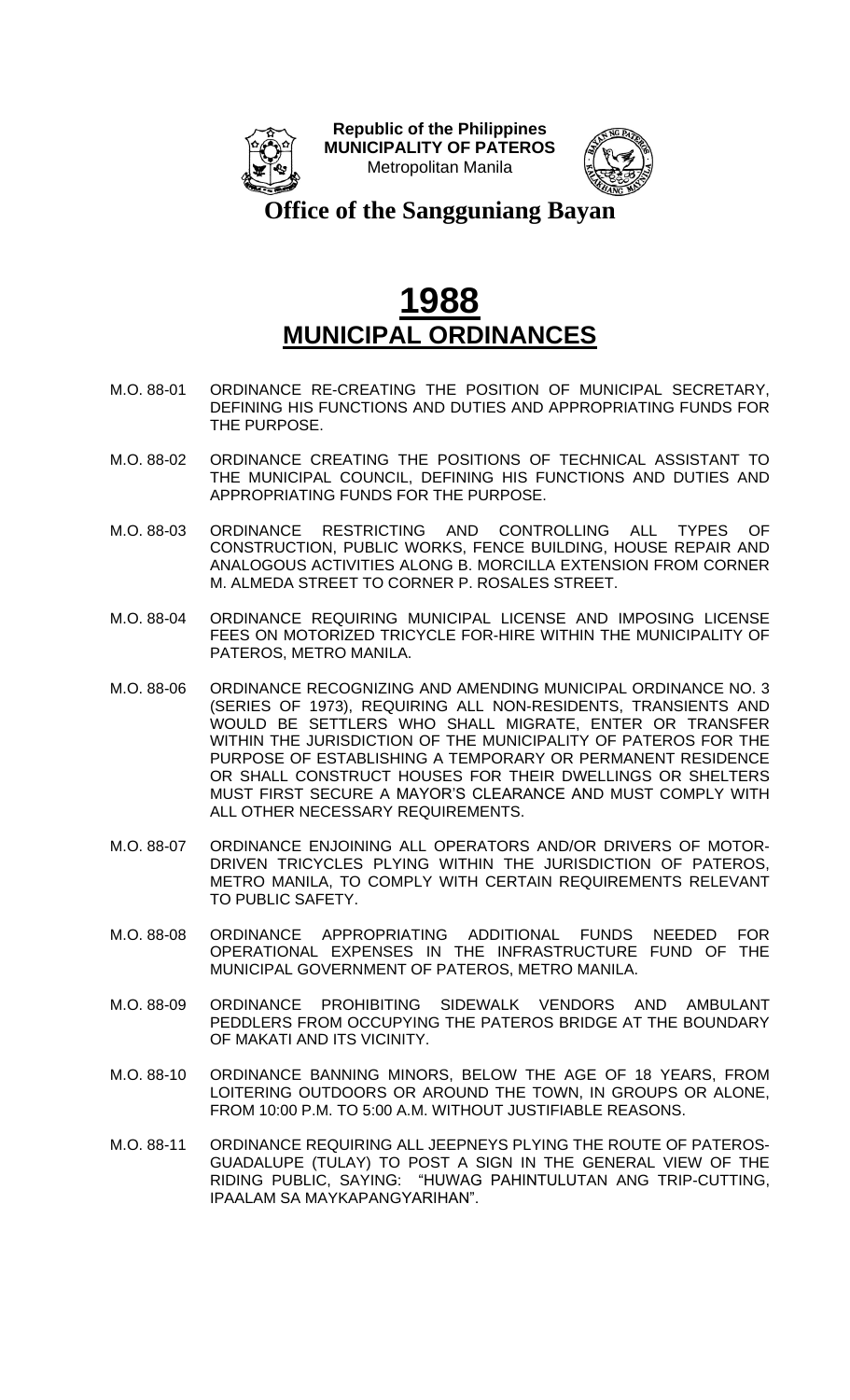**Republic of the Philippines**
**MUNICIPALITY OF PATEROS**
Metropolitan Manila

**Office of the Sangguniang Bayan**

# 1988
# MUNICIPAL ORDINANCES

M.O. 88-01 ORDINANCE RE-CREATING THE POSITION OF MUNICIPAL SECRETARY, DEFINING HIS FUNCTIONS AND DUTIES AND APPROPRIATING FUNDS FOR THE PURPOSE.

M.O. 88-02 ORDINANCE CREATING THE POSITIONS OF TECHNICAL ASSISTANT TO THE MUNICIPAL COUNCIL, DEFINING HIS FUNCTIONS AND DUTIES AND APPROPRIATING FUNDS FOR THE PURPOSE.

M.O. 88-03 ORDINANCE RESTRICTING AND CONTROLLING ALL TYPES OF CONSTRUCTION, PUBLIC WORKS, FENCE BUILDING, HOUSE REPAIR AND ANALOGOUS ACTIVITIES ALONG B. MORCILLA EXTENSION FROM CORNER M. ALMEDA STREET TO CORNER P. ROSALES STREET.

M.O. 88-04 ORDINANCE REQUIRING MUNICIPAL LICENSE AND IMPOSING LICENSE FEES ON MOTORIZED TRICYCLE FOR-HIRE WITHIN THE MUNICIPALITY OF PATEROS, METRO MANILA.

M.O. 88-06 ORDINANCE RECOGNIZING AND AMENDING MUNICIPAL ORDINANCE NO. 3 (SERIES OF 1973), REQUIRING ALL NON-RESIDENTS, TRANSIENTS AND WOULD BE SETTLERS WHO SHALL MIGRATE, ENTER OR TRANSFER WITHIN THE JURISDICTION OF THE MUNICIPALITY OF PATEROS FOR THE PURPOSE OF ESTABLISHING A TEMPORARY OR PERMANENT RESIDENCE OR SHALL CONSTRUCT HOUSES FOR THEIR DWELLINGS OR SHELTERS MUST FIRST SECURE A MAYOR'S CLEARANCE AND MUST COMPLY WITH ALL OTHER NECESSARY REQUIREMENTS.

M.O. 88-07 ORDINANCE ENJOINING ALL OPERATORS AND/OR DRIVERS OF MOTOR-DRIVEN TRICYCLES PLYING WITHIN THE JURISDICTION OF PATEROS, METRO MANILA, TO COMPLY WITH CERTAIN REQUIREMENTS RELEVANT TO PUBLIC SAFETY.

M.O. 88-08 ORDINANCE APPROPRIATING ADDITIONAL FUNDS NEEDED FOR OPERATIONAL EXPENSES IN THE INFRASTRUCTURE FUND OF THE MUNICIPAL GOVERNMENT OF PATEROS, METRO MANILA.

M.O. 88-09 ORDINANCE PROHIBITING SIDEWALK VENDORS AND AMBULANT PEDDLERS FROM OCCUPYING THE PATEROS BRIDGE AT THE BOUNDARY OF MAKATI AND ITS VICINITY.

M.O. 88-10 ORDINANCE BANNING MINORS, BELOW THE AGE OF 18 YEARS, FROM LOITERING OUTDOORS OR AROUND THE TOWN, IN GROUPS OR ALONE, FROM 10:00 P.M. TO 5:00 A.M. WITHOUT JUSTIFIABLE REASONS.

M.O. 88-11 ORDINANCE REQUIRING ALL JEEPNEYS PLYING THE ROUTE OF PATEROS-GUADALUPE (TULAY) TO POST A SIGN IN THE GENERAL VIEW OF THE RIDING PUBLIC, SAYING: "HUWAG PAHINTULUTAN ANG TRIP-CUTTING, IPAALAM SA MAYKAPANGYARIHAN".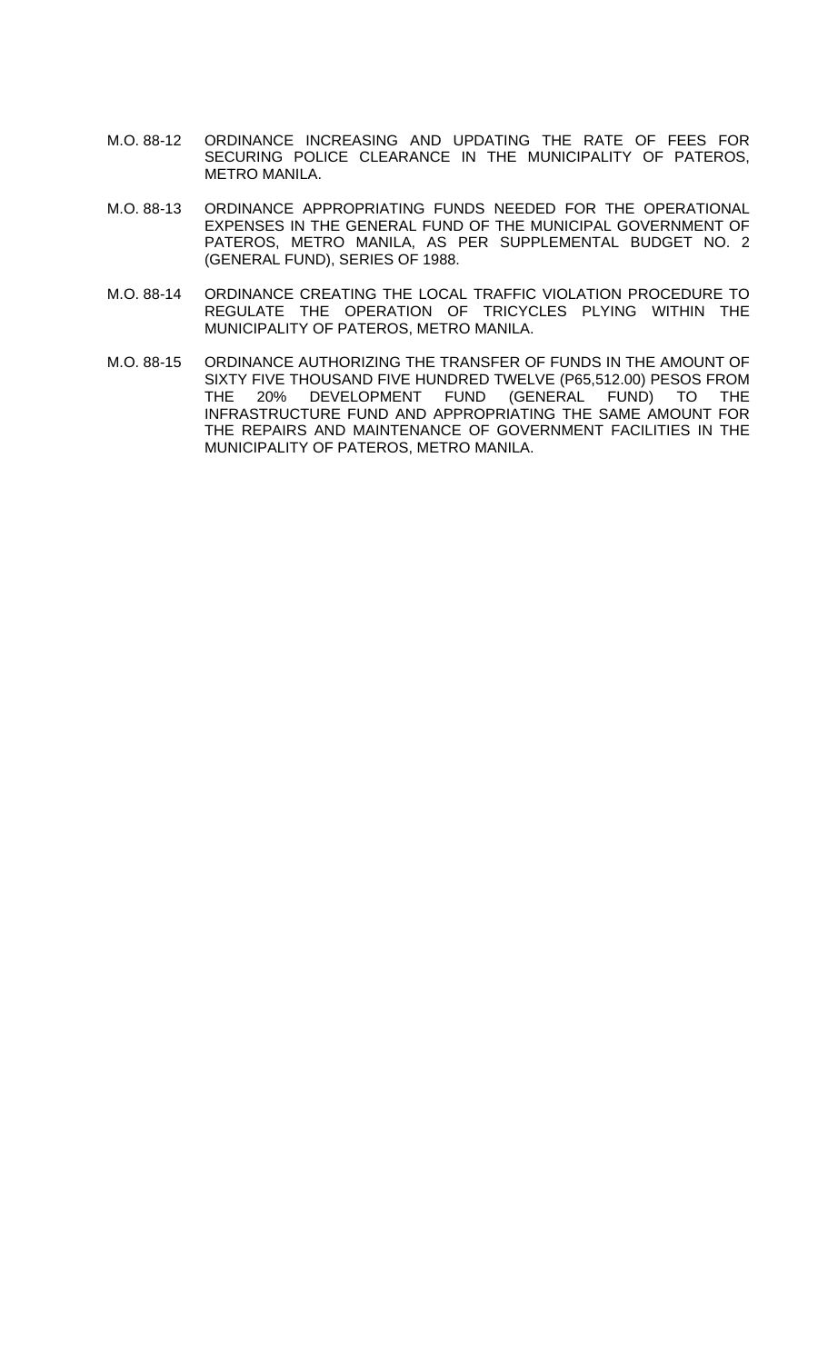M.O. 88-12 ORDINANCE INCREASING AND UPDATING THE RATE OF FEES FOR SECURING POLICE CLEARANCE IN THE MUNICIPALITY OF PATEROS, METRO MANILA.

M.O. 88-13 ORDINANCE APPROPRIATING FUNDS NEEDED FOR THE OPERATIONAL EXPENSES IN THE GENERAL FUND OF THE MUNICIPAL GOVERNMENT OF PATEROS, METRO MANILA, AS PER SUPPLEMENTAL BUDGET NO. 2 (GENERAL FUND), SERIES OF 1988.

M.O. 88-14 ORDINANCE CREATING THE LOCAL TRAFFIC VIOLATION PROCEDURE TO REGULATE THE OPERATION OF TRICYCLES PLYING WITHIN THE MUNICIPALITY OF PATEROS, METRO MANILA.

M.O. 88-15 ORDINANCE AUTHORIZING THE TRANSFER OF FUNDS IN THE AMOUNT OF SIXTY FIVE THOUSAND FIVE HUNDRED TWELVE (P65,512.00) PESOS FROM THE 20% DEVELOPMENT FUND (GENERAL FUND) TO THE INFRASTRUCTURE FUND AND APPROPRIATING THE SAME AMOUNT FOR THE REPAIRS AND MAINTENANCE OF GOVERNMENT FACILITIES IN THE MUNICIPALITY OF PATEROS, METRO MANILA.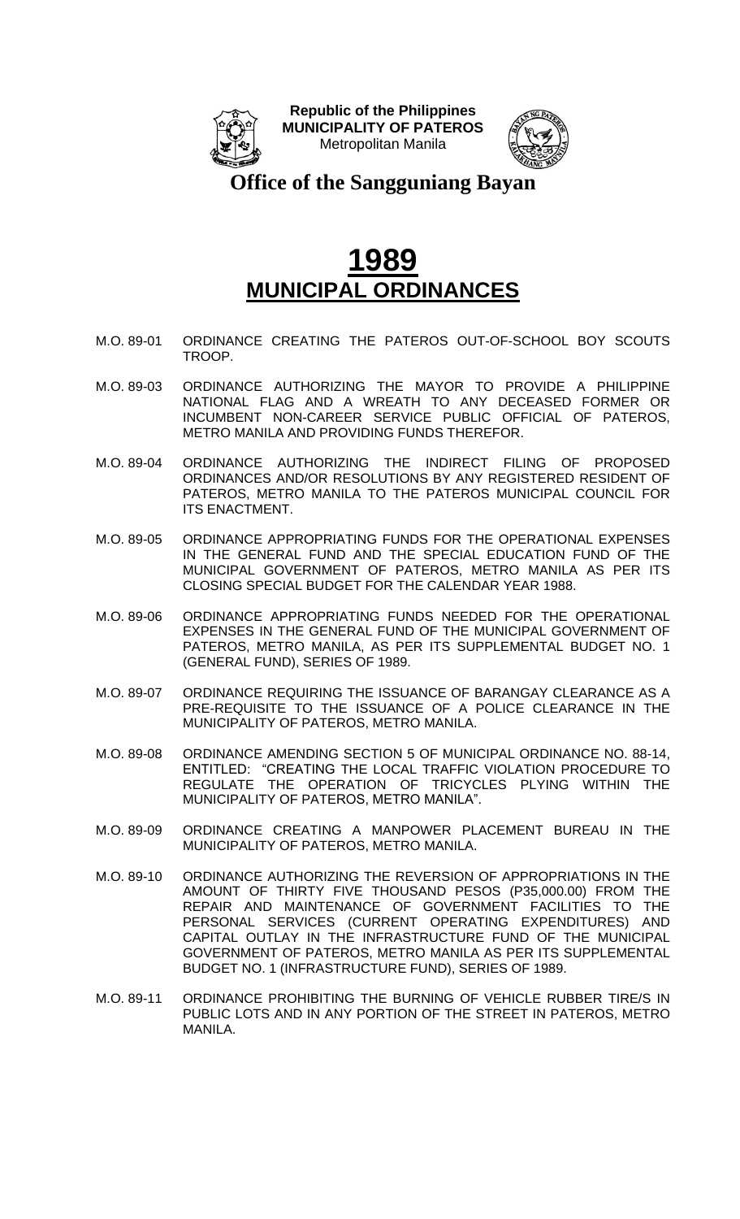**Republic of the Philippines**
**MUNICIPALITY OF PATEROS**
Metropolitan Manila

**Office of the Sangguniang Bayan**

# 1989
# MUNICIPAL ORDINANCES

M.O. 89-01 ORDINANCE CREATING THE PATEROS OUT-OF-SCHOOL BOY SCOUTS TROOP.

M.O. 89-03 ORDINANCE AUTHORIZING THE MAYOR TO PROVIDE A PHILIPPINE NATIONAL FLAG AND A WREATH TO ANY DECEASED FORMER OR INCUMBENT NON-CAREER SERVICE PUBLIC OFFICIAL OF PATEROS, METRO MANILA AND PROVIDING FUNDS THEREFOR.

M.O. 89-04 ORDINANCE AUTHORIZING THE INDIRECT FILING OF PROPOSED ORDINANCES AND/OR RESOLUTIONS BY ANY REGISTERED RESIDENT OF PATEROS, METRO MANILA TO THE PATEROS MUNICIPAL COUNCIL FOR ITS ENACTMENT.

M.O. 89-05 ORDINANCE APPROPRIATING FUNDS FOR THE OPERATIONAL EXPENSES IN THE GENERAL FUND AND THE SPECIAL EDUCATION FUND OF THE MUNICIPAL GOVERNMENT OF PATEROS, METRO MANILA AS PER ITS CLOSING SPECIAL BUDGET FOR THE CALENDAR YEAR 1988.

M.O. 89-06 ORDINANCE APPROPRIATING FUNDS NEEDED FOR THE OPERATIONAL EXPENSES IN THE GENERAL FUND OF THE MUNICIPAL GOVERNMENT OF PATEROS, METRO MANILA, AS PER ITS SUPPLEMENTAL BUDGET NO. 1 (GENERAL FUND), SERIES OF 1989.

M.O. 89-07 ORDINANCE REQUIRING THE ISSUANCE OF BARANGAY CLEARANCE AS A PRE-REQUISITE TO THE ISSUANCE OF A POLICE CLEARANCE IN THE MUNICIPALITY OF PATEROS, METRO MANILA.

M.O. 89-08 ORDINANCE AMENDING SECTION 5 OF MUNICIPAL ORDINANCE NO. 88-14, ENTITLED: "CREATING THE LOCAL TRAFFIC VIOLATION PROCEDURE TO REGULATE THE OPERATION OF TRICYCLES PLYING WITHIN THE MUNICIPALITY OF PATEROS, METRO MANILA".

M.O. 89-09 ORDINANCE CREATING A MANPOWER PLACEMENT BUREAU IN THE MUNICIPALITY OF PATEROS, METRO MANILA.

M.O. 89-10 ORDINANCE AUTHORIZING THE REVERSION OF APPROPRIATIONS IN THE AMOUNT OF THIRTY FIVE THOUSAND PESOS (P35,000.00) FROM THE REPAIR AND MAINTENANCE OF GOVERNMENT FACILITIES TO THE PERSONAL SERVICES (CURRENT OPERATING EXPENDITURES) AND CAPITAL OUTLAY IN THE INFRASTRUCTURE FUND OF THE MUNICIPAL GOVERNMENT OF PATEROS, METRO MANILA AS PER ITS SUPPLEMENTAL BUDGET NO. 1 (INFRASTRUCTURE FUND), SERIES OF 1989.

M.O. 89-11 ORDINANCE PROHIBITING THE BURNING OF VEHICLE RUBBER TIRE/S IN PUBLIC LOTS AND IN ANY PORTION OF THE STREET IN PATEROS, METRO MANILA.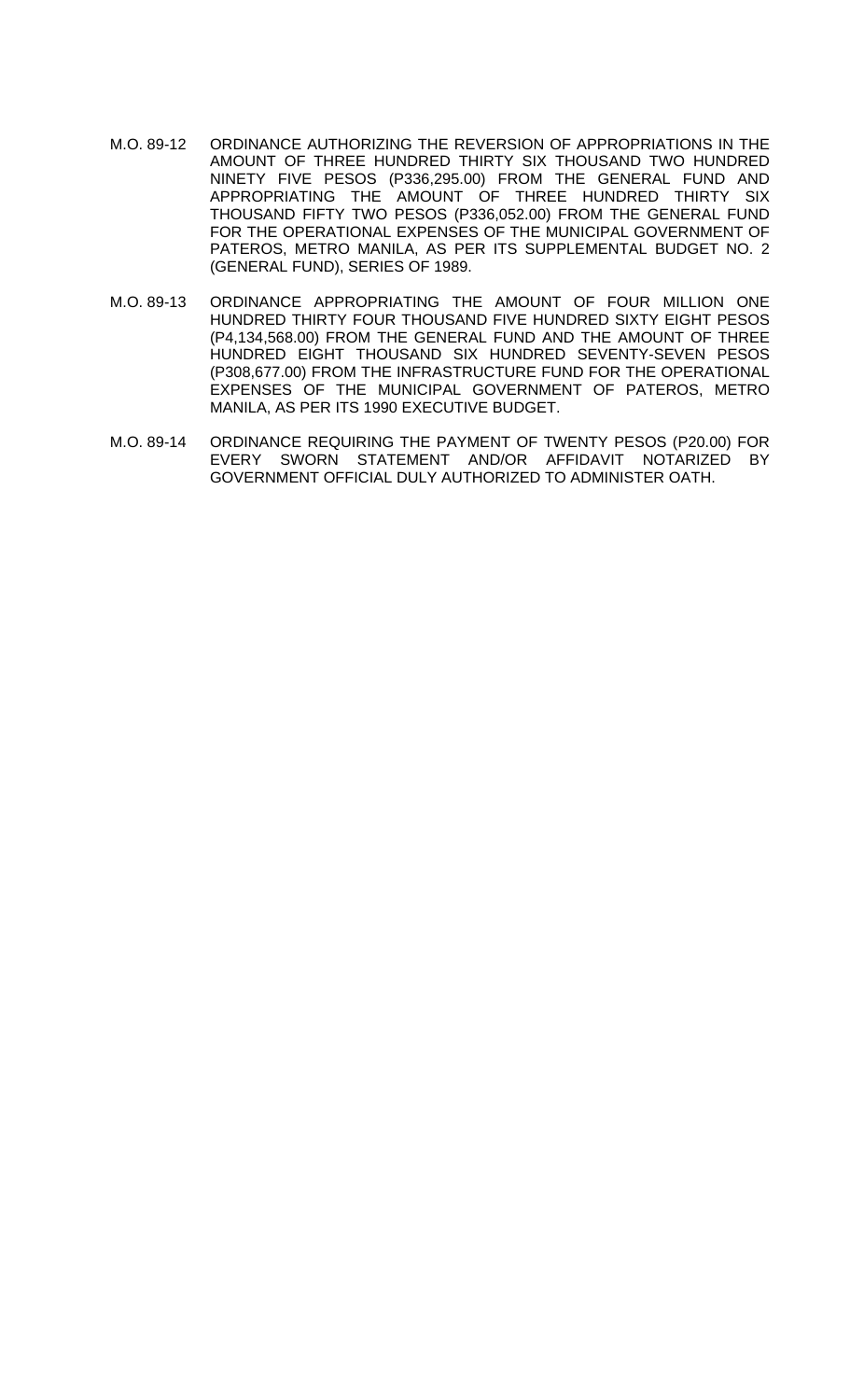M.O. 89-12 ORDINANCE AUTHORIZING THE REVERSION OF APPROPRIATIONS IN THE AMOUNT OF THREE HUNDRED THIRTY SIX THOUSAND TWO HUNDRED NINETY FIVE PESOS (P336,295.00) FROM THE GENERAL FUND AND APPROPRIATING THE AMOUNT OF THREE HUNDRED THIRTY SIX THOUSAND FIFTY TWO PESOS (P336,052.00) FROM THE GENERAL FUND FOR THE OPERATIONAL EXPENSES OF THE MUNICIPAL GOVERNMENT OF PATEROS, METRO MANILA, AS PER ITS SUPPLEMENTAL BUDGET NO. 2 (GENERAL FUND), SERIES OF 1989.

M.O. 89-13 ORDINANCE APPROPRIATING THE AMOUNT OF FOUR MILLION ONE HUNDRED THIRTY FOUR THOUSAND FIVE HUNDRED SIXTY EIGHT PESOS (P4,134,568.00) FROM THE GENERAL FUND AND THE AMOUNT OF THREE HUNDRED EIGHT THOUSAND SIX HUNDRED SEVENTY-SEVEN PESOS (P308,677.00) FROM THE INFRASTRUCTURE FUND FOR THE OPERATIONAL EXPENSES OF THE MUNICIPAL GOVERNMENT OF PATEROS, METRO MANILA, AS PER ITS 1990 EXECUTIVE BUDGET.

M.O. 89-14 ORDINANCE REQUIRING THE PAYMENT OF TWENTY PESOS (P20.00) FOR EVERY SWORN STATEMENT AND/OR AFFIDAVIT NOTARIZED BY GOVERNMENT OFFICIAL DULY AUTHORIZED TO ADMINISTER OATH.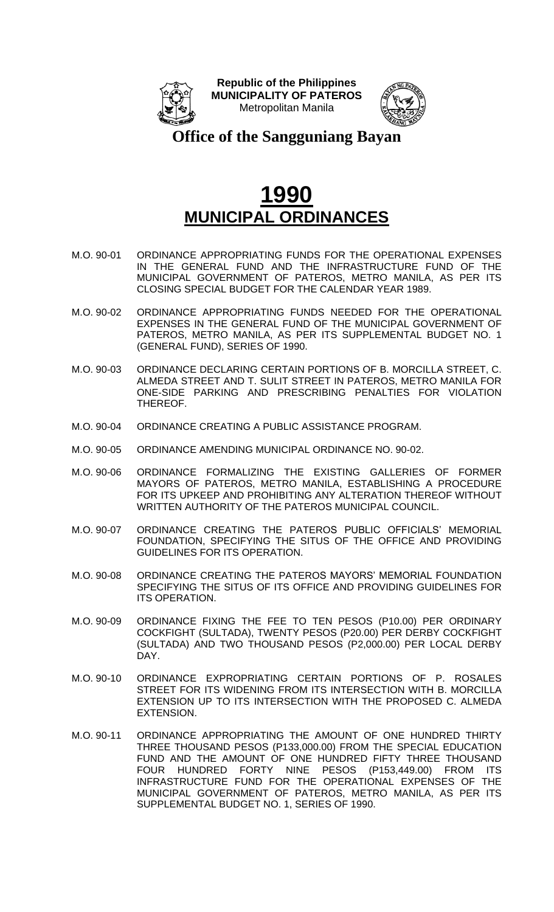**Republic of the Philippines**
**MUNICIPALITY OF PATEROS**
Metropolitan Manila

## Office of the Sangguniang Bayan

# 1990
# MUNICIPAL ORDINANCES

M.O. 90-01 ORDINANCE APPROPRIATING FUNDS FOR THE OPERATIONAL EXPENSES IN THE GENERAL FUND AND THE INFRASTRUCTURE FUND OF THE MUNICIPAL GOVERNMENT OF PATEROS, METRO MANILA, AS PER ITS CLOSING SPECIAL BUDGET FOR THE CALENDAR YEAR 1989.

M.O. 90-02 ORDINANCE APPROPRIATING FUNDS NEEDED FOR THE OPERATIONAL EXPENSES IN THE GENERAL FUND OF THE MUNICIPAL GOVERNMENT OF PATEROS, METRO MANILA, AS PER ITS SUPPLEMENTAL BUDGET NO. 1 (GENERAL FUND), SERIES OF 1990.

M.O. 90-03 ORDINANCE DECLARING CERTAIN PORTIONS OF B. MORCILLA STREET, C. ALMEDA STREET AND T. SULIT STREET IN PATEROS, METRO MANILA FOR ONE-SIDE PARKING AND PRESCRIBING PENALTIES FOR VIOLATION THEREOF.

M.O. 90-04 ORDINANCE CREATING A PUBLIC ASSISTANCE PROGRAM.

M.O. 90-05 ORDINANCE AMENDING MUNICIPAL ORDINANCE NO. 90-02.

M.O. 90-06 ORDINANCE FORMALIZING THE EXISTING GALLERIES OF FORMER MAYORS OF PATEROS, METRO MANILA, ESTABLISHING A PROCEDURE FOR ITS UPKEEP AND PROHIBITING ANY ALTERATION THEREOF WITHOUT WRITTEN AUTHORITY OF THE PATEROS MUNICIPAL COUNCIL.

M.O. 90-07 ORDINANCE CREATING THE PATEROS PUBLIC OFFICIALS' MEMORIAL FOUNDATION, SPECIFYING THE SITUS OF THE OFFICE AND PROVIDING GUIDELINES FOR ITS OPERATION.

M.O. 90-08 ORDINANCE CREATING THE PATEROS MAYORS' MEMORIAL FOUNDATION SPECIFYING THE SITUS OF ITS OFFICE AND PROVIDING GUIDELINES FOR ITS OPERATION.

M.O. 90-09 ORDINANCE FIXING THE FEE TO TEN PESOS (P10.00) PER ORDINARY COCKFIGHT (SULTADA), TWENTY PESOS (P20.00) PER DERBY COCKFIGHT (SULTADA) AND TWO THOUSAND PESOS (P2,000.00) PER LOCAL DERBY DAY.

M.O. 90-10 ORDINANCE EXPROPRIATING CERTAIN PORTIONS OF P. ROSALES STREET FOR ITS WIDENING FROM ITS INTERSECTION WITH B. MORCILLA EXTENSION UP TO ITS INTERSECTION WITH THE PROPOSED C. ALMEDA EXTENSION.

M.O. 90-11 ORDINANCE APPROPRIATING THE AMOUNT OF ONE HUNDRED THIRTY THREE THOUSAND PESOS (P133,000.00) FROM THE SPECIAL EDUCATION FUND AND THE AMOUNT OF ONE HUNDRED FIFTY THREE THOUSAND FOUR HUNDRED FORTY NINE PESOS (P153,449.00) FROM ITS INFRASTRUCTURE FUND FOR THE OPERATIONAL EXPENSES OF THE MUNICIPAL GOVERNMENT OF PATEROS, METRO MANILA, AS PER ITS SUPPLEMENTAL BUDGET NO. 1, SERIES OF 1990.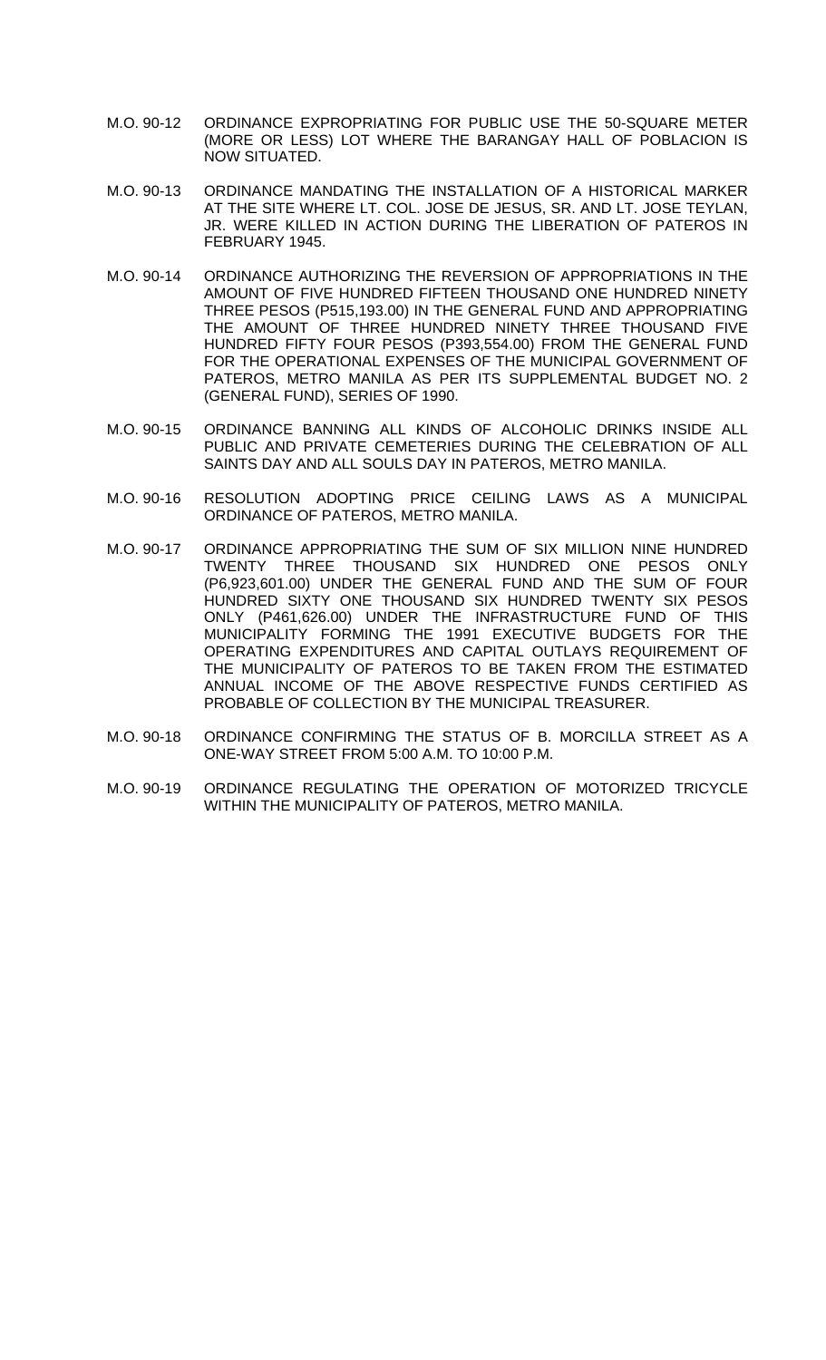M.O. 90-12 ORDINANCE EXPROPRIATING FOR PUBLIC USE THE 50-SQUARE METER (MORE OR LESS) LOT WHERE THE BARANGAY HALL OF POBLACION IS NOW SITUATED.

M.O. 90-13 ORDINANCE MANDATING THE INSTALLATION OF A HISTORICAL MARKER AT THE SITE WHERE LT. COL. JOSE DE JESUS, SR. AND LT. JOSE TEYLAN, JR. WERE KILLED IN ACTION DURING THE LIBERATION OF PATEROS IN FEBRUARY 1945.

M.O. 90-14 ORDINANCE AUTHORIZING THE REVERSION OF APPROPRIATIONS IN THE AMOUNT OF FIVE HUNDRED FIFTEEN THOUSAND ONE HUNDRED NINETY THREE PESOS (P515,193.00) IN THE GENERAL FUND AND APPROPRIATING THE AMOUNT OF THREE HUNDRED NINETY THREE THOUSAND FIVE HUNDRED FIFTY FOUR PESOS (P393,554.00) FROM THE GENERAL FUND FOR THE OPERATIONAL EXPENSES OF THE MUNICIPAL GOVERNMENT OF PATEROS, METRO MANILA AS PER ITS SUPPLEMENTAL BUDGET NO. 2 (GENERAL FUND), SERIES OF 1990.

M.O. 90-15 ORDINANCE BANNING ALL KINDS OF ALCOHOLIC DRINKS INSIDE ALL PUBLIC AND PRIVATE CEMETERIES DURING THE CELEBRATION OF ALL SAINTS DAY AND ALL SOULS DAY IN PATEROS, METRO MANILA.

M.O. 90-16 RESOLUTION ADOPTING PRICE CEILING LAWS AS A MUNICIPAL ORDINANCE OF PATEROS, METRO MANILA.

M.O. 90-17 ORDINANCE APPROPRIATING THE SUM OF SIX MILLION NINE HUNDRED TWENTY THREE THOUSAND SIX HUNDRED ONE PESOS ONLY (P6,923,601.00) UNDER THE GENERAL FUND AND THE SUM OF FOUR HUNDRED SIXTY ONE THOUSAND SIX HUNDRED TWENTY SIX PESOS ONLY (P461,626.00) UNDER THE INFRASTRUCTURE FUND OF THIS MUNICIPALITY FORMING THE 1991 EXECUTIVE BUDGETS FOR THE OPERATING EXPENDITURES AND CAPITAL OUTLAYS REQUIREMENT OF THE MUNICIPALITY OF PATEROS TO BE TAKEN FROM THE ESTIMATED ANNUAL INCOME OF THE ABOVE RESPECTIVE FUNDS CERTIFIED AS PROBABLE OF COLLECTION BY THE MUNICIPAL TREASURER.

M.O. 90-18 ORDINANCE CONFIRMING THE STATUS OF B. MORCILLA STREET AS A ONE-WAY STREET FROM 5:00 A.M. TO 10:00 P.M.

M.O. 90-19 ORDINANCE REGULATING THE OPERATION OF MOTORIZED TRICYCLE WITHIN THE MUNICIPALITY OF PATEROS, METRO MANILA.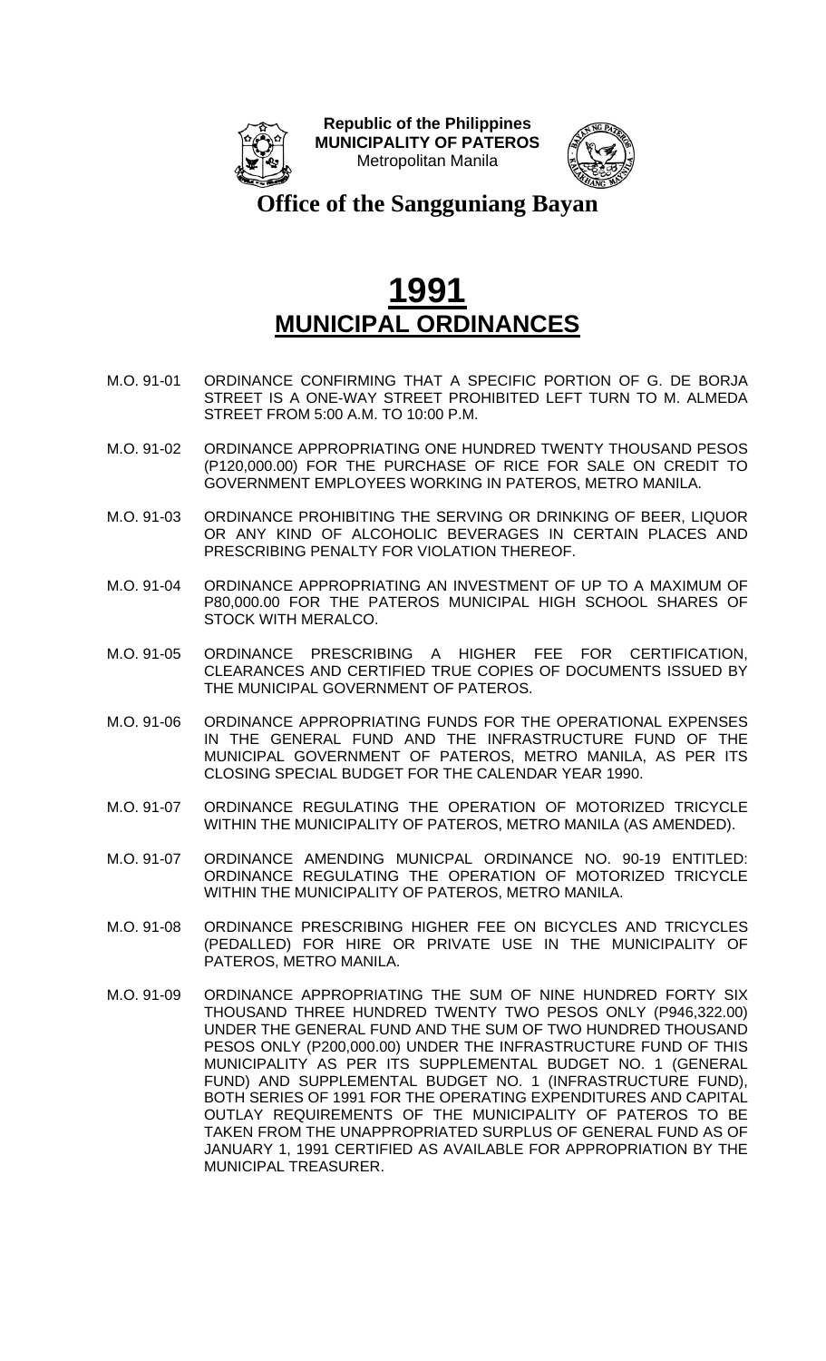**Republic of the Philippines**
**MUNICIPALITY OF PATEROS**
Metropolitan Manila

**Office of the Sangguniang Bayan**

# 1991
# MUNICIPAL ORDINANCES

M.O. 91-01 ORDINANCE CONFIRMING THAT A SPECIFIC PORTION OF G. DE BORJA STREET IS A ONE-WAY STREET PROHIBITED LEFT TURN TO M. ALMEDA STREET FROM 5:00 A.M. TO 10:00 P.M.

M.O. 91-02 ORDINANCE APPROPRIATING ONE HUNDRED TWENTY THOUSAND PESOS (P120,000.00) FOR THE PURCHASE OF RICE FOR SALE ON CREDIT TO GOVERNMENT EMPLOYEES WORKING IN PATEROS, METRO MANILA.

M.O. 91-03 ORDINANCE PROHIBITING THE SERVING OR DRINKING OF BEER, LIQUOR OR ANY KIND OF ALCOHOLIC BEVERAGES IN CERTAIN PLACES AND PRESCRIBING PENALTY FOR VIOLATION THEREOF.

M.O. 91-04 ORDINANCE APPROPRIATING AN INVESTMENT OF UP TO A MAXIMUM OF P80,000.00 FOR THE PATEROS MUNICIPAL HIGH SCHOOL SHARES OF STOCK WITH MERALCO.

M.O. 91-05 ORDINANCE PRESCRIBING A HIGHER FEE FOR CERTIFICATION, CLEARANCES AND CERTIFIED TRUE COPIES OF DOCUMENTS ISSUED BY THE MUNICIPAL GOVERNMENT OF PATEROS.

M.O. 91-06 ORDINANCE APPROPRIATING FUNDS FOR THE OPERATIONAL EXPENSES IN THE GENERAL FUND AND THE INFRASTRUCTURE FUND OF THE MUNICIPAL GOVERNMENT OF PATEROS, METRO MANILA, AS PER ITS CLOSING SPECIAL BUDGET FOR THE CALENDAR YEAR 1990.

M.O. 91-07 ORDINANCE REGULATING THE OPERATION OF MOTORIZED TRICYCLE WITHIN THE MUNICIPALITY OF PATEROS, METRO MANILA (AS AMENDED).

M.O. 91-07 ORDINANCE AMENDING MUNICPAL ORDINANCE NO. 90-19 ENTITLED: ORDINANCE REGULATING THE OPERATION OF MOTORIZED TRICYCLE WITHIN THE MUNICIPALITY OF PATEROS, METRO MANILA.

M.O. 91-08 ORDINANCE PRESCRIBING HIGHER FEE ON BICYCLES AND TRICYCLES (PEDALLED) FOR HIRE OR PRIVATE USE IN THE MUNICIPALITY OF PATEROS, METRO MANILA.

M.O. 91-09 ORDINANCE APPROPRIATING THE SUM OF NINE HUNDRED FORTY SIX THOUSAND THREE HUNDRED TWENTY TWO PESOS ONLY (P946,322.00) UNDER THE GENERAL FUND AND THE SUM OF TWO HUNDRED THOUSAND PESOS ONLY (P200,000.00) UNDER THE INFRASTRUCTURE FUND OF THIS MUNICIPALITY AS PER ITS SUPPLEMENTAL BUDGET NO. 1 (GENERAL FUND) AND SUPPLEMENTAL BUDGET NO. 1 (INFRASTRUCTURE FUND), BOTH SERIES OF 1991 FOR THE OPERATING EXPENDITURES AND CAPITAL OUTLAY REQUIREMENTS OF THE MUNICIPALITY OF PATEROS TO BE TAKEN FROM THE UNAPPROPRIATED SURPLUS OF GENERAL FUND AS OF JANUARY 1, 1991 CERTIFIED AS AVAILABLE FOR APPROPRIATION BY THE MUNICIPAL TREASURER.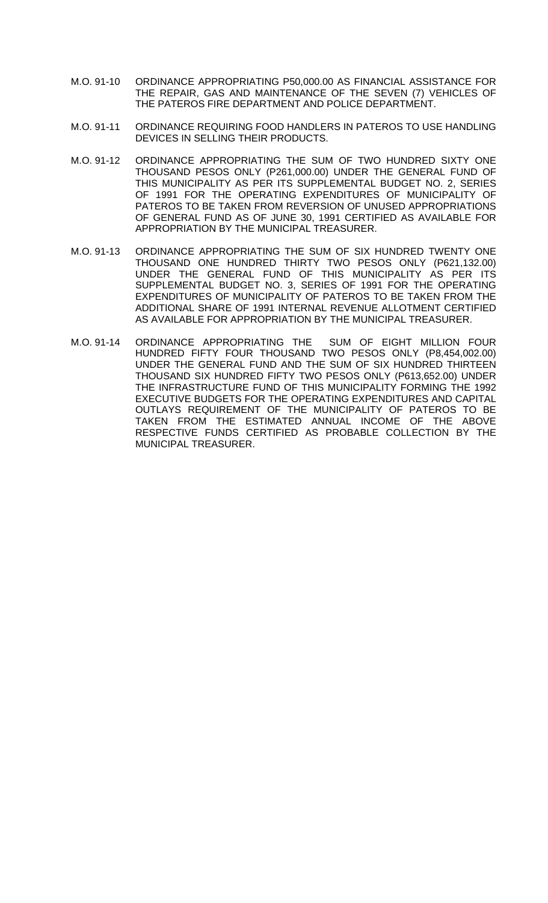M.O. 91-10 ORDINANCE APPROPRIATING P50,000.00 AS FINANCIAL ASSISTANCE FOR THE REPAIR, GAS AND MAINTENANCE OF THE SEVEN (7) VEHICLES OF THE PATEROS FIRE DEPARTMENT AND POLICE DEPARTMENT.

M.O. 91-11 ORDINANCE REQUIRING FOOD HANDLERS IN PATEROS TO USE HANDLING DEVICES IN SELLING THEIR PRODUCTS.

M.O. 91-12 ORDINANCE APPROPRIATING THE SUM OF TWO HUNDRED SIXTY ONE THOUSAND PESOS ONLY (P261,000.00) UNDER THE GENERAL FUND OF THIS MUNICIPALITY AS PER ITS SUPPLEMENTAL BUDGET NO. 2, SERIES OF 1991 FOR THE OPERATING EXPENDITURES OF MUNICIPALITY OF PATEROS TO BE TAKEN FROM REVERSION OF UNUSED APPROPRIATIONS OF GENERAL FUND AS OF JUNE 30, 1991 CERTIFIED AS AVAILABLE FOR APPROPRIATION BY THE MUNICIPAL TREASURER.

M.O. 91-13 ORDINANCE APPROPRIATING THE SUM OF SIX HUNDRED TWENTY ONE THOUSAND ONE HUNDRED THIRTY TWO PESOS ONLY (P621,132.00) UNDER THE GENERAL FUND OF THIS MUNICIPALITY AS PER ITS SUPPLEMENTAL BUDGET NO. 3, SERIES OF 1991 FOR THE OPERATING EXPENDITURES OF MUNICIPALITY OF PATEROS TO BE TAKEN FROM THE ADDITIONAL SHARE OF 1991 INTERNAL REVENUE ALLOTMENT CERTIFIED AS AVAILABLE FOR APPROPRIATION BY THE MUNICIPAL TREASURER.

M.O. 91-14 ORDINANCE APPROPRIATING THE SUM OF EIGHT MILLION FOUR HUNDRED FIFTY FOUR THOUSAND TWO PESOS ONLY (P8,454,002.00) UNDER THE GENERAL FUND AND THE SUM OF SIX HUNDRED THIRTEEN THOUSAND SIX HUNDRED FIFTY TWO PESOS ONLY (P613,652.00) UNDER THE INFRASTRUCTURE FUND OF THIS MUNICIPALITY FORMING THE 1992 EXECUTIVE BUDGETS FOR THE OPERATING EXPENDITURES AND CAPITAL OUTLAYS REQUIREMENT OF THE MUNICIPALITY OF PATEROS TO BE TAKEN FROM THE ESTIMATED ANNUAL INCOME OF THE ABOVE RESPECTIVE FUNDS CERTIFIED AS PROBABLE COLLECTION BY THE MUNICIPAL TREASURER.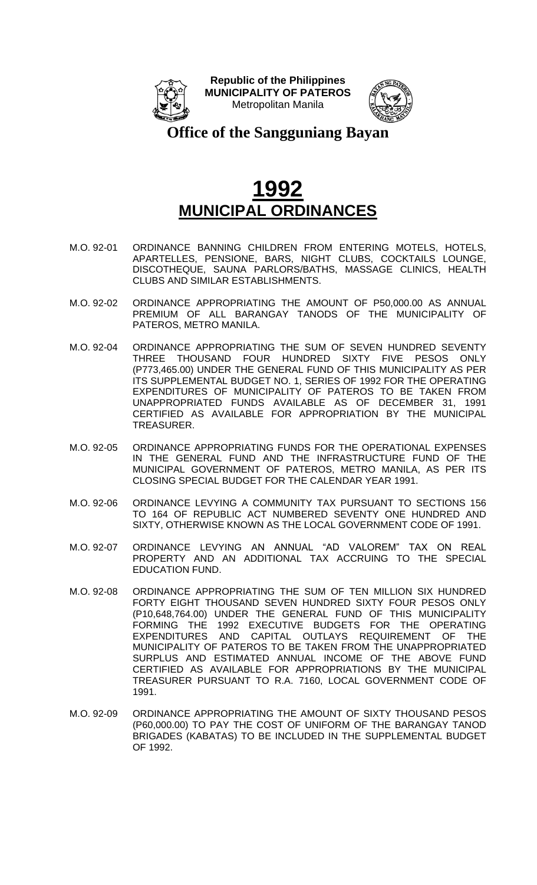**Republic of the Philippines**
**MUNICIPALITY OF PATEROS**
Metropolitan Manila

**Office of the Sangguniang Bayan**

# 1992
# MUNICIPAL ORDINANCES

M.O. 92-01 ORDINANCE BANNING CHILDREN FROM ENTERING MOTELS, HOTELS, APARTELLES, PENSIONE, BARS, NIGHT CLUBS, COCKTAILS LOUNGE, DISCOTHEQUE, SAUNA PARLORS/BATHS, MASSAGE CLINICS, HEALTH CLUBS AND SIMILAR ESTABLISHMENTS.

M.O. 92-02 ORDINANCE APPROPRIATING THE AMOUNT OF P50,000.00 AS ANNUAL PREMIUM OF ALL BARANGAY TANODS OF THE MUNICIPALITY OF PATEROS, METRO MANILA.

M.O. 92-04 ORDINANCE APPROPRIATING THE SUM OF SEVEN HUNDRED SEVENTY THREE THOUSAND FOUR HUNDRED SIXTY FIVE PESOS ONLY (P773,465.00) UNDER THE GENERAL FUND OF THIS MUNICIPALITY AS PER ITS SUPPLEMENTAL BUDGET NO. 1, SERIES OF 1992 FOR THE OPERATING EXPENDITURES OF MUNICIPALITY OF PATEROS TO BE TAKEN FROM UNAPPROPRIATED FUNDS AVAILABLE AS OF DECEMBER 31, 1991 CERTIFIED AS AVAILABLE FOR APPROPRIATION BY THE MUNICIPAL TREASURER.

M.O. 92-05 ORDINANCE APPROPRIATING FUNDS FOR THE OPERATIONAL EXPENSES IN THE GENERAL FUND AND THE INFRASTRUCTURE FUND OF THE MUNICIPAL GOVERNMENT OF PATEROS, METRO MANILA, AS PER ITS CLOSING SPECIAL BUDGET FOR THE CALENDAR YEAR 1991.

M.O. 92-06 ORDINANCE LEVYING A COMMUNITY TAX PURSUANT TO SECTIONS 156 TO 164 OF REPUBLIC ACT NUMBERED SEVENTY ONE HUNDRED AND SIXTY, OTHERWISE KNOWN AS THE LOCAL GOVERNMENT CODE OF 1991.

M.O. 92-07 ORDINANCE LEVYING AN ANNUAL "AD VALOREM" TAX ON REAL PROPERTY AND AN ADDITIONAL TAX ACCRUING TO THE SPECIAL EDUCATION FUND.

M.O. 92-08 ORDINANCE APPROPRIATING THE SUM OF TEN MILLION SIX HUNDRED FORTY EIGHT THOUSAND SEVEN HUNDRED SIXTY FOUR PESOS ONLY (P10,648,764.00) UNDER THE GENERAL FUND OF THIS MUNICIPALITY FORMING THE 1992 EXECUTIVE BUDGETS FOR THE OPERATING EXPENDITURES AND CAPITAL OUTLAYS REQUIREMENT OF THE MUNICIPALITY OF PATEROS TO BE TAKEN FROM THE UNAPPROPRIATED SURPLUS AND ESTIMATED ANNUAL INCOME OF THE ABOVE FUND CERTIFIED AS AVAILABLE FOR APPROPRIATIONS BY THE MUNICIPAL TREASURER PURSUANT TO R.A. 7160, LOCAL GOVERNMENT CODE OF 1991.

M.O. 92-09 ORDINANCE APPROPRIATING THE AMOUNT OF SIXTY THOUSAND PESOS (P60,000.00) TO PAY THE COST OF UNIFORM OF THE BARANGAY TANOD BRIGADES (KABATAS) TO BE INCLUDED IN THE SUPPLEMENTAL BUDGET OF 1992.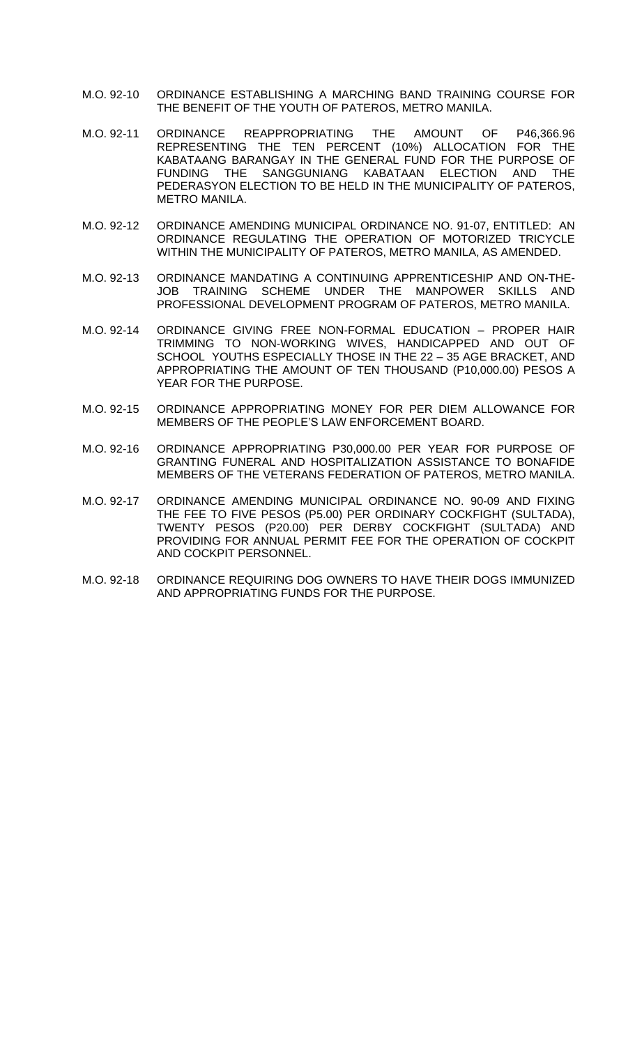M.O. 92-10 ORDINANCE ESTABLISHING A MARCHING BAND TRAINING COURSE FOR THE BENEFIT OF THE YOUTH OF PATEROS, METRO MANILA.

M.O. 92-11 ORDINANCE REAPPROPRIATING THE AMOUNT OF P46,366.96 REPRESENTING THE TEN PERCENT (10%) ALLOCATION FOR THE KABATAANG BARANGAY IN THE GENERAL FUND FOR THE PURPOSE OF FUNDING THE SANGGUNIANG KABATAAN ELECTION AND THE PEDERASYON ELECTION TO BE HELD IN THE MUNICIPALITY OF PATEROS, METRO MANILA.

M.O. 92-12 ORDINANCE AMENDING MUNICIPAL ORDINANCE NO. 91-07, ENTITLED: AN ORDINANCE REGULATING THE OPERATION OF MOTORIZED TRICYCLE WITHIN THE MUNICIPALITY OF PATEROS, METRO MANILA, AS AMENDED.

M.O. 92-13 ORDINANCE MANDATING A CONTINUING APPRENTICESHIP AND ON-THE-JOB TRAINING SCHEME UNDER THE MANPOWER SKILLS AND PROFESSIONAL DEVELOPMENT PROGRAM OF PATEROS, METRO MANILA.

M.O. 92-14 ORDINANCE GIVING FREE NON-FORMAL EDUCATION – PROPER HAIR TRIMMING TO NON-WORKING WIVES, HANDICAPPED AND OUT OF SCHOOL YOUTHS ESPECIALLY THOSE IN THE 22 – 35 AGE BRACKET, AND APPROPRIATING THE AMOUNT OF TEN THOUSAND (P10,000.00) PESOS A YEAR FOR THE PURPOSE.

M.O. 92-15 ORDINANCE APPROPRIATING MONEY FOR PER DIEM ALLOWANCE FOR MEMBERS OF THE PEOPLE'S LAW ENFORCEMENT BOARD.

M.O. 92-16 ORDINANCE APPROPRIATING P30,000.00 PER YEAR FOR PURPOSE OF GRANTING FUNERAL AND HOSPITALIZATION ASSISTANCE TO BONAFIDE MEMBERS OF THE VETERANS FEDERATION OF PATEROS, METRO MANILA.

M.O. 92-17 ORDINANCE AMENDING MUNICIPAL ORDINANCE NO. 90-09 AND FIXING THE FEE TO FIVE PESOS (P5.00) PER ORDINARY COCKFIGHT (SULTADA), TWENTY PESOS (P20.00) PER DERBY COCKFIGHT (SULTADA) AND PROVIDING FOR ANNUAL PERMIT FEE FOR THE OPERATION OF COCKPIT AND COCKPIT PERSONNEL.

M.O. 92-18 ORDINANCE REQUIRING DOG OWNERS TO HAVE THEIR DOGS IMMUNIZED AND APPROPRIATING FUNDS FOR THE PURPOSE.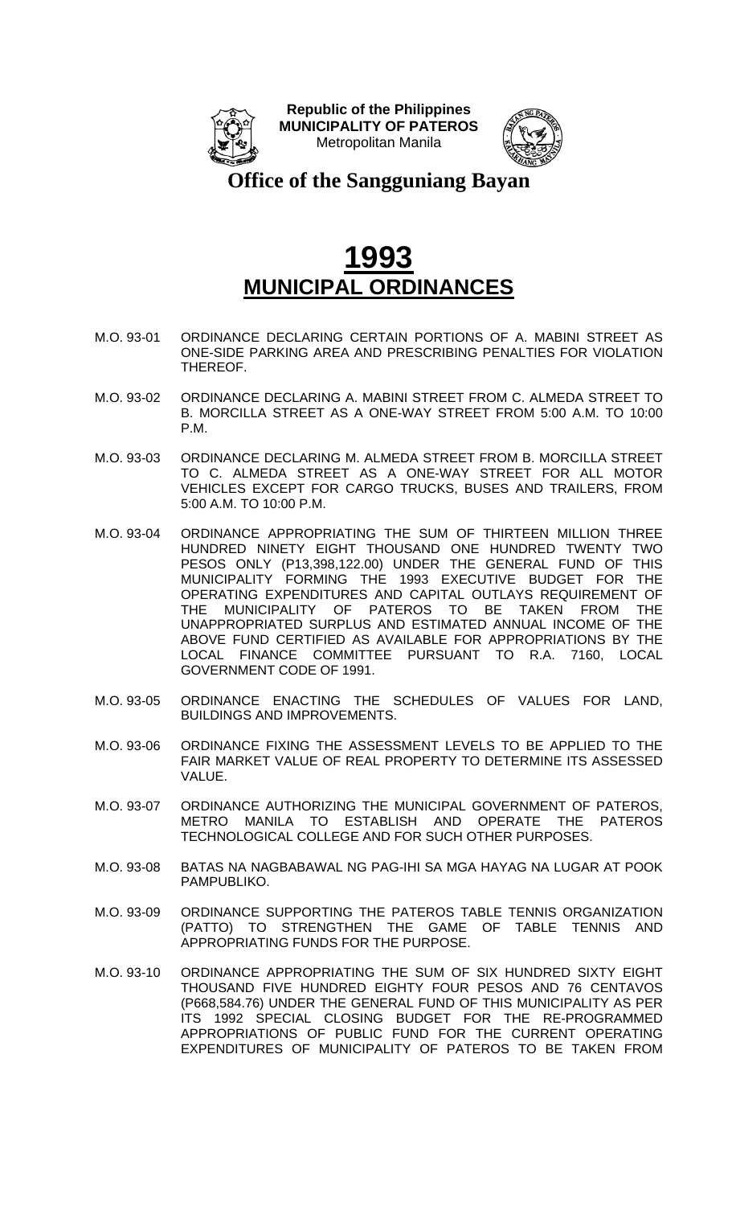**Republic of the Philippines**
**MUNICIPALITY OF PATEROS**
Metropolitan Manila

# Office of the Sangguniang Bayan

# 1993
# MUNICIPAL ORDINANCES

M.O. 93-01 ORDINANCE DECLARING CERTAIN PORTIONS OF A. MABINI STREET AS ONE-SIDE PARKING AREA AND PRESCRIBING PENALTIES FOR VIOLATION THEREOF.

M.O. 93-02 ORDINANCE DECLARING A. MABINI STREET FROM C. ALMEDA STREET TO B. MORCILLA STREET AS A ONE-WAY STREET FROM 5:00 A.M. TO 10:00 P.M.

M.O. 93-03 ORDINANCE DECLARING M. ALMEDA STREET FROM B. MORCILLA STREET TO C. ALMEDA STREET AS A ONE-WAY STREET FOR ALL MOTOR VEHICLES EXCEPT FOR CARGO TRUCKS, BUSES AND TRAILERS, FROM 5:00 A.M. TO 10:00 P.M.

M.O. 93-04 ORDINANCE APPROPRIATING THE SUM OF THIRTEEN MILLION THREE HUNDRED NINETY EIGHT THOUSAND ONE HUNDRED TWENTY TWO PESOS ONLY (P13,398,122.00) UNDER THE GENERAL FUND OF THIS MUNICIPALITY FORMING THE 1993 EXECUTIVE BUDGET FOR THE OPERATING EXPENDITURES AND CAPITAL OUTLAYS REQUIREMENT OF THE MUNICIPALITY OF PATEROS TO BE TAKEN FROM THE UNAPPROPRIATED SURPLUS AND ESTIMATED ANNUAL INCOME OF THE ABOVE FUND CERTIFIED AS AVAILABLE FOR APPROPRIATIONS BY THE LOCAL FINANCE COMMITTEE PURSUANT TO R.A. 7160, LOCAL GOVERNMENT CODE OF 1991.

M.O. 93-05 ORDINANCE ENACTING THE SCHEDULES OF VALUES FOR LAND, BUILDINGS AND IMPROVEMENTS.

M.O. 93-06 ORDINANCE FIXING THE ASSESSMENT LEVELS TO BE APPLIED TO THE FAIR MARKET VALUE OF REAL PROPERTY TO DETERMINE ITS ASSESSED VALUE.

M.O. 93-07 ORDINANCE AUTHORIZING THE MUNICIPAL GOVERNMENT OF PATEROS, METRO MANILA TO ESTABLISH AND OPERATE THE PATEROS TECHNOLOGICAL COLLEGE AND FOR SUCH OTHER PURPOSES.

M.O. 93-08 BATAS NA NAGBABAWAL NG PAG-IHI SA MGA HAYAG NA LUGAR AT POOK PAMPUBLIKO.

M.O. 93-09 ORDINANCE SUPPORTING THE PATEROS TABLE TENNIS ORGANIZATION (PATTO) TO STRENGTHEN THE GAME OF TABLE TENNIS AND APPROPRIATING FUNDS FOR THE PURPOSE.

M.O. 93-10 ORDINANCE APPROPRIATING THE SUM OF SIX HUNDRED SIXTY EIGHT THOUSAND FIVE HUNDRED EIGHTY FOUR PESOS AND 76 CENTAVOS (P668,584.76) UNDER THE GENERAL FUND OF THIS MUNICIPALITY AS PER ITS 1992 SPECIAL CLOSING BUDGET FOR THE RE-PROGRAMMED APPROPRIATIONS OF PUBLIC FUND FOR THE CURRENT OPERATING EXPENDITURES OF MUNICIPALITY OF PATEROS TO BE TAKEN FROM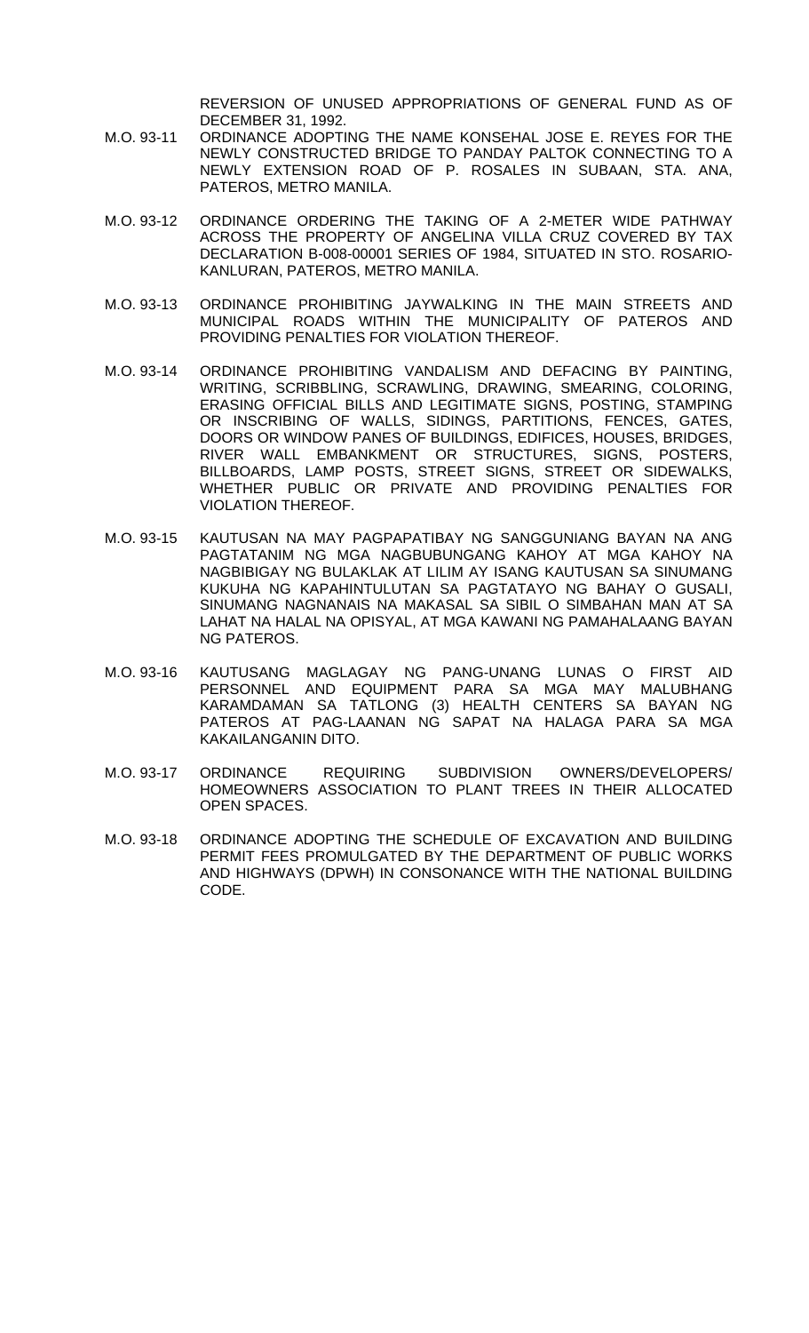REVERSION OF UNUSED APPROPRIATIONS OF GENERAL FUND AS OF DECEMBER 31, 1992.

M.O. 93-11 ORDINANCE ADOPTING THE NAME KONSEHAL JOSE E. REYES FOR THE NEWLY CONSTRUCTED BRIDGE TO PANDAY PALTOK CONNECTING TO A NEWLY EXTENSION ROAD OF P. ROSALES IN SUBAAN, STA. ANA, PATEROS, METRO MANILA.

M.O. 93-12 ORDINANCE ORDERING THE TAKING OF A 2-METER WIDE PATHWAY ACROSS THE PROPERTY OF ANGELINA VILLA CRUZ COVERED BY TAX DECLARATION B-008-00001 SERIES OF 1984, SITUATED IN STO. ROSARIO-KANLURAN, PATEROS, METRO MANILA.

M.O. 93-13 ORDINANCE PROHIBITING JAYWALKING IN THE MAIN STREETS AND MUNICIPAL ROADS WITHIN THE MUNICIPALITY OF PATEROS AND PROVIDING PENALTIES FOR VIOLATION THEREOF.

M.O. 93-14 ORDINANCE PROHIBITING VANDALISM AND DEFACING BY PAINTING, WRITING, SCRIBBLING, SCRAWLING, DRAWING, SMEARING, COLORING, ERASING OFFICIAL BILLS AND LEGITIMATE SIGNS, POSTING, STAMPING OR INSCRIBING OF WALLS, SIDINGS, PARTITIONS, FENCES, GATES, DOORS OR WINDOW PANES OF BUILDINGS, EDIFICES, HOUSES, BRIDGES, RIVER WALL EMBANKMENT OR STRUCTURES, SIGNS, POSTERS, BILLBOARDS, LAMP POSTS, STREET SIGNS, STREET OR SIDEWALKS, WHETHER PUBLIC OR PRIVATE AND PROVIDING PENALTIES FOR VIOLATION THEREOF.

M.O. 93-15 KAUTUSAN NA MAY PAGPAPATIBAY NG SANGGUNIANG BAYAN NA ANG PAGTATANIM NG MGA NAGBUBUNGANG KAHOY AT MGA KAHOY NA NAGBIBIGAY NG BULAKLAK AT LILIM AY ISANG KAUTUSAN SA SINUMANG KUKUHA NG KAPAHINTULUTAN SA PAGTATAYO NG BAHAY O GUSALI, SINUMANG NAGNANAIS NA MAKASAL SA SIBIL O SIMBAHAN MAN AT SA LAHAT NA HALAL NA OPISYAL, AT MGA KAWANI NG PAMAHALAANG BAYAN NG PATEROS.

M.O. 93-16 KAUTUSANG MAGLAGAY NG PANG-UNANG LUNAS O FIRST AID PERSONNEL AND EQUIPMENT PARA SA MGA MAY MALUBHANG KARAMDAMAN SA TATLONG (3) HEALTH CENTERS SA BAYAN NG PATEROS AT PAG-LAANAN NG SAPAT NA HALAGA PARA SA MGA KAKAILANGANIN DITO.

M.O. 93-17 ORDINANCE REQUIRING SUBDIVISION OWNERS/DEVELOPERS/ HOMEOWNERS ASSOCIATION TO PLANT TREES IN THEIR ALLOCATED OPEN SPACES.

M.O. 93-18 ORDINANCE ADOPTING THE SCHEDULE OF EXCAVATION AND BUILDING PERMIT FEES PROMULGATED BY THE DEPARTMENT OF PUBLIC WORKS AND HIGHWAYS (DPWH) IN CONSONANCE WITH THE NATIONAL BUILDING CODE.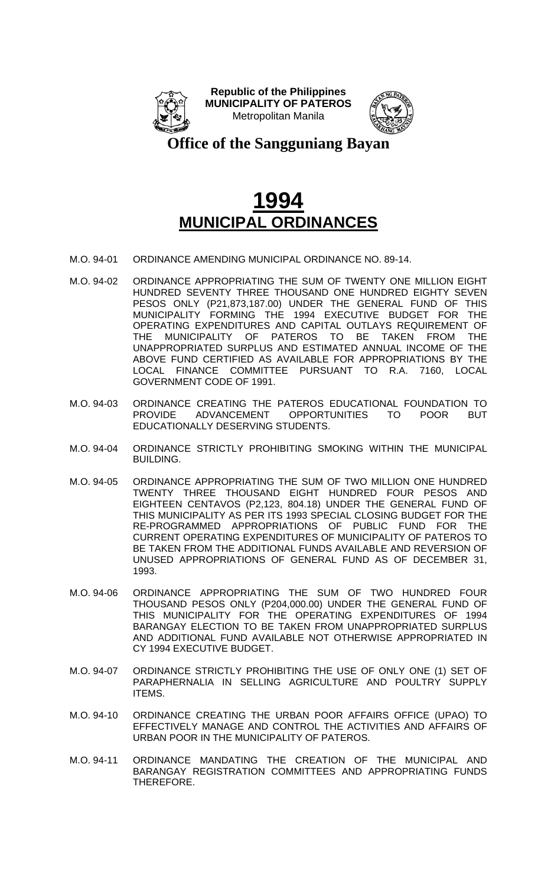**Republic of the Philippines**
**MUNICIPALITY OF PATEROS**
Metropolitan Manila

**Office of the Sangguniang Bayan**

# 1994
# MUNICIPAL ORDINANCES

M.O. 94-01 ORDINANCE AMENDING MUNICIPAL ORDINANCE NO. 89-14.

M.O. 94-02 ORDINANCE APPROPRIATING THE SUM OF TWENTY ONE MILLION EIGHT HUNDRED SEVENTY THREE THOUSAND ONE HUNDRED EIGHTY SEVEN PESOS ONLY (P21,873,187.00) UNDER THE GENERAL FUND OF THIS MUNICIPALITY FORMING THE 1994 EXECUTIVE BUDGET FOR THE OPERATING EXPENDITURES AND CAPITAL OUTLAYS REQUIREMENT OF THE MUNICIPALITY OF PATEROS TO BE TAKEN FROM THE UNAPPROPRIATED SURPLUS AND ESTIMATED ANNUAL INCOME OF THE ABOVE FUND CERTIFIED AS AVAILABLE FOR APPROPRIATIONS BY THE LOCAL FINANCE COMMITTEE PURSUANT TO R.A. 7160, LOCAL GOVERNMENT CODE OF 1991.

M.O. 94-03 ORDINANCE CREATING THE PATEROS EDUCATIONAL FOUNDATION TO PROVIDE ADVANCEMENT OPPORTUNITIES TO POOR BUT EDUCATIONALLY DESERVING STUDENTS.

M.O. 94-04 ORDINANCE STRICTLY PROHIBITING SMOKING WITHIN THE MUNICIPAL BUILDING.

M.O. 94-05 ORDINANCE APPROPRIATING THE SUM OF TWO MILLION ONE HUNDRED TWENTY THREE THOUSAND EIGHT HUNDRED FOUR PESOS AND EIGHTEEN CENTAVOS (P2,123, 804.18) UNDER THE GENERAL FUND OF THIS MUNICIPALITY AS PER ITS 1993 SPECIAL CLOSING BUDGET FOR THE RE-PROGRAMMED APPROPRIATIONS OF PUBLIC FUND FOR THE CURRENT OPERATING EXPENDITURES OF MUNICIPALITY OF PATEROS TO BE TAKEN FROM THE ADDITIONAL FUNDS AVAILABLE AND REVERSION OF UNUSED APPROPRIATIONS OF GENERAL FUND AS OF DECEMBER 31, 1993.

M.O. 94-06 ORDINANCE APPROPRIATING THE SUM OF TWO HUNDRED FOUR THOUSAND PESOS ONLY (P204,000.00) UNDER THE GENERAL FUND OF THIS MUNICIPALITY FOR THE OPERATING EXPENDITURES OF 1994 BARANGAY ELECTION TO BE TAKEN FROM UNAPPROPRIATED SURPLUS AND ADDITIONAL FUND AVAILABLE NOT OTHERWISE APPROPRIATED IN CY 1994 EXECUTIVE BUDGET.

M.O. 94-07 ORDINANCE STRICTLY PROHIBITING THE USE OF ONLY ONE (1) SET OF PARAPHERNALIA IN SELLING AGRICULTURE AND POULTRY SUPPLY ITEMS.

M.O. 94-10 ORDINANCE CREATING THE URBAN POOR AFFAIRS OFFICE (UPAO) TO EFFECTIVELY MANAGE AND CONTROL THE ACTIVITIES AND AFFAIRS OF URBAN POOR IN THE MUNICIPALITY OF PATEROS.

M.O. 94-11 ORDINANCE MANDATING THE CREATION OF THE MUNICIPAL AND BARANGAY REGISTRATION COMMITTEES AND APPROPRIATING FUNDS THEREFORE.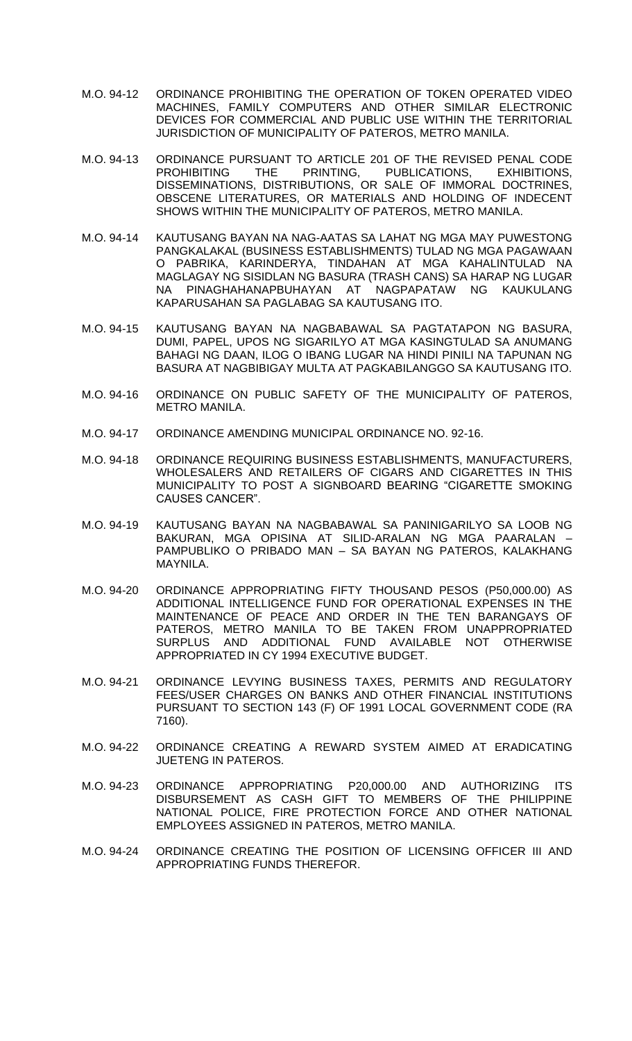| | |
|---|---|
| M.O. 94-12 | ORDINANCE PROHIBITING THE OPERATION OF TOKEN OPERATED VIDEO MACHINES, FAMILY COMPUTERS AND OTHER SIMILAR ELECTRONIC DEVICES FOR COMMERCIAL AND PUBLIC USE WITHIN THE TERRITORIAL JURISDICTION OF MUNICIPALITY OF PATEROS, METRO MANILA. |
| M.O. 94-13 | ORDINANCE PURSUANT TO ARTICLE 201 OF THE REVISED PENAL CODE PROHIBITING THE PRINTING, PUBLICATIONS, EXHIBITIONS, DISSEMINATIONS, DISTRIBUTIONS, OR SALE OF IMMORAL DOCTRINES, OBSCENE LITERATURES, OR MATERIALS AND HOLDING OF INDECENT SHOWS WITHIN THE MUNICIPALITY OF PATEROS, METRO MANILA. |
| M.O. 94-14 | KAUTUSANG BAYAN NA NAG-AATAS SA LAHAT NG MGA MAY PUWESTONG PANGKALAKAL (BUSINESS ESTABLISHMENTS) TULAD NG MGA PAGAWAAN O PABRIKA, KARINDERYA, TINDAHAN AT MGA KAHALINTULAD NA MAGLAGAY NG SISIDLAN NG BASURA (TRASH CANS) SA HARAP NG LUGAR NA PINAGHAHANAPBUHAYAN AT NAGPAPATAW NG KAUKULANG KAPARUSAHAN SA PAGLABAG SA KAUTUSANG ITO. |
| M.O. 94-15 | KAUTUSANG BAYAN NA NAGBABAWAL SA PAGTATAPON NG BASURA, DUMI, PAPEL, UPOS NG SIGARILYO AT MGA KASINGTULAD SA ANUMANG BAHAGI NG DAAN, ILOG O IBANG LUGAR NA HINDI PINILI NA TAPUNAN NG BASURA AT NAGBIBIGAY MULTA AT PAGKABILANGGO SA KAUTUSANG ITO. |
| M.O. 94-16 | ORDINANCE ON PUBLIC SAFETY OF THE MUNICIPALITY OF PATEROS, METRO MANILA. |
| M.O. 94-17 | ORDINANCE AMENDING MUNICIPAL ORDINANCE NO. 92-16. |
| M.O. 94-18 | ORDINANCE REQUIRING BUSINESS ESTABLISHMENTS, MANUFACTURERS, WHOLESALERS AND RETAILERS OF CIGARS AND CIGARETTES IN THIS MUNICIPALITY TO POST A SIGNBOARD BEARING "CIGARETTE SMOKING CAUSES CANCER". |
| M.O. 94-19 | KAUTUSANG BAYAN NA NAGBABAWAL SA PANINIGARILYO SA LOOB NG BAKURAN, MGA OPISINA AT SILID-ARALAN NG MGA PAARALAN – PAMPUBLIKO O PRIBADO MAN – SA BAYAN NG PATEROS, KALAKHANG MAYNILA. |
| M.O. 94-20 | ORDINANCE APPROPRIATING FIFTY THOUSAND PESOS (P50,000.00) AS ADDITIONAL INTELLIGENCE FUND FOR OPERATIONAL EXPENSES IN THE MAINTENANCE OF PEACE AND ORDER IN THE TEN BARANGAYS OF PATEROS, METRO MANILA TO BE TAKEN FROM UNAPPROPRIATED SURPLUS AND ADDITIONAL FUND AVAILABLE NOT OTHERWISE APPROPRIATED IN CY 1994 EXECUTIVE BUDGET. |
| M.O. 94-21 | ORDINANCE LEVYING BUSINESS TAXES, PERMITS AND REGULATORY FEES/USER CHARGES ON BANKS AND OTHER FINANCIAL INSTITUTIONS PURSUANT TO SECTION 143 (F) OF 1991 LOCAL GOVERNMENT CODE (RA 7160). |
| M.O. 94-22 | ORDINANCE CREATING A REWARD SYSTEM AIMED AT ERADICATING JUETENG IN PATEROS. |
| M.O. 94-23 | ORDINANCE APPROPRIATING P20,000.00 AND AUTHORIZING ITS DISBURSEMENT AS CASH GIFT TO MEMBERS OF THE PHILIPPINE NATIONAL POLICE, FIRE PROTECTION FORCE AND OTHER NATIONAL EMPLOYEES ASSIGNED IN PATEROS, METRO MANILA. |
| M.O. 94-24 | ORDINANCE CREATING THE POSITION OF LICENSING OFFICER III AND APPROPRIATING FUNDS THEREFOR. |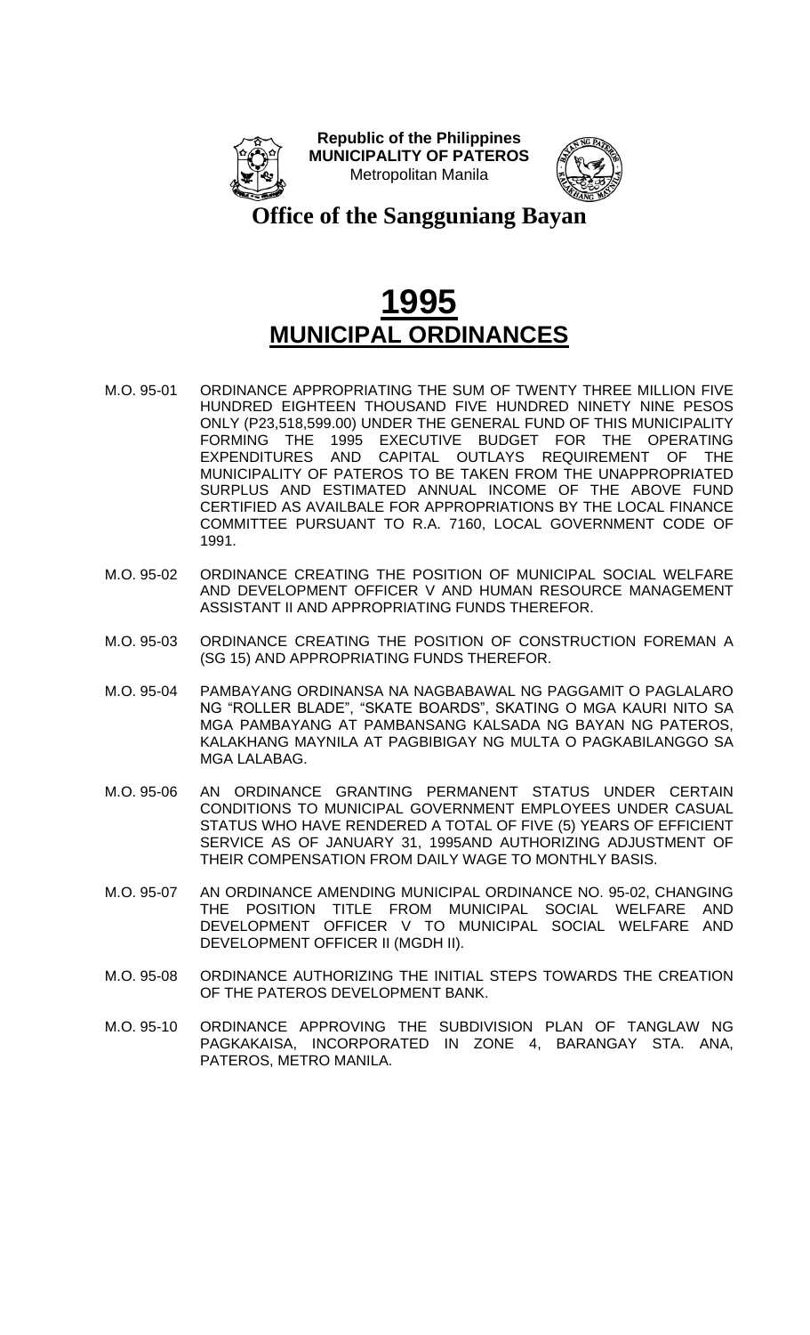**Republic of the Philippines**
**MUNICIPALITY OF PATEROS**
Metropolitan Manila

**Office of the Sangguniang Bayan**

# 1995
# MUNICIPAL ORDINANCES

M.O. 95-01 ORDINANCE APPROPRIATING THE SUM OF TWENTY THREE MILLION FIVE HUNDRED EIGHTEEN THOUSAND FIVE HUNDRED NINETY NINE PESOS ONLY (P23,518,599.00) UNDER THE GENERAL FUND OF THIS MUNICIPALITY FORMING THE 1995 EXECUTIVE BUDGET FOR THE OPERATING EXPENDITURES AND CAPITAL OUTLAYS REQUIREMENT OF THE MUNICIPALITY OF PATEROS TO BE TAKEN FROM THE UNAPPROPRIATED SURPLUS AND ESTIMATED ANNUAL INCOME OF THE ABOVE FUND CERTIFIED AS AVAILBALE FOR APPROPRIATIONS BY THE LOCAL FINANCE COMMITTEE PURSUANT TO R.A. 7160, LOCAL GOVERNMENT CODE OF 1991.

M.O. 95-02 ORDINANCE CREATING THE POSITION OF MUNICIPAL SOCIAL WELFARE AND DEVELOPMENT OFFICER V AND HUMAN RESOURCE MANAGEMENT ASSISTANT II AND APPROPRIATING FUNDS THEREFOR.

M.O. 95-03 ORDINANCE CREATING THE POSITION OF CONSTRUCTION FOREMAN A (SG 15) AND APPROPRIATING FUNDS THEREFOR.

M.O. 95-04 PAMBAYANG ORDINANSA NA NAGBABAWAL NG PAGGAMIT O PAGLALARO NG "ROLLER BLADE", "SKATE BOARDS", SKATING O MGA KAURI NITO SA MGA PAMBAYANG AT PAMBANSANG KALSADA NG BAYAN NG PATEROS, KALAKHANG MAYNILA AT PAGBIBIGAY NG MULTA O PAGKABILANGGO SA MGA LALABAG.

M.O. 95-06 AN ORDINANCE GRANTING PERMANENT STATUS UNDER CERTAIN CONDITIONS TO MUNICIPAL GOVERNMENT EMPLOYEES UNDER CASUAL STATUS WHO HAVE RENDERED A TOTAL OF FIVE (5) YEARS OF EFFICIENT SERVICE AS OF JANUARY 31, 1995AND AUTHORIZING ADJUSTMENT OF THEIR COMPENSATION FROM DAILY WAGE TO MONTHLY BASIS.

M.O. 95-07 AN ORDINANCE AMENDING MUNICIPAL ORDINANCE NO. 95-02, CHANGING THE POSITION TITLE FROM MUNICIPAL SOCIAL WELFARE AND DEVELOPMENT OFFICER V TO MUNICIPAL SOCIAL WELFARE AND DEVELOPMENT OFFICER II (MGDH II).

M.O. 95-08 ORDINANCE AUTHORIZING THE INITIAL STEPS TOWARDS THE CREATION OF THE PATEROS DEVELOPMENT BANK.

M.O. 95-10 ORDINANCE APPROVING THE SUBDIVISION PLAN OF TANGLAW NG PAGKAKAISA, INCORPORATED IN ZONE 4, BARANGAY STA. ANA, PATEROS, METRO MANILA.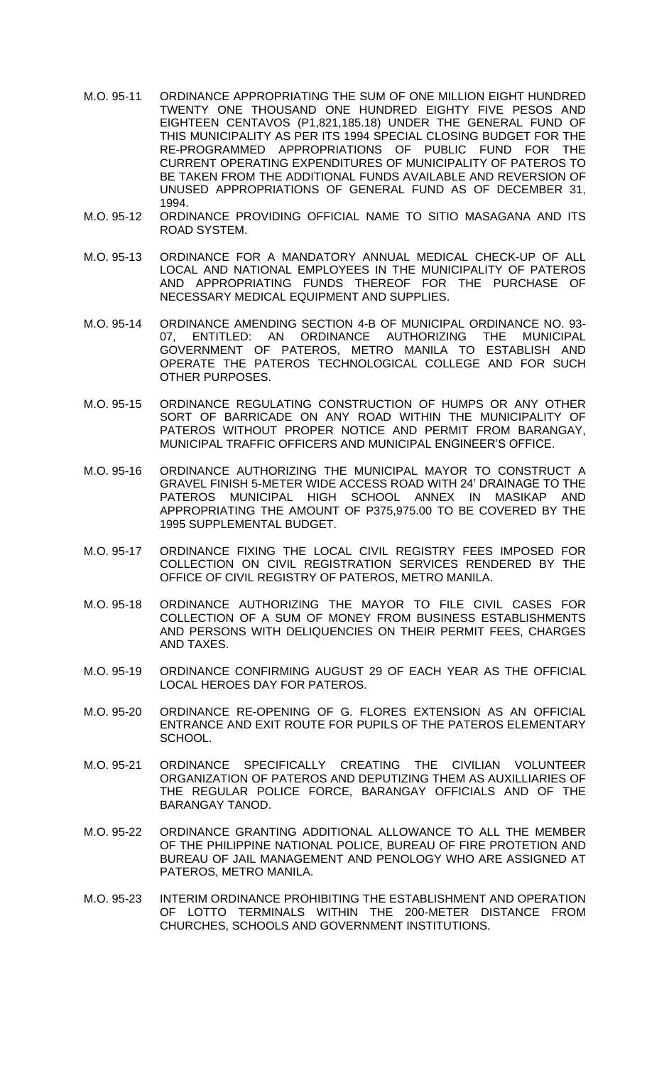M.O. 95-11 ORDINANCE APPROPRIATING THE SUM OF ONE MILLION EIGHT HUNDRED TWENTY ONE THOUSAND ONE HUNDRED EIGHTY FIVE PESOS AND EIGHTEEN CENTAVOS (P1,821,185.18) UNDER THE GENERAL FUND OF THIS MUNICIPALITY AS PER ITS 1994 SPECIAL CLOSING BUDGET FOR THE RE-PROGRAMMED APPROPRIATIONS OF PUBLIC FUND FOR THE CURRENT OPERATING EXPENDITURES OF MUNICIPALITY OF PATEROS TO BE TAKEN FROM THE ADDITIONAL FUNDS AVAILABLE AND REVERSION OF UNUSED APPROPRIATIONS OF GENERAL FUND AS OF DECEMBER 31, 1994.

M.O. 95-12 ORDINANCE PROVIDING OFFICIAL NAME TO SITIO MASAGANA AND ITS ROAD SYSTEM.

M.O. 95-13 ORDINANCE FOR A MANDATORY ANNUAL MEDICAL CHECK-UP OF ALL LOCAL AND NATIONAL EMPLOYEES IN THE MUNICIPALITY OF PATEROS AND APPROPRIATING FUNDS THEREOF FOR THE PURCHASE OF NECESSARY MEDICAL EQUIPMENT AND SUPPLIES.

M.O. 95-14 ORDINANCE AMENDING SECTION 4-B OF MUNICIPAL ORDINANCE NO. 93-07, ENTITLED: AN ORDINANCE AUTHORIZING THE MUNICIPAL GOVERNMENT OF PATEROS, METRO MANILA TO ESTABLISH AND OPERATE THE PATEROS TECHNOLOGICAL COLLEGE AND FOR SUCH OTHER PURPOSES.

M.O. 95-15 ORDINANCE REGULATING CONSTRUCTION OF HUMPS OR ANY OTHER SORT OF BARRICADE ON ANY ROAD WITHIN THE MUNICIPALITY OF PATEROS WITHOUT PROPER NOTICE AND PERMIT FROM BARANGAY, MUNICIPAL TRAFFIC OFFICERS AND MUNICIPAL ENGINEER'S OFFICE.

M.O. 95-16 ORDINANCE AUTHORIZING THE MUNICIPAL MAYOR TO CONSTRUCT A GRAVEL FINISH 5-METER WIDE ACCESS ROAD WITH 24' DRAINAGE TO THE PATEROS MUNICIPAL HIGH SCHOOL ANNEX IN MASIKAP AND APPROPRIATING THE AMOUNT OF P375,975.00 TO BE COVERED BY THE 1995 SUPPLEMENTAL BUDGET.

M.O. 95-17 ORDINANCE FIXING THE LOCAL CIVIL REGISTRY FEES IMPOSED FOR COLLECTION ON CIVIL REGISTRATION SERVICES RENDERED BY THE OFFICE OF CIVIL REGISTRY OF PATEROS, METRO MANILA.

M.O. 95-18 ORDINANCE AUTHORIZING THE MAYOR TO FILE CIVIL CASES FOR COLLECTION OF A SUM OF MONEY FROM BUSINESS ESTABLISHMENTS AND PERSONS WITH DELIQUENCIES ON THEIR PERMIT FEES, CHARGES AND TAXES.

M.O. 95-19 ORDINANCE CONFIRMING AUGUST 29 OF EACH YEAR AS THE OFFICIAL LOCAL HEROES DAY FOR PATEROS.

M.O. 95-20 ORDINANCE RE-OPENING OF G. FLORES EXTENSION AS AN OFFICIAL ENTRANCE AND EXIT ROUTE FOR PUPILS OF THE PATEROS ELEMENTARY SCHOOL.

M.O. 95-21 ORDINANCE SPECIFICALLY CREATING THE CIVILIAN VOLUNTEER ORGANIZATION OF PATEROS AND DEPUTIZING THEM AS AUXILLIARIES OF THE REGULAR POLICE FORCE, BARANGAY OFFICIALS AND OF THE BARANGAY TANOD.

M.O. 95-22 ORDINANCE GRANTING ADDITIONAL ALLOWANCE TO ALL THE MEMBER OF THE PHILIPPINE NATIONAL POLICE, BUREAU OF FIRE PROTETION AND BUREAU OF JAIL MANAGEMENT AND PENOLOGY WHO ARE ASSIGNED AT PATEROS, METRO MANILA.

M.O. 95-23 INTERIM ORDINANCE PROHIBITING THE ESTABLISHMENT AND OPERATION OF LOTTO TERMINALS WITHIN THE 200-METER DISTANCE FROM CHURCHES, SCHOOLS AND GOVERNMENT INSTITUTIONS.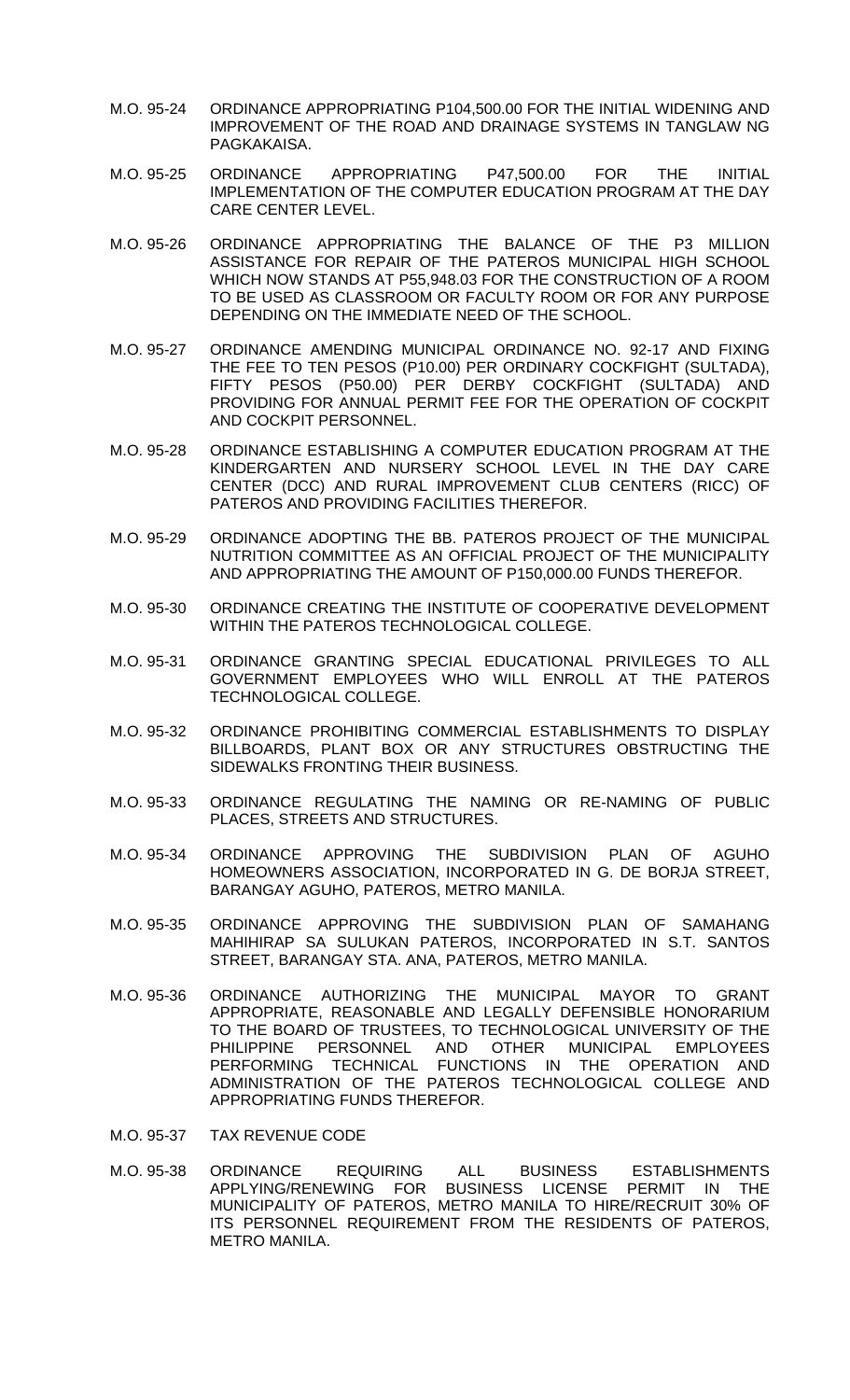M.O. 95-24 ORDINANCE APPROPRIATING P104,500.00 FOR THE INITIAL WIDENING AND IMPROVEMENT OF THE ROAD AND DRAINAGE SYSTEMS IN TANGLAW NG PAGKAKAISA.

M.O. 95-25 ORDINANCE APPROPRIATING P47,500.00 FOR THE INITIAL IMPLEMENTATION OF THE COMPUTER EDUCATION PROGRAM AT THE DAY CARE CENTER LEVEL.

M.O. 95-26 ORDINANCE APPROPRIATING THE BALANCE OF THE P3 MILLION ASSISTANCE FOR REPAIR OF THE PATEROS MUNICIPAL HIGH SCHOOL WHICH NOW STANDS AT P55,948.03 FOR THE CONSTRUCTION OF A ROOM TO BE USED AS CLASSROOM OR FACULTY ROOM OR FOR ANY PURPOSE DEPENDING ON THE IMMEDIATE NEED OF THE SCHOOL.

M.O. 95-27 ORDINANCE AMENDING MUNICIPAL ORDINANCE NO. 92-17 AND FIXING THE FEE TO TEN PESOS (P10.00) PER ORDINARY COCKFIGHT (SULTADA), FIFTY PESOS (P50.00) PER DERBY COCKFIGHT (SULTADA) AND PROVIDING FOR ANNUAL PERMIT FEE FOR THE OPERATION OF COCKPIT AND COCKPIT PERSONNEL.

M.O. 95-28 ORDINANCE ESTABLISHING A COMPUTER EDUCATION PROGRAM AT THE KINDERGARTEN AND NURSERY SCHOOL LEVEL IN THE DAY CARE CENTER (DCC) AND RURAL IMPROVEMENT CLUB CENTERS (RICC) OF PATEROS AND PROVIDING FACILITIES THEREFOR.

M.O. 95-29 ORDINANCE ADOPTING THE BB. PATEROS PROJECT OF THE MUNICIPAL NUTRITION COMMITTEE AS AN OFFICIAL PROJECT OF THE MUNICIPALITY AND APPROPRIATING THE AMOUNT OF P150,000.00 FUNDS THEREFOR.

M.O. 95-30 ORDINANCE CREATING THE INSTITUTE OF COOPERATIVE DEVELOPMENT WITHIN THE PATEROS TECHNOLOGICAL COLLEGE.

M.O. 95-31 ORDINANCE GRANTING SPECIAL EDUCATIONAL PRIVILEGES TO ALL GOVERNMENT EMPLOYEES WHO WILL ENROLL AT THE PATEROS TECHNOLOGICAL COLLEGE.

M.O. 95-32 ORDINANCE PROHIBITING COMMERCIAL ESTABLISHMENTS TO DISPLAY BILLBOARDS, PLANT BOX OR ANY STRUCTURES OBSTRUCTING THE SIDEWALKS FRONTING THEIR BUSINESS.

M.O. 95-33 ORDINANCE REGULATING THE NAMING OR RE-NAMING OF PUBLIC PLACES, STREETS AND STRUCTURES.

M.O. 95-34 ORDINANCE APPROVING THE SUBDIVISION PLAN OF AGUHO HOMEOWNERS ASSOCIATION, INCORPORATED IN G. DE BORJA STREET, BARANGAY AGUHO, PATEROS, METRO MANILA.

M.O. 95-35 ORDINANCE APPROVING THE SUBDIVISION PLAN OF SAMAHANG MAHIHIRAP SA SULUKAN PATEROS, INCORPORATED IN S.T. SANTOS STREET, BARANGAY STA. ANA, PATEROS, METRO MANILA.

M.O. 95-36 ORDINANCE AUTHORIZING THE MUNICIPAL MAYOR TO GRANT APPROPRIATE, REASONABLE AND LEGALLY DEFENSIBLE HONORARIUM TO THE BOARD OF TRUSTEES, TO TECHNOLOGICAL UNIVERSITY OF THE PHILIPPINE PERSONNEL AND OTHER MUNICIPAL EMPLOYEES PERFORMING TECHNICAL FUNCTIONS IN THE OPERATION AND ADMINISTRATION OF THE PATEROS TECHNOLOGICAL COLLEGE AND APPROPRIATING FUNDS THEREFOR.

M.O. 95-37 TAX REVENUE CODE

M.O. 95-38 ORDINANCE REQUIRING ALL BUSINESS ESTABLISHMENTS APPLYING/RENEWING FOR BUSINESS LICENSE PERMIT IN THE MUNICIPALITY OF PATEROS, METRO MANILA TO HIRE/RECRUIT 30% OF ITS PERSONNEL REQUIREMENT FROM THE RESIDENTS OF PATEROS, METRO MANILA.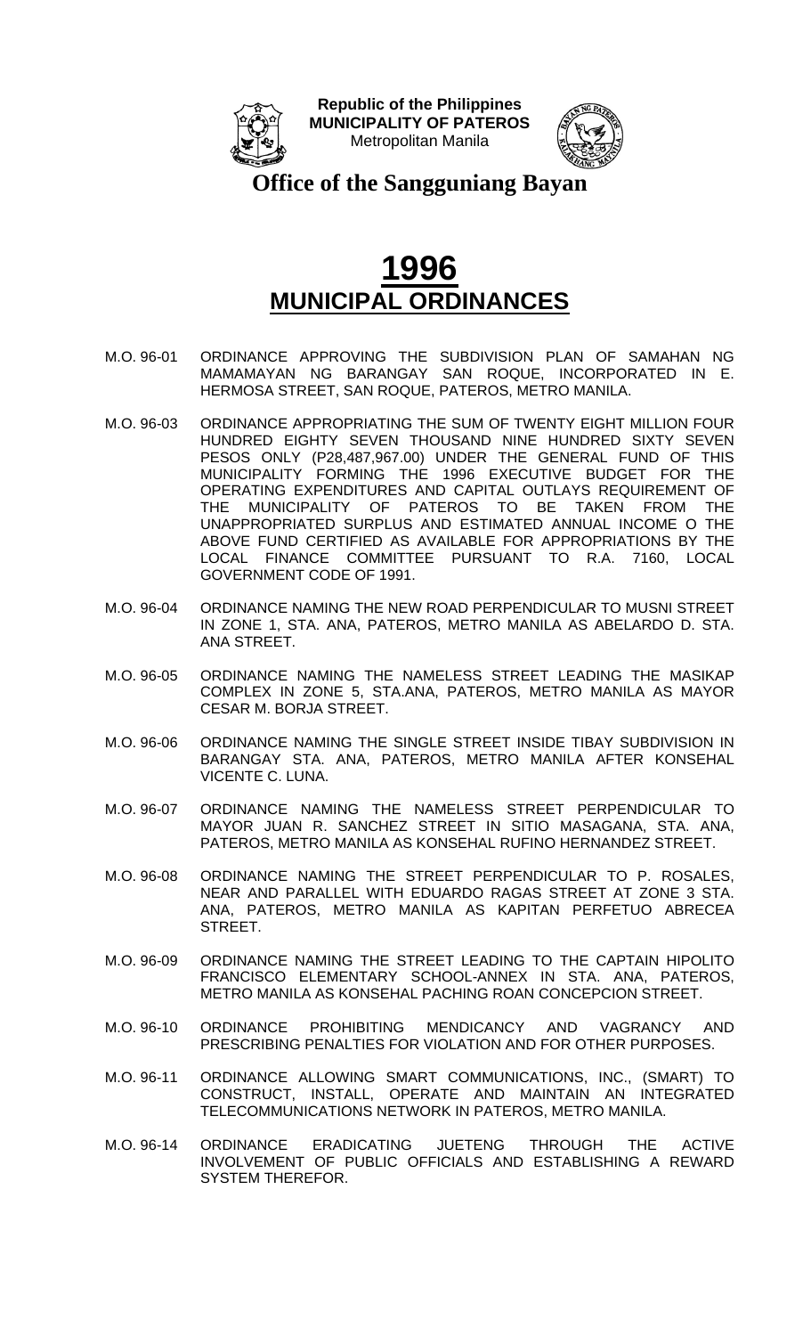**Republic of the Philippines**
**MUNICIPALITY OF PATEROS**
Metropolitan Manila

# Office of the Sangguniang Bayan

# 1996
# MUNICIPAL ORDINANCES

M.O. 96-01 ORDINANCE APPROVING THE SUBDIVISION PLAN OF SAMAHAN NG MAMAMAYAN NG BARANGAY SAN ROQUE, INCORPORATED IN E. HERMOSA STREET, SAN ROQUE, PATEROS, METRO MANILA.

M.O. 96-03 ORDINANCE APPROPRIATING THE SUM OF TWENTY EIGHT MILLION FOUR HUNDRED EIGHTY SEVEN THOUSAND NINE HUNDRED SIXTY SEVEN PESOS ONLY (P28,487,967.00) UNDER THE GENERAL FUND OF THIS MUNICIPALITY FORMING THE 1996 EXECUTIVE BUDGET FOR THE OPERATING EXPENDITURES AND CAPITAL OUTLAYS REQUIREMENT OF THE MUNICIPALITY OF PATEROS TO BE TAKEN FROM THE UNAPPROPRIATED SURPLUS AND ESTIMATED ANNUAL INCOME O THE ABOVE FUND CERTIFIED AS AVAILABLE FOR APPROPRIATIONS BY THE LOCAL FINANCE COMMITTEE PURSUANT TO R.A. 7160, LOCAL GOVERNMENT CODE OF 1991.

M.O. 96-04 ORDINANCE NAMING THE NEW ROAD PERPENDICULAR TO MUSNI STREET IN ZONE 1, STA. ANA, PATEROS, METRO MANILA AS ABELARDO D. STA. ANA STREET.

M.O. 96-05 ORDINANCE NAMING THE NAMELESS STREET LEADING THE MASIKAP COMPLEX IN ZONE 5, STA.ANA, PATEROS, METRO MANILA AS MAYOR CESAR M. BORJA STREET.

M.O. 96-06 ORDINANCE NAMING THE SINGLE STREET INSIDE TIBAY SUBDIVISION IN BARANGAY STA. ANA, PATEROS, METRO MANILA AFTER KONSEHAL VICENTE C. LUNA.

M.O. 96-07 ORDINANCE NAMING THE NAMELESS STREET PERPENDICULAR TO MAYOR JUAN R. SANCHEZ STREET IN SITIO MASAGANA, STA. ANA, PATEROS, METRO MANILA AS KONSEHAL RUFINO HERNANDEZ STREET.

M.O. 96-08 ORDINANCE NAMING THE STREET PERPENDICULAR TO P. ROSALES, NEAR AND PARALLEL WITH EDUARDO RAGAS STREET AT ZONE 3 STA. ANA, PATEROS, METRO MANILA AS KAPITAN PERFETUO ABRECEA STREET.

M.O. 96-09 ORDINANCE NAMING THE STREET LEADING TO THE CAPTAIN HIPOLITO FRANCISCO ELEMENTARY SCHOOL-ANNEX IN STA. ANA, PATEROS, METRO MANILA AS KONSEHAL PACHING ROAN CONCEPCION STREET.

M.O. 96-10 ORDINANCE PROHIBITING MENDICANCY AND VAGRANCY AND PRESCRIBING PENALTIES FOR VIOLATION AND FOR OTHER PURPOSES.

M.O. 96-11 ORDINANCE ALLOWING SMART COMMUNICATIONS, INC., (SMART) TO CONSTRUCT, INSTALL, OPERATE AND MAINTAIN AN INTEGRATED TELECOMMUNICATIONS NETWORK IN PATEROS, METRO MANILA.

M.O. 96-14 ORDINANCE ERADICATING JUETENG THROUGH THE ACTIVE INVOLVEMENT OF PUBLIC OFFICIALS AND ESTABLISHING A REWARD SYSTEM THEREFOR.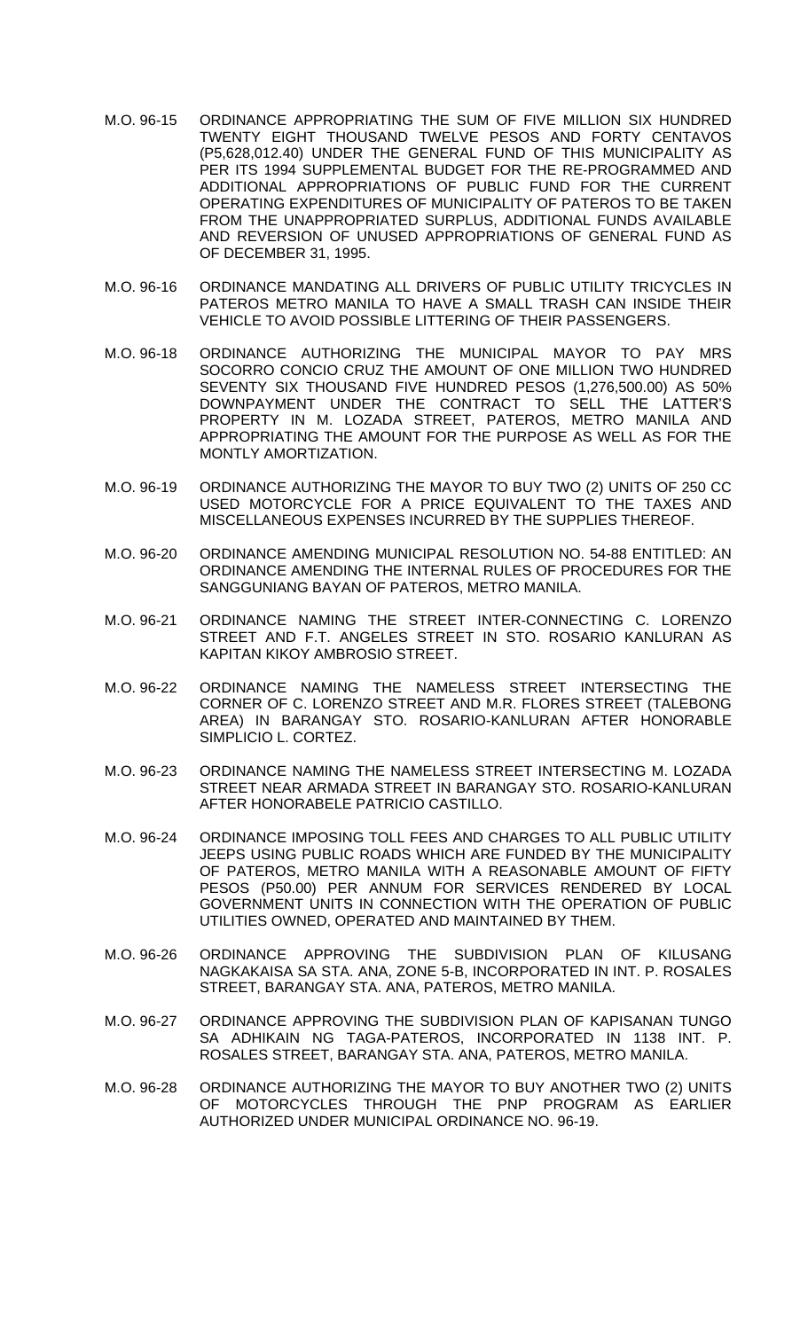M.O. 96-15 ORDINANCE APPROPRIATING THE SUM OF FIVE MILLION SIX HUNDRED TWENTY EIGHT THOUSAND TWELVE PESOS AND FORTY CENTAVOS (P5,628,012.40) UNDER THE GENERAL FUND OF THIS MUNICIPALITY AS PER ITS 1994 SUPPLEMENTAL BUDGET FOR THE RE-PROGRAMMED AND ADDITIONAL APPROPRIATIONS OF PUBLIC FUND FOR THE CURRENT OPERATING EXPENDITURES OF MUNICIPALITY OF PATEROS TO BE TAKEN FROM THE UNAPPROPRIATED SURPLUS, ADDITIONAL FUNDS AVAILABLE AND REVERSION OF UNUSED APPROPRIATIONS OF GENERAL FUND AS OF DECEMBER 31, 1995.

M.O. 96-16 ORDINANCE MANDATING ALL DRIVERS OF PUBLIC UTILITY TRICYCLES IN PATEROS METRO MANILA TO HAVE A SMALL TRASH CAN INSIDE THEIR VEHICLE TO AVOID POSSIBLE LITTERING OF THEIR PASSENGERS.

M.O. 96-18 ORDINANCE AUTHORIZING THE MUNICIPAL MAYOR TO PAY MRS SOCORRO CONCIO CRUZ THE AMOUNT OF ONE MILLION TWO HUNDRED SEVENTY SIX THOUSAND FIVE HUNDRED PESOS (1,276,500.00) AS 50% DOWNPAYMENT UNDER THE CONTRACT TO SELL THE LATTER'S PROPERTY IN M. LOZADA STREET, PATEROS, METRO MANILA AND APPROPRIATING THE AMOUNT FOR THE PURPOSE AS WELL AS FOR THE MONTLY AMORTIZATION.

M.O. 96-19 ORDINANCE AUTHORIZING THE MAYOR TO BUY TWO (2) UNITS OF 250 CC USED MOTORCYCLE FOR A PRICE EQUIVALENT TO THE TAXES AND MISCELLANEOUS EXPENSES INCURRED BY THE SUPPLIES THEREOF.

M.O. 96-20 ORDINANCE AMENDING MUNICIPAL RESOLUTION NO. 54-88 ENTITLED: AN ORDINANCE AMENDING THE INTERNAL RULES OF PROCEDURES FOR THE SANGGUNIANG BAYAN OF PATEROS, METRO MANILA.

M.O. 96-21 ORDINANCE NAMING THE STREET INTER-CONNECTING C. LORENZO STREET AND F.T. ANGELES STREET IN STO. ROSARIO KANLURAN AS KAPITAN KIKOY AMBROSIO STREET.

M.O. 96-22 ORDINANCE NAMING THE NAMELESS STREET INTERSECTING THE CORNER OF C. LORENZO STREET AND M.R. FLORES STREET (TALEBONG AREA) IN BARANGAY STO. ROSARIO-KANLURAN AFTER HONORABLE SIMPLICIO L. CORTEZ.

M.O. 96-23 ORDINANCE NAMING THE NAMELESS STREET INTERSECTING M. LOZADA STREET NEAR ARMADA STREET IN BARANGAY STO. ROSARIO-KANLURAN AFTER HONORABELE PATRICIO CASTILLO.

M.O. 96-24 ORDINANCE IMPOSING TOLL FEES AND CHARGES TO ALL PUBLIC UTILITY JEEPS USING PUBLIC ROADS WHICH ARE FUNDED BY THE MUNICIPALITY OF PATEROS, METRO MANILA WITH A REASONABLE AMOUNT OF FIFTY PESOS (P50.00) PER ANNUM FOR SERVICES RENDERED BY LOCAL GOVERNMENT UNITS IN CONNECTION WITH THE OPERATION OF PUBLIC UTILITIES OWNED, OPERATED AND MAINTAINED BY THEM.

M.O. 96-26 ORDINANCE APPROVING THE SUBDIVISION PLAN OF KILUSANG NAGKAKAISA SA STA. ANA, ZONE 5-B, INCORPORATED IN INT. P. ROSALES STREET, BARANGAY STA. ANA, PATEROS, METRO MANILA.

M.O. 96-27 ORDINANCE APPROVING THE SUBDIVISION PLAN OF KAPISANAN TUNGO SA ADHIKAIN NG TAGA-PATEROS, INCORPORATED IN 1138 INT. P. ROSALES STREET, BARANGAY STA. ANA, PATEROS, METRO MANILA.

M.O. 96-28 ORDINANCE AUTHORIZING THE MAYOR TO BUY ANOTHER TWO (2) UNITS OF MOTORCYCLES THROUGH THE PNP PROGRAM AS EARLIER AUTHORIZED UNDER MUNICIPAL ORDINANCE NO. 96-19.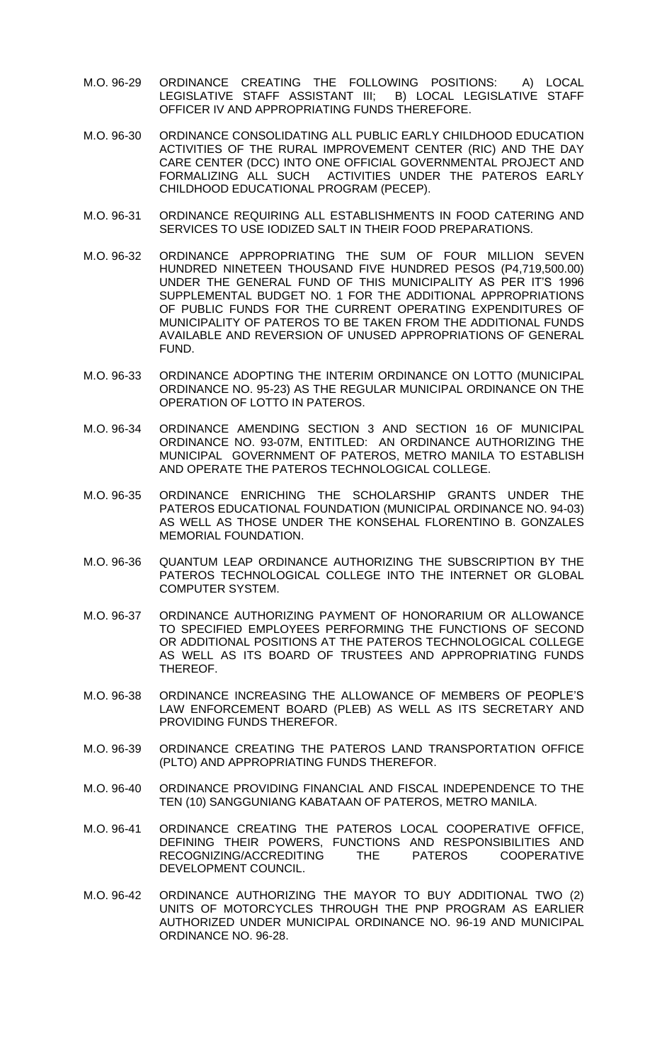M.O. 96-29 ORDINANCE CREATING THE FOLLOWING POSITIONS: A) LOCAL LEGISLATIVE STAFF ASSISTANT III; B) LOCAL LEGISLATIVE STAFF OFFICER IV AND APPROPRIATING FUNDS THEREFORE.

M.O. 96-30 ORDINANCE CONSOLIDATING ALL PUBLIC EARLY CHILDHOOD EDUCATION ACTIVITIES OF THE RURAL IMPROVEMENT CENTER (RIC) AND THE DAY CARE CENTER (DCC) INTO ONE OFFICIAL GOVERNMENTAL PROJECT AND FORMALIZING ALL SUCH ACTIVITIES UNDER THE PATEROS EARLY CHILDHOOD EDUCATIONAL PROGRAM (PECEP).

M.O. 96-31 ORDINANCE REQUIRING ALL ESTABLISHMENTS IN FOOD CATERING AND SERVICES TO USE IODIZED SALT IN THEIR FOOD PREPARATIONS.

M.O. 96-32 ORDINANCE APPROPRIATING THE SUM OF FOUR MILLION SEVEN HUNDRED NINETEEN THOUSAND FIVE HUNDRED PESOS (P4,719,500.00) UNDER THE GENERAL FUND OF THIS MUNICIPALITY AS PER IT'S 1996 SUPPLEMENTAL BUDGET NO. 1 FOR THE ADDITIONAL APPROPRIATIONS OF PUBLIC FUNDS FOR THE CURRENT OPERATING EXPENDITURES OF MUNICIPALITY OF PATEROS TO BE TAKEN FROM THE ADDITIONAL FUNDS AVAILABLE AND REVERSION OF UNUSED APPROPRIATIONS OF GENERAL FUND.

M.O. 96-33 ORDINANCE ADOPTING THE INTERIM ORDINANCE ON LOTTO (MUNICIPAL ORDINANCE NO. 95-23) AS THE REGULAR MUNICIPAL ORDINANCE ON THE OPERATION OF LOTTO IN PATEROS.

M.O. 96-34 ORDINANCE AMENDING SECTION 3 AND SECTION 16 OF MUNICIPAL ORDINANCE NO. 93-07M, ENTITLED: AN ORDINANCE AUTHORIZING THE MUNICIPAL GOVERNMENT OF PATEROS, METRO MANILA TO ESTABLISH AND OPERATE THE PATEROS TECHNOLOGICAL COLLEGE.

M.O. 96-35 ORDINANCE ENRICHING THE SCHOLARSHIP GRANTS UNDER THE PATEROS EDUCATIONAL FOUNDATION (MUNICIPAL ORDINANCE NO. 94-03) AS WELL AS THOSE UNDER THE KONSEHAL FLORENTINO B. GONZALES MEMORIAL FOUNDATION.

M.O. 96-36 QUANTUM LEAP ORDINANCE AUTHORIZING THE SUBSCRIPTION BY THE PATEROS TECHNOLOGICAL COLLEGE INTO THE INTERNET OR GLOBAL COMPUTER SYSTEM.

M.O. 96-37 ORDINANCE AUTHORIZING PAYMENT OF HONORARIUM OR ALLOWANCE TO SPECIFIED EMPLOYEES PERFORMING THE FUNCTIONS OF SECOND OR ADDITIONAL POSITIONS AT THE PATEROS TECHNOLOGICAL COLLEGE AS WELL AS ITS BOARD OF TRUSTEES AND APPROPRIATING FUNDS THEREOF.

M.O. 96-38 ORDINANCE INCREASING THE ALLOWANCE OF MEMBERS OF PEOPLE'S LAW ENFORCEMENT BOARD (PLEB) AS WELL AS ITS SECRETARY AND PROVIDING FUNDS THEREFOR.

M.O. 96-39 ORDINANCE CREATING THE PATEROS LAND TRANSPORTATION OFFICE (PLTO) AND APPROPRIATING FUNDS THEREFOR.

M.O. 96-40 ORDINANCE PROVIDING FINANCIAL AND FISCAL INDEPENDENCE TO THE TEN (10) SANGGUNIANG KABATAAN OF PATEROS, METRO MANILA.

M.O. 96-41 ORDINANCE CREATING THE PATEROS LOCAL COOPERATIVE OFFICE, DEFINING THEIR POWERS, FUNCTIONS AND RESPONSIBILITIES AND RECOGNIZING/ACCREDITING THE PATEROS COOPERATIVE DEVELOPMENT COUNCIL.

M.O. 96-42 ORDINANCE AUTHORIZING THE MAYOR TO BUY ADDITIONAL TWO (2) UNITS OF MOTORCYCLES THROUGH THE PNP PROGRAM AS EARLIER AUTHORIZED UNDER MUNICIPAL ORDINANCE NO. 96-19 AND MUNICIPAL ORDINANCE NO. 96-28.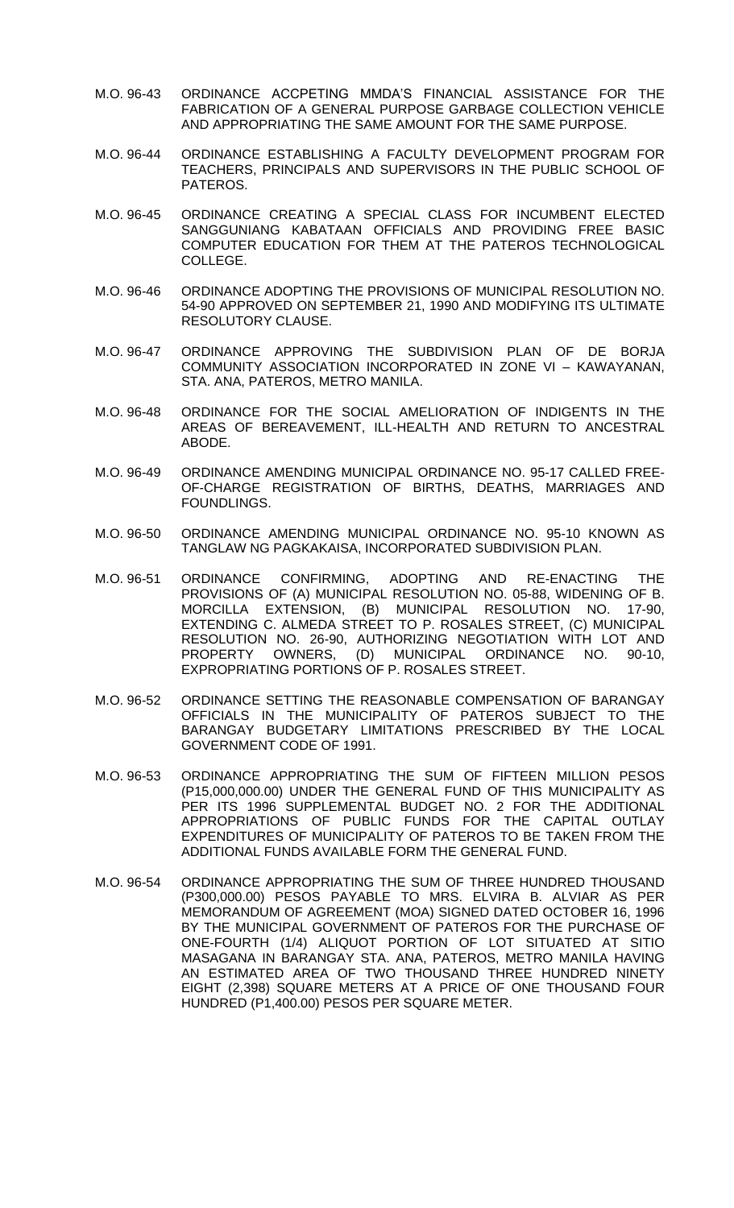M.O. 96-43 ORDINANCE ACCPETING MMDA'S FINANCIAL ASSISTANCE FOR THE FABRICATION OF A GENERAL PURPOSE GARBAGE COLLECTION VEHICLE AND APPROPRIATING THE SAME AMOUNT FOR THE SAME PURPOSE.

M.O. 96-44 ORDINANCE ESTABLISHING A FACULTY DEVELOPMENT PROGRAM FOR TEACHERS, PRINCIPALS AND SUPERVISORS IN THE PUBLIC SCHOOL OF PATEROS.

M.O. 96-45 ORDINANCE CREATING A SPECIAL CLASS FOR INCUMBENT ELECTED SANGGUNIANG KABATAAN OFFICIALS AND PROVIDING FREE BASIC COMPUTER EDUCATION FOR THEM AT THE PATEROS TECHNOLOGICAL COLLEGE.

M.O. 96-46 ORDINANCE ADOPTING THE PROVISIONS OF MUNICIPAL RESOLUTION NO. 54-90 APPROVED ON SEPTEMBER 21, 1990 AND MODIFYING ITS ULTIMATE RESOLUTORY CLAUSE.

M.O. 96-47 ORDINANCE APPROVING THE SUBDIVISION PLAN OF DE BORJA COMMUNITY ASSOCIATION INCORPORATED IN ZONE VI – KAWAYANAN, STA. ANA, PATEROS, METRO MANILA.

M.O. 96-48 ORDINANCE FOR THE SOCIAL AMELIORATION OF INDIGENTS IN THE AREAS OF BEREAVEMENT, ILL-HEALTH AND RETURN TO ANCESTRAL ABODE.

M.O. 96-49 ORDINANCE AMENDING MUNICIPAL ORDINANCE NO. 95-17 CALLED FREE-OF-CHARGE REGISTRATION OF BIRTHS, DEATHS, MARRIAGES AND FOUNDLINGS.

M.O. 96-50 ORDINANCE AMENDING MUNICIPAL ORDINANCE NO. 95-10 KNOWN AS TANGLAW NG PAGKAKAISA, INCORPORATED SUBDIVISION PLAN.

M.O. 96-51 ORDINANCE CONFIRMING, ADOPTING AND RE-ENACTING THE PROVISIONS OF (A) MUNICIPAL RESOLUTION NO. 05-88, WIDENING OF B. MORCILLA EXTENSION, (B) MUNICIPAL RESOLUTION NO. 17-90, EXTENDING C. ALMEDA STREET TO P. ROSALES STREET, (C) MUNICIPAL RESOLUTION NO. 26-90, AUTHORIZING NEGOTIATION WITH LOT AND PROPERTY OWNERS, (D) MUNICIPAL ORDINANCE NO. 90-10, EXPROPRIATING PORTIONS OF P. ROSALES STREET.

M.O. 96-52 ORDINANCE SETTING THE REASONABLE COMPENSATION OF BARANGAY OFFICIALS IN THE MUNICIPALITY OF PATEROS SUBJECT TO THE BARANGAY BUDGETARY LIMITATIONS PRESCRIBED BY THE LOCAL GOVERNMENT CODE OF 1991.

M.O. 96-53 ORDINANCE APPROPRIATING THE SUM OF FIFTEEN MILLION PESOS (P15,000,000.00) UNDER THE GENERAL FUND OF THIS MUNICIPALITY AS PER ITS 1996 SUPPLEMENTAL BUDGET NO. 2 FOR THE ADDITIONAL APPROPRIATIONS OF PUBLIC FUNDS FOR THE CAPITAL OUTLAY EXPENDITURES OF MUNICIPALITY OF PATEROS TO BE TAKEN FROM THE ADDITIONAL FUNDS AVAILABLE FORM THE GENERAL FUND.

M.O. 96-54 ORDINANCE APPROPRIATING THE SUM OF THREE HUNDRED THOUSAND (P300,000.00) PESOS PAYABLE TO MRS. ELVIRA B. ALVIAR AS PER MEMORANDUM OF AGREEMENT (MOA) SIGNED DATED OCTOBER 16, 1996 BY THE MUNICIPAL GOVERNMENT OF PATEROS FOR THE PURCHASE OF ONE-FOURTH (1/4) ALIQUOT PORTION OF LOT SITUATED AT SITIO MASAGANA IN BARANGAY STA. ANA, PATEROS, METRO MANILA HAVING AN ESTIMATED AREA OF TWO THOUSAND THREE HUNDRED NINETY EIGHT (2,398) SQUARE METERS AT A PRICE OF ONE THOUSAND FOUR HUNDRED (P1,400.00) PESOS PER SQUARE METER.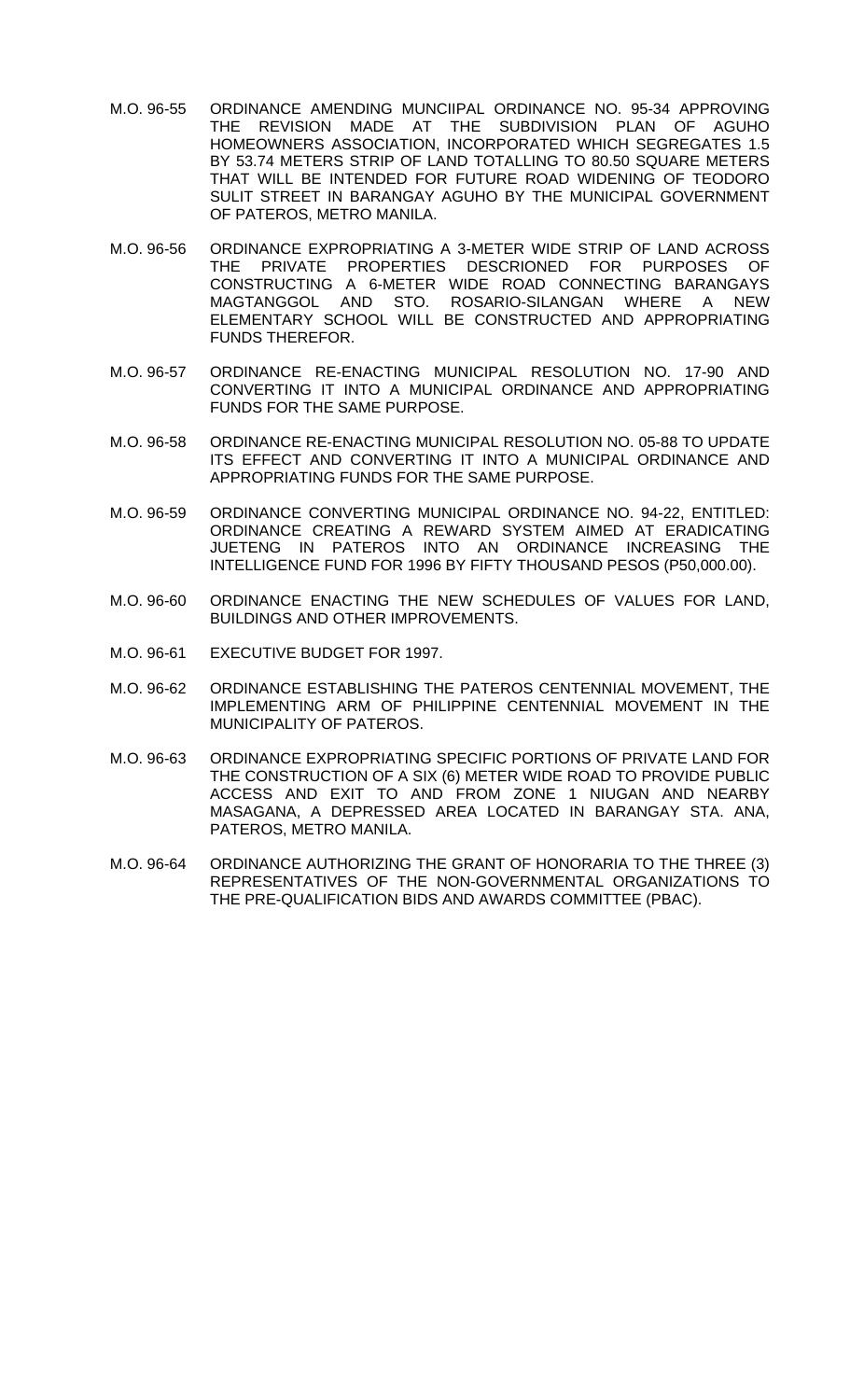M.O. 96-55 ORDINANCE AMENDING MUNCIIPAL ORDINANCE NO. 95-34 APPROVING THE REVISION MADE AT THE SUBDIVISION PLAN OF AGUHO HOMEOWNERS ASSOCIATION, INCORPORATED WHICH SEGREGATES 1.5 BY 53.74 METERS STRIP OF LAND TOTALLING TO 80.50 SQUARE METERS THAT WILL BE INTENDED FOR FUTURE ROAD WIDENING OF TEODORO SULIT STREET IN BARANGAY AGUHO BY THE MUNICIPAL GOVERNMENT OF PATEROS, METRO MANILA.

M.O. 96-56 ORDINANCE EXPROPRIATING A 3-METER WIDE STRIP OF LAND ACROSS THE PRIVATE PROPERTIES DESCRIONED FOR PURPOSES OF CONSTRUCTING A 6-METER WIDE ROAD CONNECTING BARANGAYS MAGTANGGOL AND STO. ROSARIO-SILANGAN WHERE A NEW ELEMENTARY SCHOOL WILL BE CONSTRUCTED AND APPROPRIATING FUNDS THEREFOR.

M.O. 96-57 ORDINANCE RE-ENACTING MUNICIPAL RESOLUTION NO. 17-90 AND CONVERTING IT INTO A MUNICIPAL ORDINANCE AND APPROPRIATING FUNDS FOR THE SAME PURPOSE.

M.O. 96-58 ORDINANCE RE-ENACTING MUNICIPAL RESOLUTION NO. 05-88 TO UPDATE ITS EFFECT AND CONVERTING IT INTO A MUNICIPAL ORDINANCE AND APPROPRIATING FUNDS FOR THE SAME PURPOSE.

M.O. 96-59 ORDINANCE CONVERTING MUNICIPAL ORDINANCE NO. 94-22, ENTITLED: ORDINANCE CREATING A REWARD SYSTEM AIMED AT ERADICATING JUETENG IN PATEROS INTO AN ORDINANCE INCREASING THE INTELLIGENCE FUND FOR 1996 BY FIFTY THOUSAND PESOS (P50,000.00).

M.O. 96-60 ORDINANCE ENACTING THE NEW SCHEDULES OF VALUES FOR LAND, BUILDINGS AND OTHER IMPROVEMENTS.

M.O. 96-61 EXECUTIVE BUDGET FOR 1997.

M.O. 96-62 ORDINANCE ESTABLISHING THE PATEROS CENTENNIAL MOVEMENT, THE IMPLEMENTING ARM OF PHILIPPINE CENTENNIAL MOVEMENT IN THE MUNICIPALITY OF PATEROS.

M.O. 96-63 ORDINANCE EXPROPRIATING SPECIFIC PORTIONS OF PRIVATE LAND FOR THE CONSTRUCTION OF A SIX (6) METER WIDE ROAD TO PROVIDE PUBLIC ACCESS AND EXIT TO AND FROM ZONE 1 NIUGAN AND NEARBY MASAGANA, A DEPRESSED AREA LOCATED IN BARANGAY STA. ANA, PATEROS, METRO MANILA.

M.O. 96-64 ORDINANCE AUTHORIZING THE GRANT OF HONORARIA TO THE THREE (3) REPRESENTATIVES OF THE NON-GOVERNMENTAL ORGANIZATIONS TO THE PRE-QUALIFICATION BIDS AND AWARDS COMMITTEE (PBAC).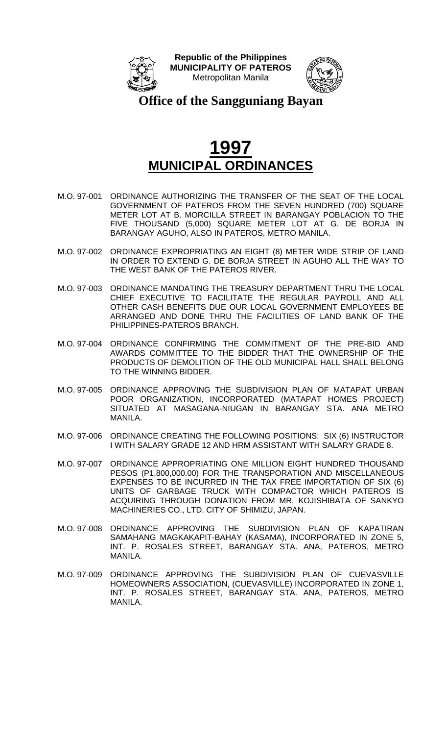**Republic of the Philippines**
**MUNICIPALITY OF PATEROS**
Metropolitan Manila

## Office of the Sangguniang Bayan

# 1997 MUNICIPAL ORDINANCES

M.O. 97-001 ORDINANCE AUTHORIZING THE TRANSFER OF THE SEAT OF THE LOCAL GOVERNMENT OF PATEROS FROM THE SEVEN HUNDRED (700) SQUARE METER LOT AT B. MORCILLA STREET IN BARANGAY POBLACION TO THE FIVE THOUSAND (5,000) SQUARE METER LOT AT G. DE BORJA IN BARANGAY AGUHO, ALSO IN PATEROS, METRO MANILA.

M.O. 97-002 ORDINANCE EXPROPRIATING AN EIGHT (8) METER WIDE STRIP OF LAND IN ORDER TO EXTEND G. DE BORJA STREET IN AGUHO ALL THE WAY TO THE WEST BANK OF THE PATEROS RIVER.

M.O. 97-003 ORDINANCE MANDATING THE TREASURY DEPARTMENT THRU THE LOCAL CHIEF EXECUTIVE TO FACILITATE THE REGULAR PAYROLL AND ALL OTHER CASH BENEFITS DUE OUR LOCAL GOVERNMENT EMPLOYEES BE ARRANGED AND DONE THRU THE FACILITIES OF LAND BANK OF THE PHILIPPINES-PATEROS BRANCH.

M.O. 97-004 ORDINANCE CONFIRMING THE COMMITMENT OF THE PRE-BID AND AWARDS COMMITTEE TO THE BIDDER THAT THE OWNERSHIP OF THE PRODUCTS OF DEMOLITION OF THE OLD MUNICIPAL HALL SHALL BELONG TO THE WINNING BIDDER.

M.O. 97-005 ORDINANCE APPROVING THE SUBDIVISION PLAN OF MATAPAT URBAN POOR ORGANIZATION, INCORPORATED (MATAPAT HOMES PROJECT) SITUATED AT MASAGANA-NIUGAN IN BARANGAY STA. ANA METRO MANILA.

M.O. 97-006 ORDINANCE CREATING THE FOLLOWING POSITIONS: SIX (6) INSTRUCTOR I WITH SALARY GRADE 12 AND HRM ASSISTANT WITH SALARY GRADE 8.

M.O. 97-007 ORDINANCE APPROPRIATING ONE MILLION EIGHT HUNDRED THOUSAND PESOS (P1,800,000.00) FOR THE TRANSPORATION AND MISCELLANEOUS EXPENSES TO BE INCURRED IN THE TAX FREE IMPORTATION OF SIX (6) UNITS OF GARBAGE TRUCK WITH COMPACTOR WHICH PATEROS IS ACQUIRING THROUGH DONATION FROM MR. KOJISHIBATA OF SANKYO MACHINERIES CO., LTD. CITY OF SHIMIZU, JAPAN.

M.O. 97-008 ORDINANCE APPROVING THE SUBDIVISION PLAN OF KAPATIRAN SAMAHANG MAGKAKAPIT-BAHAY (KASAMA), INCORPORATED IN ZONE 5, INT. P. ROSALES STREET, BARANGAY STA. ANA, PATEROS, METRO MANILA.

M.O. 97-009 ORDINANCE APPROVING THE SUBDIVISION PLAN OF CUEVASVILLE HOMEOWNERS ASSOCIATION, (CUEVASVILLE) INCORPORATED IN ZONE 1, INT. P. ROSALES STREET, BARANGAY STA. ANA, PATEROS, METRO MANILA.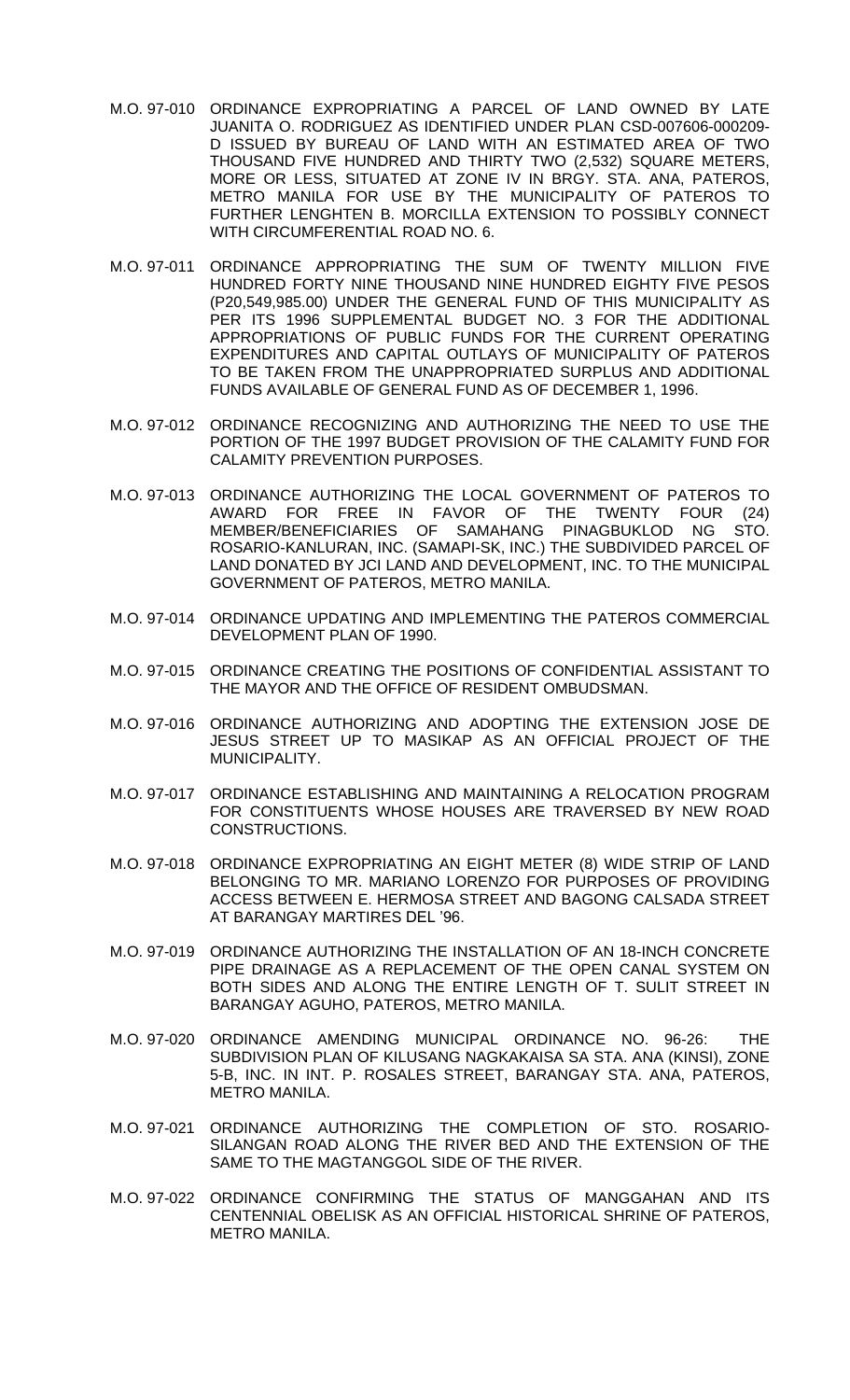M.O. 97-010 ORDINANCE EXPROPRIATING A PARCEL OF LAND OWNED BY LATE JUANITA O. RODRIGUEZ AS IDENTIFIED UNDER PLAN CSD-007606-000209-D ISSUED BY BUREAU OF LAND WITH AN ESTIMATED AREA OF TWO THOUSAND FIVE HUNDRED AND THIRTY TWO (2,532) SQUARE METERS, MORE OR LESS, SITUATED AT ZONE IV IN BRGY. STA. ANA, PATEROS, METRO MANILA FOR USE BY THE MUNICIPALITY OF PATEROS TO FURTHER LENGHTEN B. MORCILLA EXTENSION TO POSSIBLY CONNECT WITH CIRCUMFERENTIAL ROAD NO. 6.

M.O. 97-011 ORDINANCE APPROPRIATING THE SUM OF TWENTY MILLION FIVE HUNDRED FORTY NINE THOUSAND NINE HUNDRED EIGHTY FIVE PESOS (P20,549,985.00) UNDER THE GENERAL FUND OF THIS MUNICIPALITY AS PER ITS 1996 SUPPLEMENTAL BUDGET NO. 3 FOR THE ADDITIONAL APPROPRIATIONS OF PUBLIC FUNDS FOR THE CURRENT OPERATING EXPENDITURES AND CAPITAL OUTLAYS OF MUNICIPALITY OF PATEROS TO BE TAKEN FROM THE UNAPPROPRIATED SURPLUS AND ADDITIONAL FUNDS AVAILABLE OF GENERAL FUND AS OF DECEMBER 1, 1996.

M.O. 97-012 ORDINANCE RECOGNIZING AND AUTHORIZING THE NEED TO USE THE PORTION OF THE 1997 BUDGET PROVISION OF THE CALAMITY FUND FOR CALAMITY PREVENTION PURPOSES.

M.O. 97-013 ORDINANCE AUTHORIZING THE LOCAL GOVERNMENT OF PATEROS TO AWARD FOR FREE IN FAVOR OF THE TWENTY FOUR (24) MEMBER/BENEFICIARIES OF SAMAHANG PINAGBUKLOD NG STO. ROSARIO-KANLURAN, INC. (SAMAPI-SK, INC.) THE SUBDIVIDED PARCEL OF LAND DONATED BY JCI LAND AND DEVELOPMENT, INC. TO THE MUNICIPAL GOVERNMENT OF PATEROS, METRO MANILA.

M.O. 97-014 ORDINANCE UPDATING AND IMPLEMENTING THE PATEROS COMMERCIAL DEVELOPMENT PLAN OF 1990.

M.O. 97-015 ORDINANCE CREATING THE POSITIONS OF CONFIDENTIAL ASSISTANT TO THE MAYOR AND THE OFFICE OF RESIDENT OMBUDSMAN.

M.O. 97-016 ORDINANCE AUTHORIZING AND ADOPTING THE EXTENSION JOSE DE JESUS STREET UP TO MASIKAP AS AN OFFICIAL PROJECT OF THE MUNICIPALITY.

M.O. 97-017 ORDINANCE ESTABLISHING AND MAINTAINING A RELOCATION PROGRAM FOR CONSTITUENTS WHOSE HOUSES ARE TRAVERSED BY NEW ROAD CONSTRUCTIONS.

M.O. 97-018 ORDINANCE EXPROPRIATING AN EIGHT METER (8) WIDE STRIP OF LAND BELONGING TO MR. MARIANO LORENZO FOR PURPOSES OF PROVIDING ACCESS BETWEEN E. HERMOSA STREET AND BAGONG CALSADA STREET AT BARANGAY MARTIRES DEL '96.

M.O. 97-019 ORDINANCE AUTHORIZING THE INSTALLATION OF AN 18-INCH CONCRETE PIPE DRAINAGE AS A REPLACEMENT OF THE OPEN CANAL SYSTEM ON BOTH SIDES AND ALONG THE ENTIRE LENGTH OF T. SULIT STREET IN BARANGAY AGUHO, PATEROS, METRO MANILA.

M.O. 97-020 ORDINANCE AMENDING MUNICIPAL ORDINANCE NO. 96-26: THE SUBDIVISION PLAN OF KILUSANG NAGKAKAISA SA STA. ANA (KINSI), ZONE 5-B, INC. IN INT. P. ROSALES STREET, BARANGAY STA. ANA, PATEROS, METRO MANILA.

M.O. 97-021 ORDINANCE AUTHORIZING THE COMPLETION OF STO. ROSARIO-SILANGAN ROAD ALONG THE RIVER BED AND THE EXTENSION OF THE SAME TO THE MAGTANGGOL SIDE OF THE RIVER.

M.O. 97-022 ORDINANCE CONFIRMING THE STATUS OF MANGGAHAN AND ITS CENTENNIAL OBELISK AS AN OFFICIAL HISTORICAL SHRINE OF PATEROS, METRO MANILA.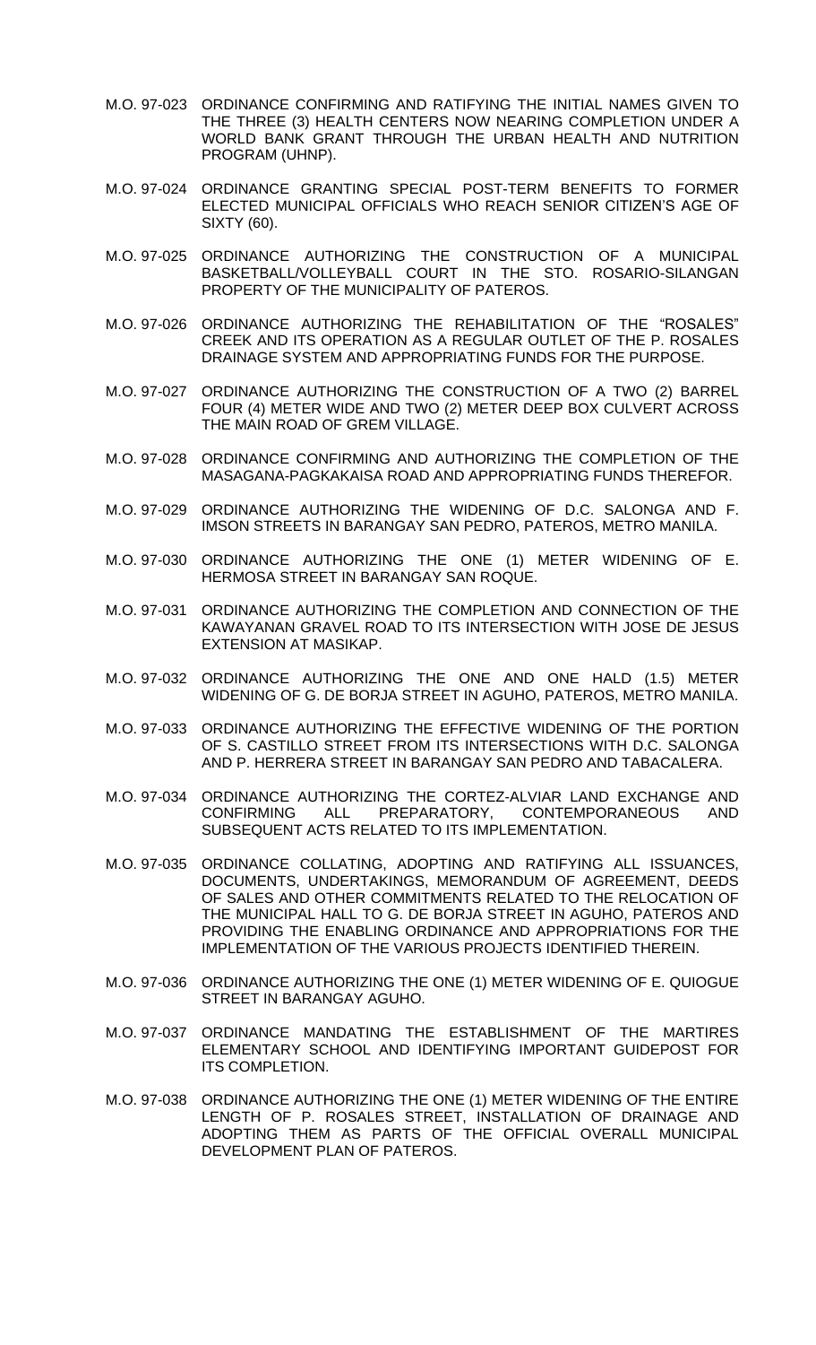M.O. 97-023 ORDINANCE CONFIRMING AND RATIFYING THE INITIAL NAMES GIVEN TO THE THREE (3) HEALTH CENTERS NOW NEARING COMPLETION UNDER A WORLD BANK GRANT THROUGH THE URBAN HEALTH AND NUTRITION PROGRAM (UHNP).

M.O. 97-024 ORDINANCE GRANTING SPECIAL POST-TERM BENEFITS TO FORMER ELECTED MUNICIPAL OFFICIALS WHO REACH SENIOR CITIZEN'S AGE OF SIXTY (60).

M.O. 97-025 ORDINANCE AUTHORIZING THE CONSTRUCTION OF A MUNICIPAL BASKETBALL/VOLLEYBALL COURT IN THE STO. ROSARIO-SILANGAN PROPERTY OF THE MUNICIPALITY OF PATEROS.

M.O. 97-026 ORDINANCE AUTHORIZING THE REHABILITATION OF THE "ROSALES" CREEK AND ITS OPERATION AS A REGULAR OUTLET OF THE P. ROSALES DRAINAGE SYSTEM AND APPROPRIATING FUNDS FOR THE PURPOSE.

M.O. 97-027 ORDINANCE AUTHORIZING THE CONSTRUCTION OF A TWO (2) BARREL FOUR (4) METER WIDE AND TWO (2) METER DEEP BOX CULVERT ACROSS THE MAIN ROAD OF GREM VILLAGE.

M.O. 97-028 ORDINANCE CONFIRMING AND AUTHORIZING THE COMPLETION OF THE MASAGANA-PAGKAKAISA ROAD AND APPROPRIATING FUNDS THEREFOR.

M.O. 97-029 ORDINANCE AUTHORIZING THE WIDENING OF D.C. SALONGA AND F. IMSON STREETS IN BARANGAY SAN PEDRO, PATEROS, METRO MANILA.

M.O. 97-030 ORDINANCE AUTHORIZING THE ONE (1) METER WIDENING OF E. HERMOSA STREET IN BARANGAY SAN ROQUE.

M.O. 97-031 ORDINANCE AUTHORIZING THE COMPLETION AND CONNECTION OF THE KAWAYANAN GRAVEL ROAD TO ITS INTERSECTION WITH JOSE DE JESUS EXTENSION AT MASIKAP.

M.O. 97-032 ORDINANCE AUTHORIZING THE ONE AND ONE HALD (1.5) METER WIDENING OF G. DE BORJA STREET IN AGUHO, PATEROS, METRO MANILA.

M.O. 97-033 ORDINANCE AUTHORIZING THE EFFECTIVE WIDENING OF THE PORTION OF S. CASTILLO STREET FROM ITS INTERSECTIONS WITH D.C. SALONGA AND P. HERRERA STREET IN BARANGAY SAN PEDRO AND TABACALERA.

M.O. 97-034 ORDINANCE AUTHORIZING THE CORTEZ-ALVIAR LAND EXCHANGE AND CONFIRMING ALL PREPARATORY, CONTEMPORANEOUS AND SUBSEQUENT ACTS RELATED TO ITS IMPLEMENTATION.

M.O. 97-035 ORDINANCE COLLATING, ADOPTING AND RATIFYING ALL ISSUANCES, DOCUMENTS, UNDERTAKINGS, MEMORANDUM OF AGREEMENT, DEEDS OF SALES AND OTHER COMMITMENTS RELATED TO THE RELOCATION OF THE MUNICIPAL HALL TO G. DE BORJA STREET IN AGUHO, PATEROS AND PROVIDING THE ENABLING ORDINANCE AND APPROPRIATIONS FOR THE IMPLEMENTATION OF THE VARIOUS PROJECTS IDENTIFIED THEREIN.

M.O. 97-036 ORDINANCE AUTHORIZING THE ONE (1) METER WIDENING OF E. QUIOGUE STREET IN BARANGAY AGUHO.

M.O. 97-037 ORDINANCE MANDATING THE ESTABLISHMENT OF THE MARTIRES ELEMENTARY SCHOOL AND IDENTIFYING IMPORTANT GUIDEPOST FOR ITS COMPLETION.

M.O. 97-038 ORDINANCE AUTHORIZING THE ONE (1) METER WIDENING OF THE ENTIRE LENGTH OF P. ROSALES STREET, INSTALLATION OF DRAINAGE AND ADOPTING THEM AS PARTS OF THE OFFICIAL OVERALL MUNICIPAL DEVELOPMENT PLAN OF PATEROS.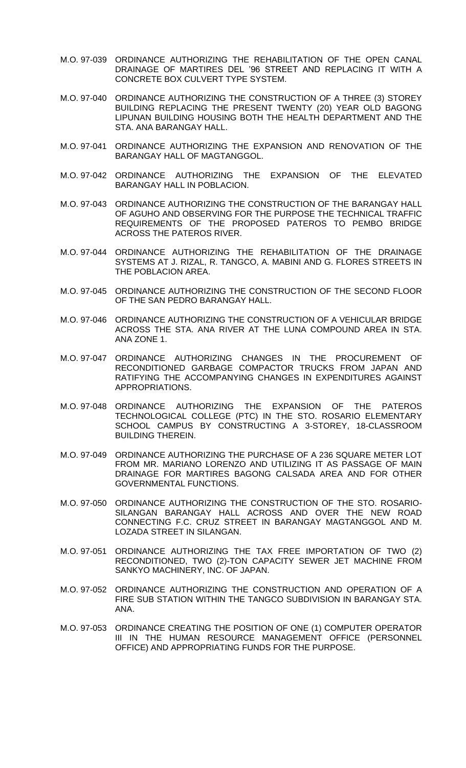M.O. 97-039 ORDINANCE AUTHORIZING THE REHABILITATION OF THE OPEN CANAL DRAINAGE OF MARTIRES DEL '96 STREET AND REPLACING IT WITH A CONCRETE BOX CULVERT TYPE SYSTEM.

M.O. 97-040 ORDINANCE AUTHORIZING THE CONSTRUCTION OF A THREE (3) STOREY BUILDING REPLACING THE PRESENT TWENTY (20) YEAR OLD BAGONG LIPUNAN BUILDING HOUSING BOTH THE HEALTH DEPARTMENT AND THE STA. ANA BARANGAY HALL.

M.O. 97-041 ORDINANCE AUTHORIZING THE EXPANSION AND RENOVATION OF THE BARANGAY HALL OF MAGTANGGOL.

M.O. 97-042 ORDINANCE AUTHORIZING THE EXPANSION OF THE ELEVATED BARANGAY HALL IN POBLACION.

M.O. 97-043 ORDINANCE AUTHORIZING THE CONSTRUCTION OF THE BARANGAY HALL OF AGUHO AND OBSERVING FOR THE PURPOSE THE TECHNICAL TRAFFIC REQUIREMENTS OF THE PROPOSED PATEROS TO PEMBO BRIDGE ACROSS THE PATEROS RIVER.

M.O. 97-044 ORDINANCE AUTHORIZING THE REHABILITATION OF THE DRAINAGE SYSTEMS AT J. RIZAL, R. TANGCO, A. MABINI AND G. FLORES STREETS IN THE POBLACION AREA.

M.O. 97-045 ORDINANCE AUTHORIZING THE CONSTRUCTION OF THE SECOND FLOOR OF THE SAN PEDRO BARANGAY HALL.

M.O. 97-046 ORDINANCE AUTHORIZING THE CONSTRUCTION OF A VEHICULAR BRIDGE ACROSS THE STA. ANA RIVER AT THE LUNA COMPOUND AREA IN STA. ANA ZONE 1.

M.O. 97-047 ORDINANCE AUTHORIZING CHANGES IN THE PROCUREMENT OF RECONDITIONED GARBAGE COMPACTOR TRUCKS FROM JAPAN AND RATIFYING THE ACCOMPANYING CHANGES IN EXPENDITURES AGAINST APPROPRIATIONS.

M.O. 97-048 ORDINANCE AUTHORIZING THE EXPANSION OF THE PATEROS TECHNOLOGICAL COLLEGE (PTC) IN THE STO. ROSARIO ELEMENTARY SCHOOL CAMPUS BY CONSTRUCTING A 3-STOREY, 18-CLASSROOM BUILDING THEREIN.

M.O. 97-049 ORDINANCE AUTHORIZING THE PURCHASE OF A 236 SQUARE METER LOT FROM MR. MARIANO LORENZO AND UTILIZING IT AS PASSAGE OF MAIN DRAINAGE FOR MARTIRES BAGONG CALSADA AREA AND FOR OTHER GOVERNMENTAL FUNCTIONS.

M.O. 97-050 ORDINANCE AUTHORIZING THE CONSTRUCTION OF THE STO. ROSARIO-SILANGAN BARANGAY HALL ACROSS AND OVER THE NEW ROAD CONNECTING F.C. CRUZ STREET IN BARANGAY MAGTANGGOL AND M. LOZADA STREET IN SILANGAN.

M.O. 97-051 ORDINANCE AUTHORIZING THE TAX FREE IMPORTATION OF TWO (2) RECONDITIONED, TWO (2)-TON CAPACITY SEWER JET MACHINE FROM SANKYO MACHINERY, INC. OF JAPAN.

M.O. 97-052 ORDINANCE AUTHORIZING THE CONSTRUCTION AND OPERATION OF A FIRE SUB STATION WITHIN THE TANGCO SUBDIVISION IN BARANGAY STA. ANA.

M.O. 97-053 ORDINANCE CREATING THE POSITION OF ONE (1) COMPUTER OPERATOR III IN THE HUMAN RESOURCE MANAGEMENT OFFICE (PERSONNEL OFFICE) AND APPROPRIATING FUNDS FOR THE PURPOSE.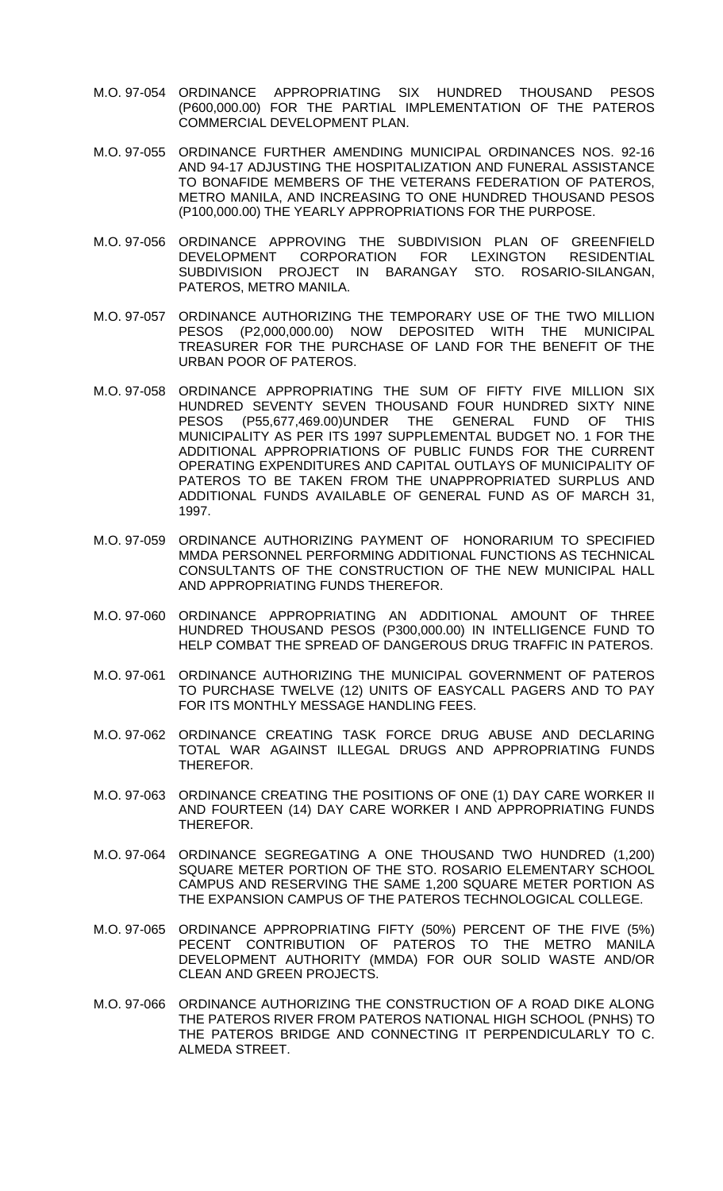M.O. 97-054 ORDINANCE APPROPRIATING SIX HUNDRED THOUSAND PESOS (P600,000.00) FOR THE PARTIAL IMPLEMENTATION OF THE PATEROS COMMERCIAL DEVELOPMENT PLAN.

M.O. 97-055 ORDINANCE FURTHER AMENDING MUNICIPAL ORDINANCES NOS. 92-16 AND 94-17 ADJUSTING THE HOSPITALIZATION AND FUNERAL ASSISTANCE TO BONAFIDE MEMBERS OF THE VETERANS FEDERATION OF PATEROS, METRO MANILA, AND INCREASING TO ONE HUNDRED THOUSAND PESOS (P100,000.00) THE YEARLY APPROPRIATIONS FOR THE PURPOSE.

M.O. 97-056 ORDINANCE APPROVING THE SUBDIVISION PLAN OF GREENFIELD DEVELOPMENT CORPORATION FOR LEXINGTON RESIDENTIAL SUBDIVISION PROJECT IN BARANGAY STO. ROSARIO-SILANGAN, PATEROS, METRO MANILA.

M.O. 97-057 ORDINANCE AUTHORIZING THE TEMPORARY USE OF THE TWO MILLION PESOS (P2,000,000.00) NOW DEPOSITED WITH THE MUNICIPAL TREASURER FOR THE PURCHASE OF LAND FOR THE BENEFIT OF THE URBAN POOR OF PATEROS.

M.O. 97-058 ORDINANCE APPROPRIATING THE SUM OF FIFTY FIVE MILLION SIX HUNDRED SEVENTY SEVEN THOUSAND FOUR HUNDRED SIXTY NINE PESOS (P55,677,469.00)UNDER THE GENERAL FUND OF THIS MUNICIPALITY AS PER ITS 1997 SUPPLEMENTAL BUDGET NO. 1 FOR THE ADDITIONAL APPROPRIATIONS OF PUBLIC FUNDS FOR THE CURRENT OPERATING EXPENDITURES AND CAPITAL OUTLAYS OF MUNICIPALITY OF PATEROS TO BE TAKEN FROM THE UNAPPROPRIATED SURPLUS AND ADDITIONAL FUNDS AVAILABLE OF GENERAL FUND AS OF MARCH 31, 1997.

M.O. 97-059 ORDINANCE AUTHORIZING PAYMENT OF HONORARIUM TO SPECIFIED MMDA PERSONNEL PERFORMING ADDITIONAL FUNCTIONS AS TECHNICAL CONSULTANTS OF THE CONSTRUCTION OF THE NEW MUNICIPAL HALL AND APPROPRIATING FUNDS THEREFOR.

M.O. 97-060 ORDINANCE APPROPRIATING AN ADDITIONAL AMOUNT OF THREE HUNDRED THOUSAND PESOS (P300,000.00) IN INTELLIGENCE FUND TO HELP COMBAT THE SPREAD OF DANGEROUS DRUG TRAFFIC IN PATEROS.

M.O. 97-061 ORDINANCE AUTHORIZING THE MUNICIPAL GOVERNMENT OF PATEROS TO PURCHASE TWELVE (12) UNITS OF EASYCALL PAGERS AND TO PAY FOR ITS MONTHLY MESSAGE HANDLING FEES.

M.O. 97-062 ORDINANCE CREATING TASK FORCE DRUG ABUSE AND DECLARING TOTAL WAR AGAINST ILLEGAL DRUGS AND APPROPRIATING FUNDS THEREFOR.

M.O. 97-063 ORDINANCE CREATING THE POSITIONS OF ONE (1) DAY CARE WORKER II AND FOURTEEN (14) DAY CARE WORKER I AND APPROPRIATING FUNDS THEREFOR.

M.O. 97-064 ORDINANCE SEGREGATING A ONE THOUSAND TWO HUNDRED (1,200) SQUARE METER PORTION OF THE STO. ROSARIO ELEMENTARY SCHOOL CAMPUS AND RESERVING THE SAME 1,200 SQUARE METER PORTION AS THE EXPANSION CAMPUS OF THE PATEROS TECHNOLOGICAL COLLEGE.

M.O. 97-065 ORDINANCE APPROPRIATING FIFTY (50%) PERCENT OF THE FIVE (5%) PECENT CONTRIBUTION OF PATEROS TO THE METRO MANILA DEVELOPMENT AUTHORITY (MMDA) FOR OUR SOLID WASTE AND/OR CLEAN AND GREEN PROJECTS.

M.O. 97-066 ORDINANCE AUTHORIZING THE CONSTRUCTION OF A ROAD DIKE ALONG THE PATEROS RIVER FROM PATEROS NATIONAL HIGH SCHOOL (PNHS) TO THE PATEROS BRIDGE AND CONNECTING IT PERPENDICULARLY TO C. ALMEDA STREET.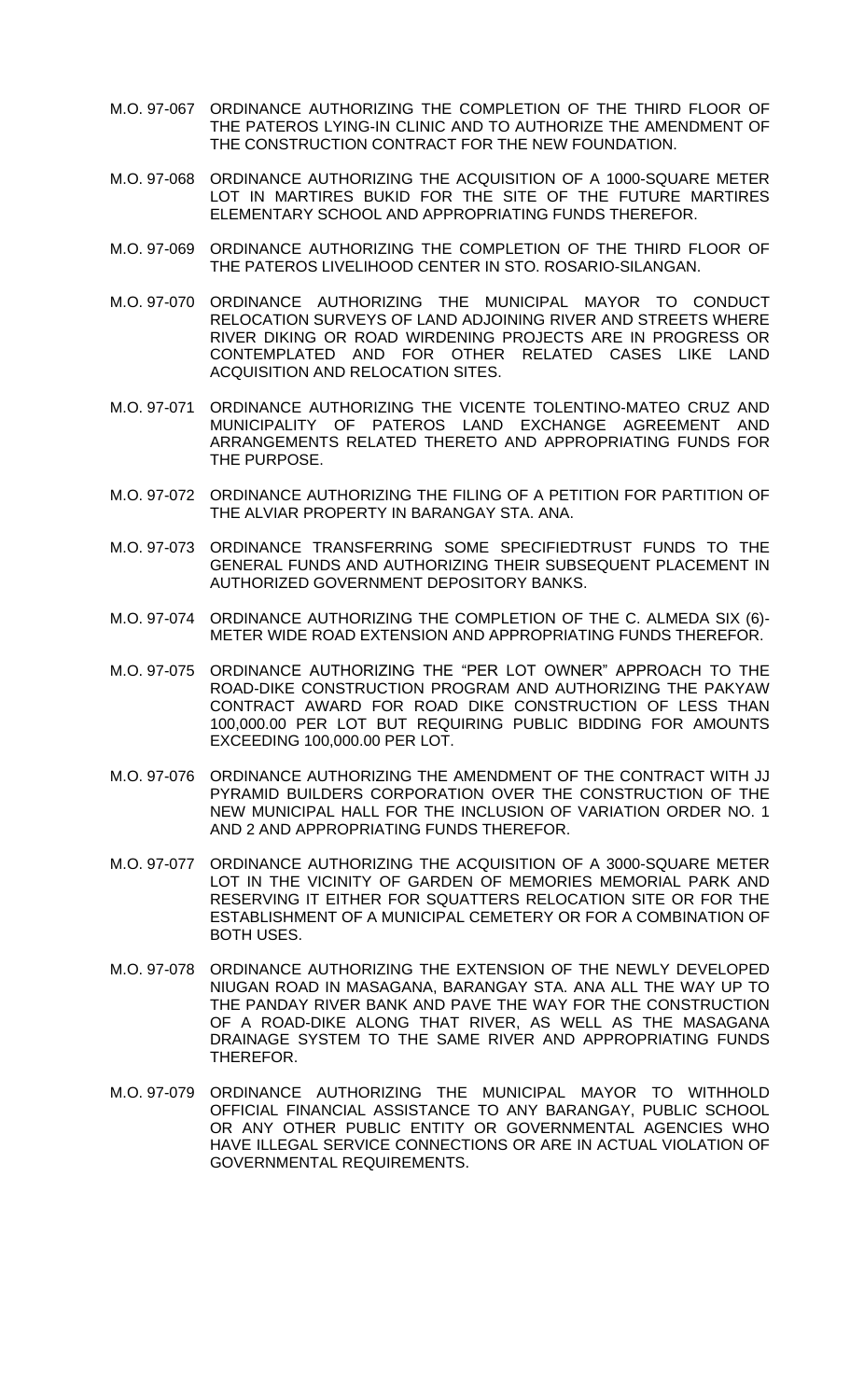M.O. 97-067 ORDINANCE AUTHORIZING THE COMPLETION OF THE THIRD FLOOR OF THE PATEROS LYING-IN CLINIC AND TO AUTHORIZE THE AMENDMENT OF THE CONSTRUCTION CONTRACT FOR THE NEW FOUNDATION.

M.O. 97-068 ORDINANCE AUTHORIZING THE ACQUISITION OF A 1000-SQUARE METER LOT IN MARTIRES BUKID FOR THE SITE OF THE FUTURE MARTIRES ELEMENTARY SCHOOL AND APPROPRIATING FUNDS THEREFOR.

M.O. 97-069 ORDINANCE AUTHORIZING THE COMPLETION OF THE THIRD FLOOR OF THE PATEROS LIVELIHOOD CENTER IN STO. ROSARIO-SILANGAN.

M.O. 97-070 ORDINANCE AUTHORIZING THE MUNICIPAL MAYOR TO CONDUCT RELOCATION SURVEYS OF LAND ADJOINING RIVER AND STREETS WHERE RIVER DIKING OR ROAD WIRDENING PROJECTS ARE IN PROGRESS OR CONTEMPLATED AND FOR OTHER RELATED CASES LIKE LAND ACQUISITION AND RELOCATION SITES.

M.O. 97-071 ORDINANCE AUTHORIZING THE VICENTE TOLENTINO-MATEO CRUZ AND MUNICIPALITY OF PATEROS LAND EXCHANGE AGREEMENT AND ARRANGEMENTS RELATED THERETO AND APPROPRIATING FUNDS FOR THE PURPOSE.

M.O. 97-072 ORDINANCE AUTHORIZING THE FILING OF A PETITION FOR PARTITION OF THE ALVIAR PROPERTY IN BARANGAY STA. ANA.

M.O. 97-073 ORDINANCE TRANSFERRING SOME SPECIFIEDTRUST FUNDS TO THE GENERAL FUNDS AND AUTHORIZING THEIR SUBSEQUENT PLACEMENT IN AUTHORIZED GOVERNMENT DEPOSITORY BANKS.

M.O. 97-074 ORDINANCE AUTHORIZING THE COMPLETION OF THE C. ALMEDA SIX (6)-METER WIDE ROAD EXTENSION AND APPROPRIATING FUNDS THEREFOR.

M.O. 97-075 ORDINANCE AUTHORIZING THE "PER LOT OWNER" APPROACH TO THE ROAD-DIKE CONSTRUCTION PROGRAM AND AUTHORIZING THE PAKYAW CONTRACT AWARD FOR ROAD DIKE CONSTRUCTION OF LESS THAN 100,000.00 PER LOT BUT REQUIRING PUBLIC BIDDING FOR AMOUNTS EXCEEDING 100,000.00 PER LOT.

M.O. 97-076 ORDINANCE AUTHORIZING THE AMENDMENT OF THE CONTRACT WITH JJ PYRAMID BUILDERS CORPORATION OVER THE CONSTRUCTION OF THE NEW MUNICIPAL HALL FOR THE INCLUSION OF VARIATION ORDER NO. 1 AND 2 AND APPROPRIATING FUNDS THEREFOR.

M.O. 97-077 ORDINANCE AUTHORIZING THE ACQUISITION OF A 3000-SQUARE METER LOT IN THE VICINITY OF GARDEN OF MEMORIES MEMORIAL PARK AND RESERVING IT EITHER FOR SQUATTERS RELOCATION SITE OR FOR THE ESTABLISHMENT OF A MUNICIPAL CEMETERY OR FOR A COMBINATION OF BOTH USES.

M.O. 97-078 ORDINANCE AUTHORIZING THE EXTENSION OF THE NEWLY DEVELOPED NIUGAN ROAD IN MASAGANA, BARANGAY STA. ANA ALL THE WAY UP TO THE PANDAY RIVER BANK AND PAVE THE WAY FOR THE CONSTRUCTION OF A ROAD-DIKE ALONG THAT RIVER, AS WELL AS THE MASAGANA DRAINAGE SYSTEM TO THE SAME RIVER AND APPROPRIATING FUNDS THEREFOR.

M.O. 97-079 ORDINANCE AUTHORIZING THE MUNICIPAL MAYOR TO WITHHOLD OFFICIAL FINANCIAL ASSISTANCE TO ANY BARANGAY, PUBLIC SCHOOL OR ANY OTHER PUBLIC ENTITY OR GOVERNMENTAL AGENCIES WHO HAVE ILLEGAL SERVICE CONNECTIONS OR ARE IN ACTUAL VIOLATION OF GOVERNMENTAL REQUIREMENTS.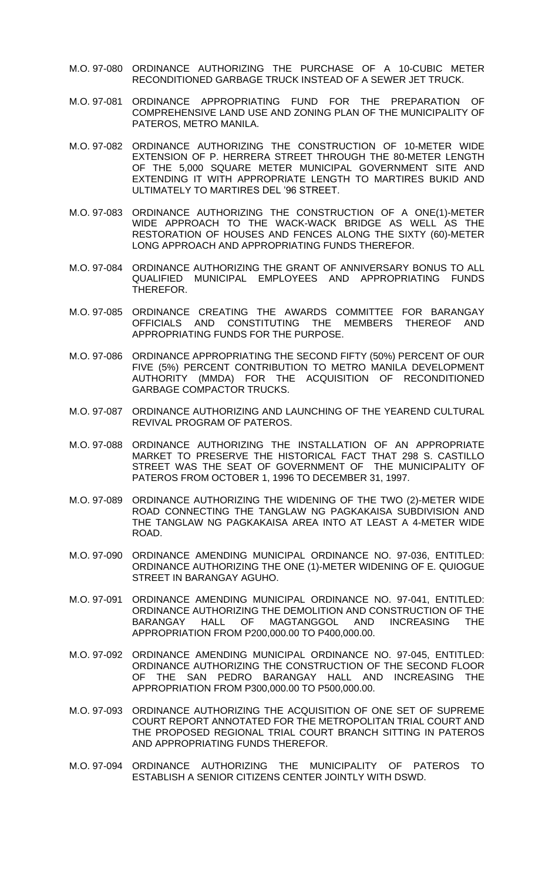M.O. 97-080 ORDINANCE AUTHORIZING THE PURCHASE OF A 10-CUBIC METER RECONDITIONED GARBAGE TRUCK INSTEAD OF A SEWER JET TRUCK.

M.O. 97-081 ORDINANCE APPROPRIATING FUND FOR THE PREPARATION OF COMPREHENSIVE LAND USE AND ZONING PLAN OF THE MUNICIPALITY OF PATEROS, METRO MANILA.

M.O. 97-082 ORDINANCE AUTHORIZING THE CONSTRUCTION OF 10-METER WIDE EXTENSION OF P. HERRERA STREET THROUGH THE 80-METER LENGTH OF THE 5,000 SQUARE METER MUNICIPAL GOVERNMENT SITE AND EXTENDING IT WITH APPROPRIATE LENGTH TO MARTIRES BUKID AND ULTIMATELY TO MARTIRES DEL '96 STREET.

M.O. 97-083 ORDINANCE AUTHORIZING THE CONSTRUCTION OF A ONE(1)-METER WIDE APPROACH TO THE WACK-WACK BRIDGE AS WELL AS THE RESTORATION OF HOUSES AND FENCES ALONG THE SIXTY (60)-METER LONG APPROACH AND APPROPRIATING FUNDS THEREFOR.

M.O. 97-084 ORDINANCE AUTHORIZING THE GRANT OF ANNIVERSARY BONUS TO ALL QUALIFIED MUNICIPAL EMPLOYEES AND APPROPRIATING FUNDS THEREFOR.

M.O. 97-085 ORDINANCE CREATING THE AWARDS COMMITTEE FOR BARANGAY OFFICIALS AND CONSTITUTING THE MEMBERS THEREOF AND APPROPRIATING FUNDS FOR THE PURPOSE.

M.O. 97-086 ORDINANCE APPROPRIATING THE SECOND FIFTY (50%) PERCENT OF OUR FIVE (5%) PERCENT CONTRIBUTION TO METRO MANILA DEVELOPMENT AUTHORITY (MMDA) FOR THE ACQUISITION OF RECONDITIONED GARBAGE COMPACTOR TRUCKS.

M.O. 97-087 ORDINANCE AUTHORIZING AND LAUNCHING OF THE YEAREND CULTURAL REVIVAL PROGRAM OF PATEROS.

M.O. 97-088 ORDINANCE AUTHORIZING THE INSTALLATION OF AN APPROPRIATE MARKET TO PRESERVE THE HISTORICAL FACT THAT 298 S. CASTILLO STREET WAS THE SEAT OF GOVERNMENT OF THE MUNICIPALITY OF PATEROS FROM OCTOBER 1, 1996 TO DECEMBER 31, 1997.

M.O. 97-089 ORDINANCE AUTHORIZING THE WIDENING OF THE TWO (2)-METER WIDE ROAD CONNECTING THE TANGLAW NG PAGKAKAISA SUBDIVISION AND THE TANGLAW NG PAGKAKAISA AREA INTO AT LEAST A 4-METER WIDE ROAD.

M.O. 97-090 ORDINANCE AMENDING MUNICIPAL ORDINANCE NO. 97-036, ENTITLED: ORDINANCE AUTHORIZING THE ONE (1)-METER WIDENING OF E. QUIOGUE STREET IN BARANGAY AGUHO.

M.O. 97-091 ORDINANCE AMENDING MUNICIPAL ORDINANCE NO. 97-041, ENTITLED: ORDINANCE AUTHORIZING THE DEMOLITION AND CONSTRUCTION OF THE BARANGAY HALL OF MAGTANGGOL AND INCREASING THE APPROPRIATION FROM P200,000.00 TO P400,000.00.

M.O. 97-092 ORDINANCE AMENDING MUNICIPAL ORDINANCE NO. 97-045, ENTITLED: ORDINANCE AUTHORIZING THE CONSTRUCTION OF THE SECOND FLOOR OF THE SAN PEDRO BARANGAY HALL AND INCREASING THE APPROPRIATION FROM P300,000.00 TO P500,000.00.

M.O. 97-093 ORDINANCE AUTHORIZING THE ACQUISITION OF ONE SET OF SUPREME COURT REPORT ANNOTATED FOR THE METROPOLITAN TRIAL COURT AND THE PROPOSED REGIONAL TRIAL COURT BRANCH SITTING IN PATEROS AND APPROPRIATING FUNDS THEREFOR.

M.O. 97-094 ORDINANCE AUTHORIZING THE MUNICIPALITY OF PATEROS TO ESTABLISH A SENIOR CITIZENS CENTER JOINTLY WITH DSWD.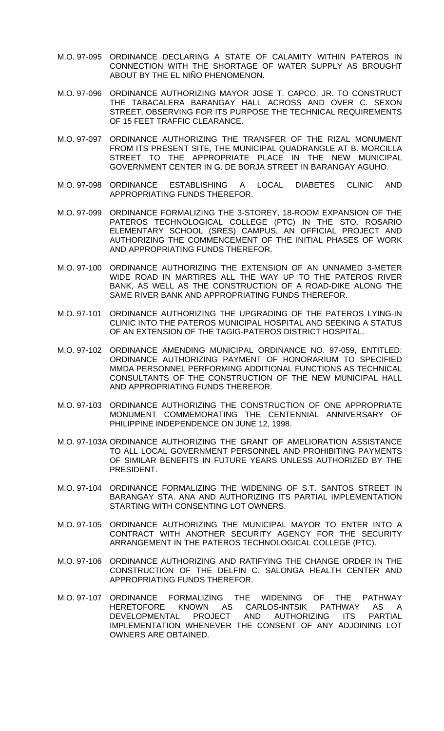M.O. 97-095 ORDINANCE DECLARING A STATE OF CALAMITY WITHIN PATEROS IN CONNECTION WITH THE SHORTAGE OF WATER SUPPLY AS BROUGHT ABOUT BY THE EL NIÑO PHENOMENON.

M.O. 97-096 ORDINANCE AUTHORIZING MAYOR JOSE T. CAPCO, JR. TO CONSTRUCT THE TABACALERA BARANGAY HALL ACROSS AND OVER C. SEXON STREET, OBSERVING FOR ITS PURPOSE THE TECHNICAL REQUIREMENTS OF 15 FEET TRAFFIC CLEARANCE.

M.O. 97-097 ORDINANCE AUTHORIZING THE TRANSFER OF THE RIZAL MONUMENT FROM ITS PRESENT SITE, THE MUNICIPAL QUADRANGLE AT B. MORCILLA STREET TO THE APPROPRIATE PLACE IN THE NEW MUNICIPAL GOVERNMENT CENTER IN G. DE BORJA STREET IN BARANGAY AGUHO.

M.O. 97-098 ORDINANCE ESTABLISHING A LOCAL DIABETES CLINIC AND APPROPRIATING FUNDS THEREFOR.

M.O. 97-099 ORDINANCE FORMALIZING THE 3-STOREY, 18-ROOM EXPANSION OF THE PATEROS TECHNOLOGICAL COLLEGE (PTC) IN THE STO. ROSARIO ELEMENTARY SCHOOL (SRES) CAMPUS, AN OFFICIAL PROJECT AND AUTHORIZING THE COMMENCEMENT OF THE INITIAL PHASES OF WORK AND APPROPRIATING FUNDS THEREFOR.

M.O. 97-100 ORDINANCE AUTHORIZING THE EXTENSION OF AN UNNAMED 3-METER WIDE ROAD IN MARTIRES ALL THE WAY UP TO THE PATEROS RIVER BANK, AS WELL AS THE CONSTRUCTION OF A ROAD-DIKE ALONG THE SAME RIVER BANK AND APPROPRIATING FUNDS THEREFOR.

M.O. 97-101 ORDINANCE AUTHORIZING THE UPGRADING OF THE PATEROS LYING-IN CLINIC INTO THE PATEROS MUNICIPAL HOSPITAL AND SEEKING A STATUS OF AN EXTENSION OF THE TAGIG-PATEROS DISTRICT HOSPITAL.

M.O. 97-102 ORDINANCE AMENDING MUNICIPAL ORDINANCE NO. 97-059, ENTITLED: ORDINANCE AUTHORIZING PAYMENT OF HONORARIUM TO SPECIFIED MMDA PERSONNEL PERFORMING ADDITIONAL FUNCTIONS AS TECHNICAL CONSULTANTS OF THE CONSTRUCTION OF THE NEW MUNICIPAL HALL AND APPROPRIATING FUNDS THEREFOR.

M.O. 97-103 ORDINANCE AUTHORIZING THE CONSTRUCTION OF ONE APPROPRIATE MONUMENT COMMEMORATING THE CENTENNIAL ANNIVERSARY OF PHILIPPINE INDEPENDENCE ON JUNE 12, 1998.

M.O. 97-103A ORDINANCE AUTHORIZING THE GRANT OF AMELIORATION ASSISTANCE TO ALL LOCAL GOVERNMENT PERSONNEL AND PROHIBITING PAYMENTS OF SIMILAR BENEFITS IN FUTURE YEARS UNLESS AUTHORIZED BY THE PRESIDENT.

M.O. 97-104 ORDINANCE FORMALIZING THE WIDENING OF S.T. SANTOS STREET IN BARANGAY STA. ANA AND AUTHORIZING ITS PARTIAL IMPLEMENTATION STARTING WITH CONSENTING LOT OWNERS.

M.O. 97-105 ORDINANCE AUTHORIZING THE MUNICIPAL MAYOR TO ENTER INTO A CONTRACT WITH ANOTHER SECURITY AGENCY FOR THE SECURITY ARRANGEMENT IN THE PATEROS TECHNOLOGICAL COLLEGE (PTC).

M.O. 97-106 ORDINANCE AUTHORIZING AND RATIFYING THE CHANGE ORDER IN THE CONSTRUCTION OF THE DELFIN C. SALONGA HEALTH CENTER AND APPROPRIATING FUNDS THEREFOR.

M.O. 97-107 ORDINANCE FORMALIZING THE WIDENING OF THE PATHWAY HERETOFORE KNOWN AS CARLOS-INTSIK PATHWAY AS A DEVELOPMENTAL PROJECT AND AUTHORIZING ITS PARTIAL IMPLEMENTATION WHENEVER THE CONSENT OF ANY ADJOINING LOT OWNERS ARE OBTAINED.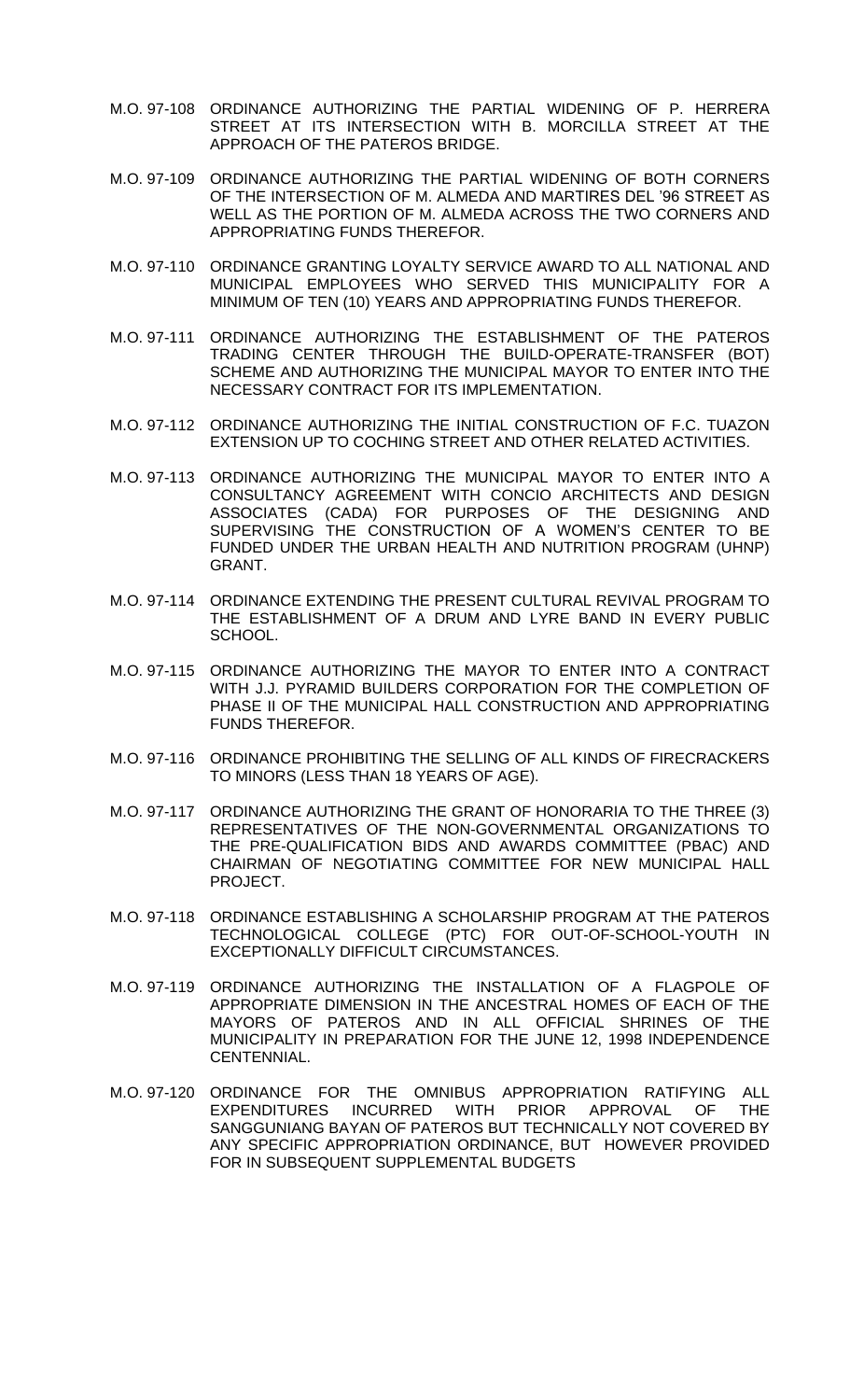M.O. 97-108 ORDINANCE AUTHORIZING THE PARTIAL WIDENING OF P. HERRERA STREET AT ITS INTERSECTION WITH B. MORCILLA STREET AT THE APPROACH OF THE PATEROS BRIDGE.

M.O. 97-109 ORDINANCE AUTHORIZING THE PARTIAL WIDENING OF BOTH CORNERS OF THE INTERSECTION OF M. ALMEDA AND MARTIRES DEL '96 STREET AS WELL AS THE PORTION OF M. ALMEDA ACROSS THE TWO CORNERS AND APPROPRIATING FUNDS THEREFOR.

M.O. 97-110 ORDINANCE GRANTING LOYALTY SERVICE AWARD TO ALL NATIONAL AND MUNICIPAL EMPLOYEES WHO SERVED THIS MUNICIPALITY FOR A MINIMUM OF TEN (10) YEARS AND APPROPRIATING FUNDS THEREFOR.

M.O. 97-111 ORDINANCE AUTHORIZING THE ESTABLISHMENT OF THE PATEROS TRADING CENTER THROUGH THE BUILD-OPERATE-TRANSFER (BOT) SCHEME AND AUTHORIZING THE MUNICIPAL MAYOR TO ENTER INTO THE NECESSARY CONTRACT FOR ITS IMPLEMENTATION.

M.O. 97-112 ORDINANCE AUTHORIZING THE INITIAL CONSTRUCTION OF F.C. TUAZON EXTENSION UP TO COCHING STREET AND OTHER RELATED ACTIVITIES.

M.O. 97-113 ORDINANCE AUTHORIZING THE MUNICIPAL MAYOR TO ENTER INTO A CONSULTANCY AGREEMENT WITH CONCIO ARCHITECTS AND DESIGN ASSOCIATES (CADA) FOR PURPOSES OF THE DESIGNING AND SUPERVISING THE CONSTRUCTION OF A WOMEN'S CENTER TO BE FUNDED UNDER THE URBAN HEALTH AND NUTRITION PROGRAM (UHNP) GRANT.

M.O. 97-114 ORDINANCE EXTENDING THE PRESENT CULTURAL REVIVAL PROGRAM TO THE ESTABLISHMENT OF A DRUM AND LYRE BAND IN EVERY PUBLIC SCHOOL.

M.O. 97-115 ORDINANCE AUTHORIZING THE MAYOR TO ENTER INTO A CONTRACT WITH J.J. PYRAMID BUILDERS CORPORATION FOR THE COMPLETION OF PHASE II OF THE MUNICIPAL HALL CONSTRUCTION AND APPROPRIATING FUNDS THEREFOR.

M.O. 97-116 ORDINANCE PROHIBITING THE SELLING OF ALL KINDS OF FIRECRACKERS TO MINORS (LESS THAN 18 YEARS OF AGE).

M.O. 97-117 ORDINANCE AUTHORIZING THE GRANT OF HONORARIA TO THE THREE (3) REPRESENTATIVES OF THE NON-GOVERNMENTAL ORGANIZATIONS TO THE PRE-QUALIFICATION BIDS AND AWARDS COMMITTEE (PBAC) AND CHAIRMAN OF NEGOTIATING COMMITTEE FOR NEW MUNICIPAL HALL PROJECT.

M.O. 97-118 ORDINANCE ESTABLISHING A SCHOLARSHIP PROGRAM AT THE PATEROS TECHNOLOGICAL COLLEGE (PTC) FOR OUT-OF-SCHOOL-YOUTH IN EXCEPTIONALLY DIFFICULT CIRCUMSTANCES.

M.O. 97-119 ORDINANCE AUTHORIZING THE INSTALLATION OF A FLAGPOLE OF APPROPRIATE DIMENSION IN THE ANCESTRAL HOMES OF EACH OF THE MAYORS OF PATEROS AND IN ALL OFFICIAL SHRINES OF THE MUNICIPALITY IN PREPARATION FOR THE JUNE 12, 1998 INDEPENDENCE CENTENNIAL.

M.O. 97-120 ORDINANCE FOR THE OMNIBUS APPROPRIATION RATIFYING ALL EXPENDITURES INCURRED WITH PRIOR APPROVAL OF THE SANGGUNIANG BAYAN OF PATEROS BUT TECHNICALLY NOT COVERED BY ANY SPECIFIC APPROPRIATION ORDINANCE, BUT HOWEVER PROVIDED FOR IN SUBSEQUENT SUPPLEMENTAL BUDGETS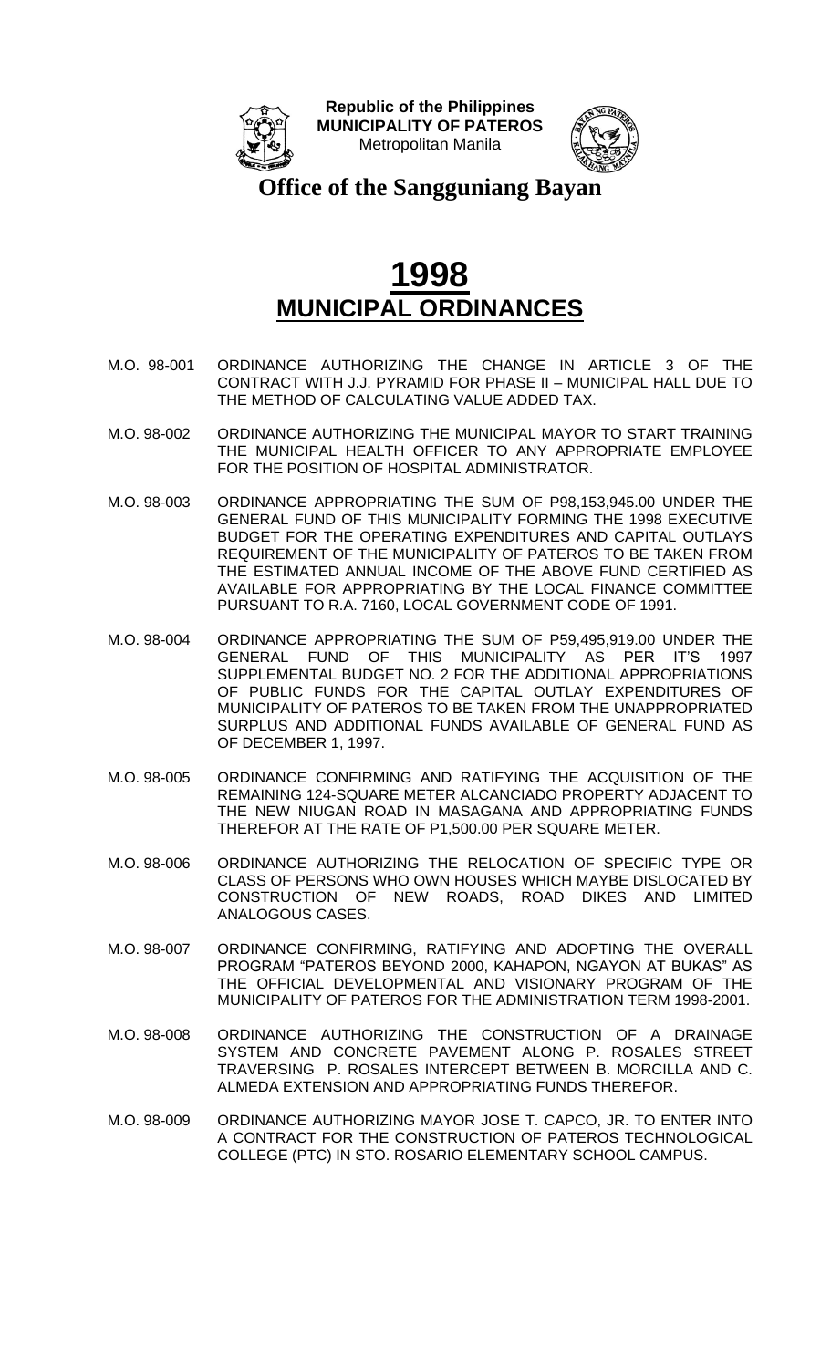**Republic of the Philippines**
**MUNICIPALITY OF PATEROS**
Metropolitan Manila

**Office of the Sangguniang Bayan**

# 1998
# MUNICIPAL ORDINANCES

M.O. 98-001 ORDINANCE AUTHORIZING THE CHANGE IN ARTICLE 3 OF THE CONTRACT WITH J.J. PYRAMID FOR PHASE II – MUNICIPAL HALL DUE TO THE METHOD OF CALCULATING VALUE ADDED TAX.

M.O. 98-002 ORDINANCE AUTHORIZING THE MUNICIPAL MAYOR TO START TRAINING THE MUNICIPAL HEALTH OFFICER TO ANY APPROPRIATE EMPLOYEE FOR THE POSITION OF HOSPITAL ADMINISTRATOR.

M.O. 98-003 ORDINANCE APPROPRIATING THE SUM OF P98,153,945.00 UNDER THE GENERAL FUND OF THIS MUNICIPALITY FORMING THE 1998 EXECUTIVE BUDGET FOR THE OPERATING EXPENDITURES AND CAPITAL OUTLAYS REQUIREMENT OF THE MUNICIPALITY OF PATEROS TO BE TAKEN FROM THE ESTIMATED ANNUAL INCOME OF THE ABOVE FUND CERTIFIED AS AVAILABLE FOR APPROPRIATING BY THE LOCAL FINANCE COMMITTEE PURSUANT TO R.A. 7160, LOCAL GOVERNMENT CODE OF 1991.

M.O. 98-004 ORDINANCE APPROPRIATING THE SUM OF P59,495,919.00 UNDER THE GENERAL FUND OF THIS MUNICIPALITY AS PER IT'S 1997 SUPPLEMENTAL BUDGET NO. 2 FOR THE ADDITIONAL APPROPRIATIONS OF PUBLIC FUNDS FOR THE CAPITAL OUTLAY EXPENDITURES OF MUNICIPALITY OF PATEROS TO BE TAKEN FROM THE UNAPPROPRIATED SURPLUS AND ADDITIONAL FUNDS AVAILABLE OF GENERAL FUND AS OF DECEMBER 1, 1997.

M.O. 98-005 ORDINANCE CONFIRMING AND RATIFYING THE ACQUISITION OF THE REMAINING 124-SQUARE METER ALCANCIADO PROPERTY ADJACENT TO THE NEW NIUGAN ROAD IN MASAGANA AND APPROPRIATING FUNDS THEREFOR AT THE RATE OF P1,500.00 PER SQUARE METER.

M.O. 98-006 ORDINANCE AUTHORIZING THE RELOCATION OF SPECIFIC TYPE OR CLASS OF PERSONS WHO OWN HOUSES WHICH MAYBE DISLOCATED BY CONSTRUCTION OF NEW ROADS, ROAD DIKES AND LIMITED ANALOGOUS CASES.

M.O. 98-007 ORDINANCE CONFIRMING, RATIFYING AND ADOPTING THE OVERALL PROGRAM "PATEROS BEYOND 2000, KAHAPON, NGAYON AT BUKAS" AS THE OFFICIAL DEVELOPMENTAL AND VISIONARY PROGRAM OF THE MUNICIPALITY OF PATEROS FOR THE ADMINISTRATION TERM 1998-2001.

M.O. 98-008 ORDINANCE AUTHORIZING THE CONSTRUCTION OF A DRAINAGE SYSTEM AND CONCRETE PAVEMENT ALONG P. ROSALES STREET TRAVERSING P. ROSALES INTERCEPT BETWEEN B. MORCILLA AND C. ALMEDA EXTENSION AND APPROPRIATING FUNDS THEREFOR.

M.O. 98-009 ORDINANCE AUTHORIZING MAYOR JOSE T. CAPCO, JR. TO ENTER INTO A CONTRACT FOR THE CONSTRUCTION OF PATEROS TECHNOLOGICAL COLLEGE (PTC) IN STO. ROSARIO ELEMENTARY SCHOOL CAMPUS.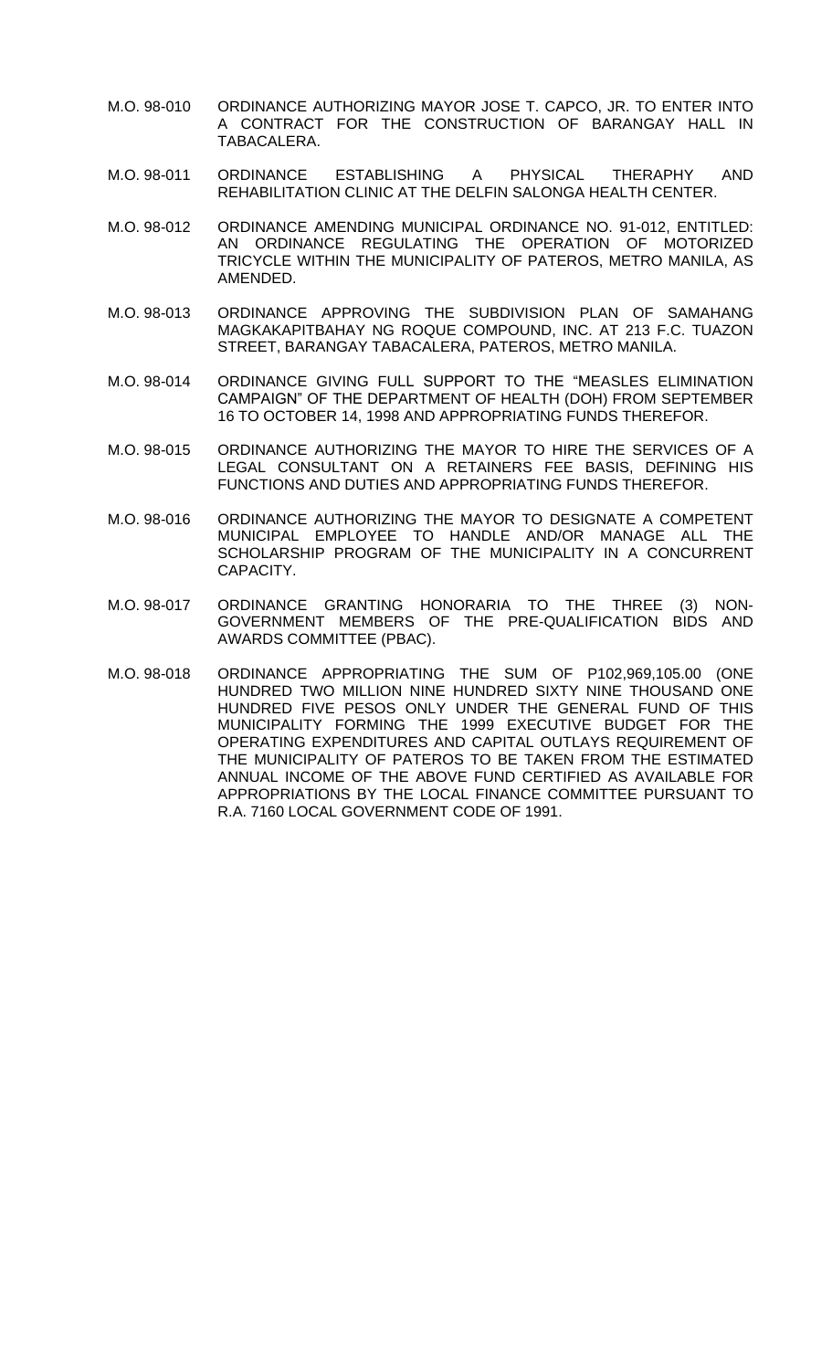M.O. 98-010 ORDINANCE AUTHORIZING MAYOR JOSE T. CAPCO, JR. TO ENTER INTO A CONTRACT FOR THE CONSTRUCTION OF BARANGAY HALL IN TABACALERA.

M.O. 98-011 ORDINANCE ESTABLISHING A PHYSICAL THERAPHY AND REHABILITATION CLINIC AT THE DELFIN SALONGA HEALTH CENTER.

M.O. 98-012 ORDINANCE AMENDING MUNICIPAL ORDINANCE NO. 91-012, ENTITLED: AN ORDINANCE REGULATING THE OPERATION OF MOTORIZED TRICYCLE WITHIN THE MUNICIPALITY OF PATEROS, METRO MANILA, AS AMENDED.

M.O. 98-013 ORDINANCE APPROVING THE SUBDIVISION PLAN OF SAMAHANG MAGKAKAPITBAHAY NG ROQUE COMPOUND, INC. AT 213 F.C. TUAZON STREET, BARANGAY TABACALERA, PATEROS, METRO MANILA.

M.O. 98-014 ORDINANCE GIVING FULL SUPPORT TO THE "MEASLES ELIMINATION CAMPAIGN" OF THE DEPARTMENT OF HEALTH (DOH) FROM SEPTEMBER 16 TO OCTOBER 14, 1998 AND APPROPRIATING FUNDS THEREFOR.

M.O. 98-015 ORDINANCE AUTHORIZING THE MAYOR TO HIRE THE SERVICES OF A LEGAL CONSULTANT ON A RETAINERS FEE BASIS, DEFINING HIS FUNCTIONS AND DUTIES AND APPROPRIATING FUNDS THEREFOR.

M.O. 98-016 ORDINANCE AUTHORIZING THE MAYOR TO DESIGNATE A COMPETENT MUNICIPAL EMPLOYEE TO HANDLE AND/OR MANAGE ALL THE SCHOLARSHIP PROGRAM OF THE MUNICIPALITY IN A CONCURRENT CAPACITY.

M.O. 98-017 ORDINANCE GRANTING HONORARIA TO THE THREE (3) NON-GOVERNMENT MEMBERS OF THE PRE-QUALIFICATION BIDS AND AWARDS COMMITTEE (PBAC).

M.O. 98-018 ORDINANCE APPROPRIATING THE SUM OF P102,969,105.00 (ONE HUNDRED TWO MILLION NINE HUNDRED SIXTY NINE THOUSAND ONE HUNDRED FIVE PESOS ONLY UNDER THE GENERAL FUND OF THIS MUNICIPALITY FORMING THE 1999 EXECUTIVE BUDGET FOR THE OPERATING EXPENDITURES AND CAPITAL OUTLAYS REQUIREMENT OF THE MUNICIPALITY OF PATEROS TO BE TAKEN FROM THE ESTIMATED ANNUAL INCOME OF THE ABOVE FUND CERTIFIED AS AVAILABLE FOR APPROPRIATIONS BY THE LOCAL FINANCE COMMITTEE PURSUANT TO R.A. 7160 LOCAL GOVERNMENT CODE OF 1991.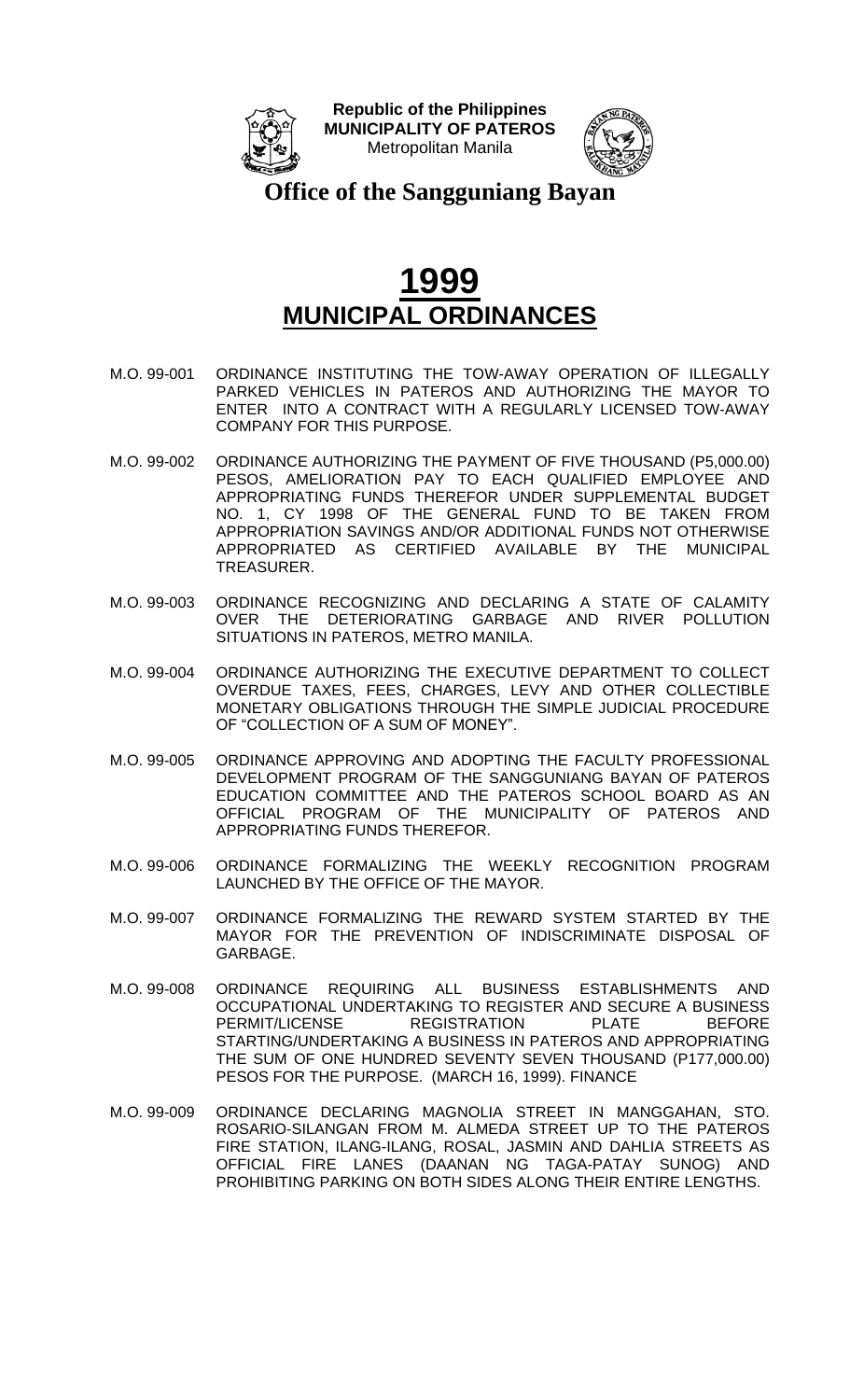**Republic of the Philippines**
**MUNICIPALITY OF PATEROS**
Metropolitan Manila

## Office of the Sangguniang Bayan

# 1999
# MUNICIPAL ORDINANCES

M.O. 99-001 ORDINANCE INSTITUTING THE TOW-AWAY OPERATION OF ILLEGALLY PARKED VEHICLES IN PATEROS AND AUTHORIZING THE MAYOR TO ENTER INTO A CONTRACT WITH A REGULARLY LICENSED TOW-AWAY COMPANY FOR THIS PURPOSE.

M.O. 99-002 ORDINANCE AUTHORIZING THE PAYMENT OF FIVE THOUSAND (P5,000.00) PESOS, AMELIORATION PAY TO EACH QUALIFIED EMPLOYEE AND APPROPRIATING FUNDS THEREFOR UNDER SUPPLEMENTAL BUDGET NO. 1, CY 1998 OF THE GENERAL FUND TO BE TAKEN FROM APPROPRIATION SAVINGS AND/OR ADDITIONAL FUNDS NOT OTHERWISE APPROPRIATED AS CERTIFIED AVAILABLE BY THE MUNICIPAL TREASURER.

M.O. 99-003 ORDINANCE RECOGNIZING AND DECLARING A STATE OF CALAMITY OVER THE DETERIORATING GARBAGE AND RIVER POLLUTION SITUATIONS IN PATEROS, METRO MANILA.

M.O. 99-004 ORDINANCE AUTHORIZING THE EXECUTIVE DEPARTMENT TO COLLECT OVERDUE TAXES, FEES, CHARGES, LEVY AND OTHER COLLECTIBLE MONETARY OBLIGATIONS THROUGH THE SIMPLE JUDICIAL PROCEDURE OF "COLLECTION OF A SUM OF MONEY".

M.O. 99-005 ORDINANCE APPROVING AND ADOPTING THE FACULTY PROFESSIONAL DEVELOPMENT PROGRAM OF THE SANGGUNIANG BAYAN OF PATEROS EDUCATION COMMITTEE AND THE PATEROS SCHOOL BOARD AS AN OFFICIAL PROGRAM OF THE MUNICIPALITY OF PATEROS AND APPROPRIATING FUNDS THEREFOR.

M.O. 99-006 ORDINANCE FORMALIZING THE WEEKLY RECOGNITION PROGRAM LAUNCHED BY THE OFFICE OF THE MAYOR.

M.O. 99-007 ORDINANCE FORMALIZING THE REWARD SYSTEM STARTED BY THE MAYOR FOR THE PREVENTION OF INDISCRIMINATE DISPOSAL OF GARBAGE.

M.O. 99-008 ORDINANCE REQUIRING ALL BUSINESS ESTABLISHMENTS AND OCCUPATIONAL UNDERTAKING TO REGISTER AND SECURE A BUSINESS PERMIT/LICENSE REGISTRATION PLATE BEFORE STARTING/UNDERTAKING A BUSINESS IN PATEROS AND APPROPRIATING THE SUM OF ONE HUNDRED SEVENTY SEVEN THOUSAND (P177,000.00) PESOS FOR THE PURPOSE. (MARCH 16, 1999). FINANCE

M.O. 99-009 ORDINANCE DECLARING MAGNOLIA STREET IN MANGGAHAN, STO. ROSARIO-SILANGAN FROM M. ALMEDA STREET UP TO THE PATEROS FIRE STATION, ILANG-ILANG, ROSAL, JASMIN AND DAHLIA STREETS AS OFFICIAL FIRE LANES (DAANAN NG TAGA-PATAY SUNOG) AND PROHIBITING PARKING ON BOTH SIDES ALONG THEIR ENTIRE LENGTHS.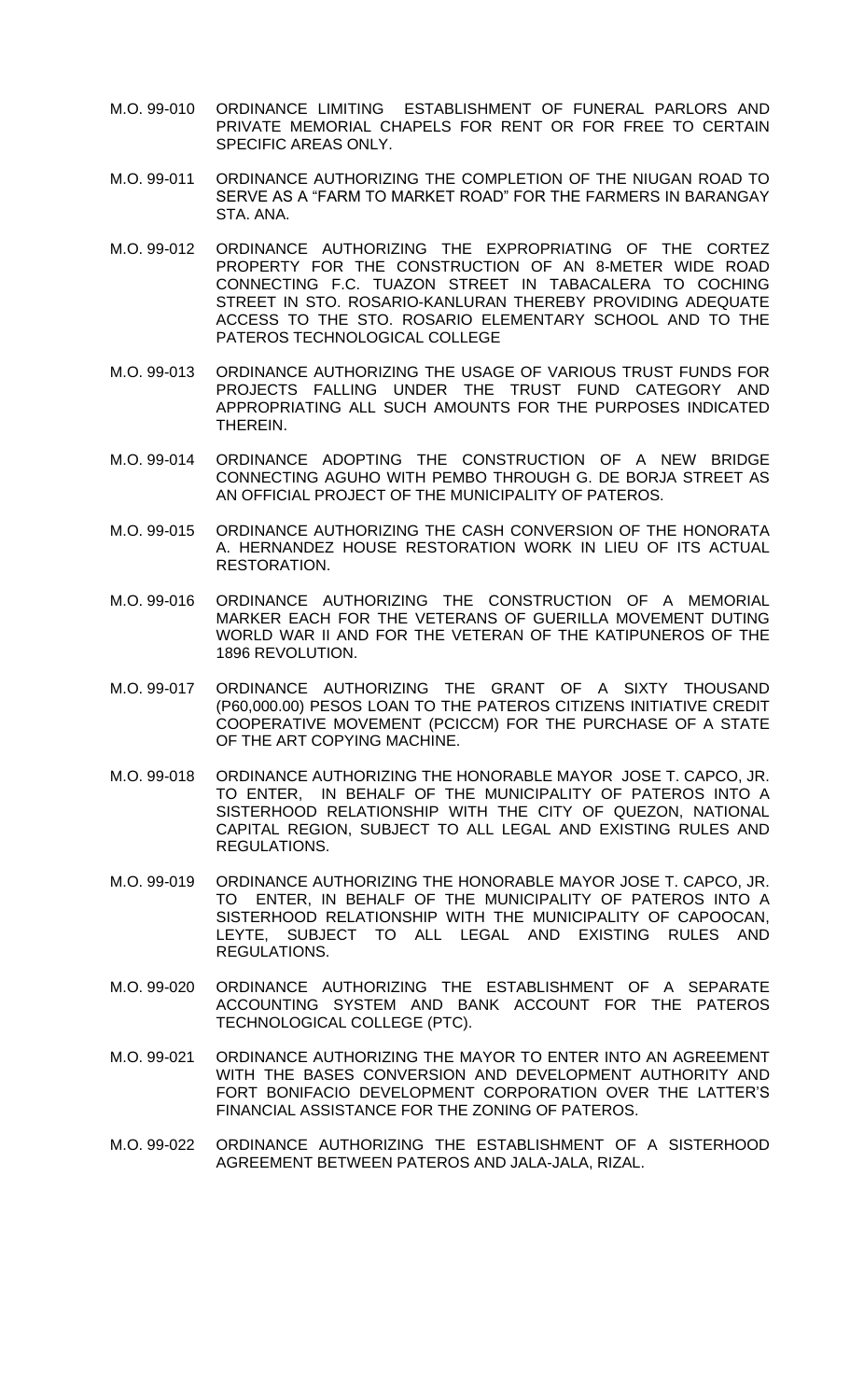M.O. 99-010 ORDINANCE LIMITING ESTABLISHMENT OF FUNERAL PARLORS AND PRIVATE MEMORIAL CHAPELS FOR RENT OR FOR FREE TO CERTAIN SPECIFIC AREAS ONLY.

M.O. 99-011 ORDINANCE AUTHORIZING THE COMPLETION OF THE NIUGAN ROAD TO SERVE AS A "FARM TO MARKET ROAD" FOR THE FARMERS IN BARANGAY STA. ANA.

M.O. 99-012 ORDINANCE AUTHORIZING THE EXPROPRIATING OF THE CORTEZ PROPERTY FOR THE CONSTRUCTION OF AN 8-METER WIDE ROAD CONNECTING F.C. TUAZON STREET IN TABACALERA TO COCHING STREET IN STO. ROSARIO-KANLURAN THEREBY PROVIDING ADEQUATE ACCESS TO THE STO. ROSARIO ELEMENTARY SCHOOL AND TO THE PATEROS TECHNOLOGICAL COLLEGE

M.O. 99-013 ORDINANCE AUTHORIZING THE USAGE OF VARIOUS TRUST FUNDS FOR PROJECTS FALLING UNDER THE TRUST FUND CATEGORY AND APPROPRIATING ALL SUCH AMOUNTS FOR THE PURPOSES INDICATED THEREIN.

M.O. 99-014 ORDINANCE ADOPTING THE CONSTRUCTION OF A NEW BRIDGE CONNECTING AGUHO WITH PEMBO THROUGH G. DE BORJA STREET AS AN OFFICIAL PROJECT OF THE MUNICIPALITY OF PATEROS.

M.O. 99-015 ORDINANCE AUTHORIZING THE CASH CONVERSION OF THE HONORATA A. HERNANDEZ HOUSE RESTORATION WORK IN LIEU OF ITS ACTUAL RESTORATION.

M.O. 99-016 ORDINANCE AUTHORIZING THE CONSTRUCTION OF A MEMORIAL MARKER EACH FOR THE VETERANS OF GUERILLA MOVEMENT DUTING WORLD WAR II AND FOR THE VETERAN OF THE KATIPUNEROS OF THE 1896 REVOLUTION.

M.O. 99-017 ORDINANCE AUTHORIZING THE GRANT OF A SIXTY THOUSAND (P60,000.00) PESOS LOAN TO THE PATEROS CITIZENS INITIATIVE CREDIT COOPERATIVE MOVEMENT (PCICCM) FOR THE PURCHASE OF A STATE OF THE ART COPYING MACHINE.

M.O. 99-018 ORDINANCE AUTHORIZING THE HONORABLE MAYOR JOSE T. CAPCO, JR. TO ENTER, IN BEHALF OF THE MUNICIPALITY OF PATEROS INTO A SISTERHOOD RELATIONSHIP WITH THE CITY OF QUEZON, NATIONAL CAPITAL REGION, SUBJECT TO ALL LEGAL AND EXISTING RULES AND REGULATIONS.

M.O. 99-019 ORDINANCE AUTHORIZING THE HONORABLE MAYOR JOSE T. CAPCO, JR. TO ENTER, IN BEHALF OF THE MUNICIPALITY OF PATEROS INTO A SISTERHOOD RELATIONSHIP WITH THE MUNICIPALITY OF CAPOOCAN, LEYTE, SUBJECT TO ALL LEGAL AND EXISTING RULES AND REGULATIONS.

M.O. 99-020 ORDINANCE AUTHORIZING THE ESTABLISHMENT OF A SEPARATE ACCOUNTING SYSTEM AND BANK ACCOUNT FOR THE PATEROS TECHNOLOGICAL COLLEGE (PTC).

M.O. 99-021 ORDINANCE AUTHORIZING THE MAYOR TO ENTER INTO AN AGREEMENT WITH THE BASES CONVERSION AND DEVELOPMENT AUTHORITY AND FORT BONIFACIO DEVELOPMENT CORPORATION OVER THE LATTER'S FINANCIAL ASSISTANCE FOR THE ZONING OF PATEROS.

M.O. 99-022 ORDINANCE AUTHORIZING THE ESTABLISHMENT OF A SISTERHOOD AGREEMENT BETWEEN PATEROS AND JALA-JALA, RIZAL.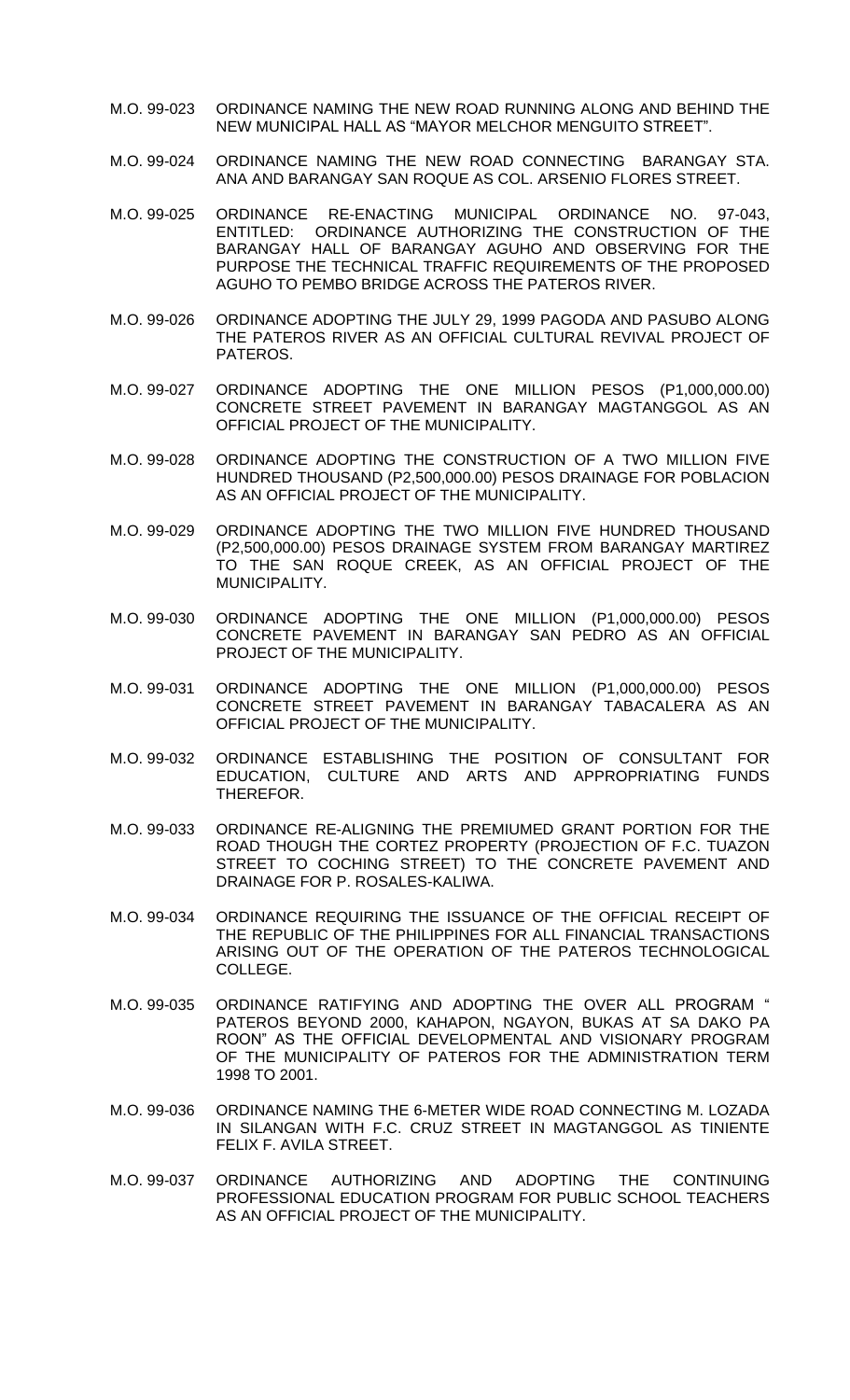M.O. 99-023 ORDINANCE NAMING THE NEW ROAD RUNNING ALONG AND BEHIND THE NEW MUNICIPAL HALL AS "MAYOR MELCHOR MENGUITO STREET".

M.O. 99-024 ORDINANCE NAMING THE NEW ROAD CONNECTING BARANGAY STA. ANA AND BARANGAY SAN ROQUE AS COL. ARSENIO FLORES STREET.

M.O. 99-025 ORDINANCE RE-ENACTING MUNICIPAL ORDINANCE NO. 97-043, ENTITLED: ORDINANCE AUTHORIZING THE CONSTRUCTION OF THE BARANGAY HALL OF BARANGAY AGUHO AND OBSERVING FOR THE PURPOSE THE TECHNICAL TRAFFIC REQUIREMENTS OF THE PROPOSED AGUHO TO PEMBO BRIDGE ACROSS THE PATEROS RIVER.

M.O. 99-026 ORDINANCE ADOPTING THE JULY 29, 1999 PAGODA AND PASUBO ALONG THE PATEROS RIVER AS AN OFFICIAL CULTURAL REVIVAL PROJECT OF PATEROS.

M.O. 99-027 ORDINANCE ADOPTING THE ONE MILLION PESOS (P1,000,000.00) CONCRETE STREET PAVEMENT IN BARANGAY MAGTANGGOL AS AN OFFICIAL PROJECT OF THE MUNICIPALITY.

M.O. 99-028 ORDINANCE ADOPTING THE CONSTRUCTION OF A TWO MILLION FIVE HUNDRED THOUSAND (P2,500,000.00) PESOS DRAINAGE FOR POBLACION AS AN OFFICIAL PROJECT OF THE MUNICIPALITY.

M.O. 99-029 ORDINANCE ADOPTING THE TWO MILLION FIVE HUNDRED THOUSAND (P2,500,000.00) PESOS DRAINAGE SYSTEM FROM BARANGAY MARTIREZ TO THE SAN ROQUE CREEK, AS AN OFFICIAL PROJECT OF THE MUNICIPALITY.

M.O. 99-030 ORDINANCE ADOPTING THE ONE MILLION (P1,000,000.00) PESOS CONCRETE PAVEMENT IN BARANGAY SAN PEDRO AS AN OFFICIAL PROJECT OF THE MUNICIPALITY.

M.O. 99-031 ORDINANCE ADOPTING THE ONE MILLION (P1,000,000.00) PESOS CONCRETE STREET PAVEMENT IN BARANGAY TABACALERA AS AN OFFICIAL PROJECT OF THE MUNICIPALITY.

M.O. 99-032 ORDINANCE ESTABLISHING THE POSITION OF CONSULTANT FOR EDUCATION, CULTURE AND ARTS AND APPROPRIATING FUNDS THEREFOR.

M.O. 99-033 ORDINANCE RE-ALIGNING THE PREMIUMED GRANT PORTION FOR THE ROAD THOUGH THE CORTEZ PROPERTY (PROJECTION OF F.C. TUAZON STREET TO COCHING STREET) TO THE CONCRETE PAVEMENT AND DRAINAGE FOR P. ROSALES-KALIWA.

M.O. 99-034 ORDINANCE REQUIRING THE ISSUANCE OF THE OFFICIAL RECEIPT OF THE REPUBLIC OF THE PHILIPPINES FOR ALL FINANCIAL TRANSACTIONS ARISING OUT OF THE OPERATION OF THE PATEROS TECHNOLOGICAL COLLEGE.

M.O. 99-035 ORDINANCE RATIFYING AND ADOPTING THE OVER ALL PROGRAM " PATEROS BEYOND 2000, KAHAPON, NGAYON, BUKAS AT SA DAKO PA ROON" AS THE OFFICIAL DEVELOPMENTAL AND VISIONARY PROGRAM OF THE MUNICIPALITY OF PATEROS FOR THE ADMINISTRATION TERM 1998 TO 2001.

M.O. 99-036 ORDINANCE NAMING THE 6-METER WIDE ROAD CONNECTING M. LOZADA IN SILANGAN WITH F.C. CRUZ STREET IN MAGTANGGOL AS TINIENTE FELIX F. AVILA STREET.

M.O. 99-037 ORDINANCE AUTHORIZING AND ADOPTING THE CONTINUING PROFESSIONAL EDUCATION PROGRAM FOR PUBLIC SCHOOL TEACHERS AS AN OFFICIAL PROJECT OF THE MUNICIPALITY.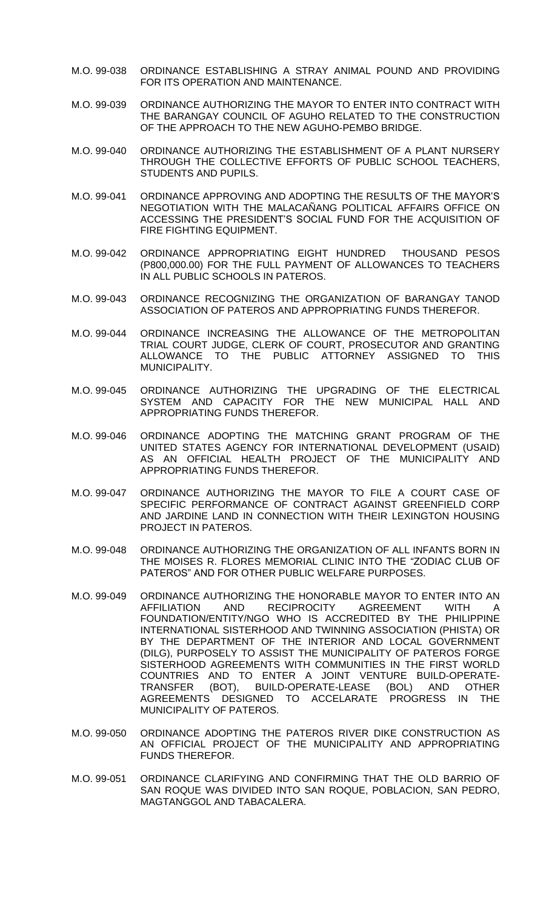M.O. 99-038 ORDINANCE ESTABLISHING A STRAY ANIMAL POUND AND PROVIDING FOR ITS OPERATION AND MAINTENANCE.

M.O. 99-039 ORDINANCE AUTHORIZING THE MAYOR TO ENTER INTO CONTRACT WITH THE BARANGAY COUNCIL OF AGUHO RELATED TO THE CONSTRUCTION OF THE APPROACH TO THE NEW AGUHO-PEMBO BRIDGE.

M.O. 99-040 ORDINANCE AUTHORIZING THE ESTABLISHMENT OF A PLANT NURSERY THROUGH THE COLLECTIVE EFFORTS OF PUBLIC SCHOOL TEACHERS, STUDENTS AND PUPILS.

M.O. 99-041 ORDINANCE APPROVING AND ADOPTING THE RESULTS OF THE MAYOR'S NEGOTIATION WITH THE MALACAÑANG POLITICAL AFFAIRS OFFICE ON ACCESSING THE PRESIDENT'S SOCIAL FUND FOR THE ACQUISITION OF FIRE FIGHTING EQUIPMENT.

M.O. 99-042 ORDINANCE APPROPRIATING EIGHT HUNDRED THOUSAND PESOS (P800,000.00) FOR THE FULL PAYMENT OF ALLOWANCES TO TEACHERS IN ALL PUBLIC SCHOOLS IN PATEROS.

M.O. 99-043 ORDINANCE RECOGNIZING THE ORGANIZATION OF BARANGAY TANOD ASSOCIATION OF PATEROS AND APPROPRIATING FUNDS THEREFOR.

M.O. 99-044 ORDINANCE INCREASING THE ALLOWANCE OF THE METROPOLITAN TRIAL COURT JUDGE, CLERK OF COURT, PROSECUTOR AND GRANTING ALLOWANCE TO THE PUBLIC ATTORNEY ASSIGNED TO THIS MUNICIPALITY.

M.O. 99-045 ORDINANCE AUTHORIZING THE UPGRADING OF THE ELECTRICAL SYSTEM AND CAPACITY FOR THE NEW MUNICIPAL HALL AND APPROPRIATING FUNDS THEREFOR.

M.O. 99-046 ORDINANCE ADOPTING THE MATCHING GRANT PROGRAM OF THE UNITED STATES AGENCY FOR INTERNATIONAL DEVELOPMENT (USAID) AS AN OFFICIAL HEALTH PROJECT OF THE MUNICIPALITY AND APPROPRIATING FUNDS THEREFOR.

M.O. 99-047 ORDINANCE AUTHORIZING THE MAYOR TO FILE A COURT CASE OF SPECIFIC PERFORMANCE OF CONTRACT AGAINST GREENFIELD CORP AND JARDINE LAND IN CONNECTION WITH THEIR LEXINGTON HOUSING PROJECT IN PATEROS.

M.O. 99-048 ORDINANCE AUTHORIZING THE ORGANIZATION OF ALL INFANTS BORN IN THE MOISES R. FLORES MEMORIAL CLINIC INTO THE "ZODIAC CLUB OF PATEROS" AND FOR OTHER PUBLIC WELFARE PURPOSES.

M.O. 99-049 ORDINANCE AUTHORIZING THE HONORABLE MAYOR TO ENTER INTO AN AFFILIATION AND RECIPROCITY AGREEMENT WITH A FOUNDATION/ENTITY/NGO WHO IS ACCREDITED BY THE PHILIPPINE INTERNATIONAL SISTERHOOD AND TWINNING ASSOCIATION (PHISTA) OR BY THE DEPARTMENT OF THE INTERIOR AND LOCAL GOVERNMENT (DILG), PURPOSELY TO ASSIST THE MUNICIPALITY OF PATEROS FORGE SISTERHOOD AGREEMENTS WITH COMMUNITIES IN THE FIRST WORLD COUNTRIES AND TO ENTER A JOINT VENTURE BUILD-OPERATE-TRANSFER (BOT), BUILD-OPERATE-LEASE (BOL) AND OTHER AGREEMENTS DESIGNED TO ACCELARATE PROGRESS IN THE MUNICIPALITY OF PATEROS.

M.O. 99-050 ORDINANCE ADOPTING THE PATEROS RIVER DIKE CONSTRUCTION AS AN OFFICIAL PROJECT OF THE MUNICIPALITY AND APPROPRIATING FUNDS THEREFOR.

M.O. 99-051 ORDINANCE CLARIFYING AND CONFIRMING THAT THE OLD BARRIO OF SAN ROQUE WAS DIVIDED INTO SAN ROQUE, POBLACION, SAN PEDRO, MAGTANGGOL AND TABACALERA.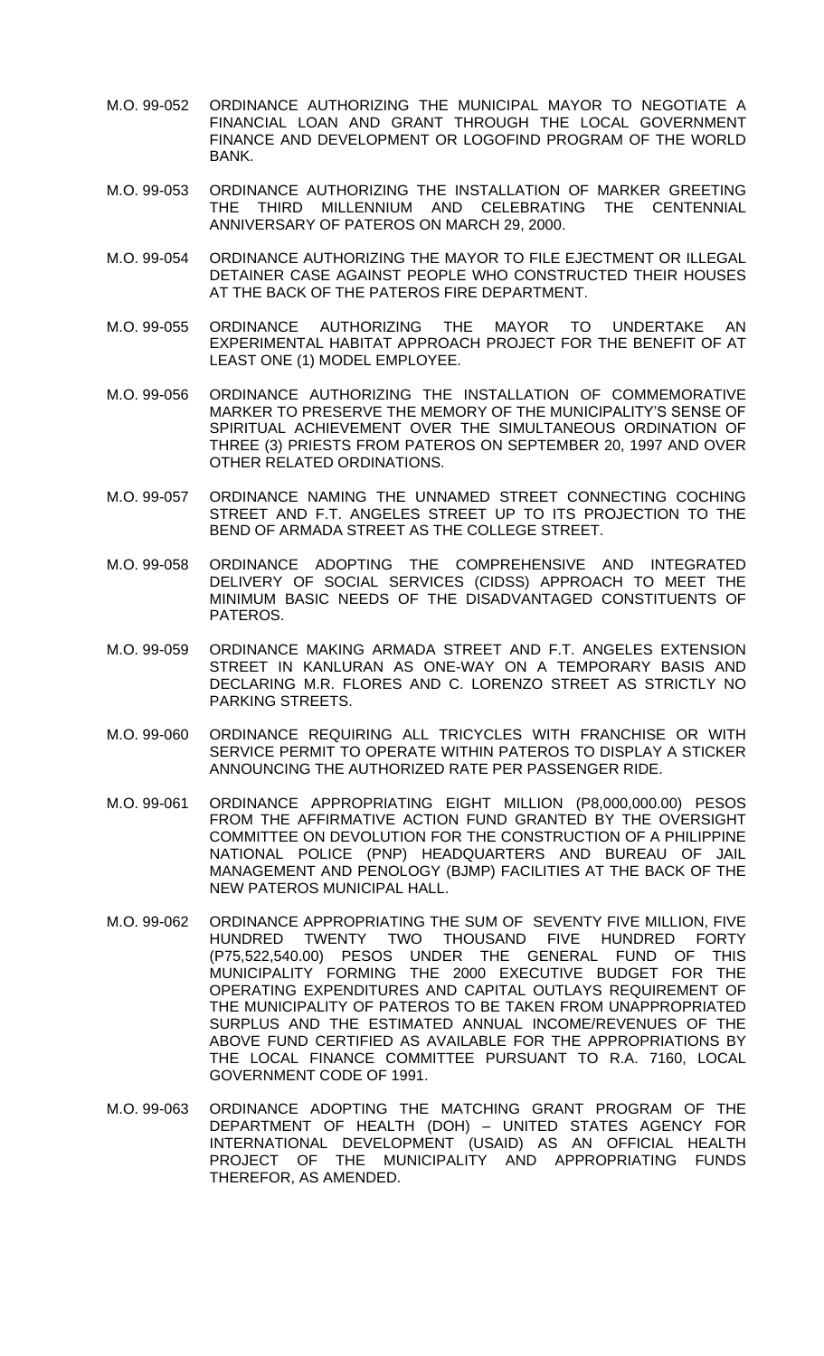M.O. 99-052 ORDINANCE AUTHORIZING THE MUNICIPAL MAYOR TO NEGOTIATE A FINANCIAL LOAN AND GRANT THROUGH THE LOCAL GOVERNMENT FINANCE AND DEVELOPMENT OR LOGOFIND PROGRAM OF THE WORLD BANK.

M.O. 99-053 ORDINANCE AUTHORIZING THE INSTALLATION OF MARKER GREETING THE THIRD MILLENNIUM AND CELEBRATING THE CENTENNIAL ANNIVERSARY OF PATEROS ON MARCH 29, 2000.

M.O. 99-054 ORDINANCE AUTHORIZING THE MAYOR TO FILE EJECTMENT OR ILLEGAL DETAINER CASE AGAINST PEOPLE WHO CONSTRUCTED THEIR HOUSES AT THE BACK OF THE PATEROS FIRE DEPARTMENT.

M.O. 99-055 ORDINANCE AUTHORIZING THE MAYOR TO UNDERTAKE AN EXPERIMENTAL HABITAT APPROACH PROJECT FOR THE BENEFIT OF AT LEAST ONE (1) MODEL EMPLOYEE.

M.O. 99-056 ORDINANCE AUTHORIZING THE INSTALLATION OF COMMEMORATIVE MARKER TO PRESERVE THE MEMORY OF THE MUNICIPALITY'S SENSE OF SPIRITUAL ACHIEVEMENT OVER THE SIMULTANEOUS ORDINATION OF THREE (3) PRIESTS FROM PATEROS ON SEPTEMBER 20, 1997 AND OVER OTHER RELATED ORDINATIONS.

M.O. 99-057 ORDINANCE NAMING THE UNNAMED STREET CONNECTING COCHING STREET AND F.T. ANGELES STREET UP TO ITS PROJECTION TO THE BEND OF ARMADA STREET AS THE COLLEGE STREET.

M.O. 99-058 ORDINANCE ADOPTING THE COMPREHENSIVE AND INTEGRATED DELIVERY OF SOCIAL SERVICES (CIDSS) APPROACH TO MEET THE MINIMUM BASIC NEEDS OF THE DISADVANTAGED CONSTITUENTS OF PATEROS.

M.O. 99-059 ORDINANCE MAKING ARMADA STREET AND F.T. ANGELES EXTENSION STREET IN KANLURAN AS ONE-WAY ON A TEMPORARY BASIS AND DECLARING M.R. FLORES AND C. LORENZO STREET AS STRICTLY NO PARKING STREETS.

M.O. 99-060 ORDINANCE REQUIRING ALL TRICYCLES WITH FRANCHISE OR WITH SERVICE PERMIT TO OPERATE WITHIN PATEROS TO DISPLAY A STICKER ANNOUNCING THE AUTHORIZED RATE PER PASSENGER RIDE.

M.O. 99-061 ORDINANCE APPROPRIATING EIGHT MILLION (P8,000,000.00) PESOS FROM THE AFFIRMATIVE ACTION FUND GRANTED BY THE OVERSIGHT COMMITTEE ON DEVOLUTION FOR THE CONSTRUCTION OF A PHILIPPINE NATIONAL POLICE (PNP) HEADQUARTERS AND BUREAU OF JAIL MANAGEMENT AND PENOLOGY (BJMP) FACILITIES AT THE BACK OF THE NEW PATEROS MUNICIPAL HALL.

M.O. 99-062 ORDINANCE APPROPRIATING THE SUM OF SEVENTY FIVE MILLION, FIVE HUNDRED TWENTY TWO THOUSAND FIVE HUNDRED FORTY (P75,522,540.00) PESOS UNDER THE GENERAL FUND OF THIS MUNICIPALITY FORMING THE 2000 EXECUTIVE BUDGET FOR THE OPERATING EXPENDITURES AND CAPITAL OUTLAYS REQUIREMENT OF THE MUNICIPALITY OF PATEROS TO BE TAKEN FROM UNAPPROPRIATED SURPLUS AND THE ESTIMATED ANNUAL INCOME/REVENUES OF THE ABOVE FUND CERTIFIED AS AVAILABLE FOR THE APPROPRIATIONS BY THE LOCAL FINANCE COMMITTEE PURSUANT TO R.A. 7160, LOCAL GOVERNMENT CODE OF 1991.

M.O. 99-063 ORDINANCE ADOPTING THE MATCHING GRANT PROGRAM OF THE DEPARTMENT OF HEALTH (DOH) – UNITED STATES AGENCY FOR INTERNATIONAL DEVELOPMENT (USAID) AS AN OFFICIAL HEALTH PROJECT OF THE MUNICIPALITY AND APPROPRIATING FUNDS THEREFOR, AS AMENDED.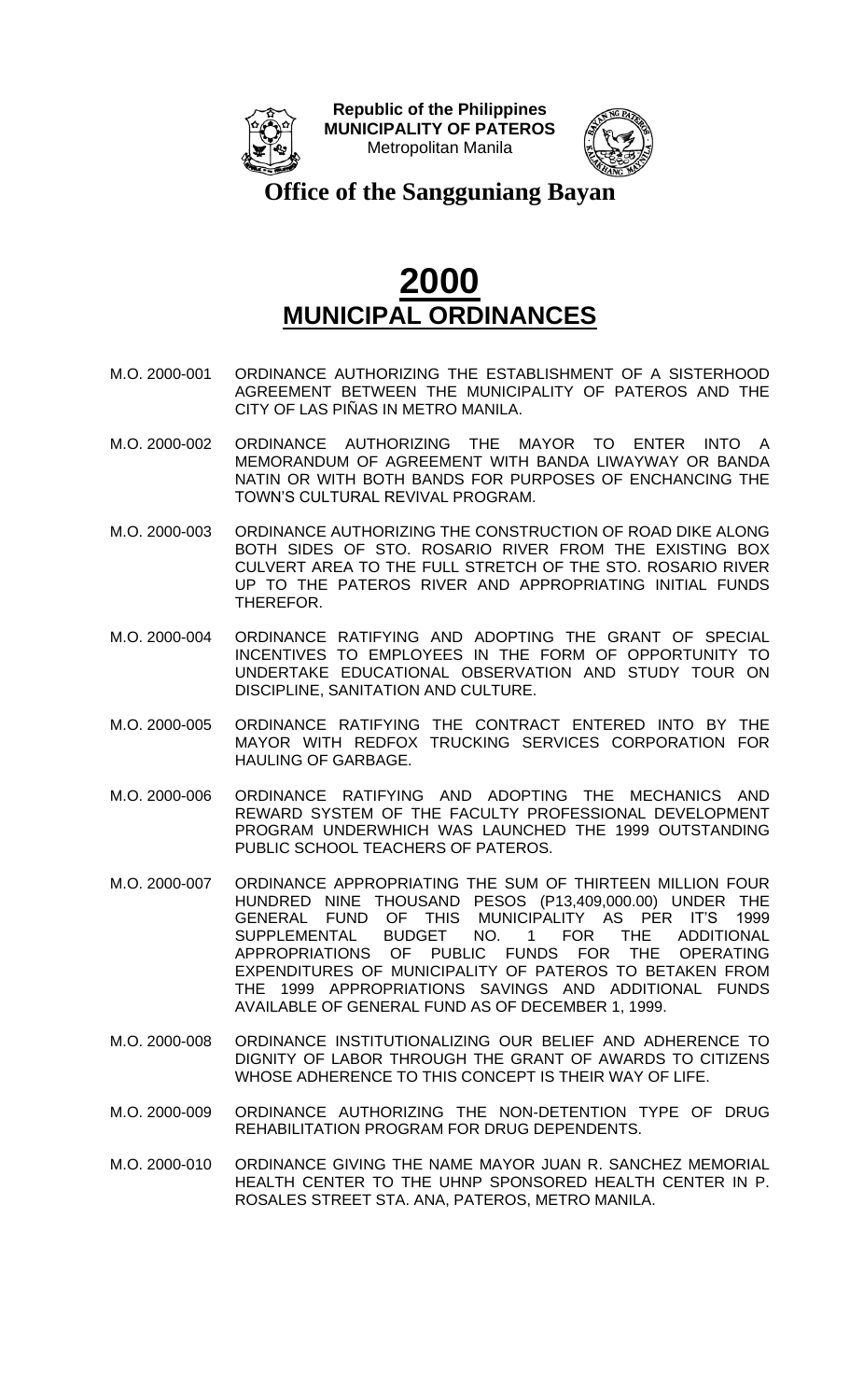**Republic of the Philippines**
**MUNICIPALITY OF PATEROS**
Metropolitan Manila

**Office of the Sangguniang Bayan**

# 2000
# MUNICIPAL ORDINANCES

M.O. 2000-001 ORDINANCE AUTHORIZING THE ESTABLISHMENT OF A SISTERHOOD AGREEMENT BETWEEN THE MUNICIPALITY OF PATEROS AND THE CITY OF LAS PIÑAS IN METRO MANILA.

M.O. 2000-002 ORDINANCE AUTHORIZING THE MAYOR TO ENTER INTO A MEMORANDUM OF AGREEMENT WITH BANDA LIWAYWAY OR BANDA NATIN OR WITH BOTH BANDS FOR PURPOSES OF ENCHANCING THE TOWN'S CULTURAL REVIVAL PROGRAM.

M.O. 2000-003 ORDINANCE AUTHORIZING THE CONSTRUCTION OF ROAD DIKE ALONG BOTH SIDES OF STO. ROSARIO RIVER FROM THE EXISTING BOX CULVERT AREA TO THE FULL STRETCH OF THE STO. ROSARIO RIVER UP TO THE PATEROS RIVER AND APPROPRIATING INITIAL FUNDS THEREFOR.

M.O. 2000-004 ORDINANCE RATIFYING AND ADOPTING THE GRANT OF SPECIAL INCENTIVES TO EMPLOYEES IN THE FORM OF OPPORTUNITY TO UNDERTAKE EDUCATIONAL OBSERVATION AND STUDY TOUR ON DISCIPLINE, SANITATION AND CULTURE.

M.O. 2000-005 ORDINANCE RATIFYING THE CONTRACT ENTERED INTO BY THE MAYOR WITH REDFOX TRUCKING SERVICES CORPORATION FOR HAULING OF GARBAGE.

M.O. 2000-006 ORDINANCE RATIFYING AND ADOPTING THE MECHANICS AND REWARD SYSTEM OF THE FACULTY PROFESSIONAL DEVELOPMENT PROGRAM UNDERWHICH WAS LAUNCHED THE 1999 OUTSTANDING PUBLIC SCHOOL TEACHERS OF PATEROS.

M.O. 2000-007 ORDINANCE APPROPRIATING THE SUM OF THIRTEEN MILLION FOUR HUNDRED NINE THOUSAND PESOS (P13,409,000.00) UNDER THE GENERAL FUND OF THIS MUNICIPALITY AS PER IT'S 1999 SUPPLEMENTAL BUDGET NO. 1 FOR THE ADDITIONAL APPROPRIATIONS OF PUBLIC FUNDS FOR THE OPERATING EXPENDITURES OF MUNICIPALITY OF PATEROS TO BETAKEN FROM THE 1999 APPROPRIATIONS SAVINGS AND ADDITIONAL FUNDS AVAILABLE OF GENERAL FUND AS OF DECEMBER 1, 1999.

M.O. 2000-008 ORDINANCE INSTITUTIONALIZING OUR BELIEF AND ADHERENCE TO DIGNITY OF LABOR THROUGH THE GRANT OF AWARDS TO CITIZENS WHOSE ADHERENCE TO THIS CONCEPT IS THEIR WAY OF LIFE.

M.O. 2000-009 ORDINANCE AUTHORIZING THE NON-DETENTION TYPE OF DRUG REHABILITATION PROGRAM FOR DRUG DEPENDENTS.

M.O. 2000-010 ORDINANCE GIVING THE NAME MAYOR JUAN R. SANCHEZ MEMORIAL HEALTH CENTER TO THE UHNP SPONSORED HEALTH CENTER IN P. ROSALES STREET STA. ANA, PATEROS, METRO MANILA.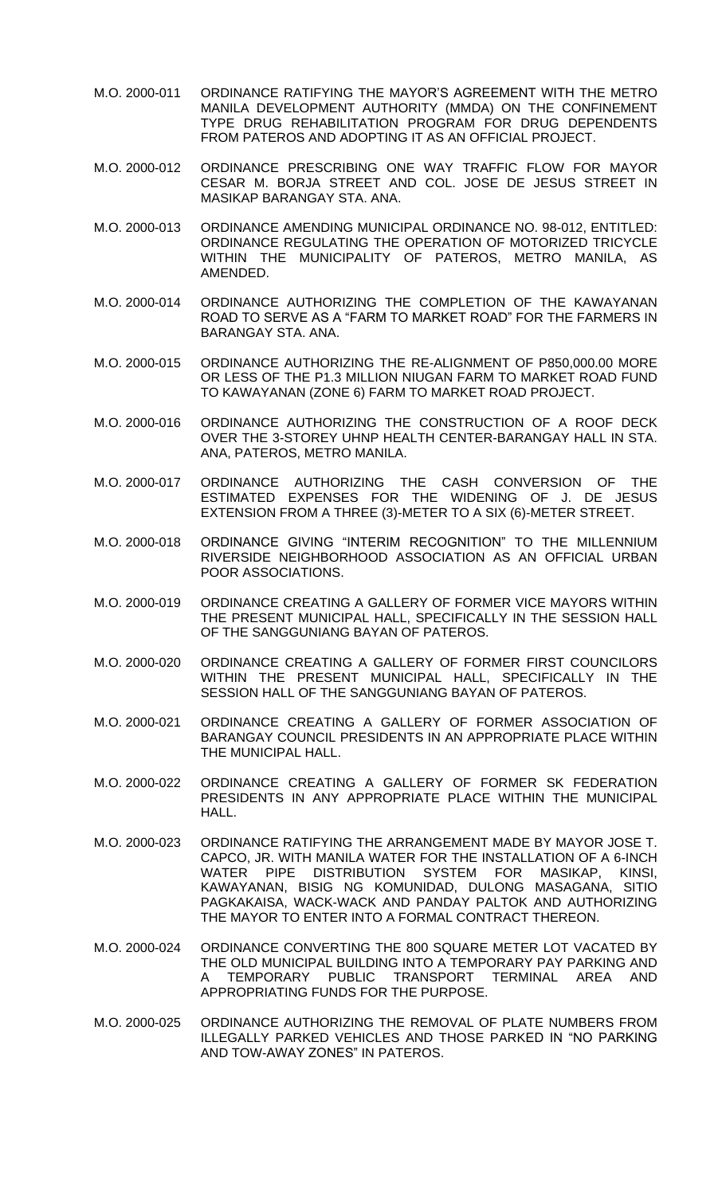M.O. 2000-011 ORDINANCE RATIFYING THE MAYOR'S AGREEMENT WITH THE METRO MANILA DEVELOPMENT AUTHORITY (MMDA) ON THE CONFINEMENT TYPE DRUG REHABILITATION PROGRAM FOR DRUG DEPENDENTS FROM PATEROS AND ADOPTING IT AS AN OFFICIAL PROJECT.

M.O. 2000-012 ORDINANCE PRESCRIBING ONE WAY TRAFFIC FLOW FOR MAYOR CESAR M. BORJA STREET AND COL. JOSE DE JESUS STREET IN MASIKAP BARANGAY STA. ANA.

M.O. 2000-013 ORDINANCE AMENDING MUNICIPAL ORDINANCE NO. 98-012, ENTITLED: ORDINANCE REGULATING THE OPERATION OF MOTORIZED TRICYCLE WITHIN THE MUNICIPALITY OF PATEROS, METRO MANILA, AS AMENDED.

M.O. 2000-014 ORDINANCE AUTHORIZING THE COMPLETION OF THE KAWAYANAN ROAD TO SERVE AS A "FARM TO MARKET ROAD" FOR THE FARMERS IN BARANGAY STA. ANA.

M.O. 2000-015 ORDINANCE AUTHORIZING THE RE-ALIGNMENT OF P850,000.00 MORE OR LESS OF THE P1.3 MILLION NIUGAN FARM TO MARKET ROAD FUND TO KAWAYANAN (ZONE 6) FARM TO MARKET ROAD PROJECT.

M.O. 2000-016 ORDINANCE AUTHORIZING THE CONSTRUCTION OF A ROOF DECK OVER THE 3-STOREY UHNP HEALTH CENTER-BARANGAY HALL IN STA. ANA, PATEROS, METRO MANILA.

M.O. 2000-017 ORDINANCE AUTHORIZING THE CASH CONVERSION OF THE ESTIMATED EXPENSES FOR THE WIDENING OF J. DE JESUS EXTENSION FROM A THREE (3)-METER TO A SIX (6)-METER STREET.

M.O. 2000-018 ORDINANCE GIVING "INTERIM RECOGNITION" TO THE MILLENNIUM RIVERSIDE NEIGHBORHOOD ASSOCIATION AS AN OFFICIAL URBAN POOR ASSOCIATIONS.

M.O. 2000-019 ORDINANCE CREATING A GALLERY OF FORMER VICE MAYORS WITHIN THE PRESENT MUNICIPAL HALL, SPECIFICALLY IN THE SESSION HALL OF THE SANGGUNIANG BAYAN OF PATEROS.

M.O. 2000-020 ORDINANCE CREATING A GALLERY OF FORMER FIRST COUNCILORS WITHIN THE PRESENT MUNICIPAL HALL, SPECIFICALLY IN THE SESSION HALL OF THE SANGGUNIANG BAYAN OF PATEROS.

M.O. 2000-021 ORDINANCE CREATING A GALLERY OF FORMER ASSOCIATION OF BARANGAY COUNCIL PRESIDENTS IN AN APPROPRIATE PLACE WITHIN THE MUNICIPAL HALL.

M.O. 2000-022 ORDINANCE CREATING A GALLERY OF FORMER SK FEDERATION PRESIDENTS IN ANY APPROPRIATE PLACE WITHIN THE MUNICIPAL HALL.

M.O. 2000-023 ORDINANCE RATIFYING THE ARRANGEMENT MADE BY MAYOR JOSE T. CAPCO, JR. WITH MANILA WATER FOR THE INSTALLATION OF A 6-INCH WATER PIPE DISTRIBUTION SYSTEM FOR MASIKAP, KINSI, KAWAYANAN, BISIG NG KOMUNIDAD, DULONG MASAGANA, SITIO PAGKAKAISA, WACK-WACK AND PANDAY PALTOK AND AUTHORIZING THE MAYOR TO ENTER INTO A FORMAL CONTRACT THEREON.

M.O. 2000-024 ORDINANCE CONVERTING THE 800 SQUARE METER LOT VACATED BY THE OLD MUNICIPAL BUILDING INTO A TEMPORARY PAY PARKING AND A TEMPORARY PUBLIC TRANSPORT TERMINAL AREA AND APPROPRIATING FUNDS FOR THE PURPOSE.

M.O. 2000-025 ORDINANCE AUTHORIZING THE REMOVAL OF PLATE NUMBERS FROM ILLEGALLY PARKED VEHICLES AND THOSE PARKED IN "NO PARKING AND TOW-AWAY ZONES" IN PATEROS.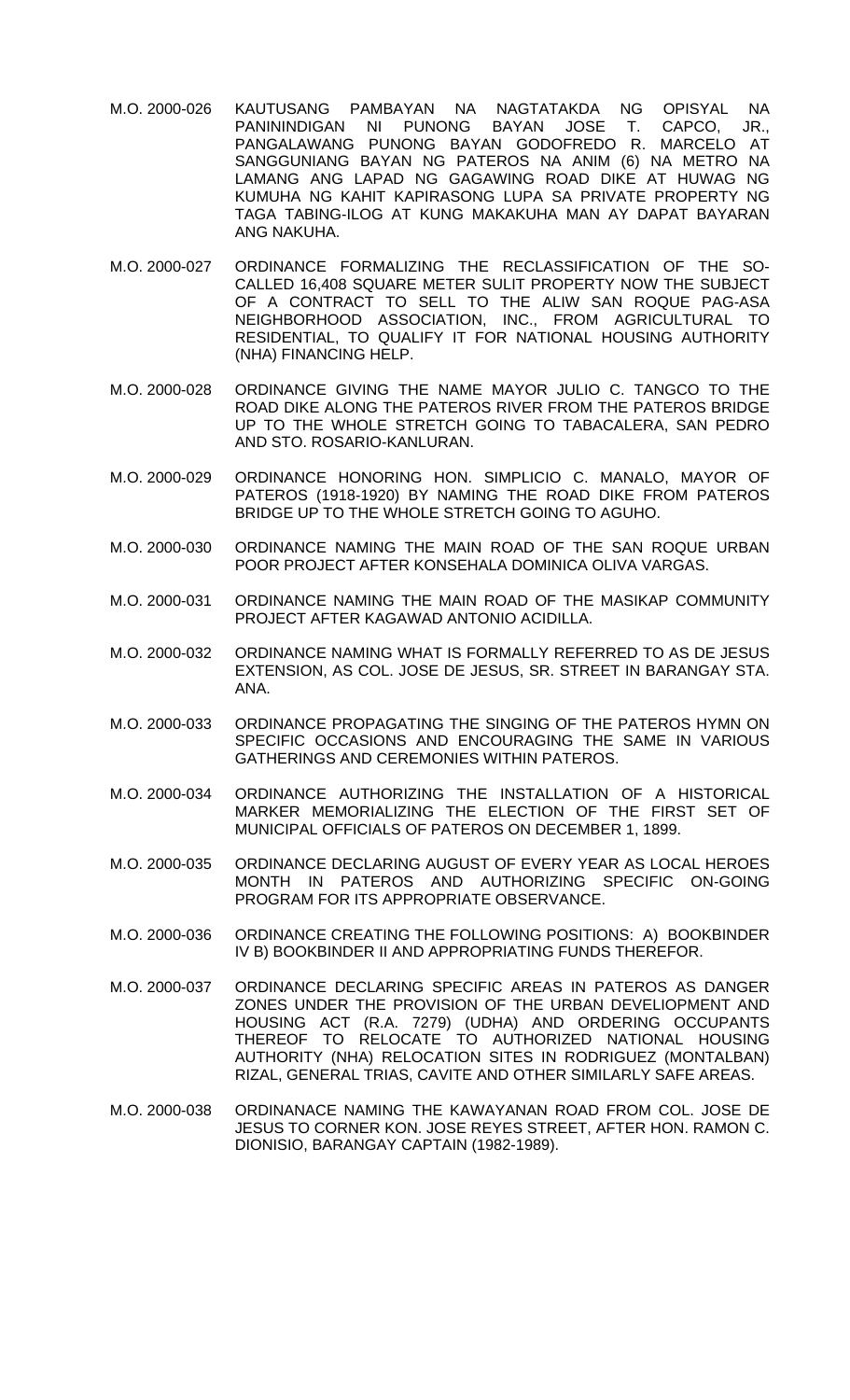M.O. 2000-026 KAUTUSANG PAMBAYAN NA NAGTATAKDA NG OPISYAL NA PANININDIGAN NI PUNONG BAYAN JOSE T. CAPCO, JR., PANGALAWANG PUNONG BAYAN GODOFREDO R. MARCELO AT SANGGUNIANG BAYAN NG PATEROS NA ANIM (6) NA METRO NA LAMANG ANG LAPAD NG GAGAWING ROAD DIKE AT HUWAG NG KUMUHA NG KAHIT KAPIRASONG LUPA SA PRIVATE PROPERTY NG TAGA TABING-ILOG AT KUNG MAKAKUHA MAN AY DAPAT BAYARAN ANG NAKUHA.

M.O. 2000-027 ORDINANCE FORMALIZING THE RECLASSIFICATION OF THE SO-CALLED 16,408 SQUARE METER SULIT PROPERTY NOW THE SUBJECT OF A CONTRACT TO SELL TO THE ALIW SAN ROQUE PAG-ASA NEIGHBORHOOD ASSOCIATION, INC., FROM AGRICULTURAL TO RESIDENTIAL, TO QUALIFY IT FOR NATIONAL HOUSING AUTHORITY (NHA) FINANCING HELP.

M.O. 2000-028 ORDINANCE GIVING THE NAME MAYOR JULIO C. TANGCO TO THE ROAD DIKE ALONG THE PATEROS RIVER FROM THE PATEROS BRIDGE UP TO THE WHOLE STRETCH GOING TO TABACALERA, SAN PEDRO AND STO. ROSARIO-KANLURAN.

M.O. 2000-029 ORDINANCE HONORING HON. SIMPLICIO C. MANALO, MAYOR OF PATEROS (1918-1920) BY NAMING THE ROAD DIKE FROM PATEROS BRIDGE UP TO THE WHOLE STRETCH GOING TO AGUHO.

M.O. 2000-030 ORDINANCE NAMING THE MAIN ROAD OF THE SAN ROQUE URBAN POOR PROJECT AFTER KONSEHALA DOMINICA OLIVA VARGAS.

M.O. 2000-031 ORDINANCE NAMING THE MAIN ROAD OF THE MASIKAP COMMUNITY PROJECT AFTER KAGAWAD ANTONIO ACIDILLA.

M.O. 2000-032 ORDINANCE NAMING WHAT IS FORMALLY REFERRED TO AS DE JESUS EXTENSION, AS COL. JOSE DE JESUS, SR. STREET IN BARANGAY STA. ANA.

M.O. 2000-033 ORDINANCE PROPAGATING THE SINGING OF THE PATEROS HYMN ON SPECIFIC OCCASIONS AND ENCOURAGING THE SAME IN VARIOUS GATHERINGS AND CEREMONIES WITHIN PATEROS.

M.O. 2000-034 ORDINANCE AUTHORIZING THE INSTALLATION OF A HISTORICAL MARKER MEMORIALIZING THE ELECTION OF THE FIRST SET OF MUNICIPAL OFFICIALS OF PATEROS ON DECEMBER 1, 1899.

M.O. 2000-035 ORDINANCE DECLARING AUGUST OF EVERY YEAR AS LOCAL HEROES MONTH IN PATEROS AND AUTHORIZING SPECIFIC ON-GOING PROGRAM FOR ITS APPROPRIATE OBSERVANCE.

M.O. 2000-036 ORDINANCE CREATING THE FOLLOWING POSITIONS: A) BOOKBINDER IV B) BOOKBINDER II AND APPROPRIATING FUNDS THEREFOR.

M.O. 2000-037 ORDINANCE DECLARING SPECIFIC AREAS IN PATEROS AS DANGER ZONES UNDER THE PROVISION OF THE URBAN DEVELIOPMENT AND HOUSING ACT (R.A. 7279) (UDHA) AND ORDERING OCCUPANTS THEREOF TO RELOCATE TO AUTHORIZED NATIONAL HOUSING AUTHORITY (NHA) RELOCATION SITES IN RODRIGUEZ (MONTALBAN) RIZAL, GENERAL TRIAS, CAVITE AND OTHER SIMILARLY SAFE AREAS.

M.O. 2000-038 ORDINANACE NAMING THE KAWAYANAN ROAD FROM COL. JOSE DE JESUS TO CORNER KON. JOSE REYES STREET, AFTER HON. RAMON C. DIONISIO, BARANGAY CAPTAIN (1982-1989).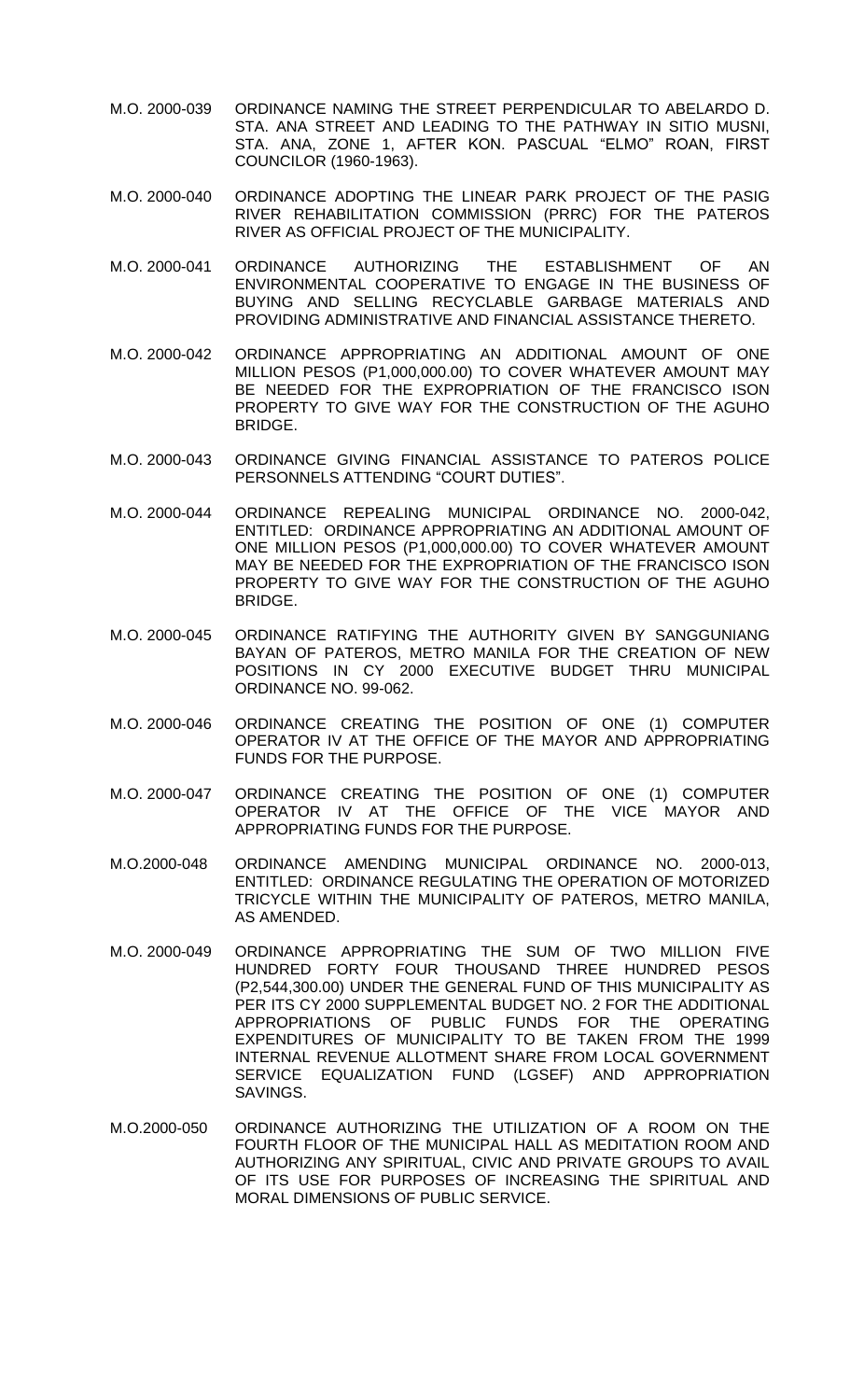M.O. 2000-039 ORDINANCE NAMING THE STREET PERPENDICULAR TO ABELARDO D. STA. ANA STREET AND LEADING TO THE PATHWAY IN SITIO MUSNI, STA. ANA, ZONE 1, AFTER KON. PASCUAL "ELMO" ROAN, FIRST COUNCILOR (1960-1963).

M.O. 2000-040 ORDINANCE ADOPTING THE LINEAR PARK PROJECT OF THE PASIG RIVER REHABILITATION COMMISSION (PRRC) FOR THE PATEROS RIVER AS OFFICIAL PROJECT OF THE MUNICIPALITY.

M.O. 2000-041 ORDINANCE AUTHORIZING THE ESTABLISHMENT OF AN ENVIRONMENTAL COOPERATIVE TO ENGAGE IN THE BUSINESS OF BUYING AND SELLING RECYCLABLE GARBAGE MATERIALS AND PROVIDING ADMINISTRATIVE AND FINANCIAL ASSISTANCE THERETO.

M.O. 2000-042 ORDINANCE APPROPRIATING AN ADDITIONAL AMOUNT OF ONE MILLION PESOS (P1,000,000.00) TO COVER WHATEVER AMOUNT MAY BE NEEDED FOR THE EXPROPRIATION OF THE FRANCISCO ISON PROPERTY TO GIVE WAY FOR THE CONSTRUCTION OF THE AGUHO BRIDGE.

M.O. 2000-043 ORDINANCE GIVING FINANCIAL ASSISTANCE TO PATEROS POLICE PERSONNELS ATTENDING "COURT DUTIES".

M.O. 2000-044 ORDINANCE REPEALING MUNICIPAL ORDINANCE NO. 2000-042, ENTITLED: ORDINANCE APPROPRIATING AN ADDITIONAL AMOUNT OF ONE MILLION PESOS (P1,000,000.00) TO COVER WHATEVER AMOUNT MAY BE NEEDED FOR THE EXPROPRIATION OF THE FRANCISCO ISON PROPERTY TO GIVE WAY FOR THE CONSTRUCTION OF THE AGUHO BRIDGE.

M.O. 2000-045 ORDINANCE RATIFYING THE AUTHORITY GIVEN BY SANGGUNIANG BAYAN OF PATEROS, METRO MANILA FOR THE CREATION OF NEW POSITIONS IN CY 2000 EXECUTIVE BUDGET THRU MUNICIPAL ORDINANCE NO. 99-062.

M.O. 2000-046 ORDINANCE CREATING THE POSITION OF ONE (1) COMPUTER OPERATOR IV AT THE OFFICE OF THE MAYOR AND APPROPRIATING FUNDS FOR THE PURPOSE.

M.O. 2000-047 ORDINANCE CREATING THE POSITION OF ONE (1) COMPUTER OPERATOR IV AT THE OFFICE OF THE VICE MAYOR AND APPROPRIATING FUNDS FOR THE PURPOSE.

M.O.2000-048 ORDINANCE AMENDING MUNICIPAL ORDINANCE NO. 2000-013, ENTITLED: ORDINANCE REGULATING THE OPERATION OF MOTORIZED TRICYCLE WITHIN THE MUNICIPALITY OF PATEROS, METRO MANILA, AS AMENDED.

M.O. 2000-049 ORDINANCE APPROPRIATING THE SUM OF TWO MILLION FIVE HUNDRED FORTY FOUR THOUSAND THREE HUNDRED PESOS (P2,544,300.00) UNDER THE GENERAL FUND OF THIS MUNICIPALITY AS PER ITS CY 2000 SUPPLEMENTAL BUDGET NO. 2 FOR THE ADDITIONAL APPROPRIATIONS OF PUBLIC FUNDS FOR THE OPERATING EXPENDITURES OF MUNICIPALITY TO BE TAKEN FROM THE 1999 INTERNAL REVENUE ALLOTMENT SHARE FROM LOCAL GOVERNMENT SERVICE EQUALIZATION FUND (LGSEF) AND APPROPRIATION SAVINGS.

M.O.2000-050 ORDINANCE AUTHORIZING THE UTILIZATION OF A ROOM ON THE FOURTH FLOOR OF THE MUNICIPAL HALL AS MEDITATION ROOM AND AUTHORIZING ANY SPIRITUAL, CIVIC AND PRIVATE GROUPS TO AVAIL OF ITS USE FOR PURPOSES OF INCREASING THE SPIRITUAL AND MORAL DIMENSIONS OF PUBLIC SERVICE.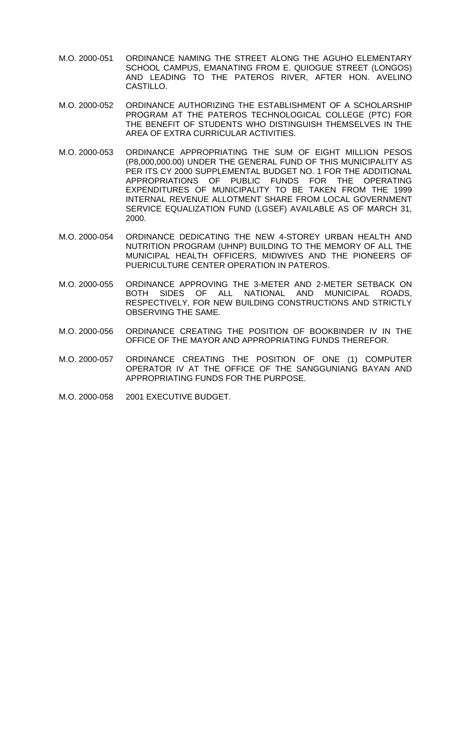M.O. 2000-051 ORDINANCE NAMING THE STREET ALONG THE AGUHO ELEMENTARY SCHOOL CAMPUS, EMANATING FROM E. QUIOGUE STREET (LONGOS) AND LEADING TO THE PATEROS RIVER, AFTER HON. AVELINO CASTILLO.

M.O. 2000-052 ORDINANCE AUTHORIZING THE ESTABLISHMENT OF A SCHOLARSHIP PROGRAM AT THE PATEROS TECHNOLOGICAL COLLEGE (PTC) FOR THE BENEFIT OF STUDENTS WHO DISTINGUISH THEMSELVES IN THE AREA OF EXTRA CURRICULAR ACTIVITIES.

M.O. 2000-053 ORDINANCE APPROPRIATING THE SUM OF EIGHT MILLION PESOS (P8,000,000.00) UNDER THE GENERAL FUND OF THIS MUNICIPALITY AS PER ITS CY 2000 SUPPLEMENTAL BUDGET NO. 1 FOR THE ADDITIONAL APPROPRIATIONS OF PUBLIC FUNDS FOR THE OPERATING EXPENDITURES OF MUNICIPALITY TO BE TAKEN FROM THE 1999 INTERNAL REVENUE ALLOTMENT SHARE FROM LOCAL GOVERNMENT SERVICE EQUALIZATION FUND (LGSEF) AVAILABLE AS OF MARCH 31, 2000.

M.O. 2000-054 ORDINANCE DEDICATING THE NEW 4-STOREY URBAN HEALTH AND NUTRITION PROGRAM (UHNP) BUILDING TO THE MEMORY OF ALL THE MUNICIPAL HEALTH OFFICERS, MIDWIVES AND THE PIONEERS OF PUERICULTURE CENTER OPERATION IN PATEROS.

M.O. 2000-055 ORDINANCE APPROVING THE 3-METER AND 2-METER SETBACK ON BOTH SIDES OF ALL NATIONAL AND MUNICIPAL ROADS, RESPECTIVELY, FOR NEW BUILDING CONSTRUCTIONS AND STRICTLY OBSERVING THE SAME.

M.O. 2000-056 ORDINANCE CREATING THE POSITION OF BOOKBINDER IV IN THE OFFICE OF THE MAYOR AND APPROPRIATING FUNDS THEREFOR.

M.O. 2000-057 ORDINANCE CREATING THE POSITION OF ONE (1) COMPUTER OPERATOR IV AT THE OFFICE OF THE SANGGUNIANG BAYAN AND APPROPRIATING FUNDS FOR THE PURPOSE.

M.O. 2000-058 2001 EXECUTIVE BUDGET.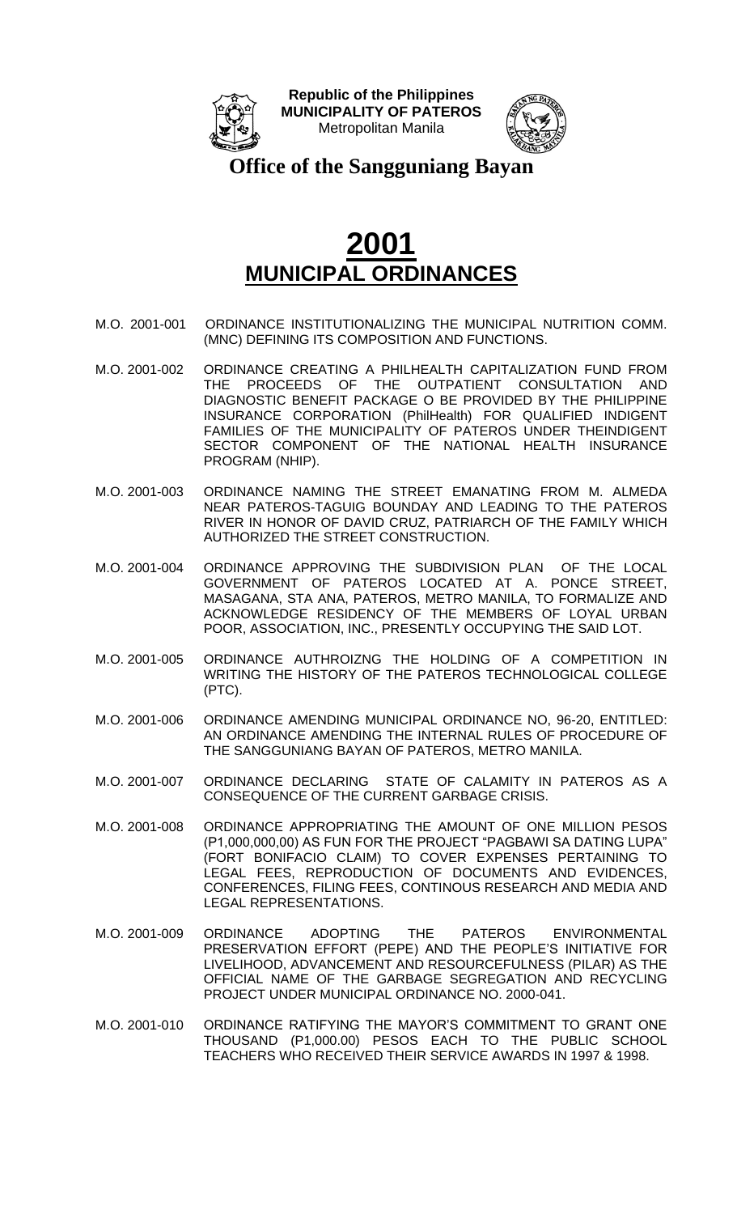**Republic of the Philippines**
**MUNICIPALITY OF PATEROS**
Metropolitan Manila

**Office of the Sangguniang Bayan**

# 2001
# MUNICIPAL ORDINANCES

M.O. 2001-001 ORDINANCE INSTITUTIONALIZING THE MUNICIPAL NUTRITION COMM. (MNC) DEFINING ITS COMPOSITION AND FUNCTIONS.

M.O. 2001-002 ORDINANCE CREATING A PHILHEALTH CAPITALIZATION FUND FROM THE PROCEEDS OF THE OUTPATIENT CONSULTATION AND DIAGNOSTIC BENEFIT PACKAGE O BE PROVIDED BY THE PHILIPPINE INSURANCE CORPORATION (PhilHealth) FOR QUALIFIED INDIGENT FAMILIES OF THE MUNICIPALITY OF PATEROS UNDER THEINDIGENT SECTOR COMPONENT OF THE NATIONAL HEALTH INSURANCE PROGRAM (NHIP).

M.O. 2001-003 ORDINANCE NAMING THE STREET EMANATING FROM M. ALMEDA NEAR PATEROS-TAGUIG BOUNDAY AND LEADING TO THE PATEROS RIVER IN HONOR OF DAVID CRUZ, PATRIARCH OF THE FAMILY WHICH AUTHORIZED THE STREET CONSTRUCTION.

M.O. 2001-004 ORDINANCE APPROVING THE SUBDIVISION PLAN OF THE LOCAL GOVERNMENT OF PATEROS LOCATED AT A. PONCE STREET, MASAGANA, STA ANA, PATEROS, METRO MANILA, TO FORMALIZE AND ACKNOWLEDGE RESIDENCY OF THE MEMBERS OF LOYAL URBAN POOR, ASSOCIATION, INC., PRESENTLY OCCUPYING THE SAID LOT.

M.O. 2001-005 ORDINANCE AUTHROIZNG THE HOLDING OF A COMPETITION IN WRITING THE HISTORY OF THE PATEROS TECHNOLOGICAL COLLEGE (PTC).

M.O. 2001-006 ORDINANCE AMENDING MUNICIPAL ORDINANCE NO, 96-20, ENTITLED: AN ORDINANCE AMENDING THE INTERNAL RULES OF PROCEDURE OF THE SANGGUNIANG BAYAN OF PATEROS, METRO MANILA.

M.O. 2001-007 ORDINANCE DECLARING STATE OF CALAMITY IN PATEROS AS A CONSEQUENCE OF THE CURRENT GARBAGE CRISIS.

M.O. 2001-008 ORDINANCE APPROPRIATING THE AMOUNT OF ONE MILLION PESOS (P1,000,000,00) AS FUN FOR THE PROJECT "PAGBAWI SA DATING LUPA" (FORT BONIFACIO CLAIM) TO COVER EXPENSES PERTAINING TO LEGAL FEES, REPRODUCTION OF DOCUMENTS AND EVIDENCES, CONFERENCES, FILING FEES, CONTINOUS RESEARCH AND MEDIA AND LEGAL REPRESENTATIONS.

M.O. 2001-009 ORDINANCE ADOPTING THE PATEROS ENVIRONMENTAL PRESERVATION EFFORT (PEPE) AND THE PEOPLE'S INITIATIVE FOR LIVELIHOOD, ADVANCEMENT AND RESOURCEFULNESS (PILAR) AS THE OFFICIAL NAME OF THE GARBAGE SEGREGATION AND RECYCLING PROJECT UNDER MUNICIPAL ORDINANCE NO. 2000-041.

M.O. 2001-010 ORDINANCE RATIFYING THE MAYOR'S COMMITMENT TO GRANT ONE THOUSAND (P1,000.00) PESOS EACH TO THE PUBLIC SCHOOL TEACHERS WHO RECEIVED THEIR SERVICE AWARDS IN 1997 & 1998.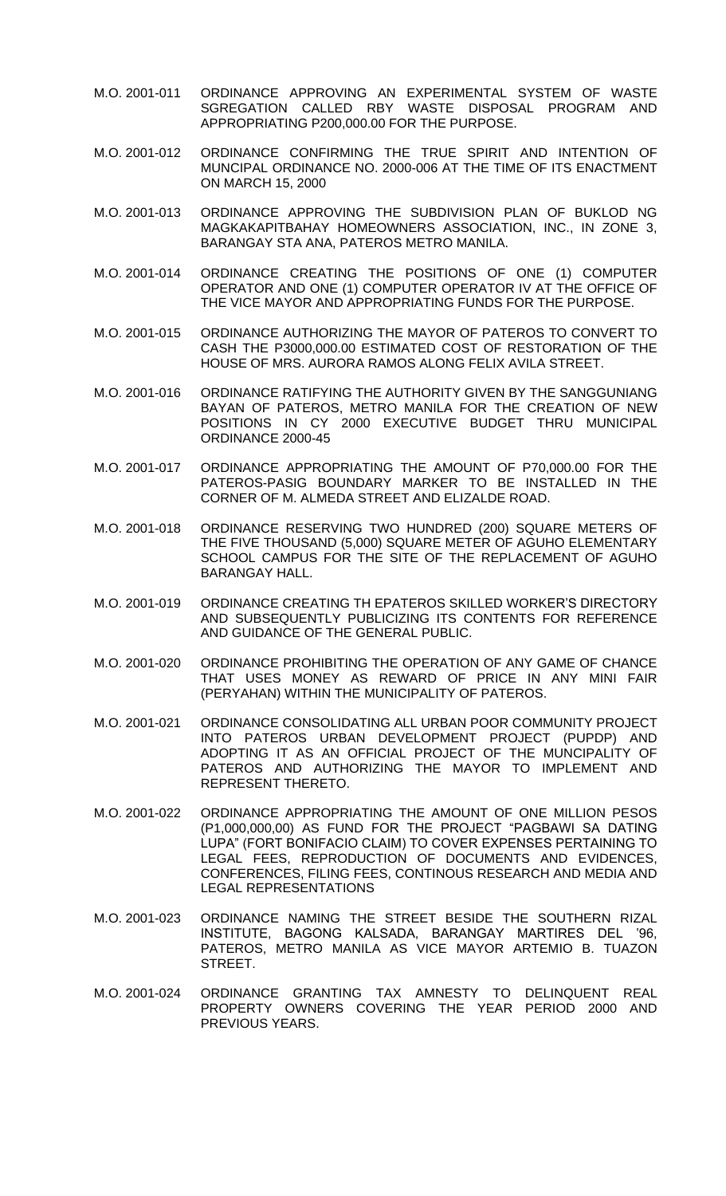M.O. 2001-011 ORDINANCE APPROVING AN EXPERIMENTAL SYSTEM OF WASTE SGREGATION CALLED RBY WASTE DISPOSAL PROGRAM AND APPROPRIATING P200,000.00 FOR THE PURPOSE.

M.O. 2001-012 ORDINANCE CONFIRMING THE TRUE SPIRIT AND INTENTION OF MUNCIPAL ORDINANCE NO. 2000-006 AT THE TIME OF ITS ENACTMENT ON MARCH 15, 2000

M.O. 2001-013 ORDINANCE APPROVING THE SUBDIVISION PLAN OF BUKLOD NG MAGKAKAPITBAHAY HOMEOWNERS ASSOCIATION, INC., IN ZONE 3, BARANGAY STA ANA, PATEROS METRO MANILA.

M.O. 2001-014 ORDINANCE CREATING THE POSITIONS OF ONE (1) COMPUTER OPERATOR AND ONE (1) COMPUTER OPERATOR IV AT THE OFFICE OF THE VICE MAYOR AND APPROPRIATING FUNDS FOR THE PURPOSE.

M.O. 2001-015 ORDINANCE AUTHORIZING THE MAYOR OF PATEROS TO CONVERT TO CASH THE P3000,000.00 ESTIMATED COST OF RESTORATION OF THE HOUSE OF MRS. AURORA RAMOS ALONG FELIX AVILA STREET.

M.O. 2001-016 ORDINANCE RATIFYING THE AUTHORITY GIVEN BY THE SANGGUNIANG BAYAN OF PATEROS, METRO MANILA FOR THE CREATION OF NEW POSITIONS IN CY 2000 EXECUTIVE BUDGET THRU MUNICIPAL ORDINANCE 2000-45

M.O. 2001-017 ORDINANCE APPROPRIATING THE AMOUNT OF P70,000.00 FOR THE PATEROS-PASIG BOUNDARY MARKER TO BE INSTALLED IN THE CORNER OF M. ALMEDA STREET AND ELIZALDE ROAD.

M.O. 2001-018 ORDINANCE RESERVING TWO HUNDRED (200) SQUARE METERS OF THE FIVE THOUSAND (5,000) SQUARE METER OF AGUHO ELEMENTARY SCHOOL CAMPUS FOR THE SITE OF THE REPLACEMENT OF AGUHO BARANGAY HALL.

M.O. 2001-019 ORDINANCE CREATING TH EPATEROS SKILLED WORKER'S DIRECTORY AND SUBSEQUENTLY PUBLICIZING ITS CONTENTS FOR REFERENCE AND GUIDANCE OF THE GENERAL PUBLIC.

M.O. 2001-020 ORDINANCE PROHIBITING THE OPERATION OF ANY GAME OF CHANCE THAT USES MONEY AS REWARD OF PRICE IN ANY MINI FAIR (PERYAHAN) WITHIN THE MUNICIPALITY OF PATEROS.

M.O. 2001-021 ORDINANCE CONSOLIDATING ALL URBAN POOR COMMUNITY PROJECT INTO PATEROS URBAN DEVELOPMENT PROJECT (PUPDP) AND ADOPTING IT AS AN OFFICIAL PROJECT OF THE MUNCIPALITY OF PATEROS AND AUTHORIZING THE MAYOR TO IMPLEMENT AND REPRESENT THERETO.

M.O. 2001-022 ORDINANCE APPROPRIATING THE AMOUNT OF ONE MILLION PESOS (P1,000,000,00) AS FUND FOR THE PROJECT "PAGBAWI SA DATING LUPA" (FORT BONIFACIO CLAIM) TO COVER EXPENSES PERTAINING TO LEGAL FEES, REPRODUCTION OF DOCUMENTS AND EVIDENCES, CONFERENCES, FILING FEES, CONTINOUS RESEARCH AND MEDIA AND LEGAL REPRESENTATIONS

M.O. 2001-023 ORDINANCE NAMING THE STREET BESIDE THE SOUTHERN RIZAL INSTITUTE, BAGONG KALSADA, BARANGAY MARTIRES DEL '96, PATEROS, METRO MANILA AS VICE MAYOR ARTEMIO B. TUAZON STREET.

M.O. 2001-024 ORDINANCE GRANTING TAX AMNESTY TO DELINQUENT REAL PROPERTY OWNERS COVERING THE YEAR PERIOD 2000 AND PREVIOUS YEARS.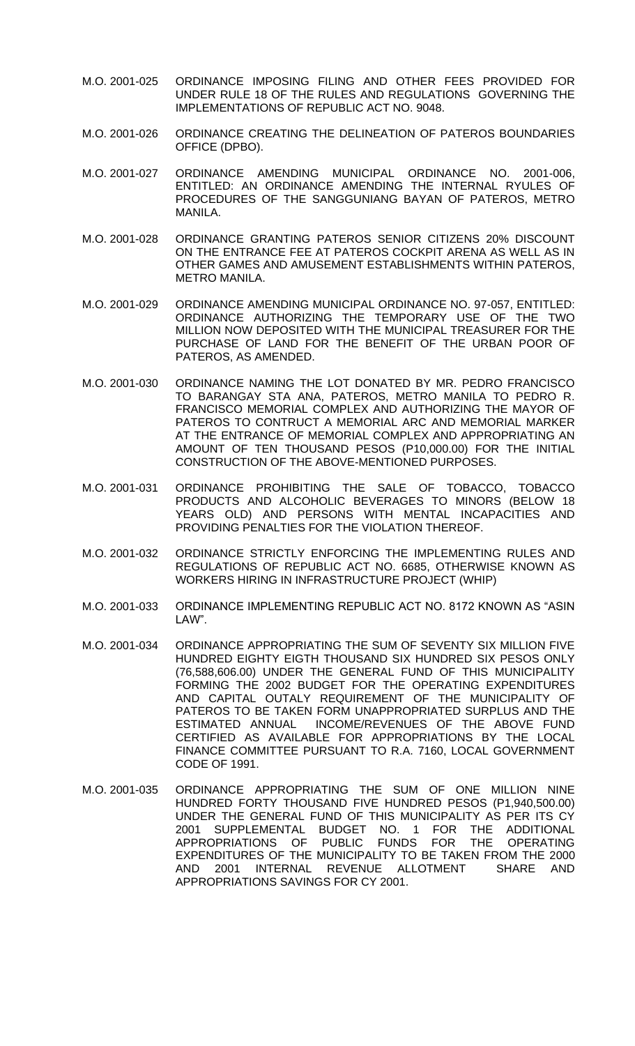M.O. 2001-025 ORDINANCE IMPOSING FILING AND OTHER FEES PROVIDED FOR UNDER RULE 18 OF THE RULES AND REGULATIONS GOVERNING THE IMPLEMENTATIONS OF REPUBLIC ACT NO. 9048.

M.O. 2001-026 ORDINANCE CREATING THE DELINEATION OF PATEROS BOUNDARIES OFFICE (DPBO).

M.O. 2001-027 ORDINANCE AMENDING MUNICIPAL ORDINANCE NO. 2001-006, ENTITLED: AN ORDINANCE AMENDING THE INTERNAL RYULES OF PROCEDURES OF THE SANGGUNIANG BAYAN OF PATEROS, METRO MANILA.

M.O. 2001-028 ORDINANCE GRANTING PATEROS SENIOR CITIZENS 20% DISCOUNT ON THE ENTRANCE FEE AT PATEROS COCKPIT ARENA AS WELL AS IN OTHER GAMES AND AMUSEMENT ESTABLISHMENTS WITHIN PATEROS, METRO MANILA.

M.O. 2001-029 ORDINANCE AMENDING MUNICIPAL ORDINANCE NO. 97-057, ENTITLED: ORDINANCE AUTHORIZING THE TEMPORARY USE OF THE TWO MILLION NOW DEPOSITED WITH THE MUNICIPAL TREASURER FOR THE PURCHASE OF LAND FOR THE BENEFIT OF THE URBAN POOR OF PATEROS, AS AMENDED.

M.O. 2001-030 ORDINANCE NAMING THE LOT DONATED BY MR. PEDRO FRANCISCO TO BARANGAY STA ANA, PATEROS, METRO MANILA TO PEDRO R. FRANCISCO MEMORIAL COMPLEX AND AUTHORIZING THE MAYOR OF PATEROS TO CONTRUCT A MEMORIAL ARC AND MEMORIAL MARKER AT THE ENTRANCE OF MEMORIAL COMPLEX AND APPROPRIATING AN AMOUNT OF TEN THOUSAND PESOS (P10,000.00) FOR THE INITIAL CONSTRUCTION OF THE ABOVE-MENTIONED PURPOSES.

M.O. 2001-031 ORDINANCE PROHIBITING THE SALE OF TOBACCO, TOBACCO PRODUCTS AND ALCOHOLIC BEVERAGES TO MINORS (BELOW 18 YEARS OLD) AND PERSONS WITH MENTAL INCAPACITIES AND PROVIDING PENALTIES FOR THE VIOLATION THEREOF.

M.O. 2001-032 ORDINANCE STRICTLY ENFORCING THE IMPLEMENTING RULES AND REGULATIONS OF REPUBLIC ACT NO. 6685, OTHERWISE KNOWN AS WORKERS HIRING IN INFRASTRUCTURE PROJECT (WHIP)

M.O. 2001-033 ORDINANCE IMPLEMENTING REPUBLIC ACT NO. 8172 KNOWN AS "ASIN LAW".

M.O. 2001-034 ORDINANCE APPROPRIATING THE SUM OF SEVENTY SIX MILLION FIVE HUNDRED EIGHTY EIGTH THOUSAND SIX HUNDRED SIX PESOS ONLY (76,588,606.00) UNDER THE GENERAL FUND OF THIS MUNICIPALITY FORMING THE 2002 BUDGET FOR THE OPERATING EXPENDITURES AND CAPITAL OUTALY REQUIREMENT OF THE MUNICIPALITY OF PATEROS TO BE TAKEN FORM UNAPPROPRIATED SURPLUS AND THE ESTIMATED ANNUAL INCOME/REVENUES OF THE ABOVE FUND CERTIFIED AS AVAILABLE FOR APPROPRIATIONS BY THE LOCAL FINANCE COMMITTEE PURSUANT TO R.A. 7160, LOCAL GOVERNMENT CODE OF 1991.

M.O. 2001-035 ORDINANCE APPROPRIATING THE SUM OF ONE MILLION NINE HUNDRED FORTY THOUSAND FIVE HUNDRED PESOS (P1,940,500.00) UNDER THE GENERAL FUND OF THIS MUNICIPALITY AS PER ITS CY 2001 SUPPLEMENTAL BUDGET NO. 1 FOR THE ADDITIONAL APPROPRIATIONS OF PUBLIC FUNDS FOR THE OPERATING EXPENDITURES OF THE MUNICIPALITY TO BE TAKEN FROM THE 2000 AND 2001 INTERNAL REVENUE ALLOTMENT SHARE AND APPROPRIATIONS SAVINGS FOR CY 2001.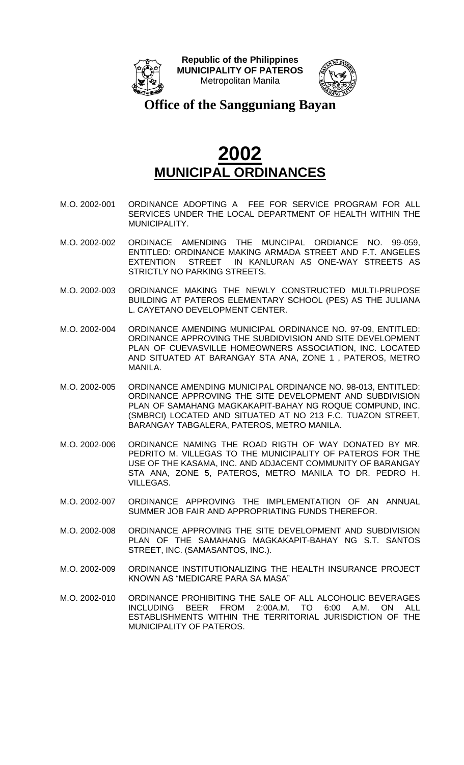Republic of the Philippines
**MUNICIPALITY OF PATEROS**
Metropolitan Manila

**Office of the Sangguniang Bayan**

# 2002
# MUNICIPAL ORDINANCES

M.O. 2002-001 ORDINANCE ADOPTING A FEE FOR SERVICE PROGRAM FOR ALL SERVICES UNDER THE LOCAL DEPARTMENT OF HEALTH WITHIN THE MUNICIPALITY.

M.O. 2002-002 ORDINACE AMENDING THE MUNCIPAL ORDIANCE NO. 99-059, ENTITLED: ORDINANCE MAKING ARMADA STREET AND F.T. ANGELES EXTENTION STREET IN KANLURAN AS ONE-WAY STREETS AS STRICTLY NO PARKING STREETS.

M.O. 2002-003 ORDINANCE MAKING THE NEWLY CONSTRUCTED MULTI-PRUPOSE BUILDING AT PATEROS ELEMENTARY SCHOOL (PES) AS THE JULIANA L. CAYETANO DEVELOPMENT CENTER.

M.O. 2002-004 ORDINANCE AMENDING MUNICIPAL ORDINANCE NO. 97-09, ENTITLED: ORDINANCE APPROVING THE SUBDIDVISION AND SITE DEVELOPMENT PLAN OF CUEVASVILLE HOMEOWNERS ASSOCIATION, INC. LOCATED AND SITUATED AT BARANGAY STA ANA, ZONE 1 , PATEROS, METRO MANILA.

M.O. 2002-005 ORDINANCE AMENDING MUNICIPAL ORDINANCE NO. 98-013, ENTITLED: ORDINANCE APPROVING THE SITE DEVELOPMENT AND SUBDIVISION PLAN OF SAMAHANG MAGKAKAPIT-BAHAY NG ROQUE COMPUND, INC. (SMBRCI) LOCATED AND SITUATED AT NO 213 F.C. TUAZON STREET, BARANGAY TABGALERA, PATEROS, METRO MANILA.

M.O. 2002-006 ORDINANCE NAMING THE ROAD RIGTH OF WAY DONATED BY MR. PEDRITO M. VILLEGAS TO THE MUNICIPALITY OF PATEROS FOR THE USE OF THE KASAMA, INC. AND ADJACENT COMMUNITY OF BARANGAY STA ANA, ZONE 5, PATEROS, METRO MANILA TO DR. PEDRO H. VILLEGAS.

M.O. 2002-007 ORDINANCE APPROVING THE IMPLEMENTATION OF AN ANNUAL SUMMER JOB FAIR AND APPROPRIATING FUNDS THEREFOR.

M.O. 2002-008 ORDINANCE APPROVING THE SITE DEVELOPMENT AND SUBDIVISION PLAN OF THE SAMAHANG MAGKAKAPIT-BAHAY NG S.T. SANTOS STREET, INC. (SAMASANTOS, INC.).

M.O. 2002-009 ORDINANCE INSTITUTIONALIZING THE HEALTH INSURANCE PROJECT KNOWN AS "MEDICARE PARA SA MASA"

M.O. 2002-010 ORDINANCE PROHIBITING THE SALE OF ALL ALCOHOLIC BEVERAGES INCLUDING BEER FROM 2:00A.M. TO 6:00 A.M. ON ALL ESTABLISHMENTS WITHIN THE TERRITORIAL JURISDICTION OF THE MUNICIPALITY OF PATEROS.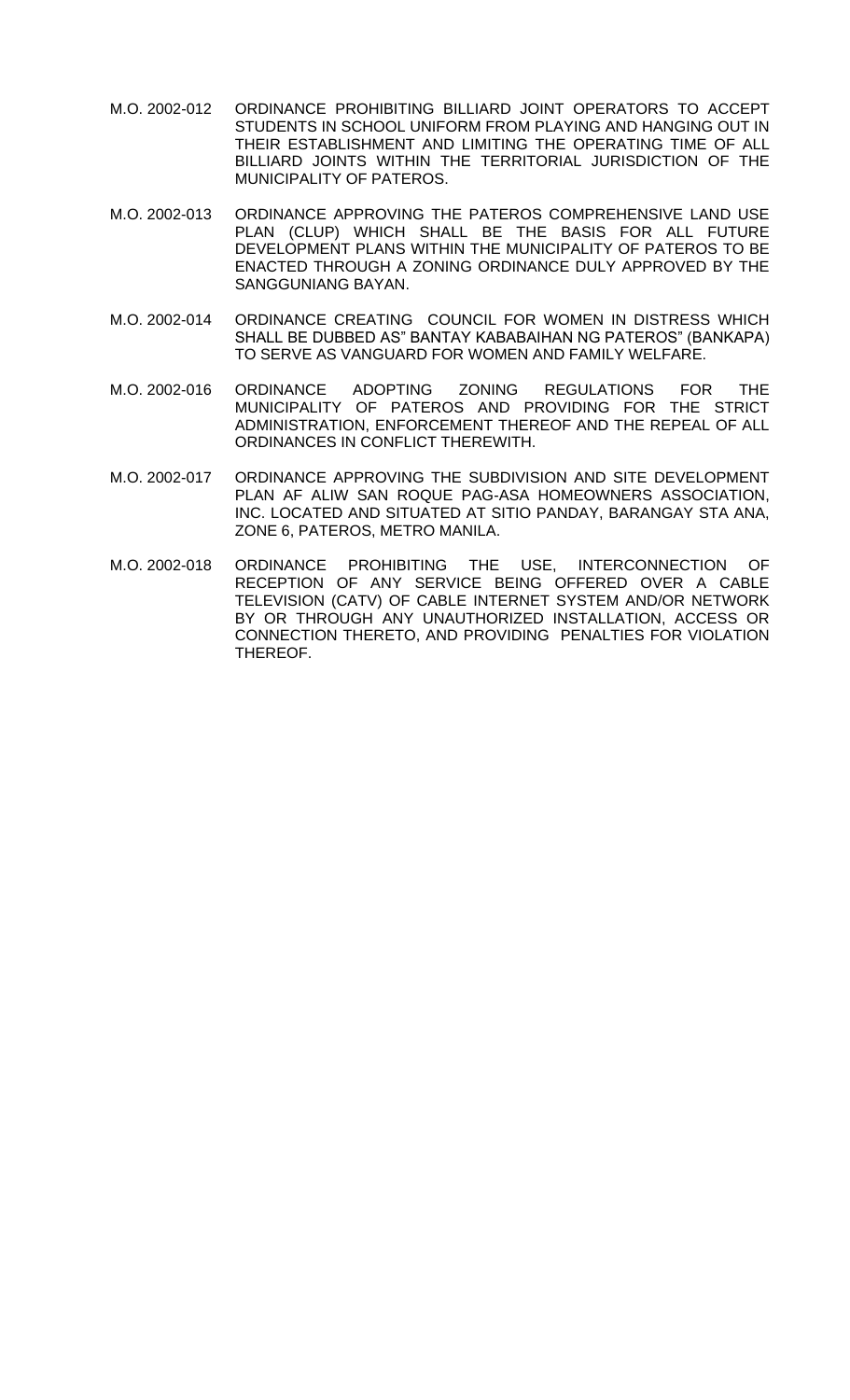M.O. 2002-012 ORDINANCE PROHIBITING BILLIARD JOINT OPERATORS TO ACCEPT STUDENTS IN SCHOOL UNIFORM FROM PLAYING AND HANGING OUT IN THEIR ESTABLISHMENT AND LIMITING THE OPERATING TIME OF ALL BILLIARD JOINTS WITHIN THE TERRITORIAL JURISDICTION OF THE MUNICIPALITY OF PATEROS.

M.O. 2002-013 ORDINANCE APPROVING THE PATEROS COMPREHENSIVE LAND USE PLAN (CLUP) WHICH SHALL BE THE BASIS FOR ALL FUTURE DEVELOPMENT PLANS WITHIN THE MUNICIPALITY OF PATEROS TO BE ENACTED THROUGH A ZONING ORDINANCE DULY APPROVED BY THE SANGGUNIANG BAYAN.

M.O. 2002-014 ORDINANCE CREATING COUNCIL FOR WOMEN IN DISTRESS WHICH SHALL BE DUBBED AS" BANTAY KABABAIHAN NG PATEROS" (BANKAPA) TO SERVE AS VANGUARD FOR WOMEN AND FAMILY WELFARE.

M.O. 2002-016 ORDINANCE ADOPTING ZONING REGULATIONS FOR THE MUNICIPALITY OF PATEROS AND PROVIDING FOR THE STRICT ADMINISTRATION, ENFORCEMENT THEREOF AND THE REPEAL OF ALL ORDINANCES IN CONFLICT THEREWITH.

M.O. 2002-017 ORDINANCE APPROVING THE SUBDIVISION AND SITE DEVELOPMENT PLAN AF ALIW SAN ROQUE PAG-ASA HOMEOWNERS ASSOCIATION, INC. LOCATED AND SITUATED AT SITIO PANDAY, BARANGAY STA ANA, ZONE 6, PATEROS, METRO MANILA.

M.O. 2002-018 ORDINANCE PROHIBITING THE USE, INTERCONNECTION OF RECEPTION OF ANY SERVICE BEING OFFERED OVER A CABLE TELEVISION (CATV) OF CABLE INTERNET SYSTEM AND/OR NETWORK BY OR THROUGH ANY UNAUTHORIZED INSTALLATION, ACCESS OR CONNECTION THERETO, AND PROVIDING PENALTIES FOR VIOLATION THEREOF.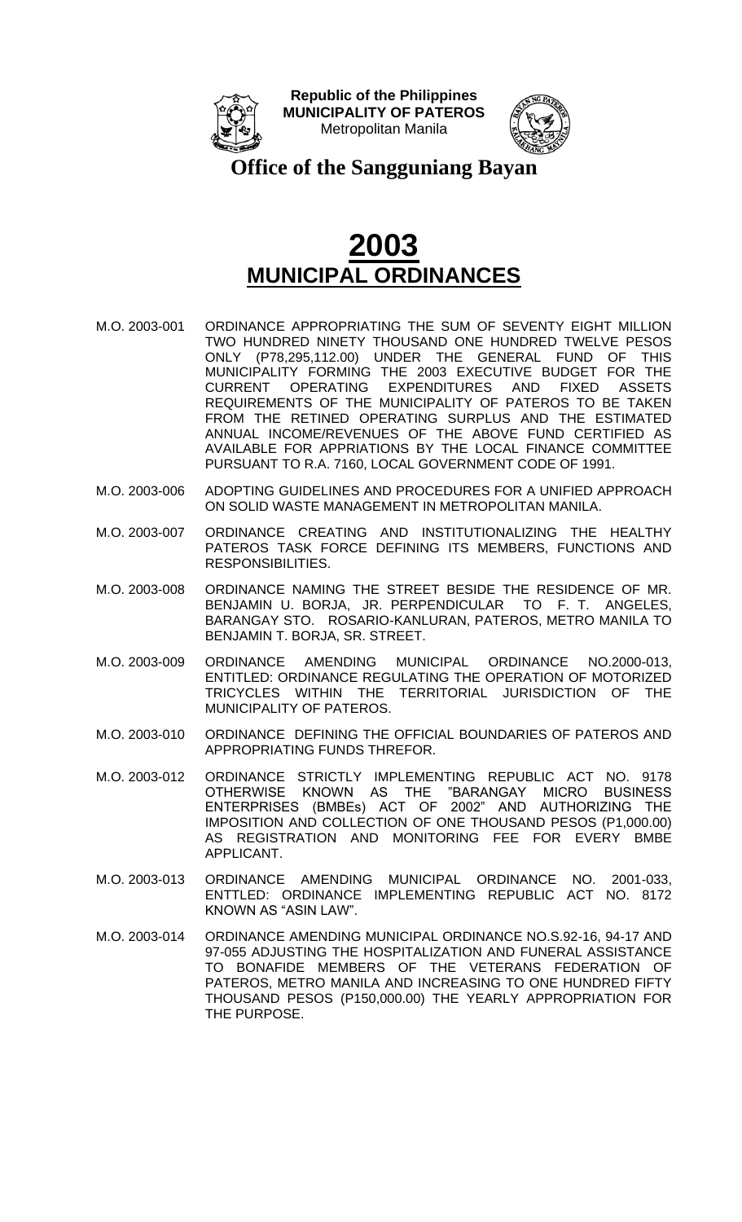**Republic of the Philippines**
**MUNICIPALITY OF PATEROS**
Metropolitan Manila

**Office of the Sangguniang Bayan**

# 2003
# MUNICIPAL ORDINANCES

M.O. 2003-001 ORDINANCE APPROPRIATING THE SUM OF SEVENTY EIGHT MILLION TWO HUNDRED NINETY THOUSAND ONE HUNDRED TWELVE PESOS ONLY (P78,295,112.00) UNDER THE GENERAL FUND OF THIS MUNICIPALITY FORMING THE 2003 EXECUTIVE BUDGET FOR THE CURRENT OPERATING EXPENDITURES AND FIXED ASSETS REQUIREMENTS OF THE MUNICIPALITY OF PATEROS TO BE TAKEN FROM THE RETINED OPERATING SURPLUS AND THE ESTIMATED ANNUAL INCOME/REVENUES OF THE ABOVE FUND CERTIFIED AS AVAILABLE FOR APPRIATIONS BY THE LOCAL FINANCE COMMITTEE PURSUANT TO R.A. 7160, LOCAL GOVERNMENT CODE OF 1991.

M.O. 2003-006 ADOPTING GUIDELINES AND PROCEDURES FOR A UNIFIED APPROACH ON SOLID WASTE MANAGEMENT IN METROPOLITAN MANILA.

M.O. 2003-007 ORDINANCE CREATING AND INSTITUTIONALIZING THE HEALTHY PATEROS TASK FORCE DEFINING ITS MEMBERS, FUNCTIONS AND RESPONSIBILITIES.

M.O. 2003-008 ORDINANCE NAMING THE STREET BESIDE THE RESIDENCE OF MR. BENJAMIN U. BORJA, JR. PERPENDICULAR TO F. T. ANGELES, BARANGAY STO. ROSARIO-KANLURAN, PATEROS, METRO MANILA TO BENJAMIN T. BORJA, SR. STREET.

M.O. 2003-009 ORDINANCE AMENDING MUNICIPAL ORDINANCE NO.2000-013, ENTITLED: ORDINANCE REGULATING THE OPERATION OF MOTORIZED TRICYCLES WITHIN THE TERRITORIAL JURISDICTION OF THE MUNICIPALITY OF PATEROS.

M.O. 2003-010 ORDINANCE DEFINING THE OFFICIAL BOUNDARIES OF PATEROS AND APPROPRIATING FUNDS THREFOR.

M.O. 2003-012 ORDINANCE STRICTLY IMPLEMENTING REPUBLIC ACT NO. 9178 OTHERWISE KNOWN AS THE "BARANGAY MICRO BUSINESS ENTERPRISES (BMBEs) ACT OF 2002" AND AUTHORIZING THE IMPOSITION AND COLLECTION OF ONE THOUSAND PESOS (P1,000.00) AS REGISTRATION AND MONITORING FEE FOR EVERY BMBE APPLICANT.

M.O. 2003-013 ORDINANCE AMENDING MUNICIPAL ORDINANCE NO. 2001-033, ENTTLED: ORDINANCE IMPLEMENTING REPUBLIC ACT NO. 8172 KNOWN AS "ASIN LAW".

M.O. 2003-014 ORDINANCE AMENDING MUNICIPAL ORDINANCE NO.S.92-16, 94-17 AND 97-055 ADJUSTING THE HOSPITALIZATION AND FUNERAL ASSISTANCE TO BONAFIDE MEMBERS OF THE VETERANS FEDERATION OF PATEROS, METRO MANILA AND INCREASING TO ONE HUNDRED FIFTY THOUSAND PESOS (P150,000.00) THE YEARLY APPROPRIATION FOR THE PURPOSE.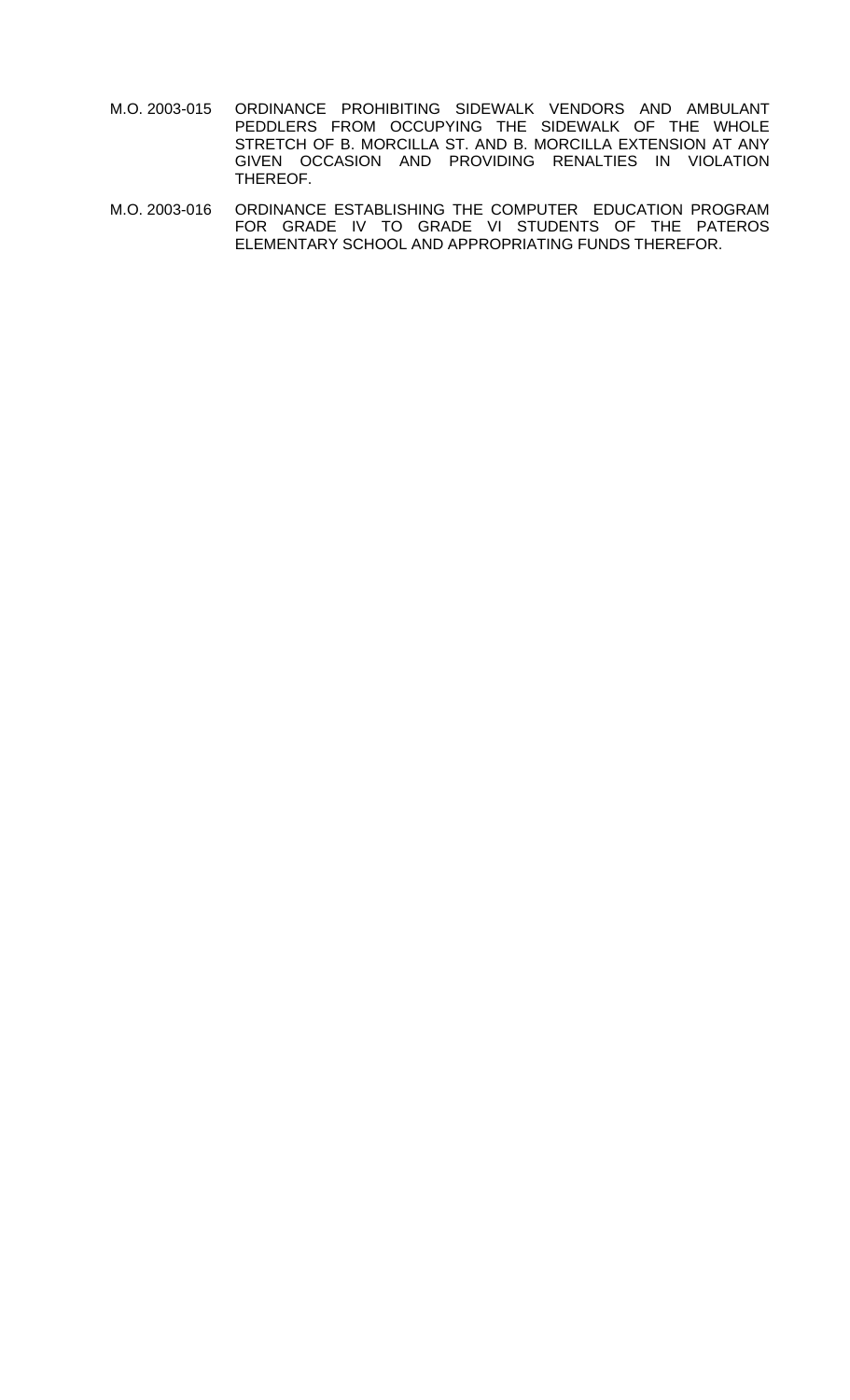M.O. 2003-015 ORDINANCE PROHIBITING SIDEWALK VENDORS AND AMBULANT PEDDLERS FROM OCCUPYING THE SIDEWALK OF THE WHOLE STRETCH OF B. MORCILLA ST. AND B. MORCILLA EXTENSION AT ANY GIVEN OCCASION AND PROVIDING RENALTIES IN VIOLATION THEREOF.

M.O. 2003-016 ORDINANCE ESTABLISHING THE COMPUTER EDUCATION PROGRAM FOR GRADE IV TO GRADE VI STUDENTS OF THE PATEROS ELEMENTARY SCHOOL AND APPROPRIATING FUNDS THEREFOR.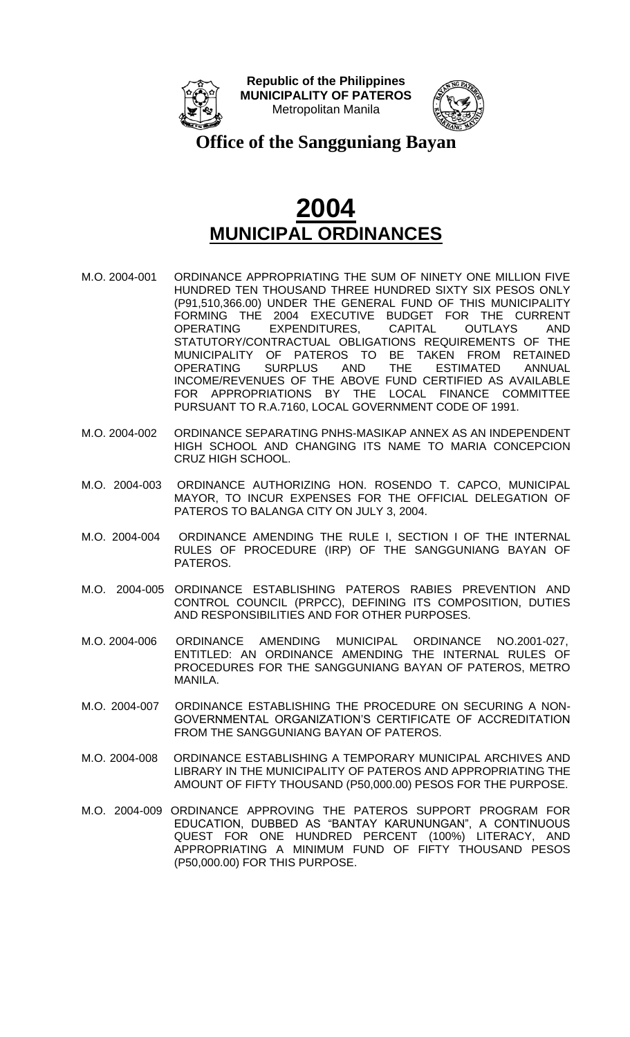**Republic of the Philippines**
**MUNICIPALITY OF PATEROS**
Metropolitan Manila

## Office of the Sangguniang Bayan

# 2004
# MUNICIPAL ORDINANCES

M.O. 2004-001 ORDINANCE APPROPRIATING THE SUM OF NINETY ONE MILLION FIVE HUNDRED TEN THOUSAND THREE HUNDRED SIXTY SIX PESOS ONLY (P91,510,366.00) UNDER THE GENERAL FUND OF THIS MUNICIPALITY FORMING THE 2004 EXECUTIVE BUDGET FOR THE CURRENT OPERATING EXPENDITURES, CAPITAL OUTLAYS AND STATUTORY/CONTRACTUAL OBLIGATIONS REQUIREMENTS OF THE MUNICIPALITY OF PATEROS TO BE TAKEN FROM RETAINED OPERATING SURPLUS AND THE ESTIMATED ANNUAL INCOME/REVENUES OF THE ABOVE FUND CERTIFIED AS AVAILABLE FOR APPROPRIATIONS BY THE LOCAL FINANCE COMMITTEE PURSUANT TO R.A.7160, LOCAL GOVERNMENT CODE OF 1991.

M.O. 2004-002 ORDINANCE SEPARATING PNHS-MASIKAP ANNEX AS AN INDEPENDENT HIGH SCHOOL AND CHANGING ITS NAME TO MARIA CONCEPCION CRUZ HIGH SCHOOL.

M.O. 2004-003 ORDINANCE AUTHORIZING HON. ROSENDO T. CAPCO, MUNICIPAL MAYOR, TO INCUR EXPENSES FOR THE OFFICIAL DELEGATION OF PATEROS TO BALANGA CITY ON JULY 3, 2004.

M.O. 2004-004 ORDINANCE AMENDING THE RULE I, SECTION I OF THE INTERNAL RULES OF PROCEDURE (IRP) OF THE SANGGUNIANG BAYAN OF PATEROS.

M.O. 2004-005 ORDINANCE ESTABLISHING PATEROS RABIES PREVENTION AND CONTROL COUNCIL (PRPCC), DEFINING ITS COMPOSITION, DUTIES AND RESPONSIBILITIES AND FOR OTHER PURPOSES.

M.O. 2004-006 ORDINANCE AMENDING MUNICIPAL ORDINANCE NO.2001-027, ENTITLED: AN ORDINANCE AMENDING THE INTERNAL RULES OF PROCEDURES FOR THE SANGGUNIANG BAYAN OF PATEROS, METRO MANILA.

M.O. 2004-007 ORDINANCE ESTABLISHING THE PROCEDURE ON SECURING A NON-GOVERNMENTAL ORGANIZATION'S CERTIFICATE OF ACCREDITATION FROM THE SANGGUNIANG BAYAN OF PATEROS.

M.O. 2004-008 ORDINANCE ESTABLISHING A TEMPORARY MUNICIPAL ARCHIVES AND LIBRARY IN THE MUNICIPALITY OF PATEROS AND APPROPRIATING THE AMOUNT OF FIFTY THOUSAND (P50,000.00) PESOS FOR THE PURPOSE.

M.O. 2004-009 ORDINANCE APPROVING THE PATEROS SUPPORT PROGRAM FOR EDUCATION, DUBBED AS "BANTAY KARUNUNGAN", A CONTINUOUS QUEST FOR ONE HUNDRED PERCENT (100%) LITERACY, AND APPROPRIATING A MINIMUM FUND OF FIFTY THOUSAND PESOS (P50,000.00) FOR THIS PURPOSE.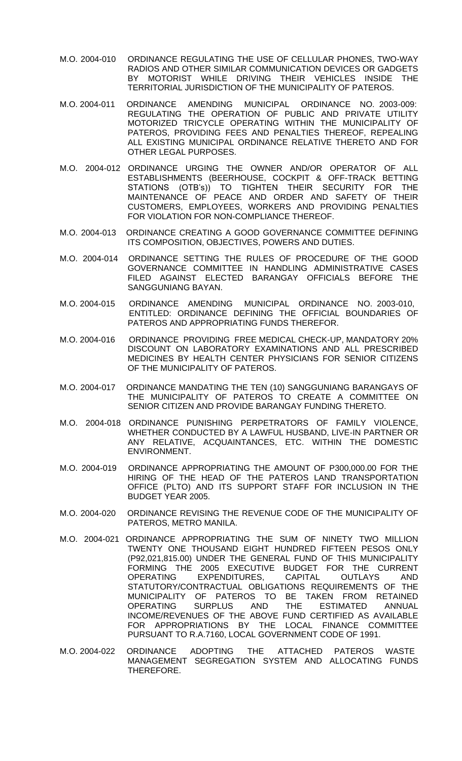M.O. 2004-010 ORDINANCE REGULATING THE USE OF CELLULAR PHONES, TWO-WAY RADIOS AND OTHER SIMILAR COMMUNICATION DEVICES OR GADGETS BY MOTORIST WHILE DRIVING THEIR VEHICLES INSIDE THE TERRITORIAL JURISDICTION OF THE MUNICIPALITY OF PATEROS.

M.O. 2004-011 ORDINANCE AMENDING MUNICIPAL ORDINANCE NO. 2003-009: REGULATING THE OPERATION OF PUBLIC AND PRIVATE UTILITY MOTORIZED TRICYCLE OPERATING WITHIN THE MUNICIPALITY OF PATEROS, PROVIDING FEES AND PENALTIES THEREOF, REPEALING ALL EXISTING MUNICIPAL ORDINANCE RELATIVE THERETO AND FOR OTHER LEGAL PURPOSES.

M.O. 2004-012 ORDINANCE URGING THE OWNER AND/OR OPERATOR OF ALL ESTABLISHMENTS (BEERHOUSE, COCKPIT & OFF-TRACK BETTING STATIONS (OTB's)) TO TIGHTEN THEIR SECURITY FOR THE MAINTENANCE OF PEACE AND ORDER AND SAFETY OF THEIR CUSTOMERS, EMPLOYEES, WORKERS AND PROVIDING PENALTIES FOR VIOLATION FOR NON-COMPLIANCE THEREOF.

M.O. 2004-013 ORDINANCE CREATING A GOOD GOVERNANCE COMMITTEE DEFINING ITS COMPOSITION, OBJECTIVES, POWERS AND DUTIES.

M.O. 2004-014 ORDINANCE SETTING THE RULES OF PROCEDURE OF THE GOOD GOVERNANCE COMMITTEE IN HANDLING ADMINISTRATIVE CASES FILED AGAINST ELECTED BARANGAY OFFICIALS BEFORE THE SANGGUNIANG BAYAN.

M.O. 2004-015 ORDINANCE AMENDING MUNICIPAL ORDINANCE NO. 2003-010, ENTITLED: ORDINANCE DEFINING THE OFFICIAL BOUNDARIES OF PATEROS AND APPROPRIATING FUNDS THEREFOR.

M.O. 2004-016 ORDINANCE PROVIDING FREE MEDICAL CHECK-UP, MANDATORY 20% DISCOUNT ON LABORATORY EXAMINATIONS AND ALL PRESCRIBED MEDICINES BY HEALTH CENTER PHYSICIANS FOR SENIOR CITIZENS OF THE MUNICIPALITY OF PATEROS.

M.O. 2004-017 ORDINANCE MANDATING THE TEN (10) SANGGUNIANG BARANGAYS OF THE MUNICIPALITY OF PATEROS TO CREATE A COMMITTEE ON SENIOR CITIZEN AND PROVIDE BARANGAY FUNDING THERETO.

M.O. 2004-018 ORDINANCE PUNISHING PERPETRATORS OF FAMILY VIOLENCE, WHETHER CONDUCTED BY A LAWFUL HUSBAND, LIVE-IN PARTNER OR ANY RELATIVE, ACQUAINTANCES, ETC. WITHIN THE DOMESTIC ENVIRONMENT.

M.O. 2004-019 ORDINANCE APPROPRIATING THE AMOUNT OF P300,000.00 FOR THE HIRING OF THE HEAD OF THE PATEROS LAND TRANSPORTATION OFFICE (PLTO) AND ITS SUPPORT STAFF FOR INCLUSION IN THE BUDGET YEAR 2005.

M.O. 2004-020 ORDINANCE REVISING THE REVENUE CODE OF THE MUNICIPALITY OF PATEROS, METRO MANILA.

M.O. 2004-021 ORDINANCE APPROPRIATING THE SUM OF NINETY TWO MILLION TWENTY ONE THOUSAND EIGHT HUNDRED FIFTEEN PESOS ONLY (P92,021,815.00) UNDER THE GENERAL FUND OF THIS MUNICIPALITY FORMING THE 2005 EXECUTIVE BUDGET FOR THE CURRENT OPERATING EXPENDITURES, CAPITAL OUTLAYS AND STATUTORY/CONTRACTUAL OBLIGATIONS REQUIREMENTS OF THE MUNICIPALITY OF PATEROS TO BE TAKEN FROM RETAINED OPERATING SURPLUS AND THE ESTIMATED ANNUAL INCOME/REVENUES OF THE ABOVE FUND CERTIFIED AS AVAILABLE FOR APPROPRIATIONS BY THE LOCAL FINANCE COMMITTEE PURSUANT TO R.A.7160, LOCAL GOVERNMENT CODE OF 1991.

M.O. 2004-022 ORDINANCE ADOPTING THE ATTACHED PATEROS WASTE MANAGEMENT SEGREGATION SYSTEM AND ALLOCATING FUNDS THEREFORE.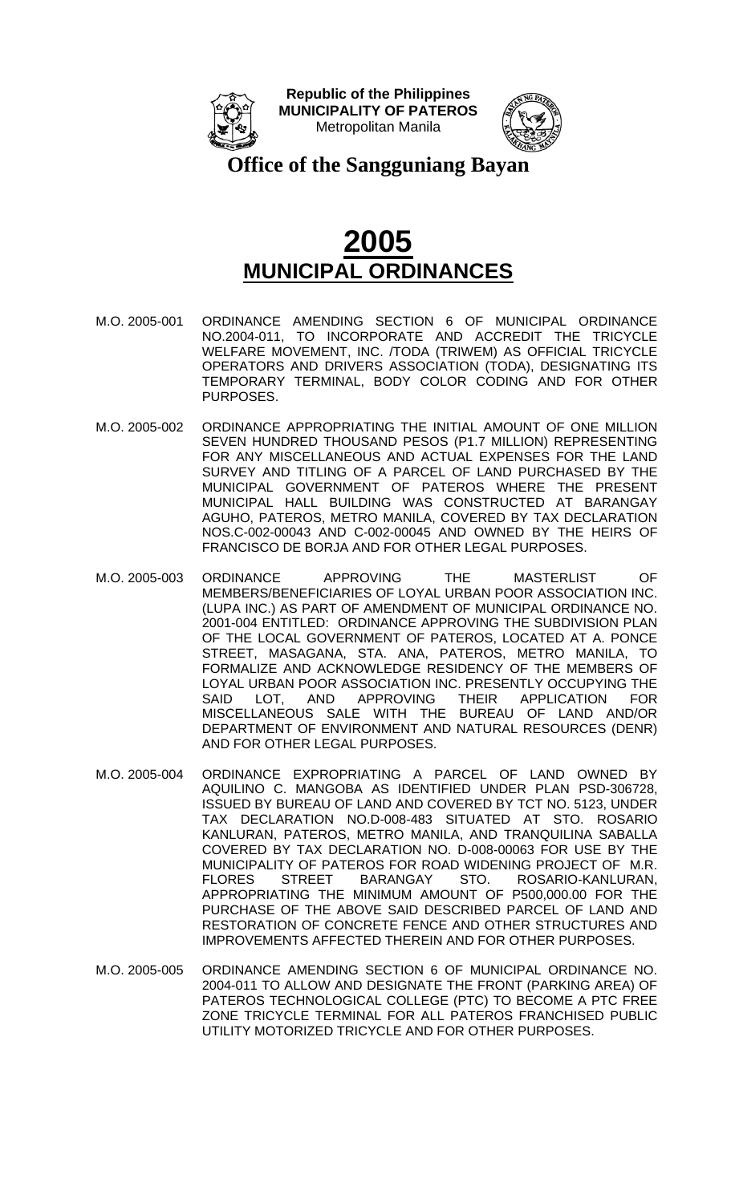**Republic of the Philippines**
**MUNICIPALITY OF PATEROS**
Metropolitan Manila

## Office of the Sangguniang Bayan

# 2005
# MUNICIPAL ORDINANCES

M.O. 2005-001 ORDINANCE AMENDING SECTION 6 OF MUNICIPAL ORDINANCE NO.2004-011, TO INCORPORATE AND ACCREDIT THE TRICYCLE WELFARE MOVEMENT, INC. /TODA (TRIWEM) AS OFFICIAL TRICYCLE OPERATORS AND DRIVERS ASSOCIATION (TODA), DESIGNATING ITS TEMPORARY TERMINAL, BODY COLOR CODING AND FOR OTHER PURPOSES.

M.O. 2005-002 ORDINANCE APPROPRIATING THE INITIAL AMOUNT OF ONE MILLION SEVEN HUNDRED THOUSAND PESOS (P1.7 MILLION) REPRESENTING FOR ANY MISCELLANEOUS AND ACTUAL EXPENSES FOR THE LAND SURVEY AND TITLING OF A PARCEL OF LAND PURCHASED BY THE MUNICIPAL GOVERNMENT OF PATEROS WHERE THE PRESENT MUNICIPAL HALL BUILDING WAS CONSTRUCTED AT BARANGAY AGUHO, PATEROS, METRO MANILA, COVERED BY TAX DECLARATION NOS.C-002-00043 AND C-002-00045 AND OWNED BY THE HEIRS OF FRANCISCO DE BORJA AND FOR OTHER LEGAL PURPOSES.

M.O. 2005-003 ORDINANCE APPROVING THE MASTERLIST OF MEMBERS/BENEFICIARIES OF LOYAL URBAN POOR ASSOCIATION INC. (LUPA INC.) AS PART OF AMENDMENT OF MUNICIPAL ORDINANCE NO. 2001-004 ENTITLED: ORDINANCE APPROVING THE SUBDIVISION PLAN OF THE LOCAL GOVERNMENT OF PATEROS, LOCATED AT A. PONCE STREET, MASAGANA, STA. ANA, PATEROS, METRO MANILA, TO FORMALIZE AND ACKNOWLEDGE RESIDENCY OF THE MEMBERS OF LOYAL URBAN POOR ASSOCIATION INC. PRESENTLY OCCUPYING THE SAID LOT, AND APPROVING THEIR APPLICATION FOR MISCELLANEOUS SALE WITH THE BUREAU OF LAND AND/OR DEPARTMENT OF ENVIRONMENT AND NATURAL RESOURCES (DENR) AND FOR OTHER LEGAL PURPOSES.

M.O. 2005-004 ORDINANCE EXPROPRIATING A PARCEL OF LAND OWNED BY AQUILINO C. MANGOBA AS IDENTIFIED UNDER PLAN PSD-306728, ISSUED BY BUREAU OF LAND AND COVERED BY TCT NO. 5123, UNDER TAX DECLARATION NO.D-008-483 SITUATED AT STO. ROSARIO KANLURAN, PATEROS, METRO MANILA, AND TRANQUILINA SABALLA COVERED BY TAX DECLARATION NO. D-008-00063 FOR USE BY THE MUNICIPALITY OF PATEROS FOR ROAD WIDENING PROJECT OF M.R. FLORES STREET BARANGAY STO. ROSARIO-KANLURAN, APPROPRIATING THE MINIMUM AMOUNT OF P500,000.00 FOR THE PURCHASE OF THE ABOVE SAID DESCRIBED PARCEL OF LAND AND RESTORATION OF CONCRETE FENCE AND OTHER STRUCTURES AND IMPROVEMENTS AFFECTED THEREIN AND FOR OTHER PURPOSES.

M.O. 2005-005 ORDINANCE AMENDING SECTION 6 OF MUNICIPAL ORDINANCE NO. 2004-011 TO ALLOW AND DESIGNATE THE FRONT (PARKING AREA) OF PATEROS TECHNOLOGICAL COLLEGE (PTC) TO BECOME A PTC FREE ZONE TRICYCLE TERMINAL FOR ALL PATEROS FRANCHISED PUBLIC UTILITY MOTORIZED TRICYCLE AND FOR OTHER PURPOSES.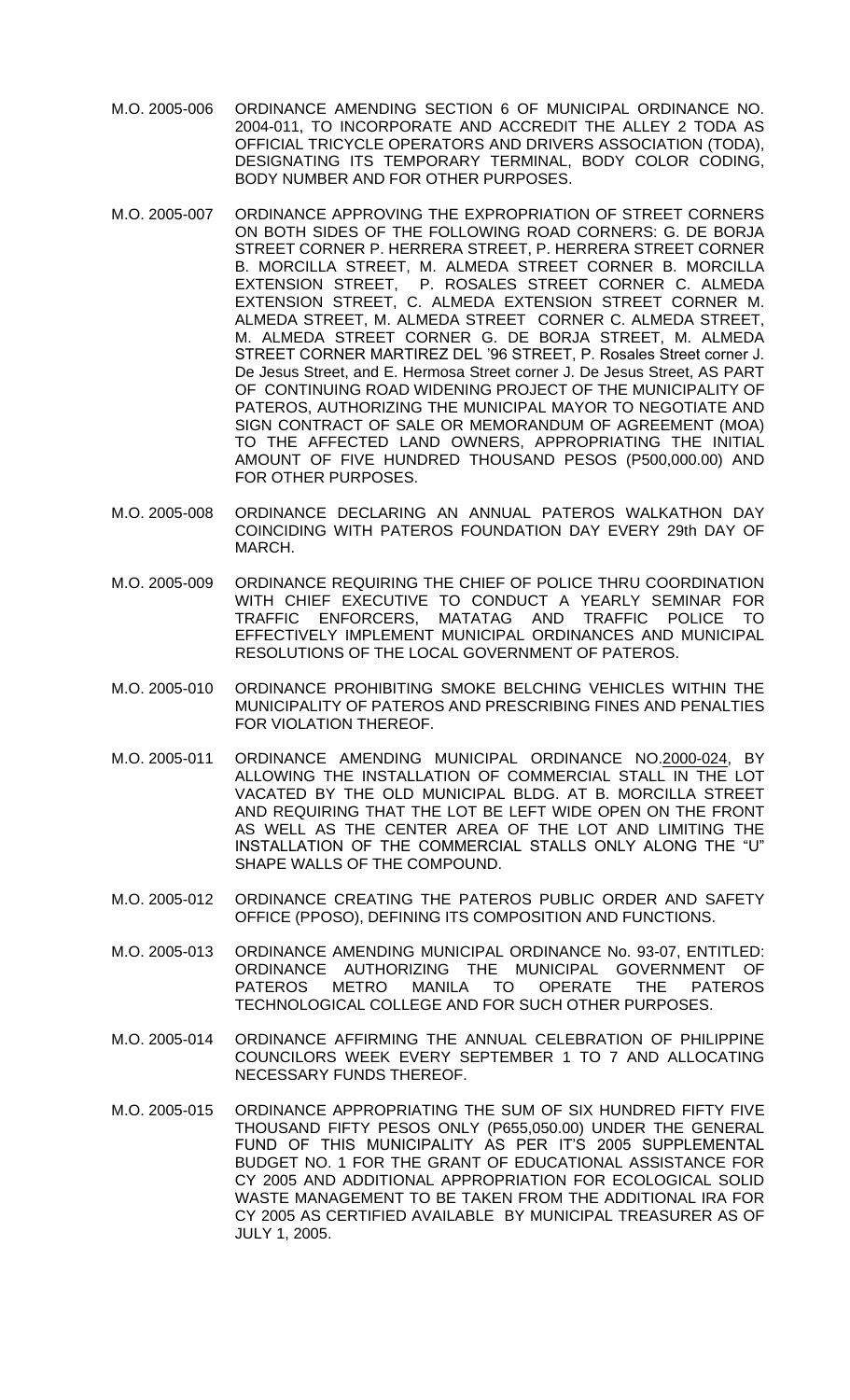M.O. 2005-006 ORDINANCE AMENDING SECTION 6 OF MUNICIPAL ORDINANCE NO. 2004-011, TO INCORPORATE AND ACCREDIT THE ALLEY 2 TODA AS OFFICIAL TRICYCLE OPERATORS AND DRIVERS ASSOCIATION (TODA), DESIGNATING ITS TEMPORARY TERMINAL, BODY COLOR CODING, BODY NUMBER AND FOR OTHER PURPOSES.

M.O. 2005-007 ORDINANCE APPROVING THE EXPROPRIATION OF STREET CORNERS ON BOTH SIDES OF THE FOLLOWING ROAD CORNERS: G. DE BORJA STREET CORNER P. HERRERA STREET, P. HERRERA STREET CORNER B. MORCILLA STREET, M. ALMEDA STREET CORNER B. MORCILLA EXTENSION STREET, P. ROSALES STREET CORNER C. ALMEDA EXTENSION STREET, C. ALMEDA EXTENSION STREET CORNER M. ALMEDA STREET, M. ALMEDA STREET CORNER C. ALMEDA STREET, M. ALMEDA STREET CORNER G. DE BORJA STREET, M. ALMEDA STREET CORNER MARTIREZ DEL '96 STREET, P. Rosales Street corner J. De Jesus Street, and E. Hermosa Street corner J. De Jesus Street, AS PART OF CONTINUING ROAD WIDENING PROJECT OF THE MUNICIPALITY OF PATEROS, AUTHORIZING THE MUNICIPAL MAYOR TO NEGOTIATE AND SIGN CONTRACT OF SALE OR MEMORANDUM OF AGREEMENT (MOA) TO THE AFFECTED LAND OWNERS, APPROPRIATING THE INITIAL AMOUNT OF FIVE HUNDRED THOUSAND PESOS (P500,000.00) AND FOR OTHER PURPOSES.

M.O. 2005-008 ORDINANCE DECLARING AN ANNUAL PATEROS WALKATHON DAY COINCIDING WITH PATEROS FOUNDATION DAY EVERY 29th DAY OF MARCH.

M.O. 2005-009 ORDINANCE REQUIRING THE CHIEF OF POLICE THRU COORDINATION WITH CHIEF EXECUTIVE TO CONDUCT A YEARLY SEMINAR FOR TRAFFIC ENFORCERS, MATATAG AND TRAFFIC POLICE TO EFFECTIVELY IMPLEMENT MUNICIPAL ORDINANCES AND MUNICIPAL RESOLUTIONS OF THE LOCAL GOVERNMENT OF PATEROS.

M.O. 2005-010 ORDINANCE PROHIBITING SMOKE BELCHING VEHICLES WITHIN THE MUNICIPALITY OF PATEROS AND PRESCRIBING FINES AND PENALTIES FOR VIOLATION THEREOF.

M.O. 2005-011 ORDINANCE AMENDING MUNICIPAL ORDINANCE NO.2000-024, BY ALLOWING THE INSTALLATION OF COMMERCIAL STALL IN THE LOT VACATED BY THE OLD MUNICIPAL BLDG. AT B. MORCILLA STREET AND REQUIRING THAT THE LOT BE LEFT WIDE OPEN ON THE FRONT AS WELL AS THE CENTER AREA OF THE LOT AND LIMITING THE INSTALLATION OF THE COMMERCIAL STALLS ONLY ALONG THE "U" SHAPE WALLS OF THE COMPOUND.

M.O. 2005-012 ORDINANCE CREATING THE PATEROS PUBLIC ORDER AND SAFETY OFFICE (PPOSO), DEFINING ITS COMPOSITION AND FUNCTIONS.

M.O. 2005-013 ORDINANCE AMENDING MUNICIPAL ORDINANCE No. 93-07, ENTITLED: ORDINANCE AUTHORIZING THE MUNICIPAL GOVERNMENT OF PATEROS METRO MANILA TO OPERATE THE PATEROS TECHNOLOGICAL COLLEGE AND FOR SUCH OTHER PURPOSES.

M.O. 2005-014 ORDINANCE AFFIRMING THE ANNUAL CELEBRATION OF PHILIPPINE COUNCILORS WEEK EVERY SEPTEMBER 1 TO 7 AND ALLOCATING NECESSARY FUNDS THEREOF.

M.O. 2005-015 ORDINANCE APPROPRIATING THE SUM OF SIX HUNDRED FIFTY FIVE THOUSAND FIFTY PESOS ONLY (P655,050.00) UNDER THE GENERAL FUND OF THIS MUNICIPALITY AS PER IT'S 2005 SUPPLEMENTAL BUDGET NO. 1 FOR THE GRANT OF EDUCATIONAL ASSISTANCE FOR CY 2005 AND ADDITIONAL APPROPRIATION FOR ECOLOGICAL SOLID WASTE MANAGEMENT TO BE TAKEN FROM THE ADDITIONAL IRA FOR CY 2005 AS CERTIFIED AVAILABLE BY MUNICIPAL TREASURER AS OF JULY 1, 2005.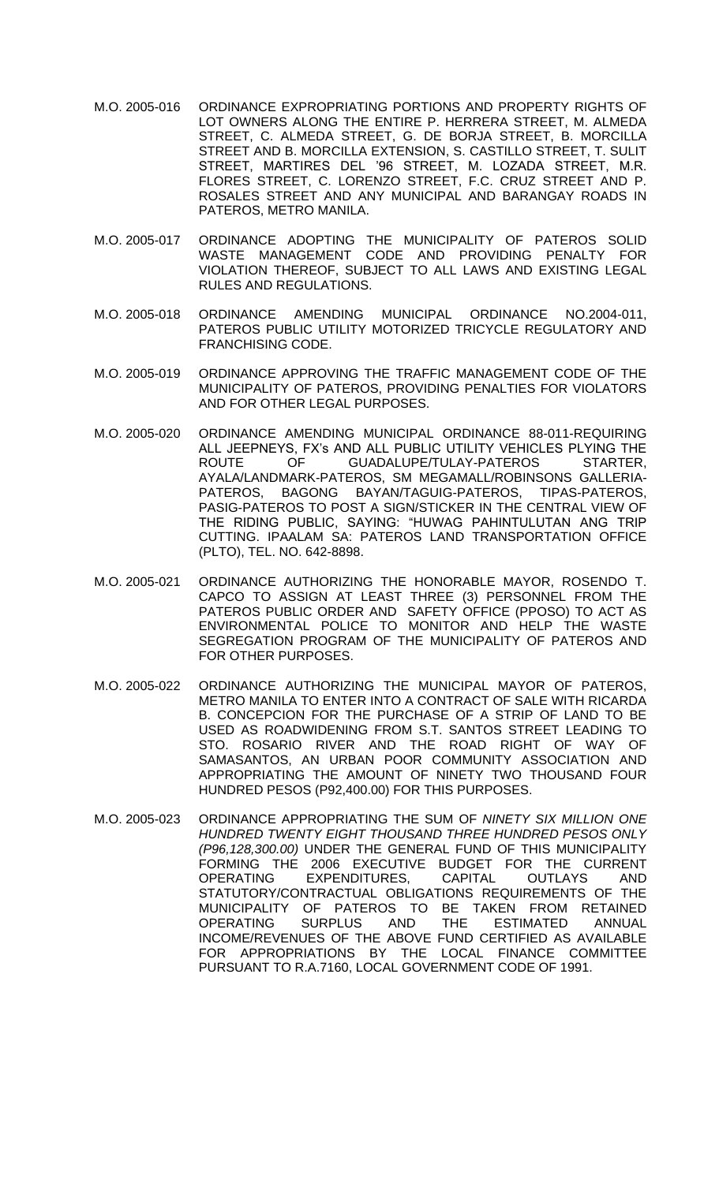M.O. 2005-016 ORDINANCE EXPROPRIATING PORTIONS AND PROPERTY RIGHTS OF LOT OWNERS ALONG THE ENTIRE P. HERRERA STREET, M. ALMEDA STREET, C. ALMEDA STREET, G. DE BORJA STREET, B. MORCILLA STREET AND B. MORCILLA EXTENSION, S. CASTILLO STREET, T. SULIT STREET, MARTIRES DEL '96 STREET, M. LOZADA STREET, M.R. FLORES STREET, C. LORENZO STREET, F.C. CRUZ STREET AND P. ROSALES STREET AND ANY MUNICIPAL AND BARANGAY ROADS IN PATEROS, METRO MANILA.

M.O. 2005-017 ORDINANCE ADOPTING THE MUNICIPALITY OF PATEROS SOLID WASTE MANAGEMENT CODE AND PROVIDING PENALTY FOR VIOLATION THEREOF, SUBJECT TO ALL LAWS AND EXISTING LEGAL RULES AND REGULATIONS.

M.O. 2005-018 ORDINANCE AMENDING MUNICIPAL ORDINANCE NO.2004-011, PATEROS PUBLIC UTILITY MOTORIZED TRICYCLE REGULATORY AND FRANCHISING CODE.

M.O. 2005-019 ORDINANCE APPROVING THE TRAFFIC MANAGEMENT CODE OF THE MUNICIPALITY OF PATEROS, PROVIDING PENALTIES FOR VIOLATORS AND FOR OTHER LEGAL PURPOSES.

M.O. 2005-020 ORDINANCE AMENDING MUNICIPAL ORDINANCE 88-011-REQUIRING ALL JEEPNEYS, FX's AND ALL PUBLIC UTILITY VEHICLES PLYING THE ROUTE OF GUADALUPE/TULAY-PATEROS STARTER, AYALA/LANDMARK-PATEROS, SM MEGAMALL/ROBINSONS GALLERIA-PATEROS, BAGONG BAYAN/TAGUIG-PATEROS, TIPAS-PATEROS, PASIG-PATEROS TO POST A SIGN/STICKER IN THE CENTRAL VIEW OF THE RIDING PUBLIC, SAYING: "HUWAG PAHINTULUTAN ANG TRIP CUTTING. IPAALAM SA: PATEROS LAND TRANSPORTATION OFFICE (PLTO), TEL. NO. 642-8898.

M.O. 2005-021 ORDINANCE AUTHORIZING THE HONORABLE MAYOR, ROSENDO T. CAPCO TO ASSIGN AT LEAST THREE (3) PERSONNEL FROM THE PATEROS PUBLIC ORDER AND SAFETY OFFICE (PPOSO) TO ACT AS ENVIRONMENTAL POLICE TO MONITOR AND HELP THE WASTE SEGREGATION PROGRAM OF THE MUNICIPALITY OF PATEROS AND FOR OTHER PURPOSES.

M.O. 2005-022 ORDINANCE AUTHORIZING THE MUNICIPAL MAYOR OF PATEROS, METRO MANILA TO ENTER INTO A CONTRACT OF SALE WITH RICARDA B. CONCEPCION FOR THE PURCHASE OF A STRIP OF LAND TO BE USED AS ROADWIDENING FROM S.T. SANTOS STREET LEADING TO STO. ROSARIO RIVER AND THE ROAD RIGHT OF WAY OF SAMASANTOS, AN URBAN POOR COMMUNITY ASSOCIATION AND APPROPRIATING THE AMOUNT OF NINETY TWO THOUSAND FOUR HUNDRED PESOS (P92,400.00) FOR THIS PURPOSES.

M.O. 2005-023 ORDINANCE APPROPRIATING THE SUM OF *NINETY SIX MILLION ONE HUNDRED TWENTY EIGHT THOUSAND THREE HUNDRED PESOS ONLY (P96,128,300.00)* UNDER THE GENERAL FUND OF THIS MUNICIPALITY FORMING THE 2006 EXECUTIVE BUDGET FOR THE CURRENT OPERATING EXPENDITURES, CAPITAL OUTLAYS AND STATUTORY/CONTRACTUAL OBLIGATIONS REQUIREMENTS OF THE MUNICIPALITY OF PATEROS TO BE TAKEN FROM RETAINED OPERATING SURPLUS AND THE ESTIMATED ANNUAL INCOME/REVENUES OF THE ABOVE FUND CERTIFIED AS AVAILABLE FOR APPROPRIATIONS BY THE LOCAL FINANCE COMMITTEE PURSUANT TO R.A.7160, LOCAL GOVERNMENT CODE OF 1991.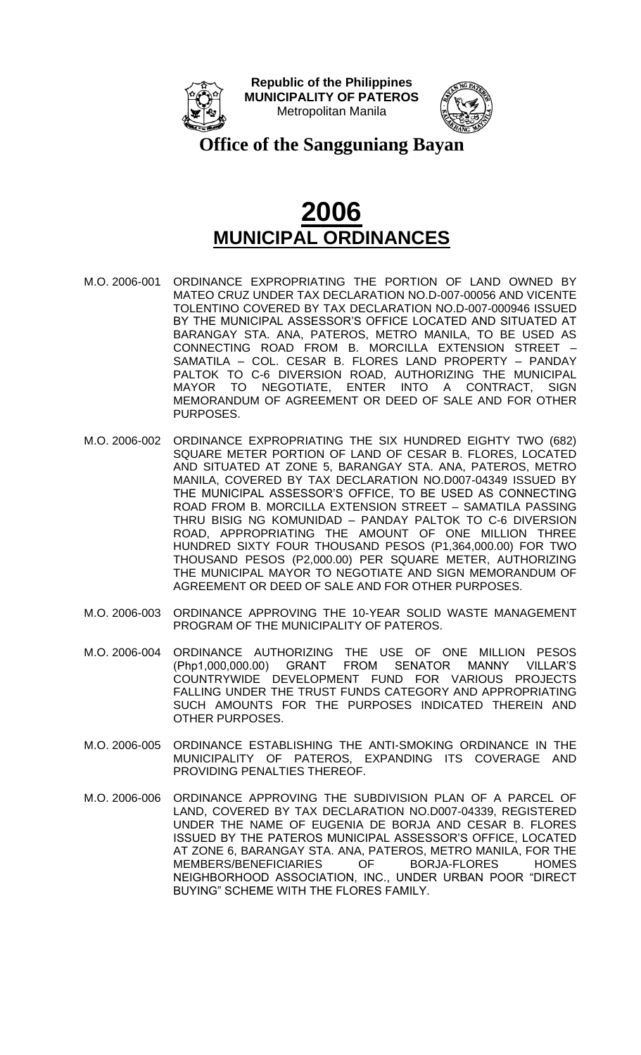**Republic of the Philippines**
**MUNICIPALITY OF PATEROS**
Metropolitan Manila

## Office of the Sangguniang Bayan

# 2006
# MUNICIPAL ORDINANCES

M.O. 2006-001 ORDINANCE EXPROPRIATING THE PORTION OF LAND OWNED BY MATEO CRUZ UNDER TAX DECLARATION NO.D-007-00056 AND VICENTE TOLENTINO COVERED BY TAX DECLARATION NO.D-007-000946 ISSUED BY THE MUNICIPAL ASSESSOR'S OFFICE LOCATED AND SITUATED AT BARANGAY STA. ANA, PATEROS, METRO MANILA, TO BE USED AS CONNECTING ROAD FROM B. MORCILLA EXTENSION STREET – SAMATILA – COL. CESAR B. FLORES LAND PROPERTY – PANDAY PALTOK TO C-6 DIVERSION ROAD, AUTHORIZING THE MUNICIPAL MAYOR TO NEGOTIATE, ENTER INTO A CONTRACT, SIGN MEMORANDUM OF AGREEMENT OR DEED OF SALE AND FOR OTHER PURPOSES.

M.O. 2006-002 ORDINANCE EXPROPRIATING THE SIX HUNDRED EIGHTY TWO (682) SQUARE METER PORTION OF LAND OF CESAR B. FLORES, LOCATED AND SITUATED AT ZONE 5, BARANGAY STA. ANA, PATEROS, METRO MANILA, COVERED BY TAX DECLARATION NO.D007-04349 ISSUED BY THE MUNICIPAL ASSESSOR'S OFFICE, TO BE USED AS CONNECTING ROAD FROM B. MORCILLA EXTENSION STREET – SAMATILA PASSING THRU BISIG NG KOMUNIDAD – PANDAY PALTOK TO C-6 DIVERSION ROAD, APPROPRIATING THE AMOUNT OF ONE MILLION THREE HUNDRED SIXTY FOUR THOUSAND PESOS (P1,364,000.00) FOR TWO THOUSAND PESOS (P2,000.00) PER SQUARE METER, AUTHORIZING THE MUNICIPAL MAYOR TO NEGOTIATE AND SIGN MEMORANDUM OF AGREEMENT OR DEED OF SALE AND FOR OTHER PURPOSES.

M.O. 2006-003 ORDINANCE APPROVING THE 10-YEAR SOLID WASTE MANAGEMENT PROGRAM OF THE MUNICIPALITY OF PATEROS.

M.O. 2006-004 ORDINANCE AUTHORIZING THE USE OF ONE MILLION PESOS (Php1,000,000.00) GRANT FROM SENATOR MANNY VILLAR'S COUNTRYWIDE DEVELOPMENT FUND FOR VARIOUS PROJECTS FALLING UNDER THE TRUST FUNDS CATEGORY AND APPROPRIATING SUCH AMOUNTS FOR THE PURPOSES INDICATED THEREIN AND OTHER PURPOSES.

M.O. 2006-005 ORDINANCE ESTABLISHING THE ANTI-SMOKING ORDINANCE IN THE MUNICIPALITY OF PATEROS, EXPANDING ITS COVERAGE AND PROVIDING PENALTIES THEREOF.

M.O. 2006-006 ORDINANCE APPROVING THE SUBDIVISION PLAN OF A PARCEL OF LAND, COVERED BY TAX DECLARATION NO.D007-04339, REGISTERED UNDER THE NAME OF EUGENIA DE BORJA AND CESAR B. FLORES ISSUED BY THE PATEROS MUNICIPAL ASSESSOR'S OFFICE, LOCATED AT ZONE 6, BARANGAY STA. ANA, PATEROS, METRO MANILA, FOR THE MEMBERS/BENEFICIARIES OF BORJA-FLORES HOMES NEIGHBORHOOD ASSOCIATION, INC., UNDER URBAN POOR "DIRECT BUYING" SCHEME WITH THE FLORES FAMILY.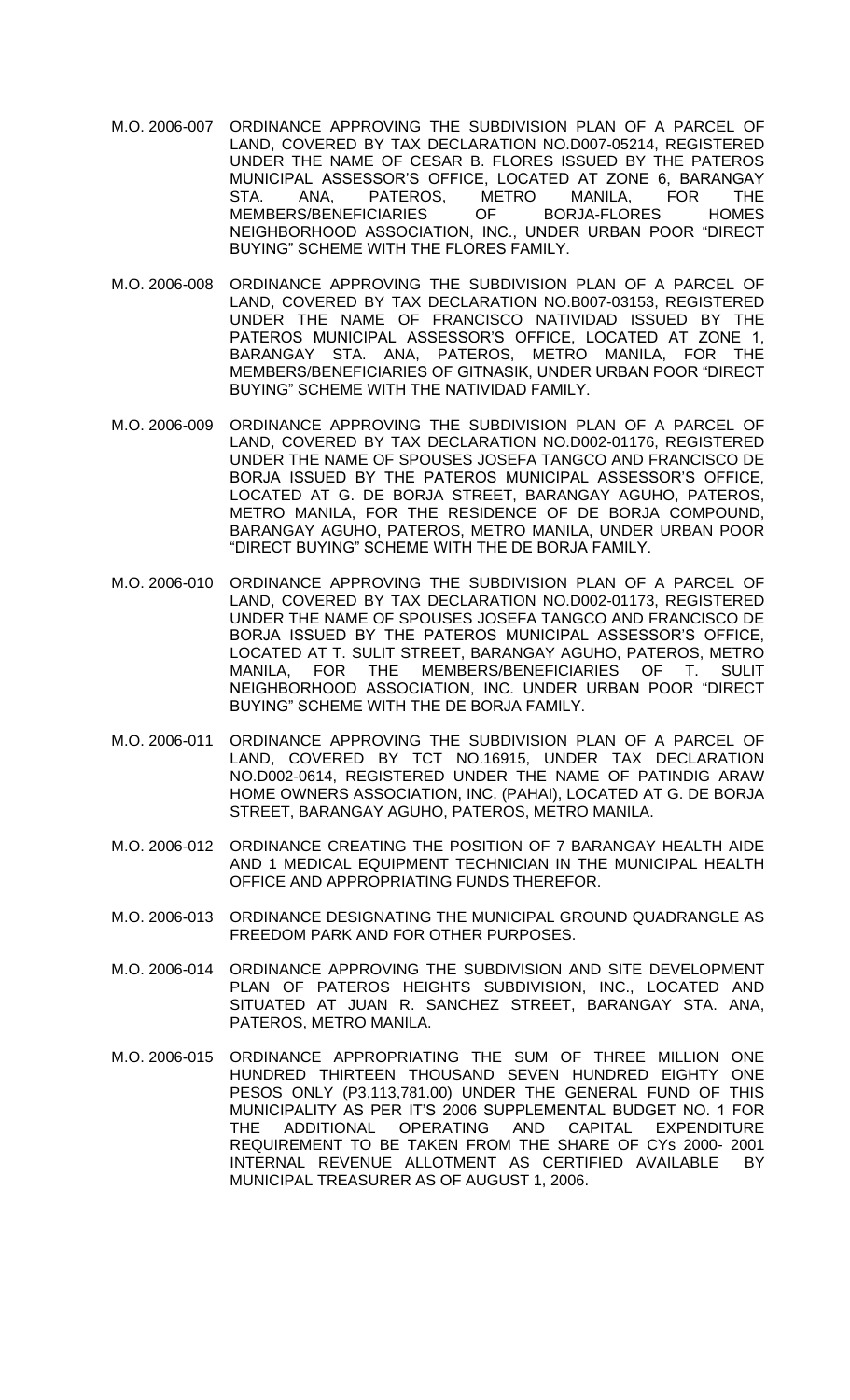M.O. 2006-007 ORDINANCE APPROVING THE SUBDIVISION PLAN OF A PARCEL OF LAND, COVERED BY TAX DECLARATION NO.D007-05214, REGISTERED UNDER THE NAME OF CESAR B. FLORES ISSUED BY THE PATEROS MUNICIPAL ASSESSOR'S OFFICE, LOCATED AT ZONE 6, BARANGAY STA. ANA, PATEROS, METRO MANILA, FOR THE MEMBERS/BENEFICIARIES OF BORJA-FLORES HOMES NEIGHBORHOOD ASSOCIATION, INC., UNDER URBAN POOR "DIRECT BUYING" SCHEME WITH THE FLORES FAMILY.

M.O. 2006-008 ORDINANCE APPROVING THE SUBDIVISION PLAN OF A PARCEL OF LAND, COVERED BY TAX DECLARATION NO.B007-03153, REGISTERED UNDER THE NAME OF FRANCISCO NATIVIDAD ISSUED BY THE PATEROS MUNICIPAL ASSESSOR'S OFFICE, LOCATED AT ZONE 1, BARANGAY STA. ANA, PATEROS, METRO MANILA, FOR THE MEMBERS/BENEFICIARIES OF GITNASIK, UNDER URBAN POOR "DIRECT BUYING" SCHEME WITH THE NATIVIDAD FAMILY.

M.O. 2006-009 ORDINANCE APPROVING THE SUBDIVISION PLAN OF A PARCEL OF LAND, COVERED BY TAX DECLARATION NO.D002-01176, REGISTERED UNDER THE NAME OF SPOUSES JOSEFA TANGCO AND FRANCISCO DE BORJA ISSUED BY THE PATEROS MUNICIPAL ASSESSOR'S OFFICE, LOCATED AT G. DE BORJA STREET, BARANGAY AGUHO, PATEROS, METRO MANILA, FOR THE RESIDENCE OF DE BORJA COMPOUND, BARANGAY AGUHO, PATEROS, METRO MANILA, UNDER URBAN POOR "DIRECT BUYING" SCHEME WITH THE DE BORJA FAMILY.

M.O. 2006-010 ORDINANCE APPROVING THE SUBDIVISION PLAN OF A PARCEL OF LAND, COVERED BY TAX DECLARATION NO.D002-01173, REGISTERED UNDER THE NAME OF SPOUSES JOSEFA TANGCO AND FRANCISCO DE BORJA ISSUED BY THE PATEROS MUNICIPAL ASSESSOR'S OFFICE, LOCATED AT T. SULIT STREET, BARANGAY AGUHO, PATEROS, METRO MANILA, FOR THE MEMBERS/BENEFICIARIES OF T. SULIT NEIGHBORHOOD ASSOCIATION, INC. UNDER URBAN POOR "DIRECT BUYING" SCHEME WITH THE DE BORJA FAMILY.

M.O. 2006-011 ORDINANCE APPROVING THE SUBDIVISION PLAN OF A PARCEL OF LAND, COVERED BY TCT NO.16915, UNDER TAX DECLARATION NO.D002-0614, REGISTERED UNDER THE NAME OF PATINDIG ARAW HOME OWNERS ASSOCIATION, INC. (PAHAI), LOCATED AT G. DE BORJA STREET, BARANGAY AGUHO, PATEROS, METRO MANILA.

M.O. 2006-012 ORDINANCE CREATING THE POSITION OF 7 BARANGAY HEALTH AIDE AND 1 MEDICAL EQUIPMENT TECHNICIAN IN THE MUNICIPAL HEALTH OFFICE AND APPROPRIATING FUNDS THEREFOR.

M.O. 2006-013 ORDINANCE DESIGNATING THE MUNICIPAL GROUND QUADRANGLE AS FREEDOM PARK AND FOR OTHER PURPOSES.

M.O. 2006-014 ORDINANCE APPROVING THE SUBDIVISION AND SITE DEVELOPMENT PLAN OF PATEROS HEIGHTS SUBDIVISION, INC., LOCATED AND SITUATED AT JUAN R. SANCHEZ STREET, BARANGAY STA. ANA, PATEROS, METRO MANILA.

M.O. 2006-015 ORDINANCE APPROPRIATING THE SUM OF THREE MILLION ONE HUNDRED THIRTEEN THOUSAND SEVEN HUNDRED EIGHTY ONE PESOS ONLY (P3,113,781.00) UNDER THE GENERAL FUND OF THIS MUNICIPALITY AS PER IT'S 2006 SUPPLEMENTAL BUDGET NO. 1 FOR THE ADDITIONAL OPERATING AND CAPITAL EXPENDITURE REQUIREMENT TO BE TAKEN FROM THE SHARE OF CYs 2000- 2001 INTERNAL REVENUE ALLOTMENT AS CERTIFIED AVAILABLE BY MUNICIPAL TREASURER AS OF AUGUST 1, 2006.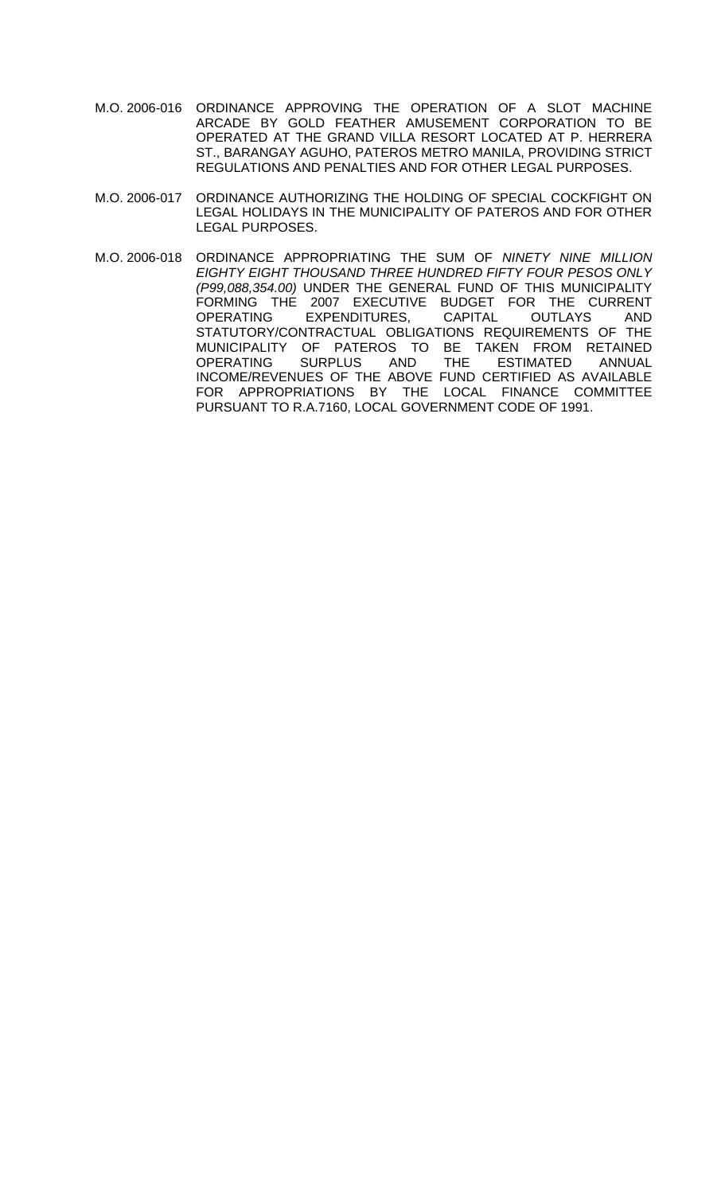M.O. 2006-016 ORDINANCE APPROVING THE OPERATION OF A SLOT MACHINE ARCADE BY GOLD FEATHER AMUSEMENT CORPORATION TO BE OPERATED AT THE GRAND VILLA RESORT LOCATED AT P. HERRERA ST., BARANGAY AGUHO, PATEROS METRO MANILA, PROVIDING STRICT REGULATIONS AND PENALTIES AND FOR OTHER LEGAL PURPOSES.

M.O. 2006-017 ORDINANCE AUTHORIZING THE HOLDING OF SPECIAL COCKFIGHT ON LEGAL HOLIDAYS IN THE MUNICIPALITY OF PATEROS AND FOR OTHER LEGAL PURPOSES.

M.O. 2006-018 ORDINANCE APPROPRIATING THE SUM OF *NINETY NINE MILLION EIGHTY EIGHT THOUSAND THREE HUNDRED FIFTY FOUR PESOS ONLY (P99,088,354.00)* UNDER THE GENERAL FUND OF THIS MUNICIPALITY FORMING THE 2007 EXECUTIVE BUDGET FOR THE CURRENT OPERATING EXPENDITURES, CAPITAL OUTLAYS AND STATUTORY/CONTRACTUAL OBLIGATIONS REQUIREMENTS OF THE MUNICIPALITY OF PATEROS TO BE TAKEN FROM RETAINED OPERATING SURPLUS AND THE ESTIMATED ANNUAL INCOME/REVENUES OF THE ABOVE FUND CERTIFIED AS AVAILABLE FOR APPROPRIATIONS BY THE LOCAL FINANCE COMMITTEE PURSUANT TO R.A.7160, LOCAL GOVERNMENT CODE OF 1991.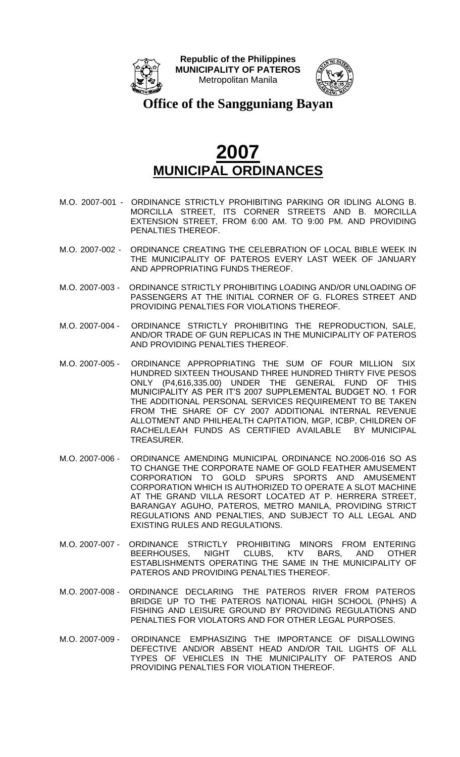**Republic of the Philippines**
**MUNICIPALITY OF PATEROS**
Metropolitan Manila

**Office of the Sangguniang Bayan**

# 2007
# MUNICIPAL ORDINANCES

M.O. 2007-001 - ORDINANCE STRICTLY PROHIBITING PARKING OR IDLING ALONG B. MORCILLA STREET, ITS CORNER STREETS AND B. MORCILLA EXTENSION STREET, FROM 6:00 AM. TO 9:00 PM. AND PROVIDING PENALTIES THEREOF.

M.O. 2007-002 - ORDINANCE CREATING THE CELEBRATION OF LOCAL BIBLE WEEK IN THE MUNICIPALITY OF PATEROS EVERY LAST WEEK OF JANUARY AND APPROPRIATING FUNDS THEREOF.

M.O. 2007-003 - ORDINANCE STRICTLY PROHIBITING LOADING AND/OR UNLOADING OF PASSENGERS AT THE INITIAL CORNER OF G. FLORES STREET AND PROVIDING PENALTIES FOR VIOLATIONS THEREOF.

M.O. 2007-004 - ORDINANCE STRICTLY PROHIBITING THE REPRODUCTION, SALE, AND/OR TRADE OF GUN REPLICAS IN THE MUNICIPALITY OF PATEROS AND PROVIDING PENALTIES THEREOF.

M.O. 2007-005 - ORDINANCE APPROPRIATING THE SUM OF FOUR MILLION SIX HUNDRED SIXTEEN THOUSAND THREE HUNDRED THIRTY FIVE PESOS ONLY (P4,616,335.00) UNDER THE GENERAL FUND OF THIS MUNICIPALITY AS PER IT'S 2007 SUPPLEMENTAL BUDGET NO. 1 FOR THE ADDITIONAL PERSONAL SERVICES REQUIREMENT TO BE TAKEN FROM THE SHARE OF CY 2007 ADDITIONAL INTERNAL REVENUE ALLOTMENT AND PHILHEALTH CAPITATION, MGP, ICBP, CHILDREN OF RACHEL/LEAH FUNDS AS CERTIFIED AVAILABLE BY MUNICIPAL TREASURER.

M.O. 2007-006 - ORDINANCE AMENDING MUNICIPAL ORDINANCE NO.2006-016 SO AS TO CHANGE THE CORPORATE NAME OF GOLD FEATHER AMUSEMENT CORPORATION TO GOLD SPURS SPORTS AND AMUSEMENT CORPORATION WHICH IS AUTHORIZED TO OPERATE A SLOT MACHINE AT THE GRAND VILLA RESORT LOCATED AT P. HERRERA STREET, BARANGAY AGUHO, PATEROS, METRO MANILA, PROVIDING STRICT REGULATIONS AND PENALTIES, AND SUBJECT TO ALL LEGAL AND EXISTING RULES AND REGULATIONS.

M.O. 2007-007 - ORDINANCE STRICTLY PROHIBITING MINORS FROM ENTERING BEERHOUSES, NIGHT CLUBS, KTV BARS, AND OTHER ESTABLISHMENTS OPERATING THE SAME IN THE MUNICIPALITY OF PATEROS AND PROVIDING PENALTIES THEREOF.

M.O. 2007-008 - ORDINANCE DECLARING THE PATEROS RIVER FROM PATEROS BRIDGE UP TO THE PATEROS NATIONAL HIGH SCHOOL (PNHS) A FISHING AND LEISURE GROUND BY PROVIDING REGULATIONS AND PENALTIES FOR VIOLATORS AND FOR OTHER LEGAL PURPOSES.

M.O. 2007-009 - ORDINANCE EMPHASIZING THE IMPORTANCE OF DISALLOWING DEFECTIVE AND/OR ABSENT HEAD AND/OR TAIL LIGHTS OF ALL TYPES OF VEHICLES IN THE MUNICIPALITY OF PATEROS AND PROVIDING PENALTIES FOR VIOLATION THEREOF.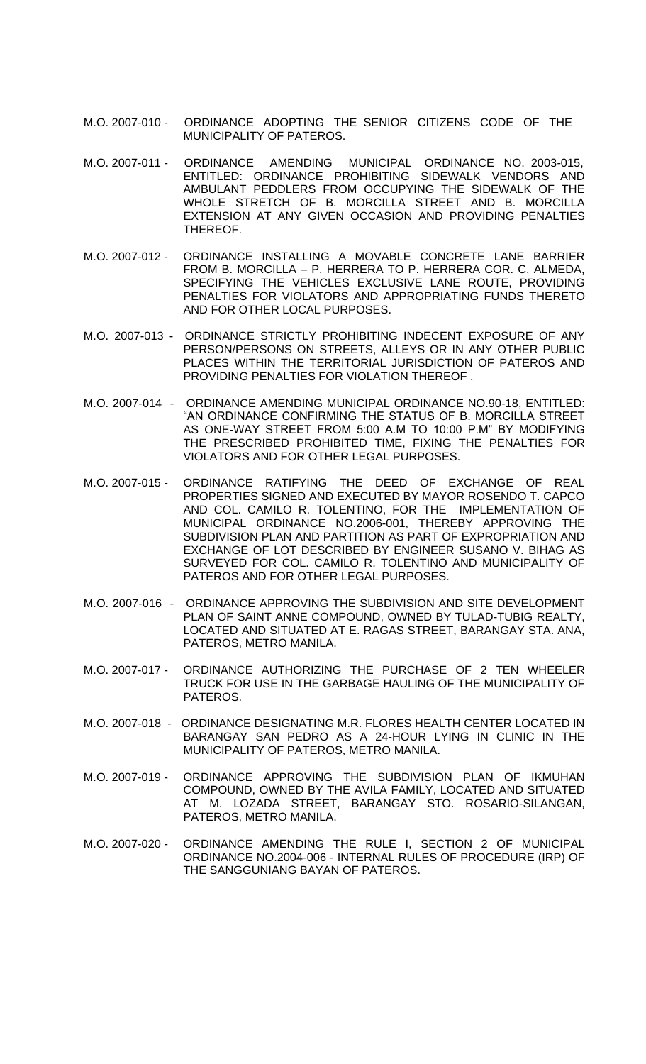M.O. 2007-010 - ORDINANCE ADOPTING THE SENIOR CITIZENS CODE OF THE MUNICIPALITY OF PATEROS.

M.O. 2007-011 - ORDINANCE AMENDING MUNICIPAL ORDINANCE NO. 2003-015, ENTITLED: ORDINANCE PROHIBITING SIDEWALK VENDORS AND AMBULANT PEDDLERS FROM OCCUPYING THE SIDEWALK OF THE WHOLE STRETCH OF B. MORCILLA STREET AND B. MORCILLA EXTENSION AT ANY GIVEN OCCASION AND PROVIDING PENALTIES THEREOF.

M.O. 2007-012 - ORDINANCE INSTALLING A MOVABLE CONCRETE LANE BARRIER FROM B. MORCILLA – P. HERRERA TO P. HERRERA COR. C. ALMEDA, SPECIFYING THE VEHICLES EXCLUSIVE LANE ROUTE, PROVIDING PENALTIES FOR VIOLATORS AND APPROPRIATING FUNDS THERETO AND FOR OTHER LOCAL PURPOSES.

M.O. 2007-013 - ORDINANCE STRICTLY PROHIBITING INDECENT EXPOSURE OF ANY PERSON/PERSONS ON STREETS, ALLEYS OR IN ANY OTHER PUBLIC PLACES WITHIN THE TERRITORIAL JURISDICTION OF PATEROS AND PROVIDING PENALTIES FOR VIOLATION THEREOF .

M.O. 2007-014 - ORDINANCE AMENDING MUNICIPAL ORDINANCE NO.90-18, ENTITLED: "AN ORDINANCE CONFIRMING THE STATUS OF B. MORCILLA STREET AS ONE-WAY STREET FROM 5:00 A.M TO 10:00 P.M" BY MODIFYING THE PRESCRIBED PROHIBITED TIME, FIXING THE PENALTIES FOR VIOLATORS AND FOR OTHER LEGAL PURPOSES.

M.O. 2007-015 - ORDINANCE RATIFYING THE DEED OF EXCHANGE OF REAL PROPERTIES SIGNED AND EXECUTED BY MAYOR ROSENDO T. CAPCO AND COL. CAMILO R. TOLENTINO, FOR THE IMPLEMENTATION OF MUNICIPAL ORDINANCE NO.2006-001, THEREBY APPROVING THE SUBDIVISION PLAN AND PARTITION AS PART OF EXPROPRIATION AND EXCHANGE OF LOT DESCRIBED BY ENGINEER SUSANO V. BIHAG AS SURVEYED FOR COL. CAMILO R. TOLENTINO AND MUNICIPALITY OF PATEROS AND FOR OTHER LEGAL PURPOSES.

M.O. 2007-016 - ORDINANCE APPROVING THE SUBDIVISION AND SITE DEVELOPMENT PLAN OF SAINT ANNE COMPOUND, OWNED BY TULAD-TUBIG REALTY, LOCATED AND SITUATED AT E. RAGAS STREET, BARANGAY STA. ANA, PATEROS, METRO MANILA.

M.O. 2007-017 - ORDINANCE AUTHORIZING THE PURCHASE OF 2 TEN WHEELER TRUCK FOR USE IN THE GARBAGE HAULING OF THE MUNICIPALITY OF PATEROS.

M.O. 2007-018 - ORDINANCE DESIGNATING M.R. FLORES HEALTH CENTER LOCATED IN BARANGAY SAN PEDRO AS A 24-HOUR LYING IN CLINIC IN THE MUNICIPALITY OF PATEROS, METRO MANILA.

M.O. 2007-019 - ORDINANCE APPROVING THE SUBDIVISION PLAN OF IKMUHAN COMPOUND, OWNED BY THE AVILA FAMILY, LOCATED AND SITUATED AT M. LOZADA STREET, BARANGAY STO. ROSARIO-SILANGAN, PATEROS, METRO MANILA.

M.O. 2007-020 - ORDINANCE AMENDING THE RULE I, SECTION 2 OF MUNICIPAL ORDINANCE NO.2004-006 - INTERNAL RULES OF PROCEDURE (IRP) OF THE SANGGUNIANG BAYAN OF PATEROS.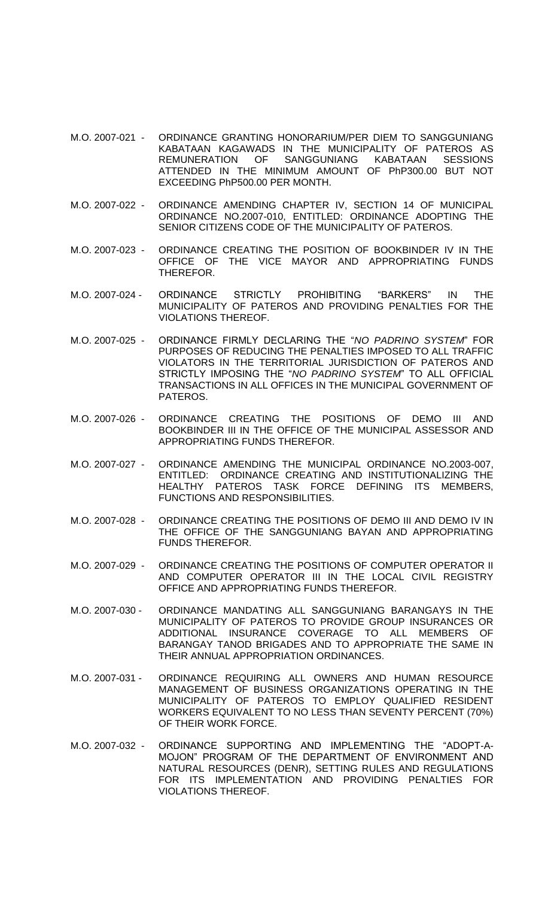M.O. 2007-021 - ORDINANCE GRANTING HONORARIUM/PER DIEM TO SANGGUNIANG KABATAAN KAGAWADS IN THE MUNICIPALITY OF PATEROS AS REMUNERATION OF SANGGUNIANG KABATAAN SESSIONS ATTENDED IN THE MINIMUM AMOUNT OF PhP300.00 BUT NOT EXCEEDING PhP500.00 PER MONTH.

M.O. 2007-022 - ORDINANCE AMENDING CHAPTER IV, SECTION 14 OF MUNICIPAL ORDINANCE NO.2007-010, ENTITLED: ORDINANCE ADOPTING THE SENIOR CITIZENS CODE OF THE MUNICIPALITY OF PATEROS.

M.O. 2007-023 - ORDINANCE CREATING THE POSITION OF BOOKBINDER IV IN THE OFFICE OF THE VICE MAYOR AND APPROPRIATING FUNDS THEREFOR.

M.O. 2007-024 - ORDINANCE STRICTLY PROHIBITING "BARKERS" IN THE MUNICIPALITY OF PATEROS AND PROVIDING PENALTIES FOR THE VIOLATIONS THEREOF.

M.O. 2007-025 - ORDINANCE FIRMLY DECLARING THE "*NO PADRINO SYSTEM*" FOR PURPOSES OF REDUCING THE PENALTIES IMPOSED TO ALL TRAFFIC VIOLATORS IN THE TERRITORIAL JURISDICTION OF PATEROS AND STRICTLY IMPOSING THE "*NO PADRINO SYSTEM*" TO ALL OFFICIAL TRANSACTIONS IN ALL OFFICES IN THE MUNICIPAL GOVERNMENT OF PATEROS.

M.O. 2007-026 - ORDINANCE CREATING THE POSITIONS OF DEMO III AND BOOKBINDER III IN THE OFFICE OF THE MUNICIPAL ASSESSOR AND APPROPRIATING FUNDS THEREFOR.

M.O. 2007-027 - ORDINANCE AMENDING THE MUNICIPAL ORDINANCE NO.2003-007, ENTITLED: ORDINANCE CREATING AND INSTITUTIONALIZING THE HEALTHY PATEROS TASK FORCE DEFINING ITS MEMBERS, FUNCTIONS AND RESPONSIBILITIES.

M.O. 2007-028 - ORDINANCE CREATING THE POSITIONS OF DEMO III AND DEMO IV IN THE OFFICE OF THE SANGGUNIANG BAYAN AND APPROPRIATING FUNDS THEREFOR.

M.O. 2007-029 - ORDINANCE CREATING THE POSITIONS OF COMPUTER OPERATOR II AND COMPUTER OPERATOR III IN THE LOCAL CIVIL REGISTRY OFFICE AND APPROPRIATING FUNDS THEREFOR.

M.O. 2007-030 - ORDINANCE MANDATING ALL SANGGUNIANG BARANGAYS IN THE MUNICIPALITY OF PATEROS TO PROVIDE GROUP INSURANCES OR ADDITIONAL INSURANCE COVERAGE TO ALL MEMBERS OF BARANGAY TANOD BRIGADES AND TO APPROPRIATE THE SAME IN THEIR ANNUAL APPROPRIATION ORDINANCES.

M.O. 2007-031 - ORDINANCE REQUIRING ALL OWNERS AND HUMAN RESOURCE MANAGEMENT OF BUSINESS ORGANIZATIONS OPERATING IN THE MUNICIPALITY OF PATEROS TO EMPLOY QUALIFIED RESIDENT WORKERS EQUIVALENT TO NO LESS THAN SEVENTY PERCENT (70%) OF THEIR WORK FORCE.

M.O. 2007-032 - ORDINANCE SUPPORTING AND IMPLEMENTING THE "ADOPT-A-MOJON" PROGRAM OF THE DEPARTMENT OF ENVIRONMENT AND NATURAL RESOURCES (DENR), SETTING RULES AND REGULATIONS FOR ITS IMPLEMENTATION AND PROVIDING PENALTIES FOR VIOLATIONS THEREOF.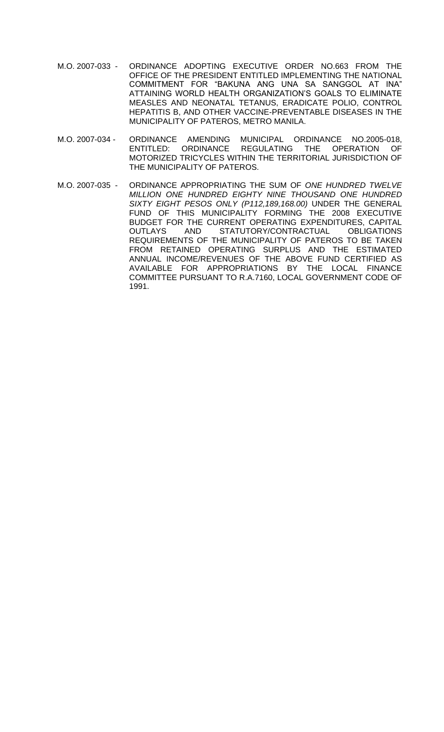M.O. 2007-033 - ORDINANCE ADOPTING EXECUTIVE ORDER NO.663 FROM THE OFFICE OF THE PRESIDENT ENTITLED IMPLEMENTING THE NATIONAL COMMITMENT FOR "BAKUNA ANG UNA SA SANGGOL AT INA" ATTAINING WORLD HEALTH ORGANIZATION'S GOALS TO ELIMINATE MEASLES AND NEONATAL TETANUS, ERADICATE POLIO, CONTROL HEPATITIS B, AND OTHER VACCINE-PREVENTABLE DISEASES IN THE MUNICIPALITY OF PATEROS, METRO MANILA.

M.O. 2007-034 - ORDINANCE AMENDING MUNICIPAL ORDINANCE NO.2005-018, ENTITLED: ORDINANCE REGULATING THE OPERATION OF MOTORIZED TRICYCLES WITHIN THE TERRITORIAL JURISDICTION OF THE MUNICIPALITY OF PATEROS.

M.O. 2007-035 - ORDINANCE APPROPRIATING THE SUM OF *ONE HUNDRED TWELVE MILLION ONE HUNDRED EIGHTY NINE THOUSAND ONE HUNDRED SIXTY EIGHT PESOS ONLY (P112,189,168.00)* UNDER THE GENERAL FUND OF THIS MUNICIPALITY FORMING THE 2008 EXECUTIVE BUDGET FOR THE CURRENT OPERATING EXPENDITURES, CAPITAL OUTLAYS AND STATUTORY/CONTRACTUAL OBLIGATIONS REQUIREMENTS OF THE MUNICIPALITY OF PATEROS TO BE TAKEN FROM RETAINED OPERATING SURPLUS AND THE ESTIMATED ANNUAL INCOME/REVENUES OF THE ABOVE FUND CERTIFIED AS AVAILABLE FOR APPROPRIATIONS BY THE LOCAL FINANCE COMMITTEE PURSUANT TO R.A.7160, LOCAL GOVERNMENT CODE OF 1991.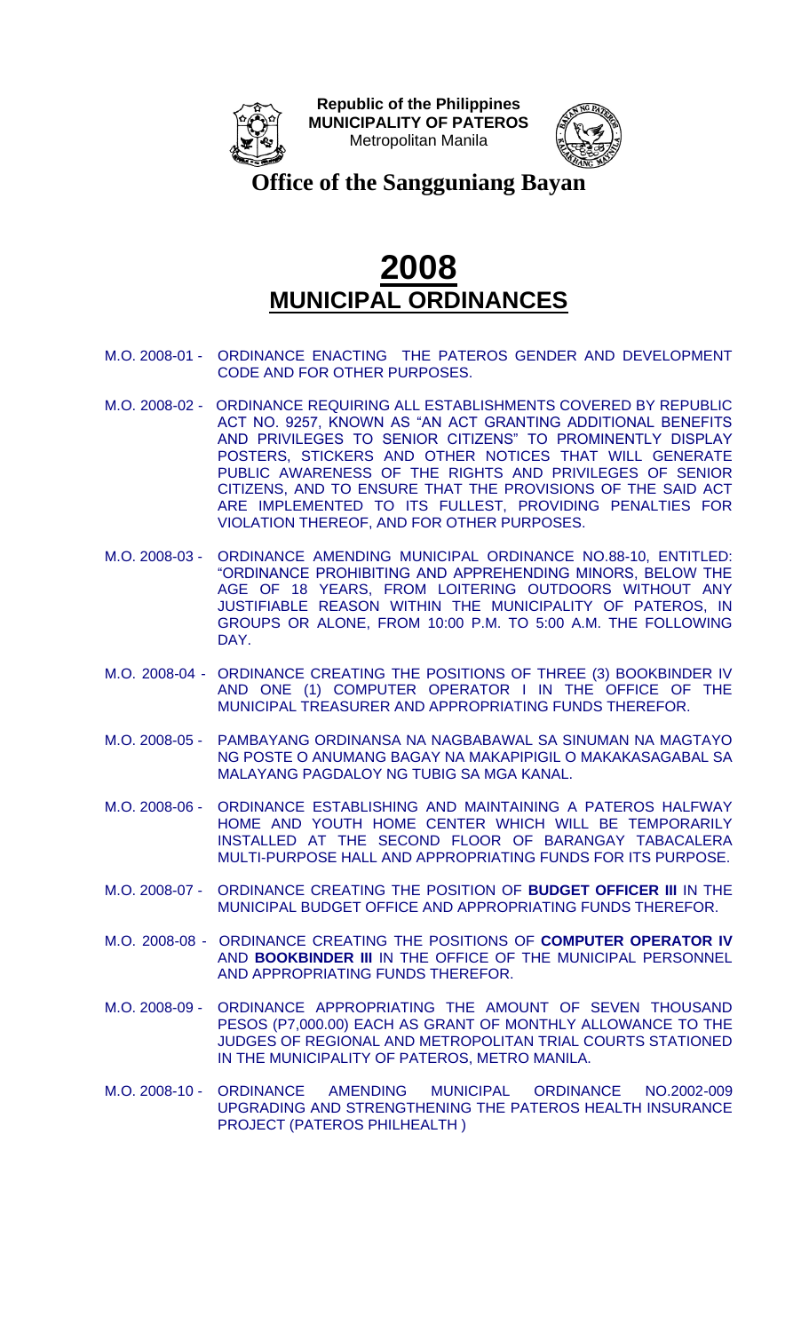**Republic of the Philippines**
**MUNICIPALITY OF PATEROS**
Metropolitan Manila

**Office of the Sangguniang Bayan**

# 2008
# MUNICIPAL ORDINANCES

M.O. 2008-01 - ORDINANCE ENACTING THE PATEROS GENDER AND DEVELOPMENT CODE AND FOR OTHER PURPOSES.

M.O. 2008-02 - ORDINANCE REQUIRING ALL ESTABLISHMENTS COVERED BY REPUBLIC ACT NO. 9257, KNOWN AS "AN ACT GRANTING ADDITIONAL BENEFITS AND PRIVILEGES TO SENIOR CITIZENS" TO PROMINENTLY DISPLAY POSTERS, STICKERS AND OTHER NOTICES THAT WILL GENERATE PUBLIC AWARENESS OF THE RIGHTS AND PRIVILEGES OF SENIOR CITIZENS, AND TO ENSURE THAT THE PROVISIONS OF THE SAID ACT ARE IMPLEMENTED TO ITS FULLEST, PROVIDING PENALTIES FOR VIOLATION THEREOF, AND FOR OTHER PURPOSES.

M.O. 2008-03 - ORDINANCE AMENDING MUNICIPAL ORDINANCE NO.88-10, ENTITLED: "ORDINANCE PROHIBITING AND APPREHENDING MINORS, BELOW THE AGE OF 18 YEARS, FROM LOITERING OUTDOORS WITHOUT ANY JUSTIFIABLE REASON WITHIN THE MUNICIPALITY OF PATEROS, IN GROUPS OR ALONE, FROM 10:00 P.M. TO 5:00 A.M. THE FOLLOWING DAY.

M.O. 2008-04 - ORDINANCE CREATING THE POSITIONS OF THREE (3) BOOKBINDER IV AND ONE (1) COMPUTER OPERATOR I IN THE OFFICE OF THE MUNICIPAL TREASURER AND APPROPRIATING FUNDS THEREFOR.

M.O. 2008-05 - PAMBAYANG ORDINANSA NA NAGBABAWAL SA SINUMAN NA MAGTAYO NG POSTE O ANUMANG BAGAY NA MAKAPIPIGIL O MAKAKASAGABAL SA MALAYANG PAGDALOY NG TUBIG SA MGA KANAL.

M.O. 2008-06 - ORDINANCE ESTABLISHING AND MAINTAINING A PATEROS HALFWAY HOME AND YOUTH HOME CENTER WHICH WILL BE TEMPORARILY INSTALLED AT THE SECOND FLOOR OF BARANGAY TABACALERA MULTI-PURPOSE HALL AND APPROPRIATING FUNDS FOR ITS PURPOSE.

M.O. 2008-07 - ORDINANCE CREATING THE POSITION OF **BUDGET OFFICER III** IN THE MUNICIPAL BUDGET OFFICE AND APPROPRIATING FUNDS THEREFOR.

M.O. 2008-08 - ORDINANCE CREATING THE POSITIONS OF **COMPUTER OPERATOR IV** AND **BOOKBINDER III** IN THE OFFICE OF THE MUNICIPAL PERSONNEL AND APPROPRIATING FUNDS THEREFOR.

M.O. 2008-09 - ORDINANCE APPROPRIATING THE AMOUNT OF SEVEN THOUSAND PESOS (P7,000.00) EACH AS GRANT OF MONTHLY ALLOWANCE TO THE JUDGES OF REGIONAL AND METROPOLITAN TRIAL COURTS STATIONED IN THE MUNICIPALITY OF PATEROS, METRO MANILA.

M.O. 2008-10 - ORDINANCE AMENDING MUNICIPAL ORDINANCE NO.2002-009 UPGRADING AND STRENGTHENING THE PATEROS HEALTH INSURANCE PROJECT (PATEROS PHILHEALTH )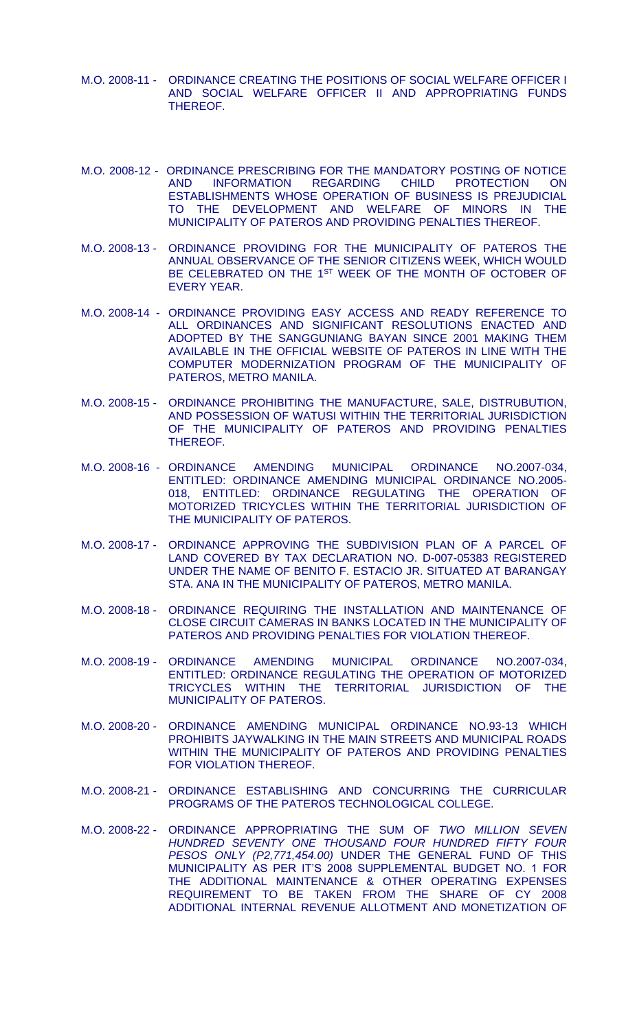M.O. 2008-11 - ORDINANCE CREATING THE POSITIONS OF SOCIAL WELFARE OFFICER I AND SOCIAL WELFARE OFFICER II AND APPROPRIATING FUNDS THEREOF.

M.O. 2008-12 - ORDINANCE PRESCRIBING FOR THE MANDATORY POSTING OF NOTICE AND INFORMATION REGARDING CHILD PROTECTION ON ESTABLISHMENTS WHOSE OPERATION OF BUSINESS IS PREJUDICIAL TO THE DEVELOPMENT AND WELFARE OF MINORS IN THE MUNICIPALITY OF PATEROS AND PROVIDING PENALTIES THEREOF.

M.O. 2008-13 - ORDINANCE PROVIDING FOR THE MUNICIPALITY OF PATEROS THE ANNUAL OBSERVANCE OF THE SENIOR CITIZENS WEEK, WHICH WOULD BE CELEBRATED ON THE 1ST WEEK OF THE MONTH OF OCTOBER OF EVERY YEAR.

M.O. 2008-14 - ORDINANCE PROVIDING EASY ACCESS AND READY REFERENCE TO ALL ORDINANCES AND SIGNIFICANT RESOLUTIONS ENACTED AND ADOPTED BY THE SANGGUNIANG BAYAN SINCE 2001 MAKING THEM AVAILABLE IN THE OFFICIAL WEBSITE OF PATEROS IN LINE WITH THE COMPUTER MODERNIZATION PROGRAM OF THE MUNICIPALITY OF PATEROS, METRO MANILA.

M.O. 2008-15 - ORDINANCE PROHIBITING THE MANUFACTURE, SALE, DISTRUBUTION, AND POSSESSION OF WATUSI WITHIN THE TERRITORIAL JURISDICTION OF THE MUNICIPALITY OF PATEROS AND PROVIDING PENALTIES THEREOF.

M.O. 2008-16 - ORDINANCE AMENDING MUNICIPAL ORDINANCE NO.2007-034, ENTITLED: ORDINANCE AMENDING MUNICIPAL ORDINANCE NO.2005-018, ENTITLED: ORDINANCE REGULATING THE OPERATION OF MOTORIZED TRICYCLES WITHIN THE TERRITORIAL JURISDICTION OF THE MUNICIPALITY OF PATEROS.

M.O. 2008-17 - ORDINANCE APPROVING THE SUBDIVISION PLAN OF A PARCEL OF LAND COVERED BY TAX DECLARATION NO. D-007-05383 REGISTERED UNDER THE NAME OF BENITO F. ESTACIO JR. SITUATED AT BARANGAY STA. ANA IN THE MUNICIPALITY OF PATEROS, METRO MANILA.

M.O. 2008-18 - ORDINANCE REQUIRING THE INSTALLATION AND MAINTENANCE OF CLOSE CIRCUIT CAMERAS IN BANKS LOCATED IN THE MUNICIPALITY OF PATEROS AND PROVIDING PENALTIES FOR VIOLATION THEREOF.

M.O. 2008-19 - ORDINANCE AMENDING MUNICIPAL ORDINANCE NO.2007-034, ENTITLED: ORDINANCE REGULATING THE OPERATION OF MOTORIZED TRICYCLES WITHIN THE TERRITORIAL JURISDICTION OF THE MUNICIPALITY OF PATEROS.

M.O. 2008-20 - ORDINANCE AMENDING MUNICIPAL ORDINANCE NO.93-13 WHICH PROHIBITS JAYWALKING IN THE MAIN STREETS AND MUNICIPAL ROADS WITHIN THE MUNICIPALITY OF PATEROS AND PROVIDING PENALTIES FOR VIOLATION THEREOF.

M.O. 2008-21 - ORDINANCE ESTABLISHING AND CONCURRING THE CURRICULAR PROGRAMS OF THE PATEROS TECHNOLOGICAL COLLEGE.

M.O. 2008-22 - ORDINANCE APPROPRIATING THE SUM OF *TWO MILLION SEVEN HUNDRED SEVENTY ONE THOUSAND FOUR HUNDRED FIFTY FOUR PESOS ONLY (P2,771,454.00)* UNDER THE GENERAL FUND OF THIS MUNICIPALITY AS PER IT'S 2008 SUPPLEMENTAL BUDGET NO. 1 FOR THE ADDITIONAL MAINTENANCE & OTHER OPERATING EXPENSES REQUIREMENT TO BE TAKEN FROM THE SHARE OF CY 2008 ADDITIONAL INTERNAL REVENUE ALLOTMENT AND MONETIZATION OF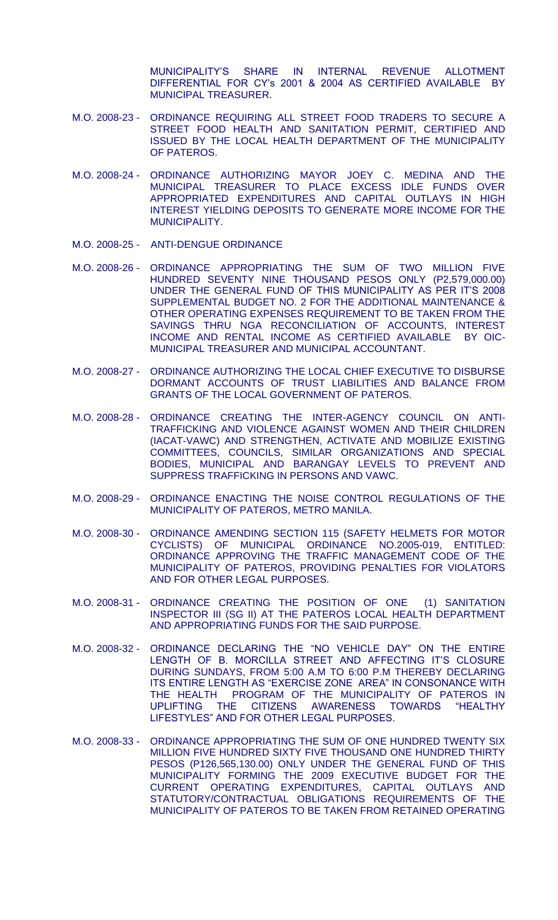MUNICIPALITY'S SHARE IN INTERNAL REVENUE ALLOTMENT DIFFERENTIAL FOR CY's 2001 & 2004 AS CERTIFIED AVAILABLE BY MUNICIPAL TREASURER.

M.O. 2008-23 - ORDINANCE REQUIRING ALL STREET FOOD TRADERS TO SECURE A STREET FOOD HEALTH AND SANITATION PERMIT, CERTIFIED AND ISSUED BY THE LOCAL HEALTH DEPARTMENT OF THE MUNICIPALITY OF PATEROS.

M.O. 2008-24 - ORDINANCE AUTHORIZING MAYOR JOEY C. MEDINA AND THE MUNICIPAL TREASURER TO PLACE EXCESS IDLE FUNDS OVER APPROPRIATED EXPENDITURES AND CAPITAL OUTLAYS IN HIGH INTEREST YIELDING DEPOSITS TO GENERATE MORE INCOME FOR THE MUNICIPALITY.

M.O. 2008-25 - ANTI-DENGUE ORDINANCE

M.O. 2008-26 - ORDINANCE APPROPRIATING THE SUM OF TWO MILLION FIVE HUNDRED SEVENTY NINE THOUSAND PESOS ONLY (P2,579,000.00) UNDER THE GENERAL FUND OF THIS MUNICIPALITY AS PER IT'S 2008 SUPPLEMENTAL BUDGET NO. 2 FOR THE ADDITIONAL MAINTENANCE & OTHER OPERATING EXPENSES REQUIREMENT TO BE TAKEN FROM THE SAVINGS THRU NGA RECONCILIATION OF ACCOUNTS, INTEREST INCOME AND RENTAL INCOME AS CERTIFIED AVAILABLE BY OIC-MUNICIPAL TREASURER AND MUNICIPAL ACCOUNTANT.

M.O. 2008-27 - ORDINANCE AUTHORIZING THE LOCAL CHIEF EXECUTIVE TO DISBURSE DORMANT ACCOUNTS OF TRUST LIABILITIES AND BALANCE FROM GRANTS OF THE LOCAL GOVERNMENT OF PATEROS.

M.O. 2008-28 - ORDINANCE CREATING THE INTER-AGENCY COUNCIL ON ANTI-TRAFFICKING AND VIOLENCE AGAINST WOMEN AND THEIR CHILDREN (IACAT-VAWC) AND STRENGTHEN, ACTIVATE AND MOBILIZE EXISTING COMMITTEES, COUNCILS, SIMILAR ORGANIZATIONS AND SPECIAL BODIES, MUNICIPAL AND BARANGAY LEVELS TO PREVENT AND SUPPRESS TRAFFICKING IN PERSONS AND VAWC.

M.O. 2008-29 - ORDINANCE ENACTING THE NOISE CONTROL REGULATIONS OF THE MUNICIPALITY OF PATEROS, METRO MANILA.

M.O. 2008-30 - ORDINANCE AMENDING SECTION 115 (SAFETY HELMETS FOR MOTOR CYCLISTS) OF MUNICIPAL ORDINANCE NO.2005-019, ENTITLED: ORDINANCE APPROVING THE TRAFFIC MANAGEMENT CODE OF THE MUNICIPALITY OF PATEROS, PROVIDING PENALTIES FOR VIOLATORS AND FOR OTHER LEGAL PURPOSES.

M.O. 2008-31 - ORDINANCE CREATING THE POSITION OF ONE (1) SANITATION INSPECTOR III (SG II) AT THE PATEROS LOCAL HEALTH DEPARTMENT AND APPROPRIATING FUNDS FOR THE SAID PURPOSE.

M.O. 2008-32 - ORDINANCE DECLARING THE "NO VEHICLE DAY" ON THE ENTIRE LENGTH OF B. MORCILLA STREET AND AFFECTING IT'S CLOSURE DURING SUNDAYS, FROM 5:00 A.M TO 6:00 P.M THEREBY DECLARING ITS ENTIRE LENGTH AS "EXERCISE ZONE AREA" IN CONSONANCE WITH THE HEALTH PROGRAM OF THE MUNICIPALITY OF PATEROS IN UPLIFTING THE CITIZENS AWARENESS TOWARDS "HEALTHY LIFESTYLES" AND FOR OTHER LEGAL PURPOSES.

M.O. 2008-33 - ORDINANCE APPROPRIATING THE SUM OF ONE HUNDRED TWENTY SIX MILLION FIVE HUNDRED SIXTY FIVE THOUSAND ONE HUNDRED THIRTY PESOS (P126,565,130.00) ONLY UNDER THE GENERAL FUND OF THIS MUNICIPALITY FORMING THE 2009 EXECUTIVE BUDGET FOR THE CURRENT OPERATING EXPENDITURES, CAPITAL OUTLAYS AND STATUTORY/CONTRACTUAL OBLIGATIONS REQUIREMENTS OF THE MUNICIPALITY OF PATEROS TO BE TAKEN FROM RETAINED OPERATING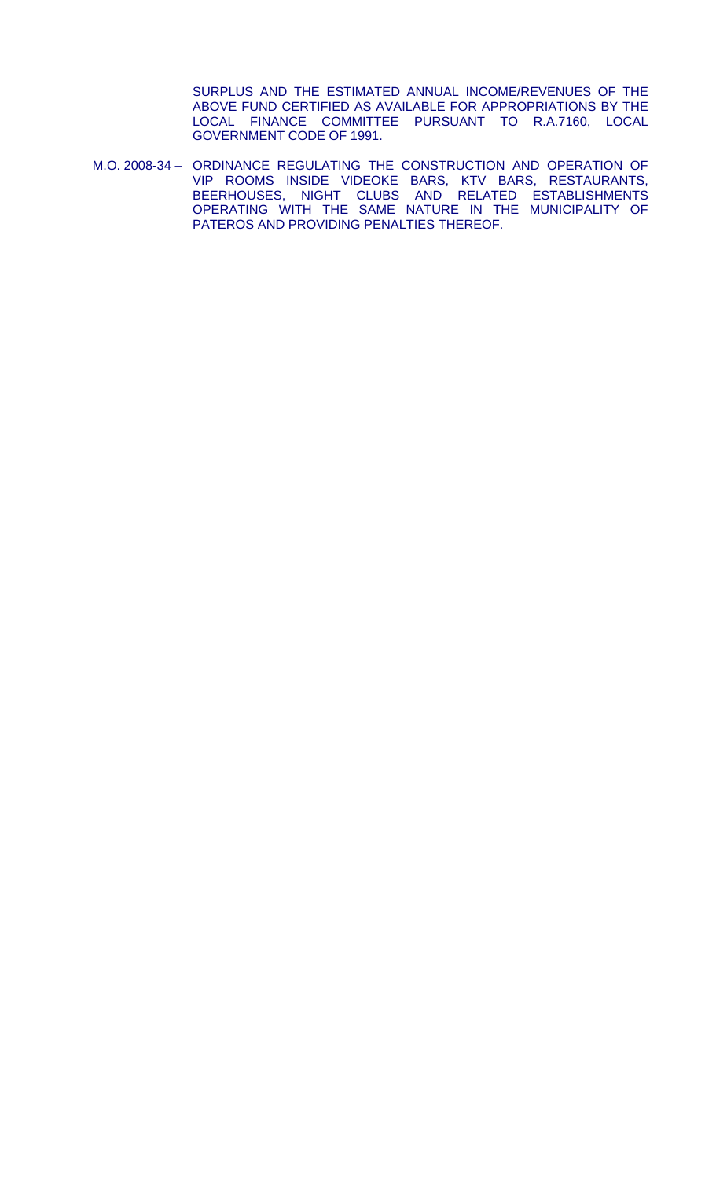SURPLUS AND THE ESTIMATED ANNUAL INCOME/REVENUES OF THE ABOVE FUND CERTIFIED AS AVAILABLE FOR APPROPRIATIONS BY THE LOCAL FINANCE COMMITTEE PURSUANT TO R.A.7160, LOCAL GOVERNMENT CODE OF 1991.

M.O. 2008-34 – ORDINANCE REGULATING THE CONSTRUCTION AND OPERATION OF VIP ROOMS INSIDE VIDEOKE BARS, KTV BARS, RESTAURANTS, BEERHOUSES, NIGHT CLUBS AND RELATED ESTABLISHMENTS OPERATING WITH THE SAME NATURE IN THE MUNICIPALITY OF PATEROS AND PROVIDING PENALTIES THEREOF.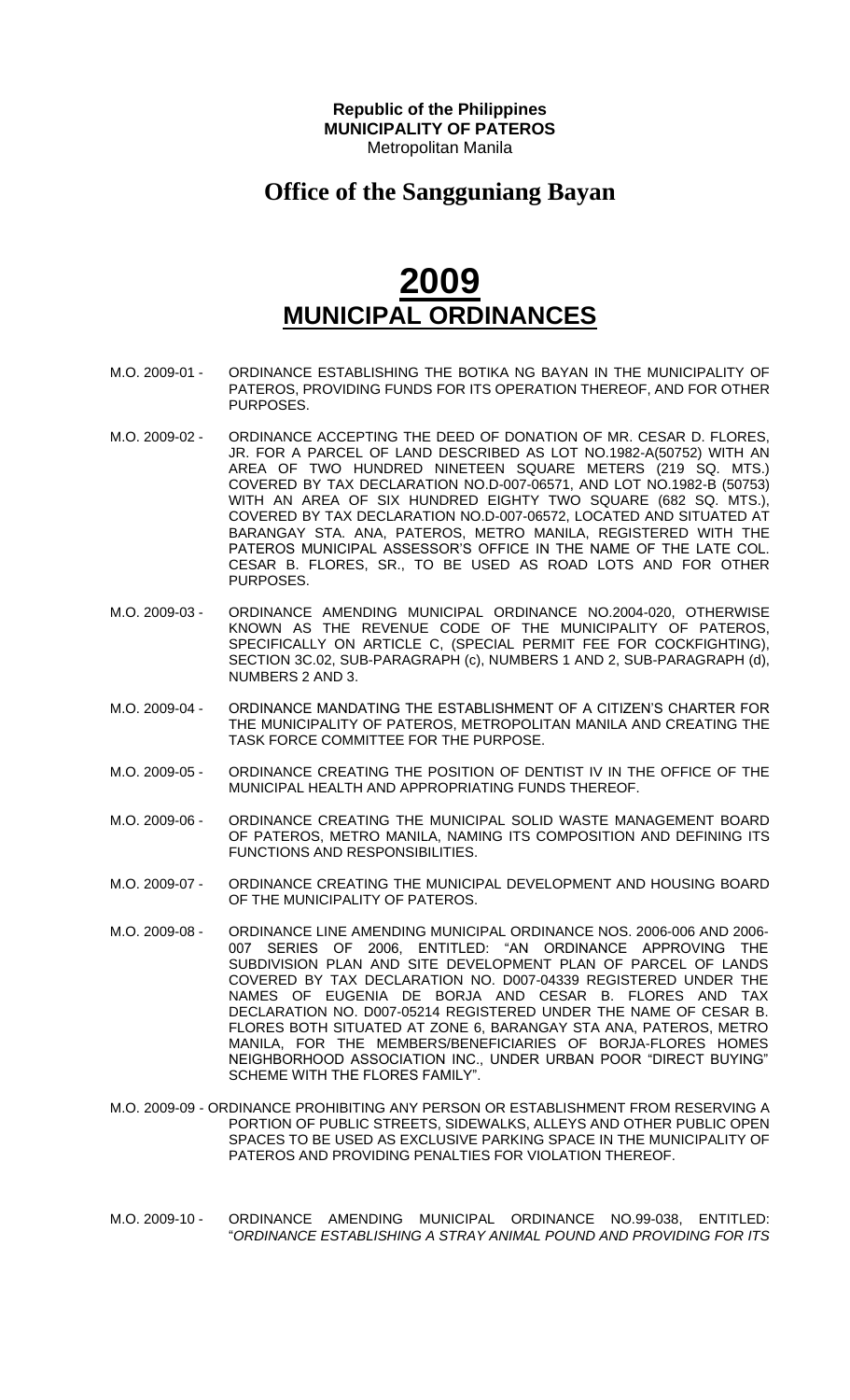**Republic of the Philippines**
**MUNICIPALITY OF PATEROS**
Metropolitan Manila

## Office of the Sangguniang Bayan

# 2009
# MUNICIPAL ORDINANCES

M.O. 2009-01 - ORDINANCE ESTABLISHING THE BOTIKA NG BAYAN IN THE MUNICIPALITY OF PATEROS, PROVIDING FUNDS FOR ITS OPERATION THEREOF, AND FOR OTHER PURPOSES.

M.O. 2009-02 - ORDINANCE ACCEPTING THE DEED OF DONATION OF MR. CESAR D. FLORES, JR. FOR A PARCEL OF LAND DESCRIBED AS LOT NO.1982-A(50752) WITH AN AREA OF TWO HUNDRED NINETEEN SQUARE METERS (219 SQ. MTS.) COVERED BY TAX DECLARATION NO.D-007-06571, AND LOT NO.1982-B (50753) WITH AN AREA OF SIX HUNDRED EIGHTY TWO SQUARE (682 SQ. MTS.), COVERED BY TAX DECLARATION NO.D-007-06572, LOCATED AND SITUATED AT BARANGAY STA. ANA, PATEROS, METRO MANILA, REGISTERED WITH THE PATEROS MUNICIPAL ASSESSOR'S OFFICE IN THE NAME OF THE LATE COL. CESAR B. FLORES, SR., TO BE USED AS ROAD LOTS AND FOR OTHER PURPOSES.

M.O. 2009-03 - ORDINANCE AMENDING MUNICIPAL ORDINANCE NO.2004-020, OTHERWISE KNOWN AS THE REVENUE CODE OF THE MUNICIPALITY OF PATEROS, SPECIFICALLY ON ARTICLE C, (SPECIAL PERMIT FEE FOR COCKFIGHTING), SECTION 3C.02, SUB-PARAGRAPH (c), NUMBERS 1 AND 2, SUB-PARAGRAPH (d), NUMBERS 2 AND 3.

M.O. 2009-04 - ORDINANCE MANDATING THE ESTABLISHMENT OF A CITIZEN'S CHARTER FOR THE MUNICIPALITY OF PATEROS, METROPOLITAN MANILA AND CREATING THE TASK FORCE COMMITTEE FOR THE PURPOSE.

M.O. 2009-05 - ORDINANCE CREATING THE POSITION OF DENTIST IV IN THE OFFICE OF THE MUNICIPAL HEALTH AND APPROPRIATING FUNDS THEREOF.

M.O. 2009-06 - ORDINANCE CREATING THE MUNICIPAL SOLID WASTE MANAGEMENT BOARD OF PATEROS, METRO MANILA, NAMING ITS COMPOSITION AND DEFINING ITS FUNCTIONS AND RESPONSIBILITIES.

M.O. 2009-07 - ORDINANCE CREATING THE MUNICIPAL DEVELOPMENT AND HOUSING BOARD OF THE MUNICIPALITY OF PATEROS.

M.O. 2009-08 - ORDINANCE LINE AMENDING MUNICIPAL ORDINANCE NOS. 2006-006 AND 2006-007 SERIES OF 2006, ENTITLED: "AN ORDINANCE APPROVING THE SUBDIVISION PLAN AND SITE DEVELOPMENT PLAN OF PARCEL OF LANDS COVERED BY TAX DECLARATION NO. D007-04339 REGISTERED UNDER THE NAMES OF EUGENIA DE BORJA AND CESAR B. FLORES AND TAX DECLARATION NO. D007-05214 REGISTERED UNDER THE NAME OF CESAR B. FLORES BOTH SITUATED AT ZONE 6, BARANGAY STA ANA, PATEROS, METRO MANILA, FOR THE MEMBERS/BENEFICIARIES OF BORJA-FLORES HOMES NEIGHBORHOOD ASSOCIATION INC., UNDER URBAN POOR "DIRECT BUYING" SCHEME WITH THE FLORES FAMILY".

M.O. 2009-09 - ORDINANCE PROHIBITING ANY PERSON OR ESTABLISHMENT FROM RESERVING A PORTION OF PUBLIC STREETS, SIDEWALKS, ALLEYS AND OTHER PUBLIC OPEN SPACES TO BE USED AS EXCLUSIVE PARKING SPACE IN THE MUNICIPALITY OF PATEROS AND PROVIDING PENALTIES FOR VIOLATION THEREOF.

M.O. 2009-10 - ORDINANCE AMENDING MUNICIPAL ORDINANCE NO.99-038, ENTITLED: "*ORDINANCE ESTABLISHING A STRAY ANIMAL POUND AND PROVIDING FOR ITS*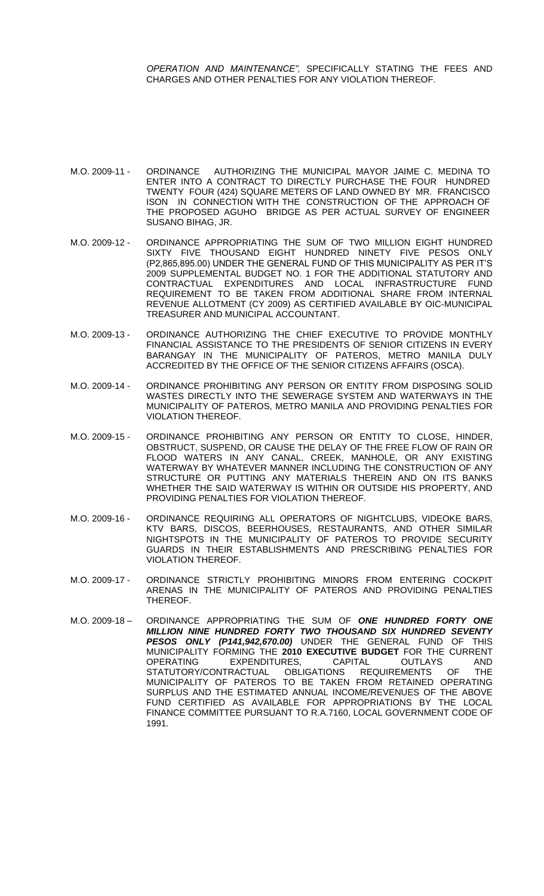*OPERATION AND MAINTENANCE",* SPECIFICALLY STATING THE FEES AND CHARGES AND OTHER PENALTIES FOR ANY VIOLATION THEREOF.

M.O. 2009-11 - ORDINANCE AUTHORIZING THE MUNICIPAL MAYOR JAIME C. MEDINA TO ENTER INTO A CONTRACT TO DIRECTLY PURCHASE THE FOUR HUNDRED TWENTY FOUR (424) SQUARE METERS OF LAND OWNED BY MR. FRANCISCO ISON IN CONNECTION WITH THE CONSTRUCTION OF THE APPROACH OF THE PROPOSED AGUHO BRIDGE AS PER ACTUAL SURVEY OF ENGINEER SUSANO BIHAG, JR.

M.O. 2009-12 - ORDINANCE APPROPRIATING THE SUM OF TWO MILLION EIGHT HUNDRED SIXTY FIVE THOUSAND EIGHT HUNDRED NINETY FIVE PESOS ONLY (P2,865,895.00) UNDER THE GENERAL FUND OF THIS MUNICIPALITY AS PER IT'S 2009 SUPPLEMENTAL BUDGET NO. 1 FOR THE ADDITIONAL STATUTORY AND CONTRACTUAL EXPENDITURES AND LOCAL INFRASTRUCTURE FUND REQUIREMENT TO BE TAKEN FROM ADDITIONAL SHARE FROM INTERNAL REVENUE ALLOTMENT (CY 2009) AS CERTIFIED AVAILABLE BY OIC-MUNICIPAL TREASURER AND MUNICIPAL ACCOUNTANT.

M.O. 2009-13 - ORDINANCE AUTHORIZING THE CHIEF EXECUTIVE TO PROVIDE MONTHLY FINANCIAL ASSISTANCE TO THE PRESIDENTS OF SENIOR CITIZENS IN EVERY BARANGAY IN THE MUNICIPALITY OF PATEROS, METRO MANILA DULY ACCREDITED BY THE OFFICE OF THE SENIOR CITIZENS AFFAIRS (OSCA).

M.O. 2009-14 - ORDINANCE PROHIBITING ANY PERSON OR ENTITY FROM DISPOSING SOLID WASTES DIRECTLY INTO THE SEWERAGE SYSTEM AND WATERWAYS IN THE MUNICIPALITY OF PATEROS, METRO MANILA AND PROVIDING PENALTIES FOR VIOLATION THEREOF.

M.O. 2009-15 - ORDINANCE PROHIBITING ANY PERSON OR ENTITY TO CLOSE, HINDER, OBSTRUCT, SUSPEND, OR CAUSE THE DELAY OF THE FREE FLOW OF RAIN OR FLOOD WATERS IN ANY CANAL, CREEK, MANHOLE, OR ANY EXISTING WATERWAY BY WHATEVER MANNER INCLUDING THE CONSTRUCTION OF ANY STRUCTURE OR PUTTING ANY MATERIALS THEREIN AND ON ITS BANKS WHETHER THE SAID WATERWAY IS WITHIN OR OUTSIDE HIS PROPERTY, AND PROVIDING PENALTIES FOR VIOLATION THEREOF.

M.O. 2009-16 - ORDINANCE REQUIRING ALL OPERATORS OF NIGHTCLUBS, VIDEOKE BARS, KTV BARS, DISCOS, BEERHOUSES, RESTAURANTS, AND OTHER SIMILAR NIGHTSPOTS IN THE MUNICIPALITY OF PATEROS TO PROVIDE SECURITY GUARDS IN THEIR ESTABLISHMENTS AND PRESCRIBING PENALTIES FOR VIOLATION THEREOF.

M.O. 2009-17 - ORDINANCE STRICTLY PROHIBITING MINORS FROM ENTERING COCKPIT ARENAS IN THE MUNICIPALITY OF PATEROS AND PROVIDING PENALTIES THEREOF.

M.O. 2009-18 – ORDINANCE APPROPRIATING THE SUM OF ***ONE HUNDRED FORTY ONE MILLION NINE HUNDRED FORTY TWO THOUSAND SIX HUNDRED SEVENTY PESOS ONLY (P141,942,670.00)*** UNDER THE GENERAL FUND OF THIS MUNICIPALITY FORMING THE **2010 EXECUTIVE BUDGET** FOR THE CURRENT OPERATING EXPENDITURES, CAPITAL OUTLAYS AND STATUTORY/CONTRACTUAL OBLIGATIONS REQUIREMENTS OF THE MUNICIPALITY OF PATEROS TO BE TAKEN FROM RETAINED OPERATING SURPLUS AND THE ESTIMATED ANNUAL INCOME/REVENUES OF THE ABOVE FUND CERTIFIED AS AVAILABLE FOR APPROPRIATIONS BY THE LOCAL FINANCE COMMITTEE PURSUANT TO R.A.7160, LOCAL GOVERNMENT CODE OF 1991.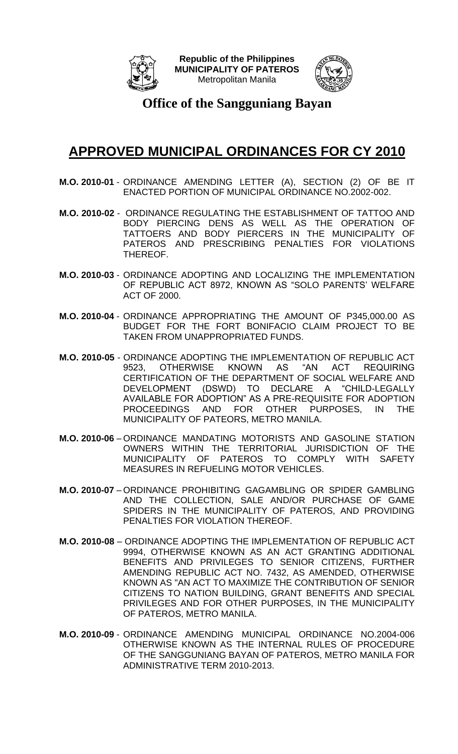**Republic of the Philippines**
**MUNICIPALITY OF PATEROS**
Metropolitan Manila

**Office of the Sangguniang Bayan**

# APPROVED MUNICIPAL ORDINANCES FOR CY 2010

**M.O. 2010-01** - ORDINANCE AMENDING LETTER (A), SECTION (2) OF BE IT ENACTED PORTION OF MUNICIPAL ORDINANCE NO.2002-002.

**M.O. 2010-02** - ORDINANCE REGULATING THE ESTABLISHMENT OF TATTOO AND BODY PIERCING DENS AS WELL AS THE OPERATION OF TATTOERS AND BODY PIERCERS IN THE MUNICIPALITY OF PATEROS AND PRESCRIBING PENALTIES FOR VIOLATIONS THEREOF.

**M.O. 2010-03** - ORDINANCE ADOPTING AND LOCALIZING THE IMPLEMENTATION OF REPUBLIC ACT 8972, KNOWN AS "SOLO PARENTS' WELFARE ACT OF 2000.

**M.O. 2010-04** - ORDINANCE APPROPRIATING THE AMOUNT OF P345,000.00 AS BUDGET FOR THE FORT BONIFACIO CLAIM PROJECT TO BE TAKEN FROM UNAPPROPRIATED FUNDS.

**M.O. 2010-05** - ORDINANCE ADOPTING THE IMPLEMENTATION OF REPUBLIC ACT 9523, OTHERWISE KNOWN AS "AN ACT REQUIRING CERTIFICATION OF THE DEPARTMENT OF SOCIAL WELFARE AND DEVELOPMENT (DSWD) TO DECLARE A "CHILD-LEGALLY AVAILABLE FOR ADOPTION" AS A PRE-REQUISITE FOR ADOPTION PROCEEDINGS AND FOR OTHER PURPOSES, IN THE MUNICIPALITY OF PATEORS, METRO MANILA.

**M.O. 2010-06** – ORDINANCE MANDATING MOTORISTS AND GASOLINE STATION OWNERS WITHIN THE TERRITORIAL JURISDICTION OF THE MUNICIPALITY OF PATEROS TO COMPLY WITH SAFETY MEASURES IN REFUELING MOTOR VEHICLES.

**M.O. 2010-07** – ORDINANCE PROHIBITING GAGAMBLING OR SPIDER GAMBLING AND THE COLLECTION, SALE AND/OR PURCHASE OF GAME SPIDERS IN THE MUNICIPALITY OF PATEROS, AND PROVIDING PENALTIES FOR VIOLATION THEREOF.

**M.O. 2010-08** – ORDINANCE ADOPTING THE IMPLEMENTATION OF REPUBLIC ACT 9994, OTHERWISE KNOWN AS AN ACT GRANTING ADDITIONAL BENEFITS AND PRIVILEGES TO SENIOR CITIZENS, FURTHER AMENDING REPUBLIC ACT NO. 7432, AS AMENDED, OTHERWISE KNOWN AS "AN ACT TO MAXIMIZE THE CONTRIBUTION OF SENIOR CITIZENS TO NATION BUILDING, GRANT BENEFITS AND SPECIAL PRIVILEGES AND FOR OTHER PURPOSES, IN THE MUNICIPALITY OF PATEROS, METRO MANILA.

**M.O. 2010-09** - ORDINANCE AMENDING MUNICIPAL ORDINANCE NO.2004-006 OTHERWISE KNOWN AS THE INTERNAL RULES OF PROCEDURE OF THE SANGGUNIANG BAYAN OF PATEROS, METRO MANILA FOR ADMINISTRATIVE TERM 2010-2013.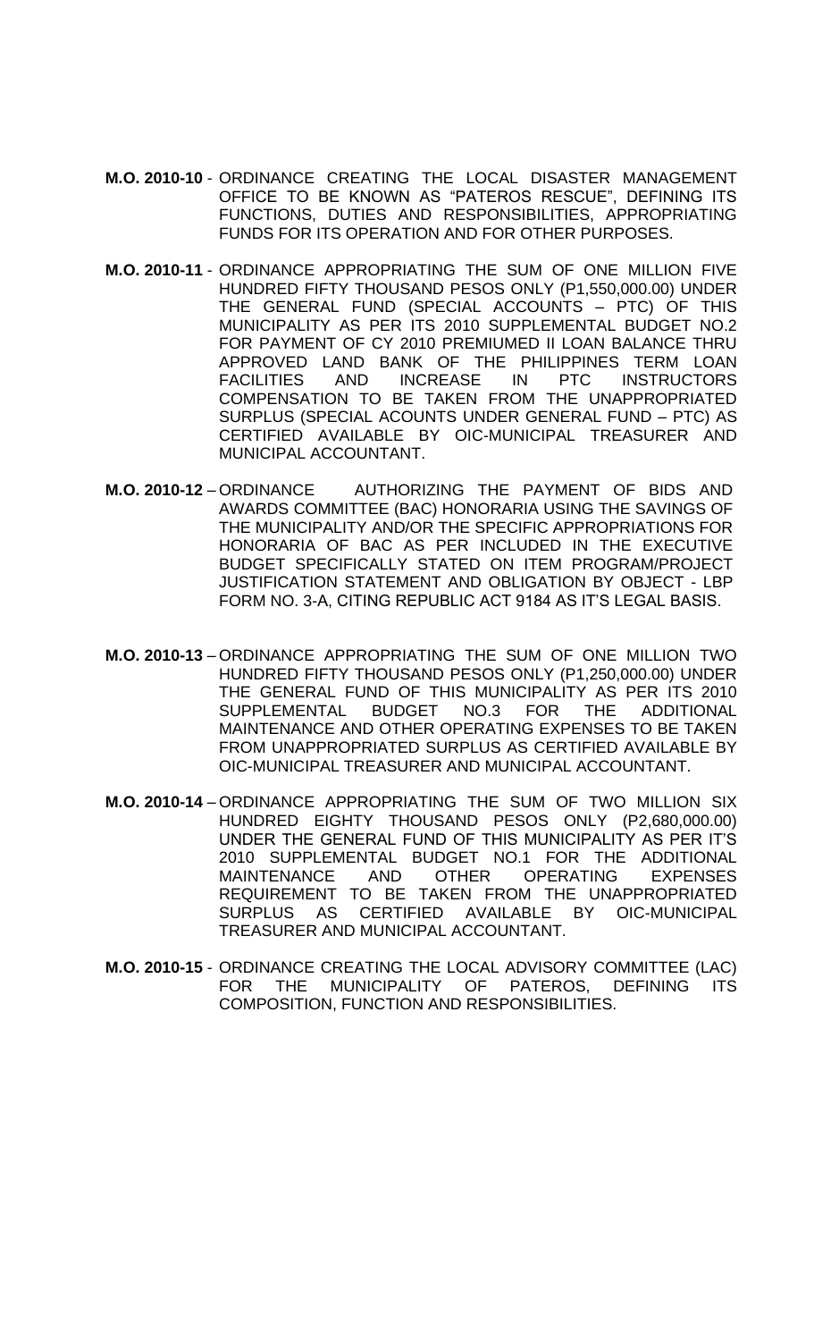**M.O. 2010-10** - ORDINANCE CREATING THE LOCAL DISASTER MANAGEMENT OFFICE TO BE KNOWN AS "PATEROS RESCUE", DEFINING ITS FUNCTIONS, DUTIES AND RESPONSIBILITIES, APPROPRIATING FUNDS FOR ITS OPERATION AND FOR OTHER PURPOSES.

**M.O. 2010-11** - ORDINANCE APPROPRIATING THE SUM OF ONE MILLION FIVE HUNDRED FIFTY THOUSAND PESOS ONLY (P1,550,000.00) UNDER THE GENERAL FUND (SPECIAL ACCOUNTS – PTC) OF THIS MUNICIPALITY AS PER ITS 2010 SUPPLEMENTAL BUDGET NO.2 FOR PAYMENT OF CY 2010 PREMIUMED II LOAN BALANCE THRU APPROVED LAND BANK OF THE PHILIPPINES TERM LOAN FACILITIES AND INCREASE IN PTC INSTRUCTORS COMPENSATION TO BE TAKEN FROM THE UNAPPROPRIATED SURPLUS (SPECIAL ACOUNTS UNDER GENERAL FUND – PTC) AS CERTIFIED AVAILABLE BY OIC-MUNICIPAL TREASURER AND MUNICIPAL ACCOUNTANT.

**M.O. 2010-12** – ORDINANCE AUTHORIZING THE PAYMENT OF BIDS AND AWARDS COMMITTEE (BAC) HONORARIA USING THE SAVINGS OF THE MUNICIPALITY AND/OR THE SPECIFIC APPROPRIATIONS FOR HONORARIA OF BAC AS PER INCLUDED IN THE EXECUTIVE BUDGET SPECIFICALLY STATED ON ITEM PROGRAM/PROJECT JUSTIFICATION STATEMENT AND OBLIGATION BY OBJECT - LBP FORM NO. 3-A, CITING REPUBLIC ACT 9184 AS IT'S LEGAL BASIS.

**M.O. 2010-13** – ORDINANCE APPROPRIATING THE SUM OF ONE MILLION TWO HUNDRED FIFTY THOUSAND PESOS ONLY (P1,250,000.00) UNDER THE GENERAL FUND OF THIS MUNICIPALITY AS PER ITS 2010 SUPPLEMENTAL BUDGET NO.3 FOR THE ADDITIONAL MAINTENANCE AND OTHER OPERATING EXPENSES TO BE TAKEN FROM UNAPPROPRIATED SURPLUS AS CERTIFIED AVAILABLE BY OIC-MUNICIPAL TREASURER AND MUNICIPAL ACCOUNTANT.

**M.O. 2010-14** – ORDINANCE APPROPRIATING THE SUM OF TWO MILLION SIX HUNDRED EIGHTY THOUSAND PESOS ONLY (P2,680,000.00) UNDER THE GENERAL FUND OF THIS MUNICIPALITY AS PER IT'S 2010 SUPPLEMENTAL BUDGET NO.1 FOR THE ADDITIONAL MAINTENANCE AND OTHER OPERATING EXPENSES REQUIREMENT TO BE TAKEN FROM THE UNAPPROPRIATED SURPLUS AS CERTIFIED AVAILABLE BY OIC-MUNICIPAL TREASURER AND MUNICIPAL ACCOUNTANT.

**M.O. 2010-15** - ORDINANCE CREATING THE LOCAL ADVISORY COMMITTEE (LAC) FOR THE MUNICIPALITY OF PATEROS, DEFINING ITS COMPOSITION, FUNCTION AND RESPONSIBILITIES.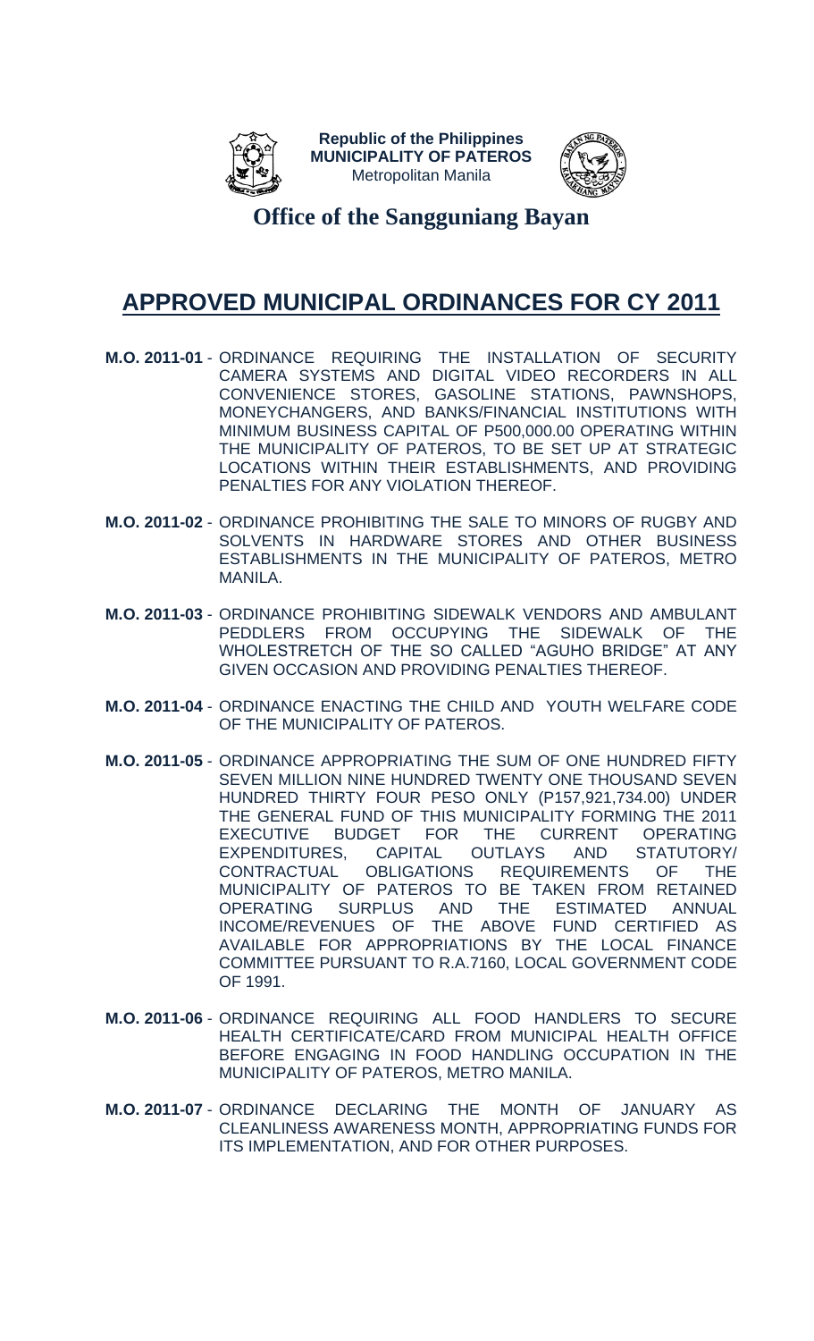**Republic of the Philippines**
**MUNICIPALITY OF PATEROS**
Metropolitan Manila

## Office of the Sangguniang Bayan

# APPROVED MUNICIPAL ORDINANCES FOR CY 2011

**M.O. 2011-01** - ORDINANCE REQUIRING THE INSTALLATION OF SECURITY CAMERA SYSTEMS AND DIGITAL VIDEO RECORDERS IN ALL CONVENIENCE STORES, GASOLINE STATIONS, PAWNSHOPS, MONEYCHANGERS, AND BANKS/FINANCIAL INSTITUTIONS WITH MINIMUM BUSINESS CAPITAL OF P500,000.00 OPERATING WITHIN THE MUNICIPALITY OF PATEROS, TO BE SET UP AT STRATEGIC LOCATIONS WITHIN THEIR ESTABLISHMENTS, AND PROVIDING PENALTIES FOR ANY VIOLATION THEREOF.

**M.O. 2011-02** - ORDINANCE PROHIBITING THE SALE TO MINORS OF RUGBY AND SOLVENTS IN HARDWARE STORES AND OTHER BUSINESS ESTABLISHMENTS IN THE MUNICIPALITY OF PATEROS, METRO MANILA.

**M.O. 2011-03** - ORDINANCE PROHIBITING SIDEWALK VENDORS AND AMBULANT PEDDLERS FROM OCCUPYING THE SIDEWALK OF THE WHOLESTRETCH OF THE SO CALLED "AGUHO BRIDGE" AT ANY GIVEN OCCASION AND PROVIDING PENALTIES THEREOF.

**M.O. 2011-04** - ORDINANCE ENACTING THE CHILD AND YOUTH WELFARE CODE OF THE MUNICIPALITY OF PATEROS.

**M.O. 2011-05** - ORDINANCE APPROPRIATING THE SUM OF ONE HUNDRED FIFTY SEVEN MILLION NINE HUNDRED TWENTY ONE THOUSAND SEVEN HUNDRED THIRTY FOUR PESO ONLY (P157,921,734.00) UNDER THE GENERAL FUND OF THIS MUNICIPALITY FORMING THE 2011 EXECUTIVE BUDGET FOR THE CURRENT OPERATING EXPENDITURES, CAPITAL OUTLAYS AND STATUTORY/ CONTRACTUAL OBLIGATIONS REQUIREMENTS OF THE MUNICIPALITY OF PATEROS TO BE TAKEN FROM RETAINED OPERATING SURPLUS AND THE ESTIMATED ANNUAL INCOME/REVENUES OF THE ABOVE FUND CERTIFIED AS AVAILABLE FOR APPROPRIATIONS BY THE LOCAL FINANCE COMMITTEE PURSUANT TO R.A.7160, LOCAL GOVERNMENT CODE OF 1991.

**M.O. 2011-06** - ORDINANCE REQUIRING ALL FOOD HANDLERS TO SECURE HEALTH CERTIFICATE/CARD FROM MUNICIPAL HEALTH OFFICE BEFORE ENGAGING IN FOOD HANDLING OCCUPATION IN THE MUNICIPALITY OF PATEROS, METRO MANILA.

**M.O. 2011-07** - ORDINANCE DECLARING THE MONTH OF JANUARY AS CLEANLINESS AWARENESS MONTH, APPROPRIATING FUNDS FOR ITS IMPLEMENTATION, AND FOR OTHER PURPOSES.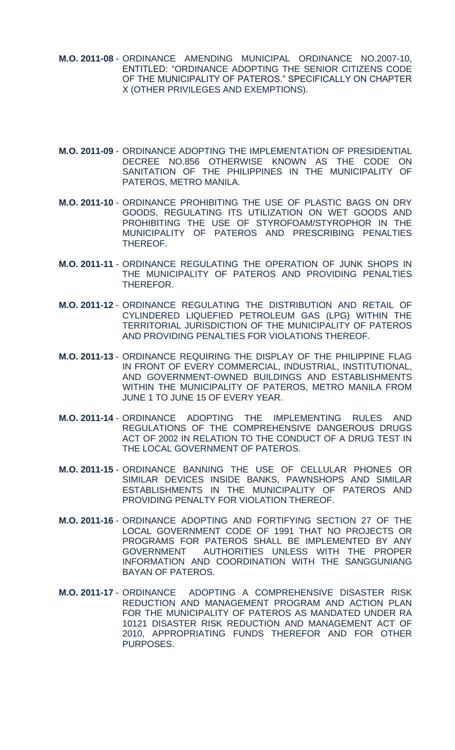**M.O. 2011-08** - ORDINANCE AMENDING MUNICIPAL ORDINANCE NO.2007-10, ENTITLED: "ORDINANCE ADOPTING THE SENIOR CITIZENS CODE OF THE MUNICIPALITY OF PATEROS." SPECIFICALLY ON CHAPTER X (OTHER PRIVILEGES AND EXEMPTIONS).

**M.O. 2011-09** - ORDINANCE ADOPTING THE IMPLEMENTATION OF PRESIDENTIAL DECREE NO.856 OTHERWISE KNOWN AS THE CODE ON SANITATION OF THE PHILIPPINES IN THE MUNICIPALITY OF PATEROS, METRO MANILA.

**M.O. 2011-10** - ORDINANCE PROHIBITING THE USE OF PLASTIC BAGS ON DRY GOODS, REGULATING ITS UTILIZATION ON WET GOODS AND PROHIBITING THE USE OF STYROFOAM/STYROPHOR IN THE MUNICIPALITY OF PATEROS AND PRESCRIBING PENALTIES THEREOF.

**M.O. 2011-11** - ORDINANCE REGULATING THE OPERATION OF JUNK SHOPS IN THE MUNICIPALITY OF PATEROS AND PROVIDING PENALTIES THEREFOR.

**M.O. 2011-12** - ORDINANCE REGULATING THE DISTRIBUTION AND RETAIL OF CYLINDERED LIQUEFIED PETROLEUM GAS (LPG) WITHIN THE TERRITORIAL JURISDICTION OF THE MUNICIPALITY OF PATEROS AND PROVIDING PENALTIES FOR VIOLATIONS THEREOF.

**M.O. 2011-13** - ORDINANCE REQUIRING THE DISPLAY OF THE PHILIPPINE FLAG IN FRONT OF EVERY COMMERCIAL, INDUSTRIAL, INSTITUTIONAL, AND GOVERNMENT-OWNED BUILDINGS AND ESTABLISHMENTS WITHIN THE MUNICIPALITY OF PATEROS, METRO MANILA FROM JUNE 1 TO JUNE 15 OF EVERY YEAR.

**M.O. 2011-14** - ORDINANCE ADOPTING THE IMPLEMENTING RULES AND REGULATIONS OF THE COMPREHENSIVE DANGEROUS DRUGS ACT OF 2002 IN RELATION TO THE CONDUCT OF A DRUG TEST IN THE LOCAL GOVERNMENT OF PATEROS.

**M.O. 2011-15** - ORDINANCE BANNING THE USE OF CELLULAR PHONES OR SIMILAR DEVICES INSIDE BANKS, PAWNSHOPS AND SIMILAR ESTABLISHMENTS IN THE MUNICIPALITY OF PATEROS AND PROVIDING PENALTY FOR VIOLATION THEREOF.

**M.O. 2011-16** - ORDINANCE ADOPTING AND FORTIFYING SECTION 27 OF THE LOCAL GOVERNMENT CODE OF 1991 THAT NO PROJECTS OR PROGRAMS FOR PATEROS SHALL BE IMPLEMENTED BY ANY GOVERNMENT AUTHORITIES UNLESS WITH THE PROPER INFORMATION AND COORDINATION WITH THE SANGGUNIANG BAYAN OF PATEROS.

**M.O. 2011-17** - ORDINANCE ADOPTING A COMPREHENSIVE DISASTER RISK REDUCTION AND MANAGEMENT PROGRAM AND ACTION PLAN FOR THE MUNICIPALITY OF PATEROS AS MANDATED UNDER RA 10121 DISASTER RISK REDUCTION AND MANAGEMENT ACT OF 2010, APPROPRIATING FUNDS THEREFOR AND FOR OTHER PURPOSES.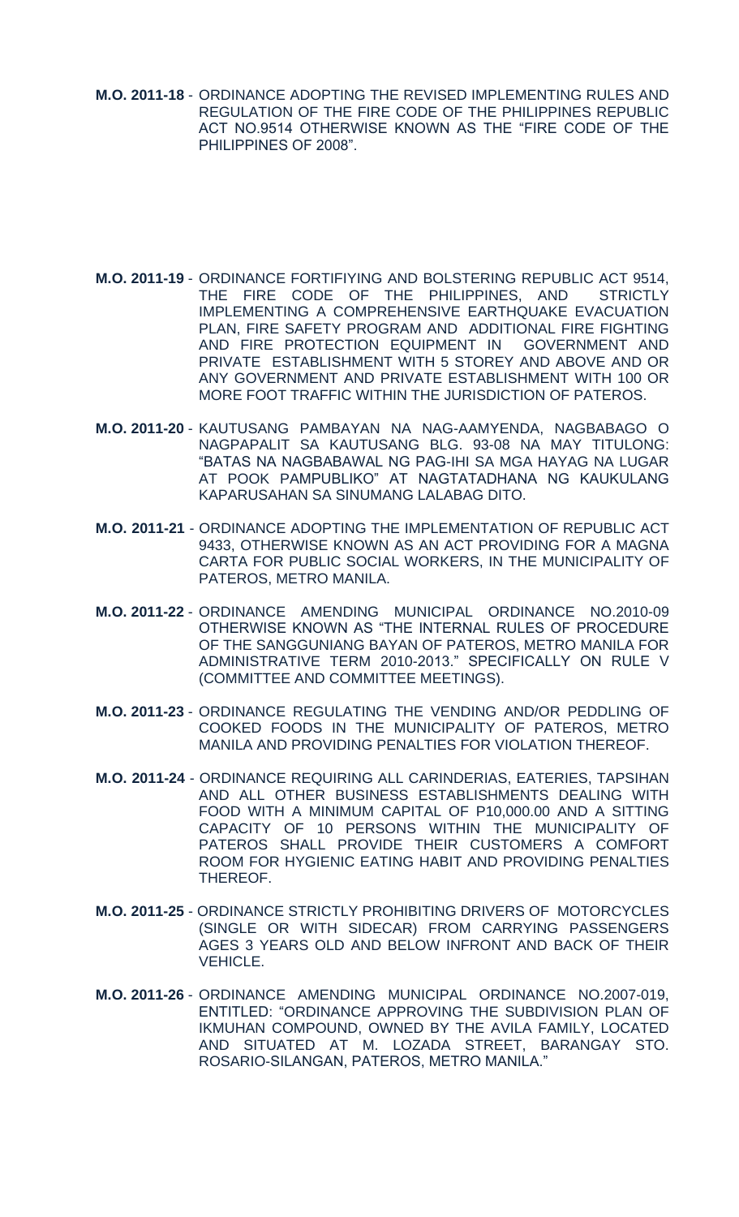**M.O. 2011-18** - ORDINANCE ADOPTING THE REVISED IMPLEMENTING RULES AND REGULATION OF THE FIRE CODE OF THE PHILIPPINES REPUBLIC ACT NO.9514 OTHERWISE KNOWN AS THE "FIRE CODE OF THE PHILIPPINES OF 2008".

**M.O. 2011-19** - ORDINANCE FORTIFIYING AND BOLSTERING REPUBLIC ACT 9514, THE FIRE CODE OF THE PHILIPPINES, AND STRICTLY IMPLEMENTING A COMPREHENSIVE EARTHQUAKE EVACUATION PLAN, FIRE SAFETY PROGRAM AND ADDITIONAL FIRE FIGHTING AND FIRE PROTECTION EQUIPMENT IN GOVERNMENT AND PRIVATE ESTABLISHMENT WITH 5 STOREY AND ABOVE AND OR ANY GOVERNMENT AND PRIVATE ESTABLISHMENT WITH 100 OR MORE FOOT TRAFFIC WITHIN THE JURISDICTION OF PATEROS.

**M.O. 2011-20** - KAUTUSANG PAMBAYAN NA NAG-AAMYENDA, NAGBABAGO O NAGPAPALIT SA KAUTUSANG BLG. 93-08 NA MAY TITULONG: "BATAS NA NAGBABAWAL NG PAG-IHI SA MGA HAYAG NA LUGAR AT POOK PAMPUBLIKO" AT NAGTATADHANA NG KAUKULANG KAPARUSAHAN SA SINUMANG LALABAG DITO.

**M.O. 2011-21** - ORDINANCE ADOPTING THE IMPLEMENTATION OF REPUBLIC ACT 9433, OTHERWISE KNOWN AS AN ACT PROVIDING FOR A MAGNA CARTA FOR PUBLIC SOCIAL WORKERS, IN THE MUNICIPALITY OF PATEROS, METRO MANILA.

**M.O. 2011-22** - ORDINANCE AMENDING MUNICIPAL ORDINANCE NO.2010-09 OTHERWISE KNOWN AS "THE INTERNAL RULES OF PROCEDURE OF THE SANGGUNIANG BAYAN OF PATEROS, METRO MANILA FOR ADMINISTRATIVE TERM 2010-2013." SPECIFICALLY ON RULE V (COMMITTEE AND COMMITTEE MEETINGS).

**M.O. 2011-23** - ORDINANCE REGULATING THE VENDING AND/OR PEDDLING OF COOKED FOODS IN THE MUNICIPALITY OF PATEROS, METRO MANILA AND PROVIDING PENALTIES FOR VIOLATION THEREOF.

**M.O. 2011-24** - ORDINANCE REQUIRING ALL CARINDERIAS, EATERIES, TAPSIHAN AND ALL OTHER BUSINESS ESTABLISHMENTS DEALING WITH FOOD WITH A MINIMUM CAPITAL OF P10,000.00 AND A SITTING CAPACITY OF 10 PERSONS WITHIN THE MUNICIPALITY OF PATEROS SHALL PROVIDE THEIR CUSTOMERS A COMFORT ROOM FOR HYGIENIC EATING HABIT AND PROVIDING PENALTIES THEREOF.

**M.O. 2011-25** - ORDINANCE STRICTLY PROHIBITING DRIVERS OF MOTORCYCLES (SINGLE OR WITH SIDECAR) FROM CARRYING PASSENGERS AGES 3 YEARS OLD AND BELOW INFRONT AND BACK OF THEIR VEHICLE.

**M.O. 2011-26** - ORDINANCE AMENDING MUNICIPAL ORDINANCE NO.2007-019, ENTITLED: "ORDINANCE APPROVING THE SUBDIVISION PLAN OF IKMUHAN COMPOUND, OWNED BY THE AVILA FAMILY, LOCATED AND SITUATED AT M. LOZADA STREET, BARANGAY STO. ROSARIO-SILANGAN, PATEROS, METRO MANILA."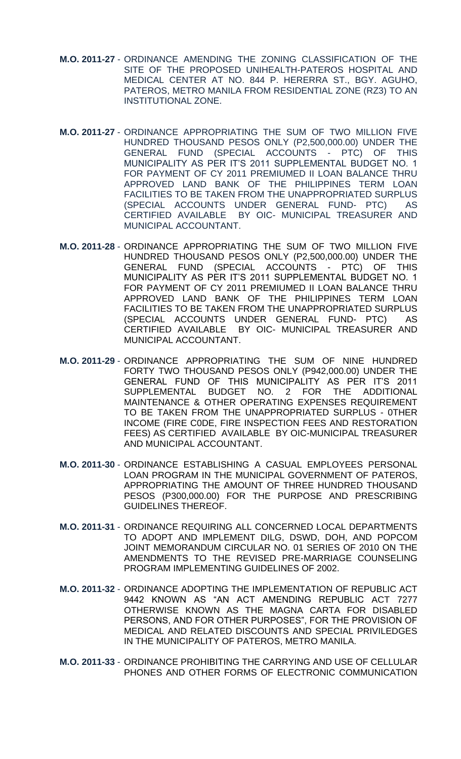**M.O. 2011-27** - ORDINANCE AMENDING THE ZONING CLASSIFICATION OF THE SITE OF THE PROPOSED UNIHEALTH-PATEROS HOSPITAL AND MEDICAL CENTER AT NO. 844 P. HERERRA ST., BGY. AGUHO, PATEROS, METRO MANILA FROM RESIDENTIAL ZONE (RZ3) TO AN INSTITUTIONAL ZONE.

**M.O. 2011-27** - ORDINANCE APPROPRIATING THE SUM OF TWO MILLION FIVE HUNDRED THOUSAND PESOS ONLY (P2,500,000.00) UNDER THE GENERAL FUND (SPECIAL ACCOUNTS - PTC) OF THIS MUNICIPALITY AS PER IT'S 2011 SUPPLEMENTAL BUDGET NO. 1 FOR PAYMENT OF CY 2011 PREMIUMED II LOAN BALANCE THRU APPROVED LAND BANK OF THE PHILIPPINES TERM LOAN FACILITIES TO BE TAKEN FROM THE UNAPPROPRIATED SURPLUS (SPECIAL ACCOUNTS UNDER GENERAL FUND- PTC) AS CERTIFIED AVAILABLE BY OIC- MUNICIPAL TREASURER AND MUNICIPAL ACCOUNTANT.

**M.O. 2011-28** - ORDINANCE APPROPRIATING THE SUM OF TWO MILLION FIVE HUNDRED THOUSAND PESOS ONLY (P2,500,000.00) UNDER THE GENERAL FUND (SPECIAL ACCOUNTS - PTC) OF THIS MUNICIPALITY AS PER IT'S 2011 SUPPLEMENTAL BUDGET NO. 1 FOR PAYMENT OF CY 2011 PREMIUMED II LOAN BALANCE THRU APPROVED LAND BANK OF THE PHILIPPINES TERM LOAN FACILITIES TO BE TAKEN FROM THE UNAPPROPRIATED SURPLUS (SPECIAL ACCOUNTS UNDER GENERAL FUND- PTC) AS CERTIFIED AVAILABLE BY OIC- MUNICIPAL TREASURER AND MUNICIPAL ACCOUNTANT.

**M.O. 2011-29** - ORDINANCE APPROPRIATING THE SUM OF NINE HUNDRED FORTY TWO THOUSAND PESOS ONLY (P942,000.00) UNDER THE GENERAL FUND OF THIS MUNICIPALITY AS PER IT'S 2011 SUPPLEMENTAL BUDGET NO. 2 FOR THE ADDITIONAL MAINTENANCE & OTHER OPERATING EXPENSES REQUIREMENT TO BE TAKEN FROM THE UNAPPROPRIATED SURPLUS - 0THER INCOME (FIRE C0DE, FIRE INSPECTION FEES AND RESTORATION FEES) AS CERTIFIED AVAILABLE BY OIC-MUNICIPAL TREASURER AND MUNICIPAL ACCOUNTANT.

**M.O. 2011-30** - ORDINANCE ESTABLISHING A CASUAL EMPLOYEES PERSONAL LOAN PROGRAM IN THE MUNICIPAL GOVERNMENT OF PATEROS, APPROPRIATING THE AMOUNT OF THREE HUNDRED THOUSAND PESOS (P300,000.00) FOR THE PURPOSE AND PRESCRIBING GUIDELINES THEREOF.

**M.O. 2011-31** - ORDINANCE REQUIRING ALL CONCERNED LOCAL DEPARTMENTS TO ADOPT AND IMPLEMENT DILG, DSWD, DOH, AND POPCOM JOINT MEMORANDUM CIRCULAR NO. 01 SERIES OF 2010 ON THE AMENDMENTS TO THE REVISED PRE-MARRIAGE COUNSELING PROGRAM IMPLEMENTING GUIDELINES OF 2002.

**M.O. 2011-32** - ORDINANCE ADOPTING THE IMPLEMENTATION OF REPUBLIC ACT 9442 KNOWN AS "AN ACT AMENDING REPUBLIC ACT 7277 OTHERWISE KNOWN AS THE MAGNA CARTA FOR DISABLED PERSONS, AND FOR OTHER PURPOSES", FOR THE PROVISION OF MEDICAL AND RELATED DISCOUNTS AND SPECIAL PRIVILEDGES IN THE MUNICIPALITY OF PATEROS, METRO MANILA.

**M.O. 2011-33** - ORDINANCE PROHIBITING THE CARRYING AND USE OF CELLULAR PHONES AND OTHER FORMS OF ELECTRONIC COMMUNICATION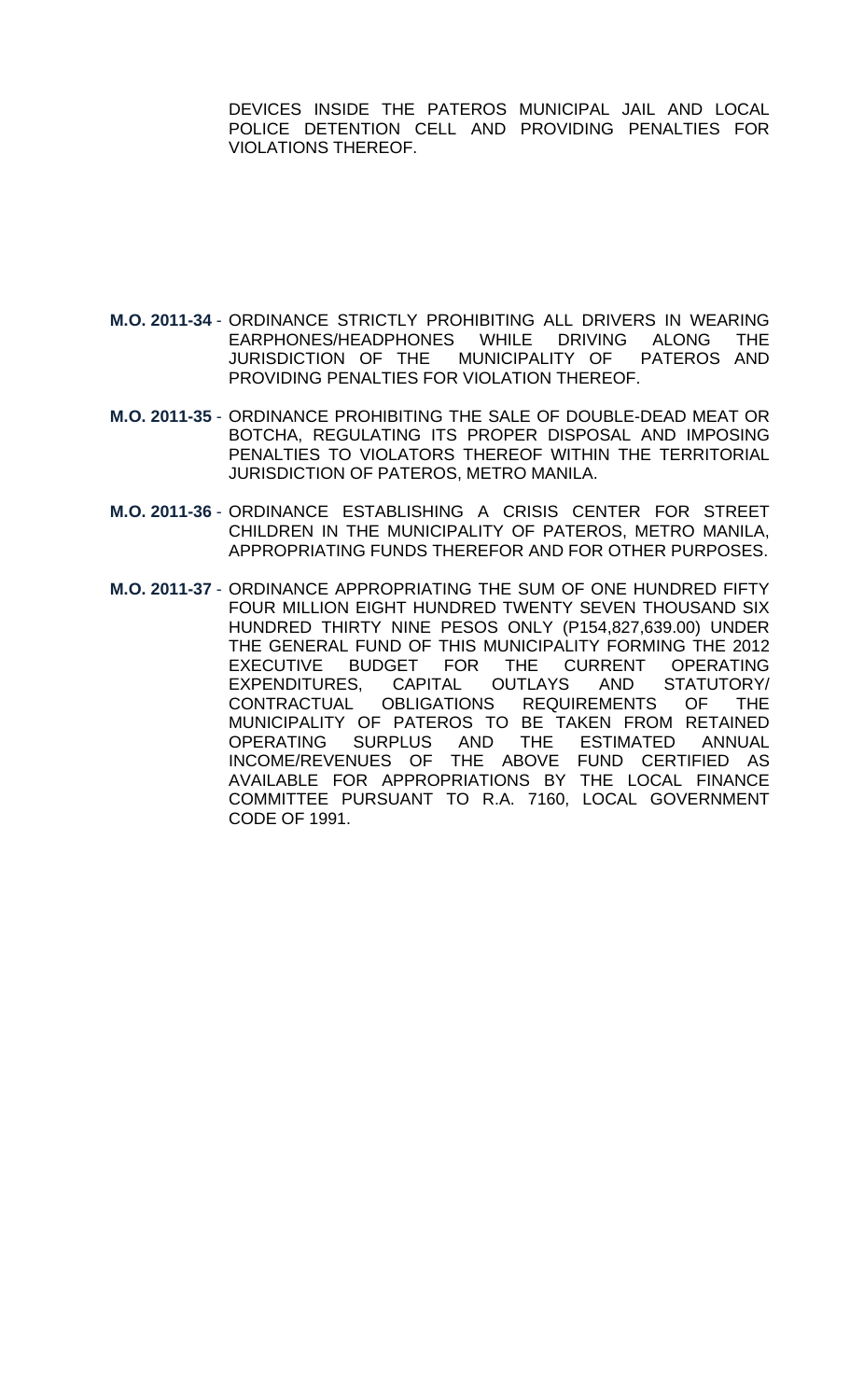DEVICES INSIDE THE PATEROS MUNICIPAL JAIL AND LOCAL POLICE DETENTION CELL AND PROVIDING PENALTIES FOR VIOLATIONS THEREOF.

**M.O. 2011-34** - ORDINANCE STRICTLY PROHIBITING ALL DRIVERS IN WEARING EARPHONES/HEADPHONES WHILE DRIVING ALONG THE JURISDICTION OF THE MUNICIPALITY OF PATEROS AND PROVIDING PENALTIES FOR VIOLATION THEREOF.

**M.O. 2011-35** - ORDINANCE PROHIBITING THE SALE OF DOUBLE-DEAD MEAT OR BOTCHA, REGULATING ITS PROPER DISPOSAL AND IMPOSING PENALTIES TO VIOLATORS THEREOF WITHIN THE TERRITORIAL JURISDICTION OF PATEROS, METRO MANILA.

**M.O. 2011-36** - ORDINANCE ESTABLISHING A CRISIS CENTER FOR STREET CHILDREN IN THE MUNICIPALITY OF PATEROS, METRO MANILA, APPROPRIATING FUNDS THEREFOR AND FOR OTHER PURPOSES.

**M.O. 2011-37** - ORDINANCE APPROPRIATING THE SUM OF ONE HUNDRED FIFTY FOUR MILLION EIGHT HUNDRED TWENTY SEVEN THOUSAND SIX HUNDRED THIRTY NINE PESOS ONLY (P154,827,639.00) UNDER THE GENERAL FUND OF THIS MUNICIPALITY FORMING THE 2012 EXECUTIVE BUDGET FOR THE CURRENT OPERATING EXPENDITURES, CAPITAL OUTLAYS AND STATUTORY/ CONTRACTUAL OBLIGATIONS REQUIREMENTS OF THE MUNICIPALITY OF PATEROS TO BE TAKEN FROM RETAINED OPERATING SURPLUS AND THE ESTIMATED ANNUAL INCOME/REVENUES OF THE ABOVE FUND CERTIFIED AS AVAILABLE FOR APPROPRIATIONS BY THE LOCAL FINANCE COMMITTEE PURSUANT TO R.A. 7160, LOCAL GOVERNMENT CODE OF 1991.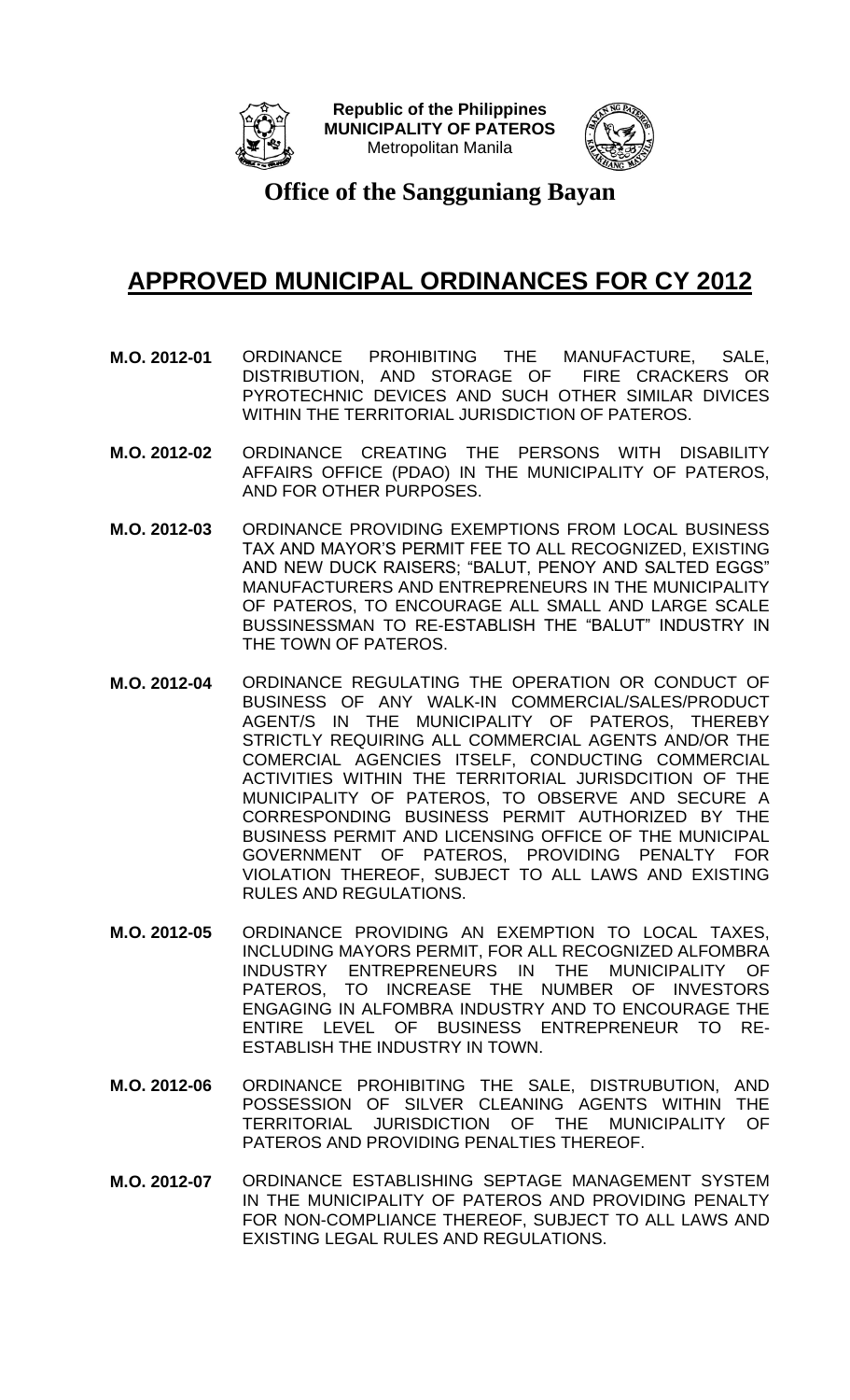**Republic of the Philippines**
**MUNICIPALITY OF PATEROS**
Metropolitan Manila

**Office of the Sangguniang Bayan**

# APPROVED MUNICIPAL ORDINANCES FOR CY 2012

**M.O. 2012-01** ORDINANCE PROHIBITING THE MANUFACTURE, SALE, DISTRIBUTION, AND STORAGE OF FIRE CRACKERS OR PYROTECHNIC DEVICES AND SUCH OTHER SIMILAR DIVICES WITHIN THE TERRITORIAL JURISDICTION OF PATEROS.

**M.O. 2012-02** ORDINANCE CREATING THE PERSONS WITH DISABILITY AFFAIRS OFFICE (PDAO) IN THE MUNICIPALITY OF PATEROS, AND FOR OTHER PURPOSES.

**M.O. 2012-03** ORDINANCE PROVIDING EXEMPTIONS FROM LOCAL BUSINESS TAX AND MAYOR'S PERMIT FEE TO ALL RECOGNIZED, EXISTING AND NEW DUCK RAISERS; "BALUT, PENOY AND SALTED EGGS" MANUFACTURERS AND ENTREPRENEURS IN THE MUNICIPALITY OF PATEROS, TO ENCOURAGE ALL SMALL AND LARGE SCALE BUSSINESSMAN TO RE-ESTABLISH THE "BALUT" INDUSTRY IN THE TOWN OF PATEROS.

**M.O. 2012-04** ORDINANCE REGULATING THE OPERATION OR CONDUCT OF BUSINESS OF ANY WALK-IN COMMERCIAL/SALES/PRODUCT AGENT/S IN THE MUNICIPALITY OF PATEROS, THEREBY STRICTLY REQUIRING ALL COMMERCIAL AGENTS AND/OR THE COMERCIAL AGENCIES ITSELF, CONDUCTING COMMERCIAL ACTIVITIES WITHIN THE TERRITORIAL JURISDCITION OF THE MUNICIPALITY OF PATEROS, TO OBSERVE AND SECURE A CORRESPONDING BUSINESS PERMIT AUTHORIZED BY THE BUSINESS PERMIT AND LICENSING OFFICE OF THE MUNICIPAL GOVERNMENT OF PATEROS, PROVIDING PENALTY FOR VIOLATION THEREOF, SUBJECT TO ALL LAWS AND EXISTING RULES AND REGULATIONS.

**M.O. 2012-05** ORDINANCE PROVIDING AN EXEMPTION TO LOCAL TAXES, INCLUDING MAYORS PERMIT, FOR ALL RECOGNIZED ALFOMBRA INDUSTRY ENTREPRENEURS IN THE MUNICIPALITY OF PATEROS, TO INCREASE THE NUMBER OF INVESTORS ENGAGING IN ALFOMBRA INDUSTRY AND TO ENCOURAGE THE ENTIRE LEVEL OF BUSINESS ENTREPRENEUR TO RE-ESTABLISH THE INDUSTRY IN TOWN.

**M.O. 2012-06** ORDINANCE PROHIBITING THE SALE, DISTRUBUTION, AND POSSESSION OF SILVER CLEANING AGENTS WITHIN THE TERRITORIAL JURISDICTION OF THE MUNICIPALITY OF PATEROS AND PROVIDING PENALTIES THEREOF.

**M.O. 2012-07** ORDINANCE ESTABLISHING SEPTAGE MANAGEMENT SYSTEM IN THE MUNICIPALITY OF PATEROS AND PROVIDING PENALTY FOR NON-COMPLIANCE THEREOF, SUBJECT TO ALL LAWS AND EXISTING LEGAL RULES AND REGULATIONS.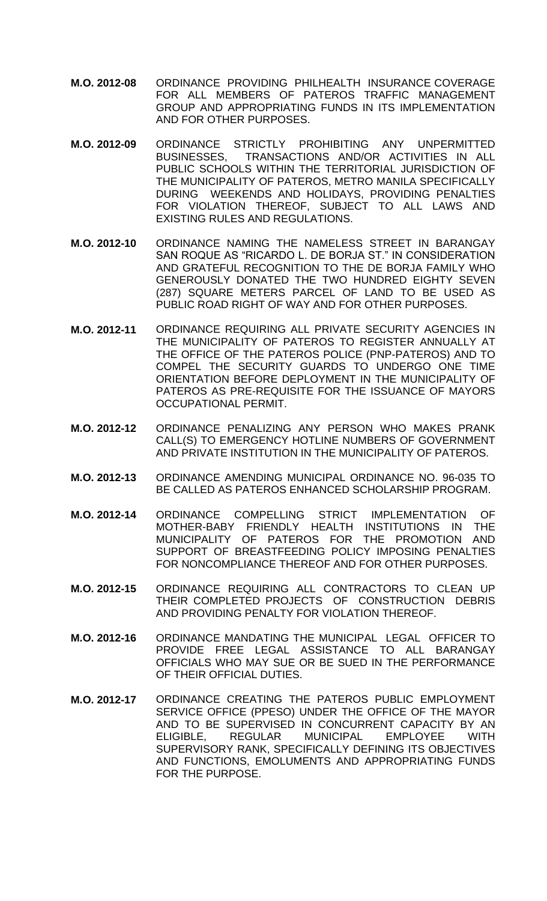**M.O. 2012-08** ORDINANCE PROVIDING PHILHEALTH INSURANCE COVERAGE FOR ALL MEMBERS OF PATEROS TRAFFIC MANAGEMENT GROUP AND APPROPRIATING FUNDS IN ITS IMPLEMENTATION AND FOR OTHER PURPOSES.

**M.O. 2012-09** ORDINANCE STRICTLY PROHIBITING ANY UNPERMITTED BUSINESSES, TRANSACTIONS AND/OR ACTIVITIES IN ALL PUBLIC SCHOOLS WITHIN THE TERRITORIAL JURISDICTION OF THE MUNICIPALITY OF PATEROS, METRO MANILA SPECIFICALLY DURING WEEKENDS AND HOLIDAYS, PROVIDING PENALTIES FOR VIOLATION THEREOF, SUBJECT TO ALL LAWS AND EXISTING RULES AND REGULATIONS.

**M.O. 2012-10** ORDINANCE NAMING THE NAMELESS STREET IN BARANGAY SAN ROQUE AS "RICARDO L. DE BORJA ST." IN CONSIDERATION AND GRATEFUL RECOGNITION TO THE DE BORJA FAMILY WHO GENEROUSLY DONATED THE TWO HUNDRED EIGHTY SEVEN (287) SQUARE METERS PARCEL OF LAND TO BE USED AS PUBLIC ROAD RIGHT OF WAY AND FOR OTHER PURPOSES.

**M.O. 2012-11** ORDINANCE REQUIRING ALL PRIVATE SECURITY AGENCIES IN THE MUNICIPALITY OF PATEROS TO REGISTER ANNUALLY AT THE OFFICE OF THE PATEROS POLICE (PNP-PATEROS) AND TO COMPEL THE SECURITY GUARDS TO UNDERGO ONE TIME ORIENTATION BEFORE DEPLOYMENT IN THE MUNICIPALITY OF PATEROS AS PRE-REQUISITE FOR THE ISSUANCE OF MAYORS OCCUPATIONAL PERMIT.

**M.O. 2012-12** ORDINANCE PENALIZING ANY PERSON WHO MAKES PRANK CALL(S) TO EMERGENCY HOTLINE NUMBERS OF GOVERNMENT AND PRIVATE INSTITUTION IN THE MUNICIPALITY OF PATEROS.

**M.O. 2012-13** ORDINANCE AMENDING MUNICIPAL ORDINANCE NO. 96-035 TO BE CALLED AS PATEROS ENHANCED SCHOLARSHIP PROGRAM.

**M.O. 2012-14** ORDINANCE COMPELLING STRICT IMPLEMENTATION OF MOTHER-BABY FRIENDLY HEALTH INSTITUTIONS IN THE MUNICIPALITY OF PATEROS FOR THE PROMOTION AND SUPPORT OF BREASTFEEDING POLICY IMPOSING PENALTIES FOR NONCOMPLIANCE THEREOF AND FOR OTHER PURPOSES.

**M.O. 2012-15** ORDINANCE REQUIRING ALL CONTRACTORS TO CLEAN UP THEIR COMPLETED PROJECTS OF CONSTRUCTION DEBRIS AND PROVIDING PENALTY FOR VIOLATION THEREOF.

**M.O. 2012-16** ORDINANCE MANDATING THE MUNICIPAL LEGAL OFFICER TO PROVIDE FREE LEGAL ASSISTANCE TO ALL BARANGAY OFFICIALS WHO MAY SUE OR BE SUED IN THE PERFORMANCE OF THEIR OFFICIAL DUTIES.

**M.O. 2012-17** ORDINANCE CREATING THE PATEROS PUBLIC EMPLOYMENT SERVICE OFFICE (PPESO) UNDER THE OFFICE OF THE MAYOR AND TO BE SUPERVISED IN CONCURRENT CAPACITY BY AN ELIGIBLE, REGULAR MUNICIPAL EMPLOYEE WITH SUPERVISORY RANK, SPECIFICALLY DEFINING ITS OBJECTIVES AND FUNCTIONS, EMOLUMENTS AND APPROPRIATING FUNDS FOR THE PURPOSE.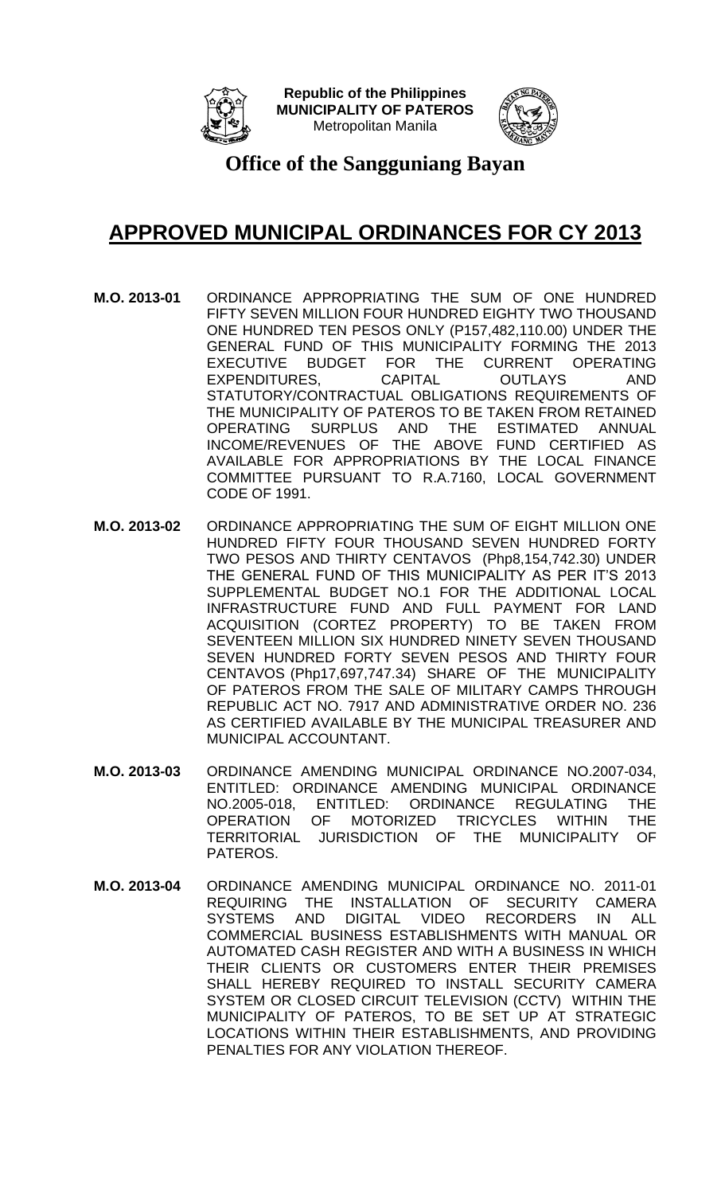**Republic of the Philippines**
**MUNICIPALITY OF PATEROS**
Metropolitan Manila

## Office of the Sangguniang Bayan

# APPROVED MUNICIPAL ORDINANCES FOR CY 2013

**M.O. 2013-01** ORDINANCE APPROPRIATING THE SUM OF ONE HUNDRED FIFTY SEVEN MILLION FOUR HUNDRED EIGHTY TWO THOUSAND ONE HUNDRED TEN PESOS ONLY (P157,482,110.00) UNDER THE GENERAL FUND OF THIS MUNICIPALITY FORMING THE 2013 EXECUTIVE BUDGET FOR THE CURRENT OPERATING EXPENDITURES, CAPITAL OUTLAYS AND STATUTORY/CONTRACTUAL OBLIGATIONS REQUIREMENTS OF THE MUNICIPALITY OF PATEROS TO BE TAKEN FROM RETAINED OPERATING SURPLUS AND THE ESTIMATED ANNUAL INCOME/REVENUES OF THE ABOVE FUND CERTIFIED AS AVAILABLE FOR APPROPRIATIONS BY THE LOCAL FINANCE COMMITTEE PURSUANT TO R.A.7160, LOCAL GOVERNMENT CODE OF 1991.

**M.O. 2013-02** ORDINANCE APPROPRIATING THE SUM OF EIGHT MILLION ONE HUNDRED FIFTY FOUR THOUSAND SEVEN HUNDRED FORTY TWO PESOS AND THIRTY CENTAVOS (Php8,154,742.30) UNDER THE GENERAL FUND OF THIS MUNICIPALITY AS PER IT'S 2013 SUPPLEMENTAL BUDGET NO.1 FOR THE ADDITIONAL LOCAL INFRASTRUCTURE FUND AND FULL PAYMENT FOR LAND ACQUISITION (CORTEZ PROPERTY) TO BE TAKEN FROM SEVENTEEN MILLION SIX HUNDRED NINETY SEVEN THOUSAND SEVEN HUNDRED FORTY SEVEN PESOS AND THIRTY FOUR CENTAVOS (Php17,697,747.34) SHARE OF THE MUNICIPALITY OF PATEROS FROM THE SALE OF MILITARY CAMPS THROUGH REPUBLIC ACT NO. 7917 AND ADMINISTRATIVE ORDER NO. 236 AS CERTIFIED AVAILABLE BY THE MUNICIPAL TREASURER AND MUNICIPAL ACCOUNTANT.

**M.O. 2013-03** ORDINANCE AMENDING MUNICIPAL ORDINANCE NO.2007-034, ENTITLED: ORDINANCE AMENDING MUNICIPAL ORDINANCE NO.2005-018, ENTITLED: ORDINANCE REGULATING THE OPERATION OF MOTORIZED TRICYCLES WITHIN THE TERRITORIAL JURISDICTION OF THE MUNICIPALITY OF PATEROS.

**M.O. 2013-04** ORDINANCE AMENDING MUNICIPAL ORDINANCE NO. 2011-01 REQUIRING THE INSTALLATION OF SECURITY CAMERA SYSTEMS AND DIGITAL VIDEO RECORDERS IN ALL COMMERCIAL BUSINESS ESTABLISHMENTS WITH MANUAL OR AUTOMATED CASH REGISTER AND WITH A BUSINESS IN WHICH THEIR CLIENTS OR CUSTOMERS ENTER THEIR PREMISES SHALL HEREBY REQUIRED TO INSTALL SECURITY CAMERA SYSTEM OR CLOSED CIRCUIT TELEVISION (CCTV) WITHIN THE MUNICIPALITY OF PATEROS, TO BE SET UP AT STRATEGIC LOCATIONS WITHIN THEIR ESTABLISHMENTS, AND PROVIDING PENALTIES FOR ANY VIOLATION THEREOF.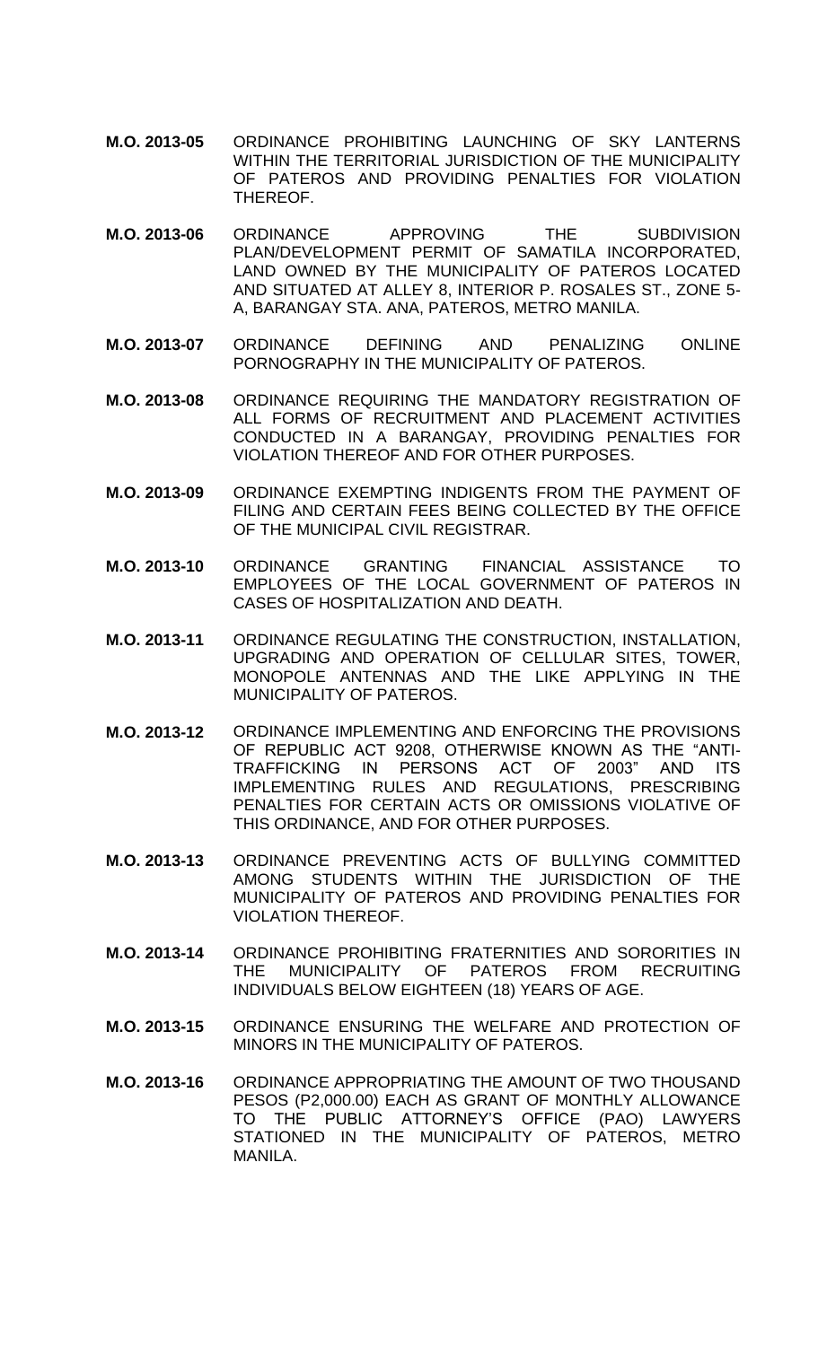**M.O. 2013-05** ORDINANCE PROHIBITING LAUNCHING OF SKY LANTERNS WITHIN THE TERRITORIAL JURISDICTION OF THE MUNICIPALITY OF PATEROS AND PROVIDING PENALTIES FOR VIOLATION THEREOF.

**M.O. 2013-06** ORDINANCE APPROVING THE SUBDIVISION PLAN/DEVELOPMENT PERMIT OF SAMATILA INCORPORATED, LAND OWNED BY THE MUNICIPALITY OF PATEROS LOCATED AND SITUATED AT ALLEY 8, INTERIOR P. ROSALES ST., ZONE 5-A, BARANGAY STA. ANA, PATEROS, METRO MANILA.

**M.O. 2013-07** ORDINANCE DEFINING AND PENALIZING ONLINE PORNOGRAPHY IN THE MUNICIPALITY OF PATEROS.

**M.O. 2013-08** ORDINANCE REQUIRING THE MANDATORY REGISTRATION OF ALL FORMS OF RECRUITMENT AND PLACEMENT ACTIVITIES CONDUCTED IN A BARANGAY, PROVIDING PENALTIES FOR VIOLATION THEREOF AND FOR OTHER PURPOSES.

**M.O. 2013-09** ORDINANCE EXEMPTING INDIGENTS FROM THE PAYMENT OF FILING AND CERTAIN FEES BEING COLLECTED BY THE OFFICE OF THE MUNICIPAL CIVIL REGISTRAR.

**M.O. 2013-10** ORDINANCE GRANTING FINANCIAL ASSISTANCE TO EMPLOYEES OF THE LOCAL GOVERNMENT OF PATEROS IN CASES OF HOSPITALIZATION AND DEATH.

**M.O. 2013-11** ORDINANCE REGULATING THE CONSTRUCTION, INSTALLATION, UPGRADING AND OPERATION OF CELLULAR SITES, TOWER, MONOPOLE ANTENNAS AND THE LIKE APPLYING IN THE MUNICIPALITY OF PATEROS.

**M.O. 2013-12** ORDINANCE IMPLEMENTING AND ENFORCING THE PROVISIONS OF REPUBLIC ACT 9208, OTHERWISE KNOWN AS THE "ANTI-TRAFFICKING IN PERSONS ACT OF 2003" AND ITS IMPLEMENTING RULES AND REGULATIONS, PRESCRIBING PENALTIES FOR CERTAIN ACTS OR OMISSIONS VIOLATIVE OF THIS ORDINANCE, AND FOR OTHER PURPOSES.

**M.O. 2013-13** ORDINANCE PREVENTING ACTS OF BULLYING COMMITTED AMONG STUDENTS WITHIN THE JURISDICTION OF THE MUNICIPALITY OF PATEROS AND PROVIDING PENALTIES FOR VIOLATION THEREOF.

**M.O. 2013-14** ORDINANCE PROHIBITING FRATERNITIES AND SORORITIES IN THE MUNICIPALITY OF PATEROS FROM RECRUITING INDIVIDUALS BELOW EIGHTEEN (18) YEARS OF AGE.

**M.O. 2013-15** ORDINANCE ENSURING THE WELFARE AND PROTECTION OF MINORS IN THE MUNICIPALITY OF PATEROS.

**M.O. 2013-16** ORDINANCE APPROPRIATING THE AMOUNT OF TWO THOUSAND PESOS (P2,000.00) EACH AS GRANT OF MONTHLY ALLOWANCE TO THE PUBLIC ATTORNEY'S OFFICE (PAO) LAWYERS STATIONED IN THE MUNICIPALITY OF PATEROS, METRO MANILA.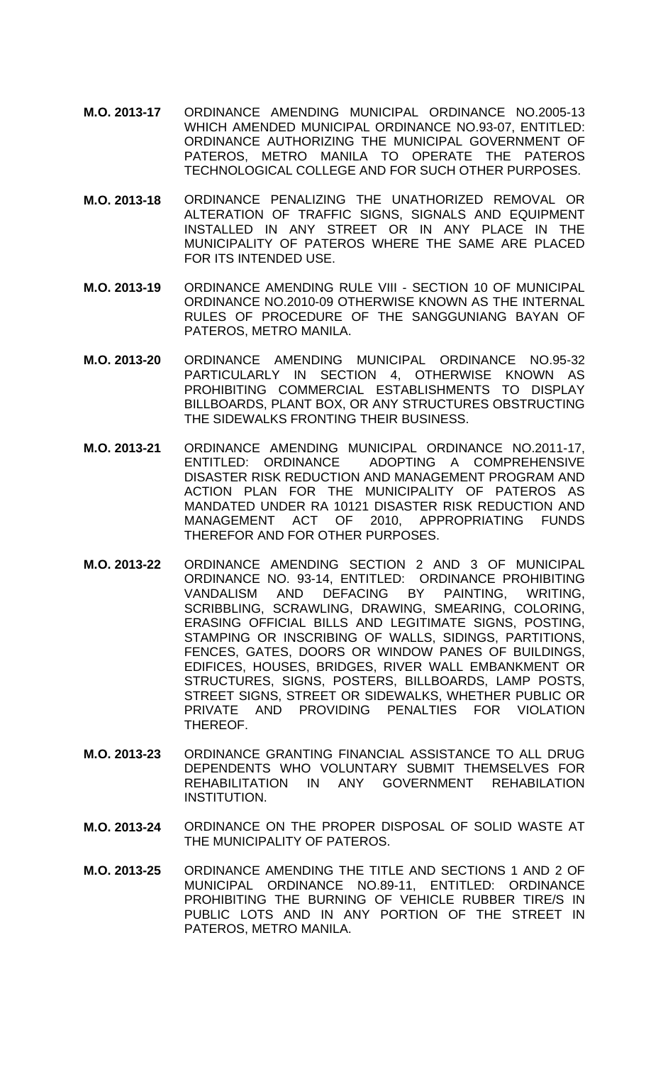**M.O. 2013-17** ORDINANCE AMENDING MUNICIPAL ORDINANCE NO.2005-13 WHICH AMENDED MUNICIPAL ORDINANCE NO.93-07, ENTITLED: ORDINANCE AUTHORIZING THE MUNICIPAL GOVERNMENT OF PATEROS, METRO MANILA TO OPERATE THE PATEROS TECHNOLOGICAL COLLEGE AND FOR SUCH OTHER PURPOSES.

**M.O. 2013-18** ORDINANCE PENALIZING THE UNATHORIZED REMOVAL OR ALTERATION OF TRAFFIC SIGNS, SIGNALS AND EQUIPMENT INSTALLED IN ANY STREET OR IN ANY PLACE IN THE MUNICIPALITY OF PATEROS WHERE THE SAME ARE PLACED FOR ITS INTENDED USE.

**M.O. 2013-19** ORDINANCE AMENDING RULE VIII - SECTION 10 OF MUNICIPAL ORDINANCE NO.2010-09 OTHERWISE KNOWN AS THE INTERNAL RULES OF PROCEDURE OF THE SANGGUNIANG BAYAN OF PATEROS, METRO MANILA.

**M.O. 2013-20** ORDINANCE AMENDING MUNICIPAL ORDINANCE NO.95-32 PARTICULARLY IN SECTION 4, OTHERWISE KNOWN AS PROHIBITING COMMERCIAL ESTABLISHMENTS TO DISPLAY BILLBOARDS, PLANT BOX, OR ANY STRUCTURES OBSTRUCTING THE SIDEWALKS FRONTING THEIR BUSINESS.

**M.O. 2013-21** ORDINANCE AMENDING MUNICIPAL ORDINANCE NO.2011-17, ENTITLED: ORDINANCE ADOPTING A COMPREHENSIVE DISASTER RISK REDUCTION AND MANAGEMENT PROGRAM AND ACTION PLAN FOR THE MUNICIPALITY OF PATEROS AS MANDATED UNDER RA 10121 DISASTER RISK REDUCTION AND MANAGEMENT ACT OF 2010, APPROPRIATING FUNDS THEREFOR AND FOR OTHER PURPOSES.

**M.O. 2013-22** ORDINANCE AMENDING SECTION 2 AND 3 OF MUNICIPAL ORDINANCE NO. 93-14, ENTITLED: ORDINANCE PROHIBITING VANDALISM AND DEFACING BY PAINTING, WRITING, SCRIBBLING, SCRAWLING, DRAWING, SMEARING, COLORING, ERASING OFFICIAL BILLS AND LEGITIMATE SIGNS, POSTING, STAMPING OR INSCRIBING OF WALLS, SIDINGS, PARTITIONS, FENCES, GATES, DOORS OR WINDOW PANES OF BUILDINGS, EDIFICES, HOUSES, BRIDGES, RIVER WALL EMBANKMENT OR STRUCTURES, SIGNS, POSTERS, BILLBOARDS, LAMP POSTS, STREET SIGNS, STREET OR SIDEWALKS, WHETHER PUBLIC OR PRIVATE AND PROVIDING PENALTIES FOR VIOLATION THEREOF.

**M.O. 2013-23** ORDINANCE GRANTING FINANCIAL ASSISTANCE TO ALL DRUG DEPENDENTS WHO VOLUNTARY SUBMIT THEMSELVES FOR REHABILITATION IN ANY GOVERNMENT REHABILATION INSTITUTION.

**M.O. 2013-24** ORDINANCE ON THE PROPER DISPOSAL OF SOLID WASTE AT THE MUNICIPALITY OF PATEROS.

**M.O. 2013-25** ORDINANCE AMENDING THE TITLE AND SECTIONS 1 AND 2 OF MUNICIPAL ORDINANCE NO.89-11, ENTITLED: ORDINANCE PROHIBITING THE BURNING OF VEHICLE RUBBER TIRE/S IN PUBLIC LOTS AND IN ANY PORTION OF THE STREET IN PATEROS, METRO MANILA.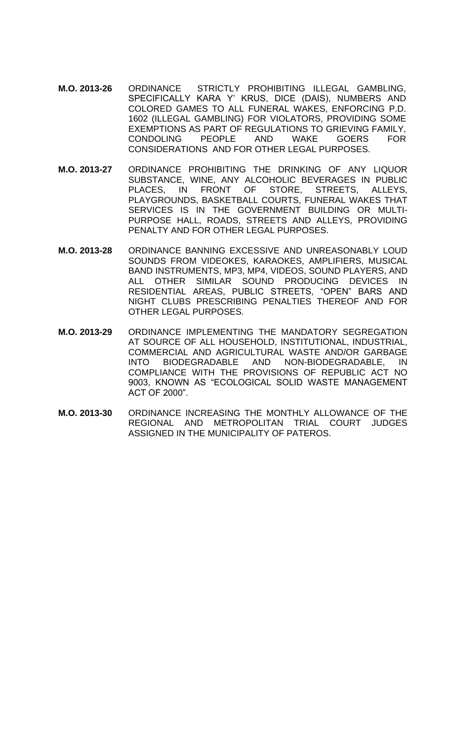**M.O. 2013-26** ORDINANCE STRICTLY PROHIBITING ILLEGAL GAMBLING, SPECIFICALLY KARA Y' KRUS, DICE (DAIS), NUMBERS AND COLORED GAMES TO ALL FUNERAL WAKES, ENFORCING P.D. 1602 (ILLEGAL GAMBLING) FOR VIOLATORS, PROVIDING SOME EXEMPTIONS AS PART OF REGULATIONS TO GRIEVING FAMILY, CONDOLING PEOPLE AND WAKE GOERS FOR CONSIDERATIONS AND FOR OTHER LEGAL PURPOSES.

**M.O. 2013-27** ORDINANCE PROHIBITING THE DRINKING OF ANY LIQUOR SUBSTANCE, WINE, ANY ALCOHOLIC BEVERAGES IN PUBLIC PLACES, IN FRONT OF STORE, STREETS, ALLEYS, PLAYGROUNDS, BASKETBALL COURTS, FUNERAL WAKES THAT SERVICES IS IN THE GOVERNMENT BUILDING OR MULTI-PURPOSE HALL, ROADS, STREETS AND ALLEYS, PROVIDING PENALTY AND FOR OTHER LEGAL PURPOSES.

**M.O. 2013-28** ORDINANCE BANNING EXCESSIVE AND UNREASONABLY LOUD SOUNDS FROM VIDEOKES, KARAOKES, AMPLIFIERS, MUSICAL BAND INSTRUMENTS, MP3, MP4, VIDEOS, SOUND PLAYERS, AND ALL OTHER SIMILAR SOUND PRODUCING DEVICES IN RESIDENTIAL AREAS, PUBLIC STREETS, "OPEN" BARS AND NIGHT CLUBS PRESCRIBING PENALTIES THEREOF AND FOR OTHER LEGAL PURPOSES.

**M.O. 2013-29** ORDINANCE IMPLEMENTING THE MANDATORY SEGREGATION AT SOURCE OF ALL HOUSEHOLD, INSTITUTIONAL, INDUSTRIAL, COMMERCIAL AND AGRICULTURAL WASTE AND/OR GARBAGE INTO BIODEGRADABLE AND NON-BIODEGRADABLE, IN COMPLIANCE WITH THE PROVISIONS OF REPUBLIC ACT NO 9003, KNOWN AS "ECOLOGICAL SOLID WASTE MANAGEMENT ACT OF 2000".

**M.O. 2013-30** ORDINANCE INCREASING THE MONTHLY ALLOWANCE OF THE REGIONAL AND METROPOLITAN TRIAL COURT JUDGES ASSIGNED IN THE MUNICIPALITY OF PATEROS.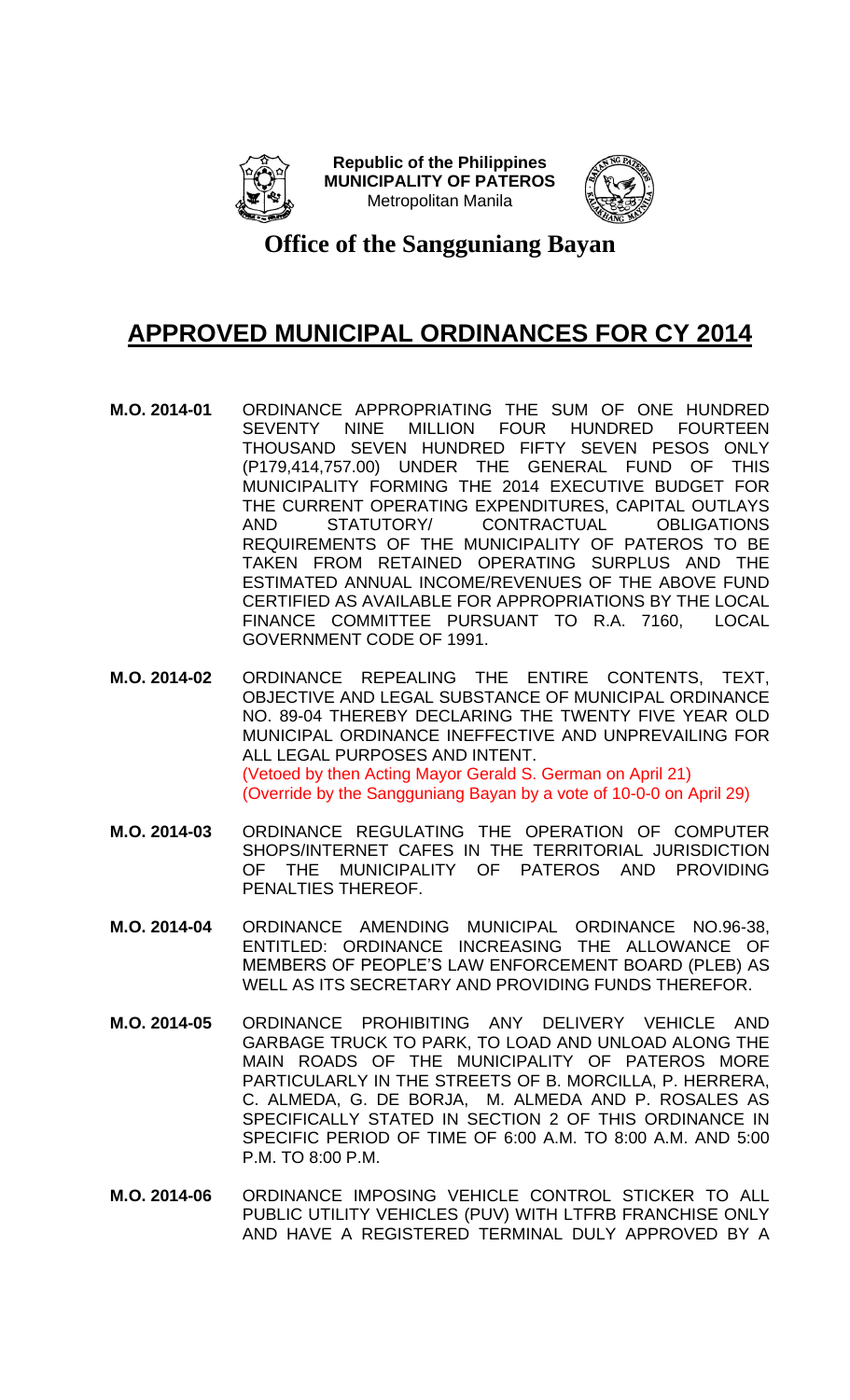**Republic of the Philippines**
**MUNICIPALITY OF PATEROS**
Metropolitan Manila

**Office of the Sangguniang Bayan**

# APPROVED MUNICIPAL ORDINANCES FOR CY 2014

**M.O. 2014-01** ORDINANCE APPROPRIATING THE SUM OF ONE HUNDRED SEVENTY NINE MILLION FOUR HUNDRED FOURTEEN THOUSAND SEVEN HUNDRED FIFTY SEVEN PESOS ONLY (P179,414,757.00) UNDER THE GENERAL FUND OF THIS MUNICIPALITY FORMING THE 2014 EXECUTIVE BUDGET FOR THE CURRENT OPERATING EXPENDITURES, CAPITAL OUTLAYS AND STATUTORY/ CONTRACTUAL OBLIGATIONS REQUIREMENTS OF THE MUNICIPALITY OF PATEROS TO BE TAKEN FROM RETAINED OPERATING SURPLUS AND THE ESTIMATED ANNUAL INCOME/REVENUES OF THE ABOVE FUND CERTIFIED AS AVAILABLE FOR APPROPRIATIONS BY THE LOCAL FINANCE COMMITTEE PURSUANT TO R.A. 7160, LOCAL GOVERNMENT CODE OF 1991.

**M.O. 2014-02** ORDINANCE REPEALING THE ENTIRE CONTENTS, TEXT, OBJECTIVE AND LEGAL SUBSTANCE OF MUNICIPAL ORDINANCE NO. 89-04 THEREBY DECLARING THE TWENTY FIVE YEAR OLD MUNICIPAL ORDINANCE INEFFECTIVE AND UNPREVAILING FOR ALL LEGAL PURPOSES AND INTENT.
(Vetoed by then Acting Mayor Gerald S. German on April 21)
(Override by the Sangguniang Bayan by a vote of 10-0-0 on April 29)

**M.O. 2014-03** ORDINANCE REGULATING THE OPERATION OF COMPUTER SHOPS/INTERNET CAFES IN THE TERRITORIAL JURISDICTION OF THE MUNICIPALITY OF PATEROS AND PROVIDING PENALTIES THEREOF.

**M.O. 2014-04** ORDINANCE AMENDING MUNICIPAL ORDINANCE NO.96-38, ENTITLED: ORDINANCE INCREASING THE ALLOWANCE OF MEMBERS OF PEOPLE'S LAW ENFORCEMENT BOARD (PLEB) AS WELL AS ITS SECRETARY AND PROVIDING FUNDS THEREFOR.

**M.O. 2014-05** ORDINANCE PROHIBITING ANY DELIVERY VEHICLE AND GARBAGE TRUCK TO PARK, TO LOAD AND UNLOAD ALONG THE MAIN ROADS OF THE MUNICIPALITY OF PATEROS MORE PARTICULARLY IN THE STREETS OF B. MORCILLA, P. HERRERA, C. ALMEDA, G. DE BORJA, M. ALMEDA AND P. ROSALES AS SPECIFICALLY STATED IN SECTION 2 OF THIS ORDINANCE IN SPECIFIC PERIOD OF TIME OF 6:00 A.M. TO 8:00 A.M. AND 5:00 P.M. TO 8:00 P.M.

**M.O. 2014-06** ORDINANCE IMPOSING VEHICLE CONTROL STICKER TO ALL PUBLIC UTILITY VEHICLES (PUV) WITH LTFRB FRANCHISE ONLY AND HAVE A REGISTERED TERMINAL DULY APPROVED BY A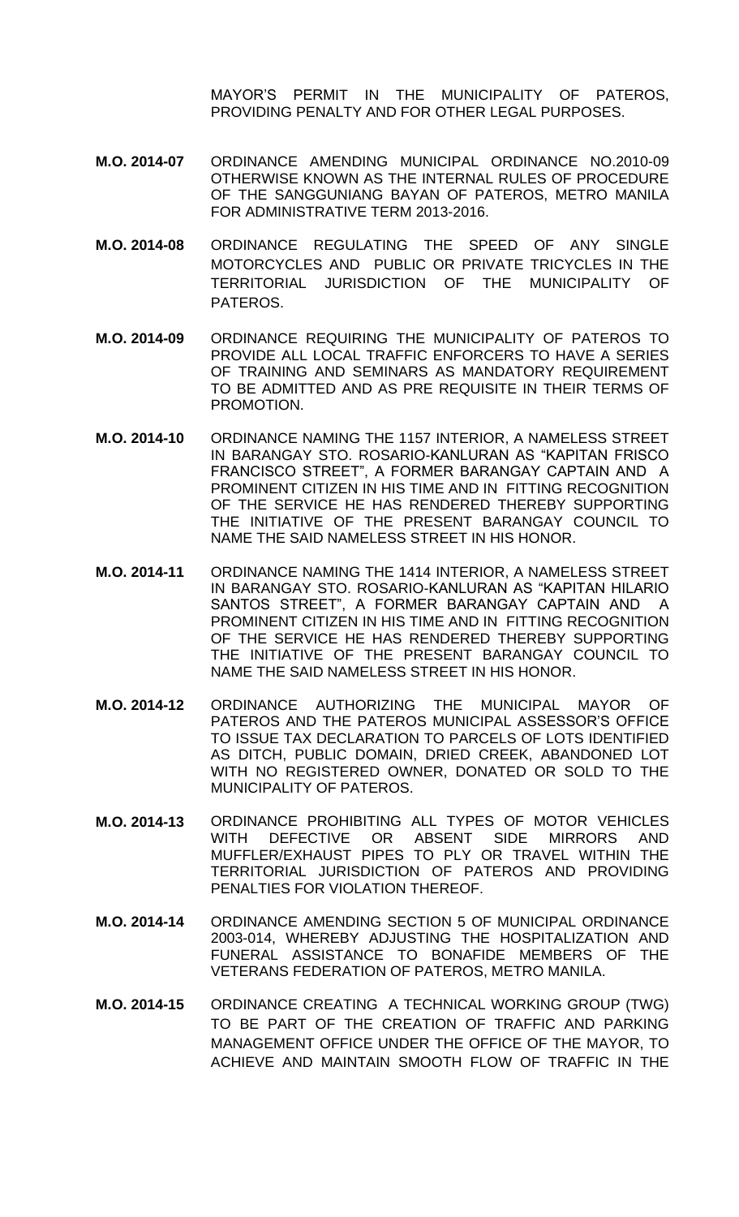MAYOR'S PERMIT IN THE MUNICIPALITY OF PATEROS, PROVIDING PENALTY AND FOR OTHER LEGAL PURPOSES.

**M.O. 2014-07** ORDINANCE AMENDING MUNICIPAL ORDINANCE NO.2010-09 OTHERWISE KNOWN AS THE INTERNAL RULES OF PROCEDURE OF THE SANGGUNIANG BAYAN OF PATEROS, METRO MANILA FOR ADMINISTRATIVE TERM 2013-2016.

**M.O. 2014-08** ORDINANCE REGULATING THE SPEED OF ANY SINGLE MOTORCYCLES AND PUBLIC OR PRIVATE TRICYCLES IN THE TERRITORIAL JURISDICTION OF THE MUNICIPALITY OF PATEROS.

**M.O. 2014-09** ORDINANCE REQUIRING THE MUNICIPALITY OF PATEROS TO PROVIDE ALL LOCAL TRAFFIC ENFORCERS TO HAVE A SERIES OF TRAINING AND SEMINARS AS MANDATORY REQUIREMENT TO BE ADMITTED AND AS PRE REQUISITE IN THEIR TERMS OF PROMOTION.

**M.O. 2014-10** ORDINANCE NAMING THE 1157 INTERIOR, A NAMELESS STREET IN BARANGAY STO. ROSARIO-KANLURAN AS "KAPITAN FRISCO FRANCISCO STREET", A FORMER BARANGAY CAPTAIN AND A PROMINENT CITIZEN IN HIS TIME AND IN FITTING RECOGNITION OF THE SERVICE HE HAS RENDERED THEREBY SUPPORTING THE INITIATIVE OF THE PRESENT BARANGAY COUNCIL TO NAME THE SAID NAMELESS STREET IN HIS HONOR.

**M.O. 2014-11** ORDINANCE NAMING THE 1414 INTERIOR, A NAMELESS STREET IN BARANGAY STO. ROSARIO-KANLURAN AS "KAPITAN HILARIO SANTOS STREET", A FORMER BARANGAY CAPTAIN AND A PROMINENT CITIZEN IN HIS TIME AND IN FITTING RECOGNITION OF THE SERVICE HE HAS RENDERED THEREBY SUPPORTING THE INITIATIVE OF THE PRESENT BARANGAY COUNCIL TO NAME THE SAID NAMELESS STREET IN HIS HONOR.

**M.O. 2014-12** ORDINANCE AUTHORIZING THE MUNICIPAL MAYOR OF PATEROS AND THE PATEROS MUNICIPAL ASSESSOR'S OFFICE TO ISSUE TAX DECLARATION TO PARCELS OF LOTS IDENTIFIED AS DITCH, PUBLIC DOMAIN, DRIED CREEK, ABANDONED LOT WITH NO REGISTERED OWNER, DONATED OR SOLD TO THE MUNICIPALITY OF PATEROS.

**M.O. 2014-13** ORDINANCE PROHIBITING ALL TYPES OF MOTOR VEHICLES WITH DEFECTIVE OR ABSENT SIDE MIRRORS AND MUFFLER/EXHAUST PIPES TO PLY OR TRAVEL WITHIN THE TERRITORIAL JURISDICTION OF PATEROS AND PROVIDING PENALTIES FOR VIOLATION THEREOF.

**M.O. 2014-14** ORDINANCE AMENDING SECTION 5 OF MUNICIPAL ORDINANCE 2003-014, WHEREBY ADJUSTING THE HOSPITALIZATION AND FUNERAL ASSISTANCE TO BONAFIDE MEMBERS OF THE VETERANS FEDERATION OF PATEROS, METRO MANILA.

**M.O. 2014-15** ORDINANCE CREATING A TECHNICAL WORKING GROUP (TWG) TO BE PART OF THE CREATION OF TRAFFIC AND PARKING MANAGEMENT OFFICE UNDER THE OFFICE OF THE MAYOR, TO ACHIEVE AND MAINTAIN SMOOTH FLOW OF TRAFFIC IN THE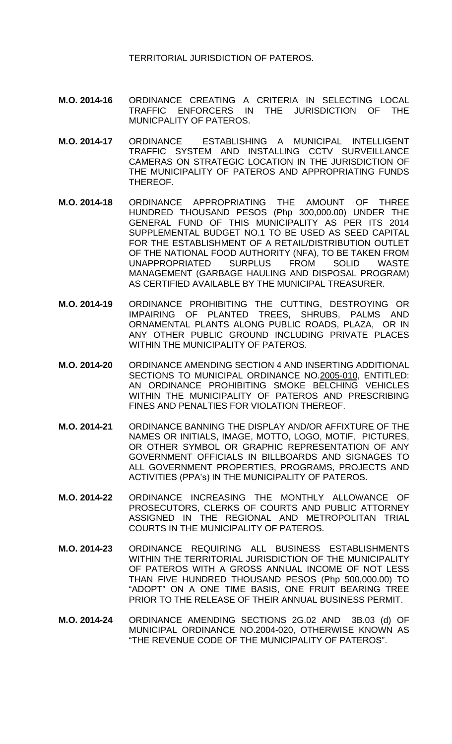TERRITORIAL JURISDICTION OF PATEROS.

**M.O. 2014-16** ORDINANCE CREATING A CRITERIA IN SELECTING LOCAL TRAFFIC ENFORCERS IN THE JURISDICTION OF THE MUNICPALITY OF PATEROS.

**M.O. 2014-17** ORDINANCE ESTABLISHING A MUNICIPAL INTELLIGENT TRAFFIC SYSTEM AND INSTALLING CCTV SURVEILLANCE CAMERAS ON STRATEGIC LOCATION IN THE JURISDICTION OF THE MUNICIPALITY OF PATEROS AND APPROPRIATING FUNDS THEREOF.

**M.O. 2014-18** ORDINANCE APPROPRIATING THE AMOUNT OF THREE HUNDRED THOUSAND PESOS (Php 300,000.00) UNDER THE GENERAL FUND OF THIS MUNICIPALITY AS PER ITS 2014 SUPPLEMENTAL BUDGET NO.1 TO BE USED AS SEED CAPITAL FOR THE ESTABLISHMENT OF A RETAIL/DISTRIBUTION OUTLET OF THE NATIONAL FOOD AUTHORITY (NFA), TO BE TAKEN FROM UNAPPROPRIATED SURPLUS FROM SOLID WASTE MANAGEMENT (GARBAGE HAULING AND DISPOSAL PROGRAM) AS CERTIFIED AVAILABLE BY THE MUNICIPAL TREASURER.

**M.O. 2014-19** ORDINANCE PROHIBITING THE CUTTING, DESTROYING OR IMPAIRING OF PLANTED TREES, SHRUBS, PALMS AND ORNAMENTAL PLANTS ALONG PUBLIC ROADS, PLAZA, OR IN ANY OTHER PUBLIC GROUND INCLUDING PRIVATE PLACES WITHIN THE MUNICIPALITY OF PATEROS.

**M.O. 2014-20** ORDINANCE AMENDING SECTION 4 AND INSERTING ADDITIONAL SECTIONS TO MUNICIPAL ORDINANCE NO.2005-010, ENTITLED: AN ORDINANCE PROHIBITING SMOKE BELCHING VEHICLES WITHIN THE MUNICIPALITY OF PATEROS AND PRESCRIBING FINES AND PENALTIES FOR VIOLATION THEREOF.

**M.O. 2014-21** ORDINANCE BANNING THE DISPLAY AND/OR AFFIXTURE OF THE NAMES OR INITIALS, IMAGE, MOTTO, LOGO, MOTIF, PICTURES, OR OTHER SYMBOL OR GRAPHIC REPRESENTATION OF ANY GOVERNMENT OFFICIALS IN BILLBOARDS AND SIGNAGES TO ALL GOVERNMENT PROPERTIES, PROGRAMS, PROJECTS AND ACTIVITIES (PPA's) IN THE MUNICIPALITY OF PATEROS.

**M.O. 2014-22** ORDINANCE INCREASING THE MONTHLY ALLOWANCE OF PROSECUTORS, CLERKS OF COURTS AND PUBLIC ATTORNEY ASSIGNED IN THE REGIONAL AND METROPOLITAN TRIAL COURTS IN THE MUNICIPALITY OF PATEROS.

**M.O. 2014-23** ORDINANCE REQUIRING ALL BUSINESS ESTABLISHMENTS WITHIN THE TERRITORIAL JURISDICTION OF THE MUNICIPALITY OF PATEROS WITH A GROSS ANNUAL INCOME OF NOT LESS THAN FIVE HUNDRED THOUSAND PESOS (Php 500,000.00) TO "ADOPT" ON A ONE TIME BASIS, ONE FRUIT BEARING TREE PRIOR TO THE RELEASE OF THEIR ANNUAL BUSINESS PERMIT.

**M.O. 2014-24** ORDINANCE AMENDING SECTIONS 2G.02 AND 3B.03 (d) OF MUNICIPAL ORDINANCE NO.2004-020, OTHERWISE KNOWN AS "THE REVENUE CODE OF THE MUNICIPALITY OF PATEROS".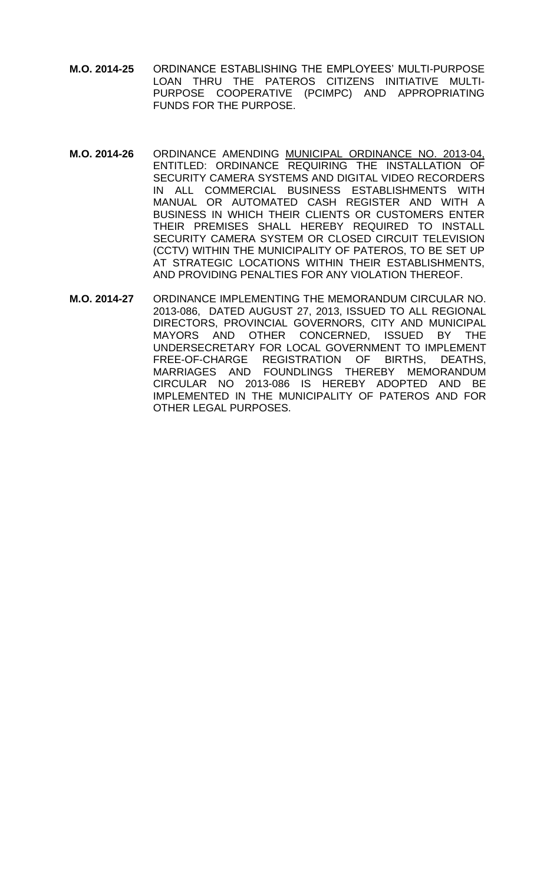**M.O. 2014-25** ORDINANCE ESTABLISHING THE EMPLOYEES' MULTI-PURPOSE LOAN THRU THE PATEROS CITIZENS INITIATIVE MULTI-PURPOSE COOPERATIVE (PCIMPC) AND APPROPRIATING FUNDS FOR THE PURPOSE.

**M.O. 2014-26** ORDINANCE AMENDING <u>MUNICIPAL ORDINANCE NO. 2013-04,</u> ENTITLED: ORDINANCE REQUIRING THE INSTALLATION OF SECURITY CAMERA SYSTEMS AND DIGITAL VIDEO RECORDERS IN ALL COMMERCIAL BUSINESS ESTABLISHMENTS WITH MANUAL OR AUTOMATED CASH REGISTER AND WITH A BUSINESS IN WHICH THEIR CLIENTS OR CUSTOMERS ENTER THEIR PREMISES SHALL HEREBY REQUIRED TO INSTALL SECURITY CAMERA SYSTEM OR CLOSED CIRCUIT TELEVISION (CCTV) WITHIN THE MUNICIPALITY OF PATEROS, TO BE SET UP AT STRATEGIC LOCATIONS WITHIN THEIR ESTABLISHMENTS, AND PROVIDING PENALTIES FOR ANY VIOLATION THEREOF.

**M.O. 2014-27** ORDINANCE IMPLEMENTING THE MEMORANDUM CIRCULAR NO. 2013-086, DATED AUGUST 27, 2013, ISSUED TO ALL REGIONAL DIRECTORS, PROVINCIAL GOVERNORS, CITY AND MUNICIPAL MAYORS AND OTHER CONCERNED, ISSUED BY THE UNDERSECRETARY FOR LOCAL GOVERNMENT TO IMPLEMENT FREE-OF-CHARGE REGISTRATION OF BIRTHS, DEATHS, MARRIAGES AND FOUNDLINGS THEREBY MEMORANDUM CIRCULAR NO 2013-086 IS HEREBY ADOPTED AND BE IMPLEMENTED IN THE MUNICIPALITY OF PATEROS AND FOR OTHER LEGAL PURPOSES.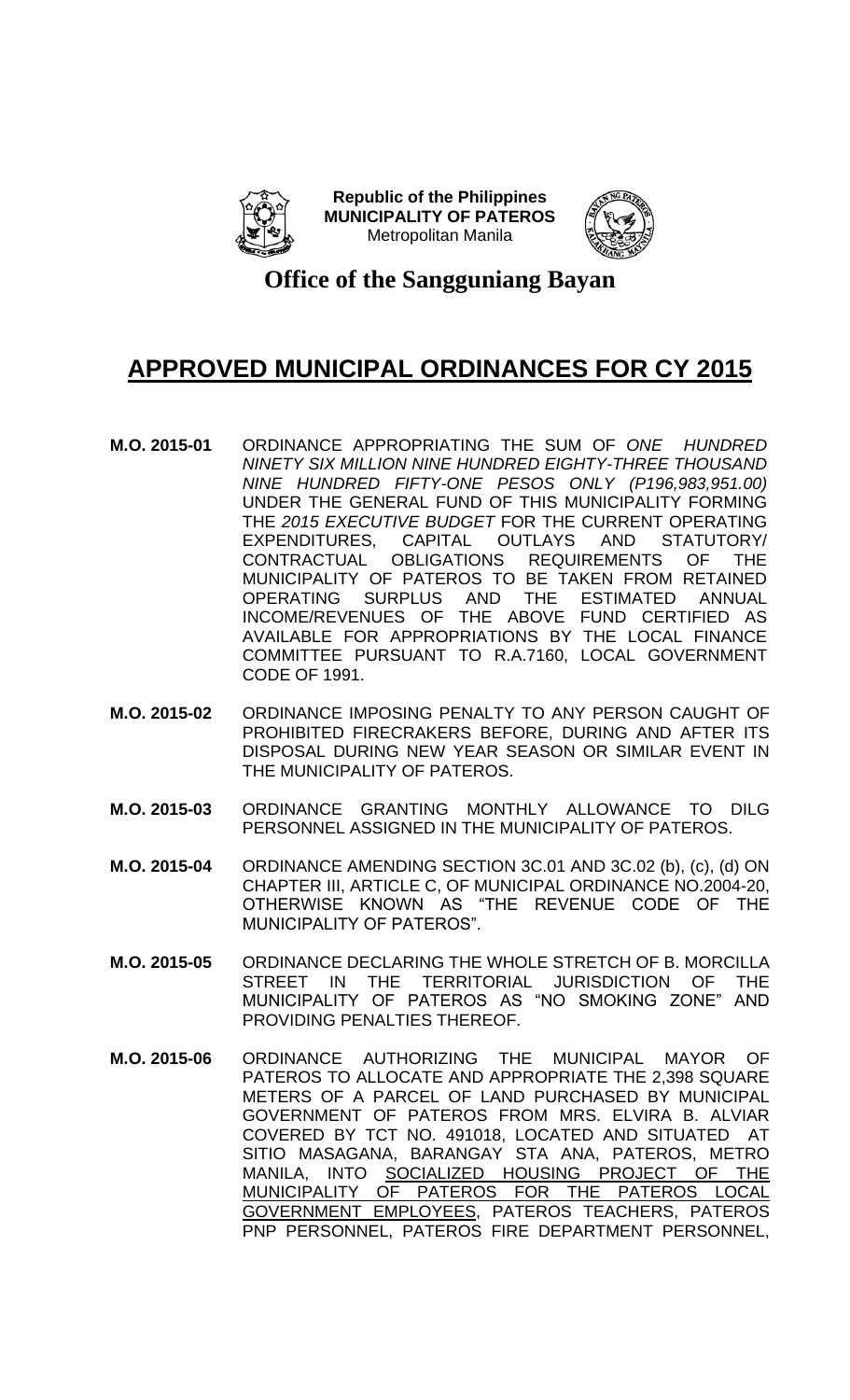**Republic of the Philippines**
**MUNICIPALITY OF PATEROS**
Metropolitan Manila

**Office of the Sangguniang Bayan**

# APPROVED MUNICIPAL ORDINANCES FOR CY 2015

**M.O. 2015-01** ORDINANCE APPROPRIATING THE SUM OF *ONE HUNDRED NINETY SIX MILLION NINE HUNDRED EIGHTY-THREE THOUSAND NINE HUNDRED FIFTY-ONE PESOS ONLY (P196,983,951.00)* UNDER THE GENERAL FUND OF THIS MUNICIPALITY FORMING THE *2015 EXECUTIVE BUDGET* FOR THE CURRENT OPERATING EXPENDITURES, CAPITAL OUTLAYS AND STATUTORY/ CONTRACTUAL OBLIGATIONS REQUIREMENTS OF THE MUNICIPALITY OF PATEROS TO BE TAKEN FROM RETAINED OPERATING SURPLUS AND THE ESTIMATED ANNUAL INCOME/REVENUES OF THE ABOVE FUND CERTIFIED AS AVAILABLE FOR APPROPRIATIONS BY THE LOCAL FINANCE COMMITTEE PURSUANT TO R.A.7160, LOCAL GOVERNMENT CODE OF 1991.

**M.O. 2015-02** ORDINANCE IMPOSING PENALTY TO ANY PERSON CAUGHT OF PROHIBITED FIRECRAKERS BEFORE, DURING AND AFTER ITS DISPOSAL DURING NEW YEAR SEASON OR SIMILAR EVENT IN THE MUNICIPALITY OF PATEROS.

**M.O. 2015-03** ORDINANCE GRANTING MONTHLY ALLOWANCE TO DILG PERSONNEL ASSIGNED IN THE MUNICIPALITY OF PATEROS.

**M.O. 2015-04** ORDINANCE AMENDING SECTION 3C.01 AND 3C.02 (b), (c), (d) ON CHAPTER III, ARTICLE C, OF MUNICIPAL ORDINANCE NO.2004-20, OTHERWISE KNOWN AS "THE REVENUE CODE OF THE MUNICIPALITY OF PATEROS".

**M.O. 2015-05** ORDINANCE DECLARING THE WHOLE STRETCH OF B. MORCILLA STREET IN THE TERRITORIAL JURISDICTION OF THE MUNICIPALITY OF PATEROS AS "NO SMOKING ZONE" AND PROVIDING PENALTIES THEREOF.

**M.O. 2015-06** ORDINANCE AUTHORIZING THE MUNICIPAL MAYOR OF PATEROS TO ALLOCATE AND APPROPRIATE THE 2,398 SQUARE METERS OF A PARCEL OF LAND PURCHASED BY MUNICIPAL GOVERNMENT OF PATEROS FROM MRS. ELVIRA B. ALVIAR COVERED BY TCT NO. 491018, LOCATED AND SITUATED AT SITIO MASAGANA, BARANGAY STA ANA, PATEROS, METRO MANILA, INTO <u>SOCIALIZED HOUSING PROJECT OF THE MUNICIPALITY OF PATEROS FOR THE PATEROS LOCAL GOVERNMENT EMPLOYEES</u>, PATEROS TEACHERS, PATEROS PNP PERSONNEL, PATEROS FIRE DEPARTMENT PERSONNEL,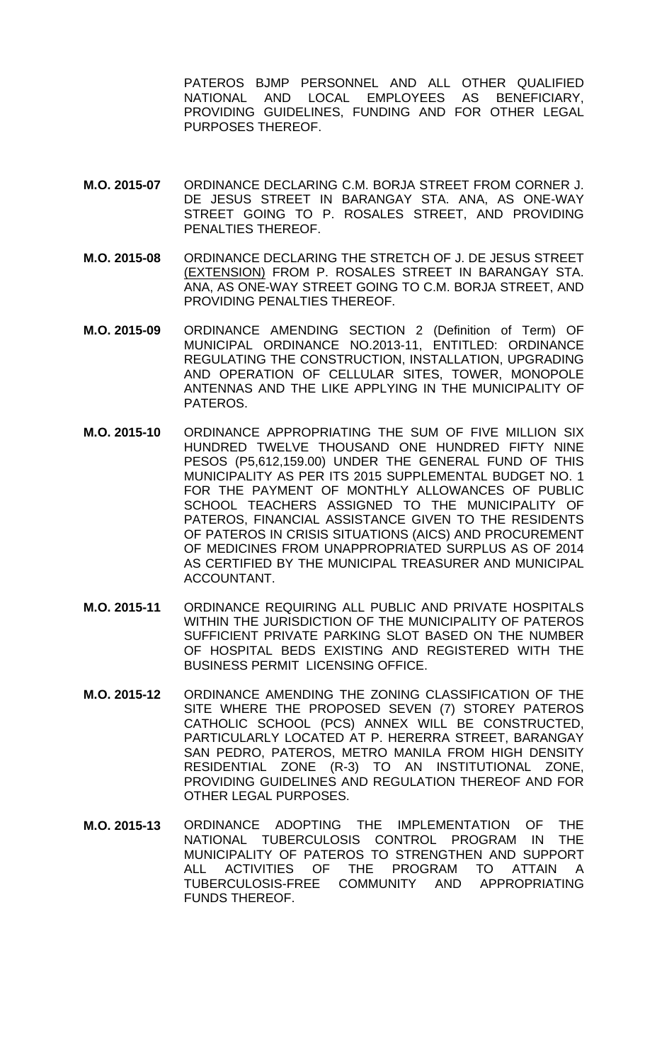PATEROS BJMP PERSONNEL AND ALL OTHER QUALIFIED NATIONAL AND LOCAL EMPLOYEES AS BENEFICIARY, PROVIDING GUIDELINES, FUNDING AND FOR OTHER LEGAL PURPOSES THEREOF.

**M.O. 2015-07** ORDINANCE DECLARING C.M. BORJA STREET FROM CORNER J. DE JESUS STREET IN BARANGAY STA. ANA, AS ONE-WAY STREET GOING TO P. ROSALES STREET, AND PROVIDING PENALTIES THEREOF.

**M.O. 2015-08** ORDINANCE DECLARING THE STRETCH OF J. DE JESUS STREET (EXTENSION) FROM P. ROSALES STREET IN BARANGAY STA. ANA, AS ONE-WAY STREET GOING TO C.M. BORJA STREET, AND PROVIDING PENALTIES THEREOF.

**M.O. 2015-09** ORDINANCE AMENDING SECTION 2 (Definition of Term) OF MUNICIPAL ORDINANCE NO.2013-11, ENTITLED: ORDINANCE REGULATING THE CONSTRUCTION, INSTALLATION, UPGRADING AND OPERATION OF CELLULAR SITES, TOWER, MONOPOLE ANTENNAS AND THE LIKE APPLYING IN THE MUNICIPALITY OF PATEROS.

**M.O. 2015-10** ORDINANCE APPROPRIATING THE SUM OF FIVE MILLION SIX HUNDRED TWELVE THOUSAND ONE HUNDRED FIFTY NINE PESOS (P5,612,159.00) UNDER THE GENERAL FUND OF THIS MUNICIPALITY AS PER ITS 2015 SUPPLEMENTAL BUDGET NO. 1 FOR THE PAYMENT OF MONTHLY ALLOWANCES OF PUBLIC SCHOOL TEACHERS ASSIGNED TO THE MUNICIPALITY OF PATEROS, FINANCIAL ASSISTANCE GIVEN TO THE RESIDENTS OF PATEROS IN CRISIS SITUATIONS (AICS) AND PROCUREMENT OF MEDICINES FROM UNAPPROPRIATED SURPLUS AS OF 2014 AS CERTIFIED BY THE MUNICIPAL TREASURER AND MUNICIPAL ACCOUNTANT.

**M.O. 2015-11** ORDINANCE REQUIRING ALL PUBLIC AND PRIVATE HOSPITALS WITHIN THE JURISDICTION OF THE MUNICIPALITY OF PATEROS SUFFICIENT PRIVATE PARKING SLOT BASED ON THE NUMBER OF HOSPITAL BEDS EXISTING AND REGISTERED WITH THE BUSINESS PERMIT LICENSING OFFICE.

**M.O. 2015-12** ORDINANCE AMENDING THE ZONING CLASSIFICATION OF THE SITE WHERE THE PROPOSED SEVEN (7) STOREY PATEROS CATHOLIC SCHOOL (PCS) ANNEX WILL BE CONSTRUCTED, PARTICULARLY LOCATED AT P. HERERRA STREET, BARANGAY SAN PEDRO, PATEROS, METRO MANILA FROM HIGH DENSITY RESIDENTIAL ZONE (R-3) TO AN INSTITUTIONAL ZONE, PROVIDING GUIDELINES AND REGULATION THEREOF AND FOR OTHER LEGAL PURPOSES.

**M.O. 2015-13** ORDINANCE ADOPTING THE IMPLEMENTATION OF THE NATIONAL TUBERCULOSIS CONTROL PROGRAM IN THE MUNICIPALITY OF PATEROS TO STRENGTHEN AND SUPPORT ALL ACTIVITIES OF THE PROGRAM TO ATTAIN A TUBERCULOSIS-FREE COMMUNITY AND APPROPRIATING FUNDS THEREOF.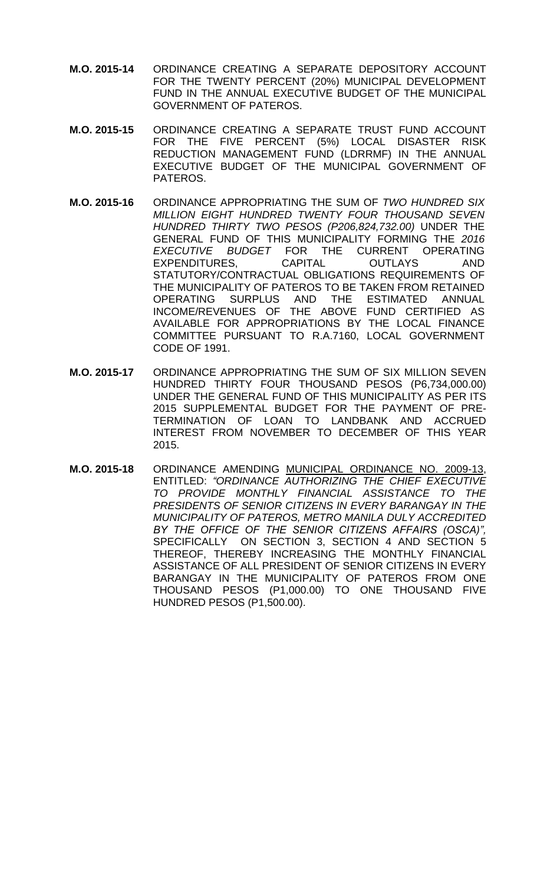**M.O. 2015-14** ORDINANCE CREATING A SEPARATE DEPOSITORY ACCOUNT FOR THE TWENTY PERCENT (20%) MUNICIPAL DEVELOPMENT FUND IN THE ANNUAL EXECUTIVE BUDGET OF THE MUNICIPAL GOVERNMENT OF PATEROS.

**M.O. 2015-15** ORDINANCE CREATING A SEPARATE TRUST FUND ACCOUNT FOR THE FIVE PERCENT (5%) LOCAL DISASTER RISK REDUCTION MANAGEMENT FUND (LDRRMF) IN THE ANNUAL EXECUTIVE BUDGET OF THE MUNICIPAL GOVERNMENT OF PATEROS.

**M.O. 2015-16** ORDINANCE APPROPRIATING THE SUM OF *TWO HUNDRED SIX MILLION EIGHT HUNDRED TWENTY FOUR THOUSAND SEVEN HUNDRED THIRTY TWO PESOS (P206,824,732.00)* UNDER THE GENERAL FUND OF THIS MUNICIPALITY FORMING THE *2016 EXECUTIVE BUDGET* FOR THE CURRENT OPERATING EXPENDITURES, CAPITAL OUTLAYS AND STATUTORY/CONTRACTUAL OBLIGATIONS REQUIREMENTS OF THE MUNICIPALITY OF PATEROS TO BE TAKEN FROM RETAINED OPERATING SURPLUS AND THE ESTIMATED ANNUAL INCOME/REVENUES OF THE ABOVE FUND CERTIFIED AS AVAILABLE FOR APPROPRIATIONS BY THE LOCAL FINANCE COMMITTEE PURSUANT TO R.A.7160, LOCAL GOVERNMENT CODE OF 1991.

**M.O. 2015-17** ORDINANCE APPROPRIATING THE SUM OF SIX MILLION SEVEN HUNDRED THIRTY FOUR THOUSAND PESOS (P6,734,000.00) UNDER THE GENERAL FUND OF THIS MUNICIPALITY AS PER ITS 2015 SUPPLEMENTAL BUDGET FOR THE PAYMENT OF PRE-TERMINATION OF LOAN TO LANDBANK AND ACCRUED INTEREST FROM NOVEMBER TO DECEMBER OF THIS YEAR 2015.

**M.O. 2015-18** ORDINANCE AMENDING MUNICIPAL ORDINANCE NO. 2009-13, ENTITLED: *"ORDINANCE AUTHORIZING THE CHIEF EXECUTIVE TO PROVIDE MONTHLY FINANCIAL ASSISTANCE TO THE PRESIDENTS OF SENIOR CITIZENS IN EVERY BARANGAY IN THE MUNICIPALITY OF PATEROS, METRO MANILA DULY ACCREDITED BY THE OFFICE OF THE SENIOR CITIZENS AFFAIRS (OSCA)",* SPECIFICALLY ON SECTION 3, SECTION 4 AND SECTION 5 THEREOF, THEREBY INCREASING THE MONTHLY FINANCIAL ASSISTANCE OF ALL PRESIDENT OF SENIOR CITIZENS IN EVERY BARANGAY IN THE MUNICIPALITY OF PATEROS FROM ONE THOUSAND PESOS (P1,000.00) TO ONE THOUSAND FIVE HUNDRED PESOS (P1,500.00).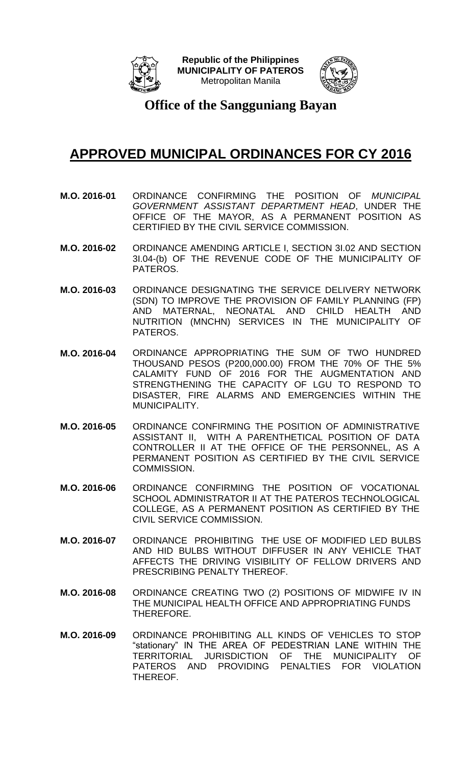**Republic of the Philippines**
**MUNICIPALITY OF PATEROS**
Metropolitan Manila

## Office of the Sangguniang Bayan

# APPROVED MUNICIPAL ORDINANCES FOR CY 2016

**M.O. 2016-01** ORDINANCE CONFIRMING THE POSITION OF *MUNICIPAL GOVERNMENT ASSISTANT DEPARTMENT HEAD*, UNDER THE OFFICE OF THE MAYOR, AS A PERMANENT POSITION AS CERTIFIED BY THE CIVIL SERVICE COMMISSION.

**M.O. 2016-02** ORDINANCE AMENDING ARTICLE I, SECTION 3I.02 AND SECTION 3I.04-(b) OF THE REVENUE CODE OF THE MUNICIPALITY OF PATEROS.

**M.O. 2016-03** ORDINANCE DESIGNATING THE SERVICE DELIVERY NETWORK (SDN) TO IMPROVE THE PROVISION OF FAMILY PLANNING (FP) AND MATERNAL, NEONATAL AND CHILD HEALTH AND NUTRITION (MNCHN) SERVICES IN THE MUNICIPALITY OF PATEROS.

**M.O. 2016-04** ORDINANCE APPROPRIATING THE SUM OF TWO HUNDRED THOUSAND PESOS (P200,000.00) FROM THE 70% OF THE 5% CALAMITY FUND OF 2016 FOR THE AUGMENTATION AND STRENGTHENING THE CAPACITY OF LGU TO RESPOND TO DISASTER, FIRE ALARMS AND EMERGENCIES WITHIN THE MUNICIPALITY.

**M.O. 2016-05** ORDINANCE CONFIRMING THE POSITION OF ADMINISTRATIVE ASSISTANT II, WITH A PARENTHETICAL POSITION OF DATA CONTROLLER II AT THE OFFICE OF THE PERSONNEL, AS A PERMANENT POSITION AS CERTIFIED BY THE CIVIL SERVICE COMMISSION.

**M.O. 2016-06** ORDINANCE CONFIRMING THE POSITION OF VOCATIONAL SCHOOL ADMINISTRATOR II AT THE PATEROS TECHNOLOGICAL COLLEGE, AS A PERMANENT POSITION AS CERTIFIED BY THE CIVIL SERVICE COMMISSION.

**M.O. 2016-07** ORDINANCE PROHIBITING THE USE OF MODIFIED LED BULBS AND HID BULBS WITHOUT DIFFUSER IN ANY VEHICLE THAT AFFECTS THE DRIVING VISIBILITY OF FELLOW DRIVERS AND PRESCRIBING PENALTY THEREOF.

**M.O. 2016-08** ORDINANCE CREATING TWO (2) POSITIONS OF MIDWIFE IV IN THE MUNICIPAL HEALTH OFFICE AND APPROPRIATING FUNDS THEREFORE.

**M.O. 2016-09** ORDINANCE PROHIBITING ALL KINDS OF VEHICLES TO STOP "stationary" IN THE AREA OF PEDESTRIAN LANE WITHIN THE TERRITORIAL JURISDICTION OF THE MUNICIPALITY OF PATEROS AND PROVIDING PENALTIES FOR VIOLATION THEREOF.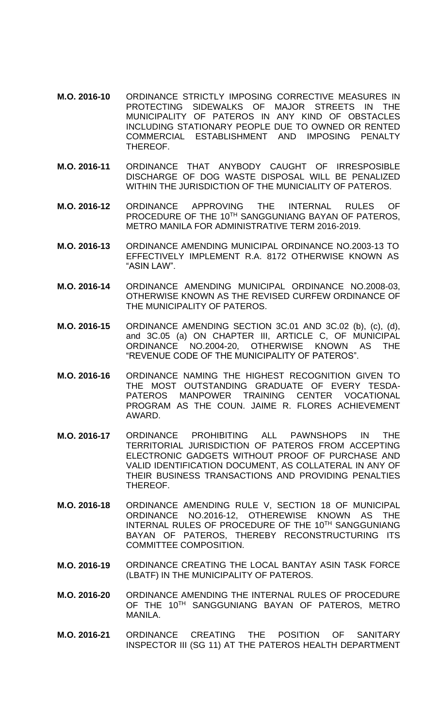**M.O. 2016-10** ORDINANCE STRICTLY IMPOSING CORRECTIVE MEASURES IN PROTECTING SIDEWALKS OF MAJOR STREETS IN THE MUNICIPALITY OF PATEROS IN ANY KIND OF OBSTACLES INCLUDING STATIONARY PEOPLE DUE TO OWNED OR RENTED COMMERCIAL ESTABLISHMENT AND IMPOSING PENALTY THEREOF.

**M.O. 2016-11** ORDINANCE THAT ANYBODY CAUGHT OF IRRESPOSIBLE DISCHARGE OF DOG WASTE DISPOSAL WILL BE PENALIZED WITHIN THE JURISDICTION OF THE MUNICIALITY OF PATEROS.

**M.O. 2016-12** ORDINANCE APPROVING THE INTERNAL RULES OF PROCEDURE OF THE 10TH SANGGUNIANG BAYAN OF PATEROS, METRO MANILA FOR ADMINISTRATIVE TERM 2016-2019.

**M.O. 2016-13** ORDINANCE AMENDING MUNICIPAL ORDINANCE NO.2003-13 TO EFFECTIVELY IMPLEMENT R.A. 8172 OTHERWISE KNOWN AS "ASIN LAW".

**M.O. 2016-14** ORDINANCE AMENDING MUNICIPAL ORDINANCE NO.2008-03, OTHERWISE KNOWN AS THE REVISED CURFEW ORDINANCE OF THE MUNICIPALITY OF PATEROS.

**M.O. 2016-15** ORDINANCE AMENDING SECTION 3C.01 AND 3C.02 (b), (c), (d), and 3C.05 (a) ON CHAPTER III, ARTICLE C, OF MUNICIPAL ORDINANCE NO.2004-20, OTHERWISE KNOWN AS THE "REVENUE CODE OF THE MUNICIPALITY OF PATEROS".

**M.O. 2016-16** ORDINANCE NAMING THE HIGHEST RECOGNITION GIVEN TO THE MOST OUTSTANDING GRADUATE OF EVERY TESDA-PATEROS MANPOWER TRAINING CENTER VOCATIONAL PROGRAM AS THE COUN. JAIME R. FLORES ACHIEVEMENT AWARD.

**M.O. 2016-17** ORDINANCE PROHIBITING ALL PAWNSHOPS IN THE TERRITORIAL JURISDICTION OF PATEROS FROM ACCEPTING ELECTRONIC GADGETS WITHOUT PROOF OF PURCHASE AND VALID IDENTIFICATION DOCUMENT, AS COLLATERAL IN ANY OF THEIR BUSINESS TRANSACTIONS AND PROVIDING PENALTIES THEREOF.

**M.O. 2016-18** ORDINANCE AMENDING RULE V, SECTION 18 OF MUNICIPAL ORDINANCE NO.2016-12, OTHEREWISE KNOWN AS THE INTERNAL RULES OF PROCEDURE OF THE 10TH SANGGUNIANG BAYAN OF PATEROS, THEREBY RECONSTRUCTURING ITS COMMITTEE COMPOSITION.

**M.O. 2016-19** ORDINANCE CREATING THE LOCAL BANTAY ASIN TASK FORCE (LBATF) IN THE MUNICIPALITY OF PATEROS.

**M.O. 2016-20** ORDINANCE AMENDING THE INTERNAL RULES OF PROCEDURE OF THE 10TH SANGGUNIANG BAYAN OF PATEROS, METRO MANILA.

**M.O. 2016-21** ORDINANCE CREATING THE POSITION OF SANITARY INSPECTOR III (SG 11) AT THE PATEROS HEALTH DEPARTMENT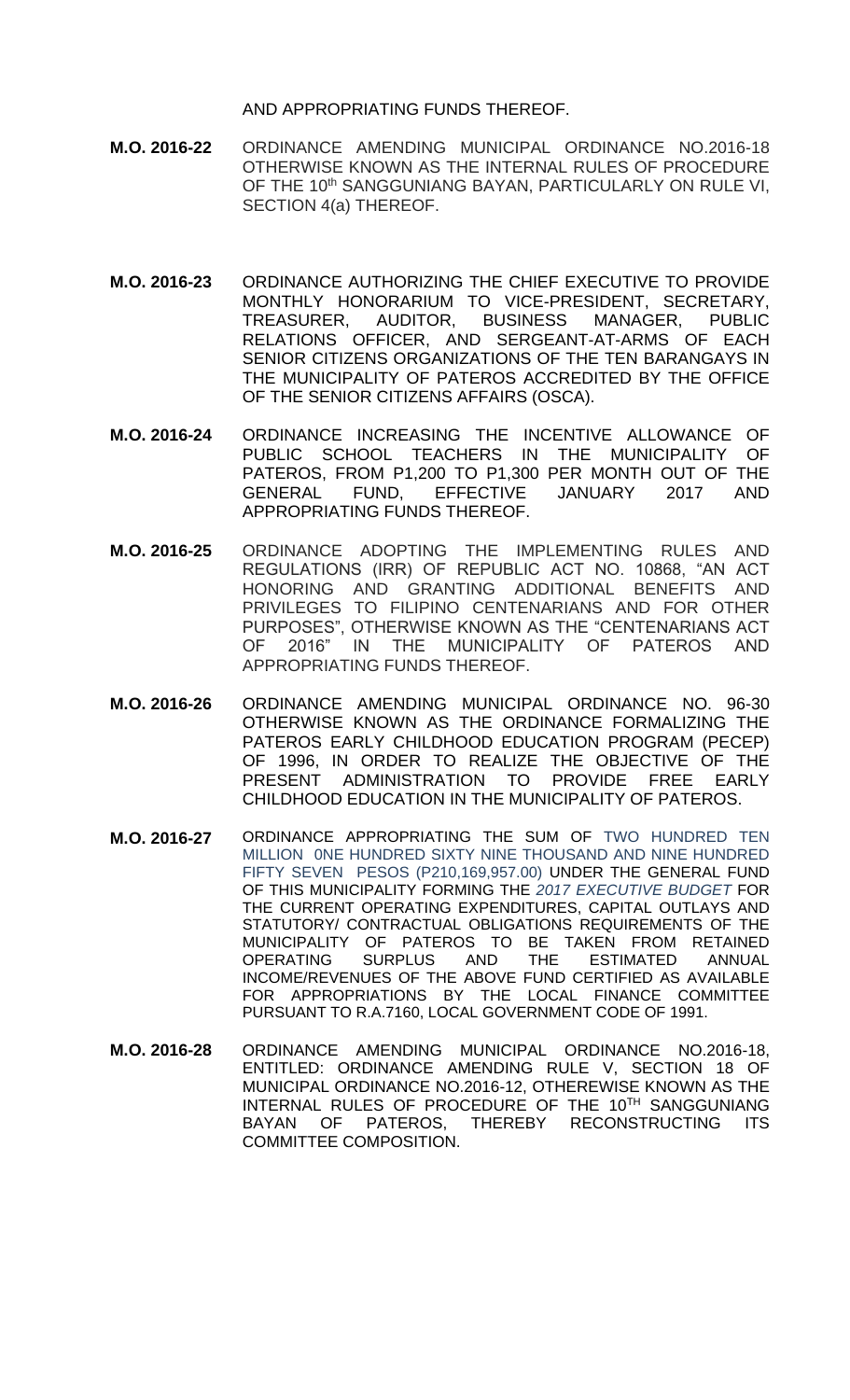AND APPROPRIATING FUNDS THEREOF.

**M.O. 2016-22** ORDINANCE AMENDING MUNICIPAL ORDINANCE NO.2016-18 OTHERWISE KNOWN AS THE INTERNAL RULES OF PROCEDURE OF THE 10th SANGGUNIANG BAYAN, PARTICULARLY ON RULE VI, SECTION 4(a) THEREOF.

**M.O. 2016-23** ORDINANCE AUTHORIZING THE CHIEF EXECUTIVE TO PROVIDE MONTHLY HONORARIUM TO VICE-PRESIDENT, SECRETARY, TREASURER, AUDITOR, BUSINESS MANAGER, PUBLIC RELATIONS OFFICER, AND SERGEANT-AT-ARMS OF EACH SENIOR CITIZENS ORGANIZATIONS OF THE TEN BARANGAYS IN THE MUNICIPALITY OF PATEROS ACCREDITED BY THE OFFICE OF THE SENIOR CITIZENS AFFAIRS (OSCA).

**M.O. 2016-24** ORDINANCE INCREASING THE INCENTIVE ALLOWANCE OF PUBLIC SCHOOL TEACHERS IN THE MUNICIPALITY OF PATEROS, FROM P1,200 TO P1,300 PER MONTH OUT OF THE GENERAL FUND, EFFECTIVE JANUARY 2017 AND APPROPRIATING FUNDS THEREOF.

**M.O. 2016-25** ORDINANCE ADOPTING THE IMPLEMENTING RULES AND REGULATIONS (IRR) OF REPUBLIC ACT NO. 10868, "AN ACT HONORING AND GRANTING ADDITIONAL BENEFITS AND PRIVILEGES TO FILIPINO CENTENARIANS AND FOR OTHER PURPOSES", OTHERWISE KNOWN AS THE "CENTENARIANS ACT OF 2016" IN THE MUNICIPALITY OF PATEROS AND APPROPRIATING FUNDS THEREOF.

**M.O. 2016-26** ORDINANCE AMENDING MUNICIPAL ORDINANCE NO. 96-30 OTHERWISE KNOWN AS THE ORDINANCE FORMALIZING THE PATEROS EARLY CHILDHOOD EDUCATION PROGRAM (PECEP) OF 1996, IN ORDER TO REALIZE THE OBJECTIVE OF THE PRESENT ADMINISTRATION TO PROVIDE FREE EARLY CHILDHOOD EDUCATION IN THE MUNICIPALITY OF PATEROS.

**M.O. 2016-27** ORDINANCE APPROPRIATING THE SUM OF TWO HUNDRED TEN MILLION 0NE HUNDRED SIXTY NINE THOUSAND AND NINE HUNDRED FIFTY SEVEN PESOS (P210,169,957.00) UNDER THE GENERAL FUND OF THIS MUNICIPALITY FORMING THE *2017 EXECUTIVE BUDGET* FOR THE CURRENT OPERATING EXPENDITURES, CAPITAL OUTLAYS AND STATUTORY/ CONTRACTUAL OBLIGATIONS REQUIREMENTS OF THE MUNICIPALITY OF PATEROS TO BE TAKEN FROM RETAINED OPERATING SURPLUS AND THE ESTIMATED ANNUAL INCOME/REVENUES OF THE ABOVE FUND CERTIFIED AS AVAILABLE FOR APPROPRIATIONS BY THE LOCAL FINANCE COMMITTEE PURSUANT TO R.A.7160, LOCAL GOVERNMENT CODE OF 1991.

**M.O. 2016-28** ORDINANCE AMENDING MUNICIPAL ORDINANCE NO.2016-18, ENTITLED: ORDINANCE AMENDING RULE V, SECTION 18 OF MUNICIPAL ORDINANCE NO.2016-12, OTHEREWISE KNOWN AS THE INTERNAL RULES OF PROCEDURE OF THE 10TH SANGGUNIANG BAYAN OF PATEROS, THEREBY RECONSTRUCTING ITS COMMITTEE COMPOSITION.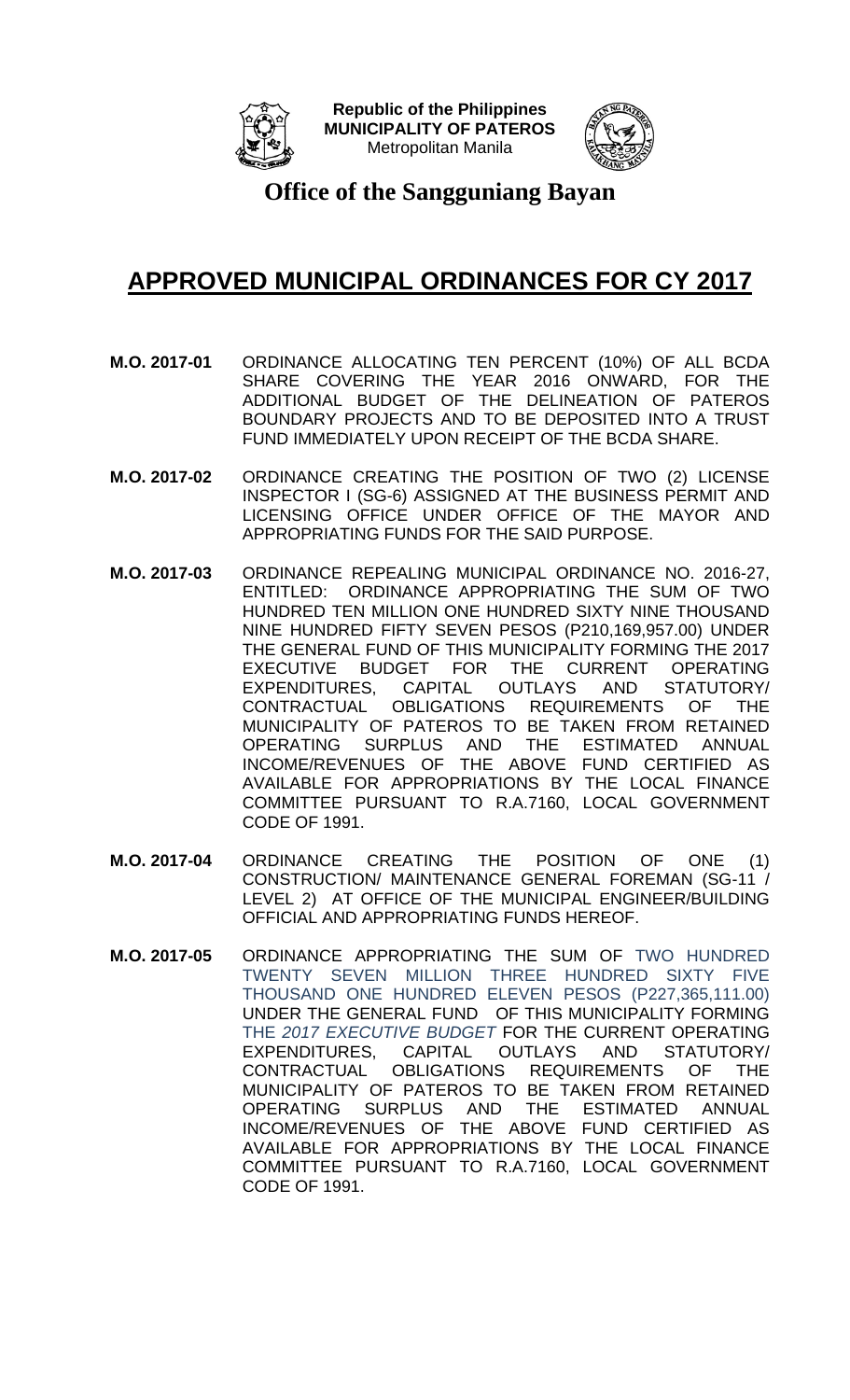**Republic of the Philippines**
**MUNICIPALITY OF PATEROS**
Metropolitan Manila

**Office of the Sangguniang Bayan**

# APPROVED MUNICIPAL ORDINANCES FOR CY 2017

**M.O. 2017-01** ORDINANCE ALLOCATING TEN PERCENT (10%) OF ALL BCDA SHARE COVERING THE YEAR 2016 ONWARD, FOR THE ADDITIONAL BUDGET OF THE DELINEATION OF PATEROS BOUNDARY PROJECTS AND TO BE DEPOSITED INTO A TRUST FUND IMMEDIATELY UPON RECEIPT OF THE BCDA SHARE.

**M.O. 2017-02** ORDINANCE CREATING THE POSITION OF TWO (2) LICENSE INSPECTOR I (SG-6) ASSIGNED AT THE BUSINESS PERMIT AND LICENSING OFFICE UNDER OFFICE OF THE MAYOR AND APPROPRIATING FUNDS FOR THE SAID PURPOSE.

**M.O. 2017-03** ORDINANCE REPEALING MUNICIPAL ORDINANCE NO. 2016-27, ENTITLED: ORDINANCE APPROPRIATING THE SUM OF TWO HUNDRED TEN MILLION ONE HUNDRED SIXTY NINE THOUSAND NINE HUNDRED FIFTY SEVEN PESOS (P210,169,957.00) UNDER THE GENERAL FUND OF THIS MUNICIPALITY FORMING THE 2017 EXECUTIVE BUDGET FOR THE CURRENT OPERATING EXPENDITURES, CAPITAL OUTLAYS AND STATUTORY/ CONTRACTUAL OBLIGATIONS REQUIREMENTS OF THE MUNICIPALITY OF PATEROS TO BE TAKEN FROM RETAINED OPERATING SURPLUS AND THE ESTIMATED ANNUAL INCOME/REVENUES OF THE ABOVE FUND CERTIFIED AS AVAILABLE FOR APPROPRIATIONS BY THE LOCAL FINANCE COMMITTEE PURSUANT TO R.A.7160, LOCAL GOVERNMENT CODE OF 1991.

**M.O. 2017-04** ORDINANCE CREATING THE POSITION OF ONE (1) CONSTRUCTION/ MAINTENANCE GENERAL FOREMAN (SG-11 / LEVEL 2) AT OFFICE OF THE MUNICIPAL ENGINEER/BUILDING OFFICIAL AND APPROPRIATING FUNDS HEREOF.

**M.O. 2017-05** ORDINANCE APPROPRIATING THE SUM OF TWO HUNDRED TWENTY SEVEN MILLION THREE HUNDRED SIXTY FIVE THOUSAND ONE HUNDRED ELEVEN PESOS (P227,365,111.00) UNDER THE GENERAL FUND OF THIS MUNICIPALITY FORMING THE *2017 EXECUTIVE BUDGET* FOR THE CURRENT OPERATING EXPENDITURES, CAPITAL OUTLAYS AND STATUTORY/ CONTRACTUAL OBLIGATIONS REQUIREMENTS OF THE MUNICIPALITY OF PATEROS TO BE TAKEN FROM RETAINED OPERATING SURPLUS AND THE ESTIMATED ANNUAL INCOME/REVENUES OF THE ABOVE FUND CERTIFIED AS AVAILABLE FOR APPROPRIATIONS BY THE LOCAL FINANCE COMMITTEE PURSUANT TO R.A.7160, LOCAL GOVERNMENT CODE OF 1991.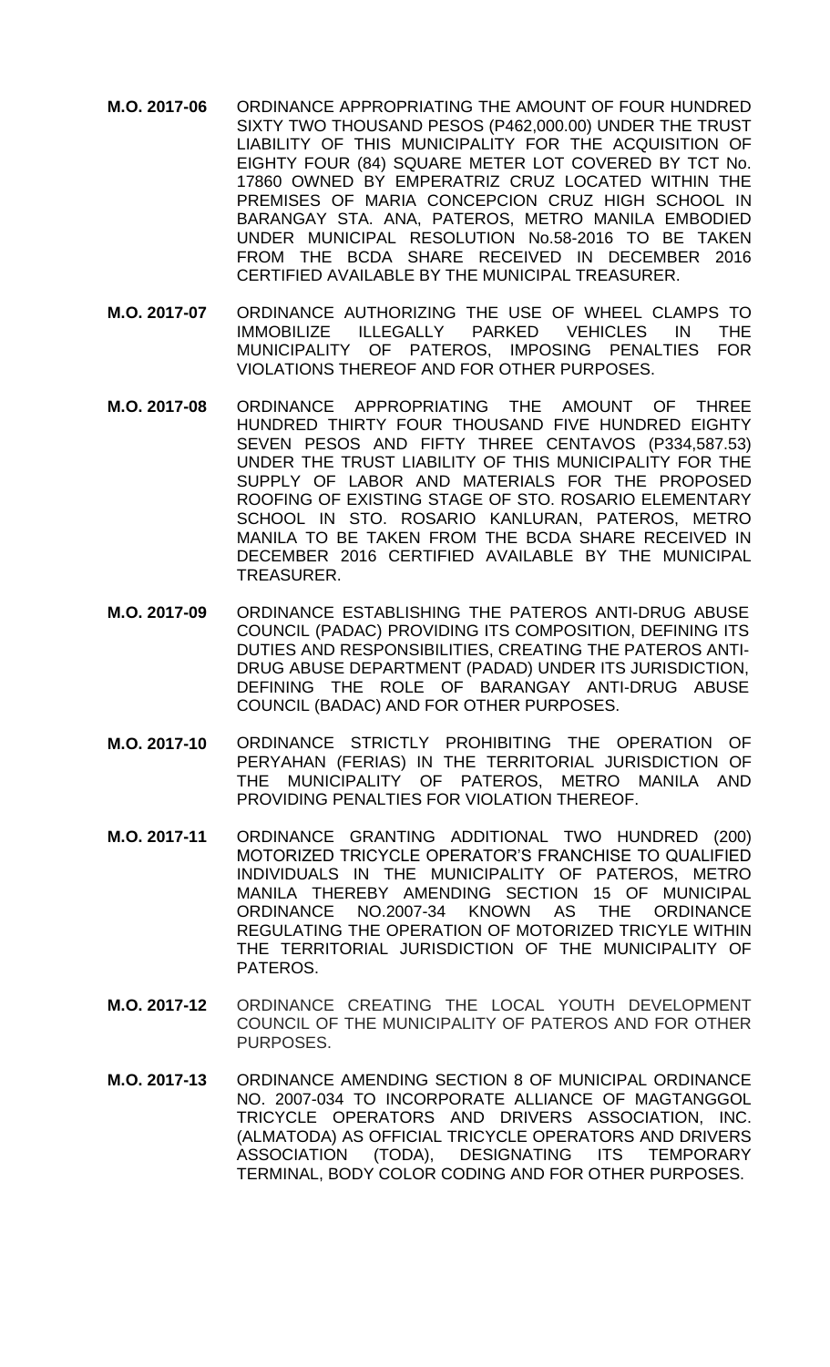**M.O. 2017-06** ORDINANCE APPROPRIATING THE AMOUNT OF FOUR HUNDRED SIXTY TWO THOUSAND PESOS (P462,000.00) UNDER THE TRUST LIABILITY OF THIS MUNICIPALITY FOR THE ACQUISITION OF EIGHTY FOUR (84) SQUARE METER LOT COVERED BY TCT No. 17860 OWNED BY EMPERATRIZ CRUZ LOCATED WITHIN THE PREMISES OF MARIA CONCEPCION CRUZ HIGH SCHOOL IN BARANGAY STA. ANA, PATEROS, METRO MANILA EMBODIED UNDER MUNICIPAL RESOLUTION No.58-2016 TO BE TAKEN FROM THE BCDA SHARE RECEIVED IN DECEMBER 2016 CERTIFIED AVAILABLE BY THE MUNICIPAL TREASURER.

**M.O. 2017-07** ORDINANCE AUTHORIZING THE USE OF WHEEL CLAMPS TO IMMOBILIZE ILLEGALLY PARKED VEHICLES IN THE MUNICIPALITY OF PATEROS, IMPOSING PENALTIES FOR VIOLATIONS THEREOF AND FOR OTHER PURPOSES.

**M.O. 2017-08** ORDINANCE APPROPRIATING THE AMOUNT OF THREE HUNDRED THIRTY FOUR THOUSAND FIVE HUNDRED EIGHTY SEVEN PESOS AND FIFTY THREE CENTAVOS (P334,587.53) UNDER THE TRUST LIABILITY OF THIS MUNICIPALITY FOR THE SUPPLY OF LABOR AND MATERIALS FOR THE PROPOSED ROOFING OF EXISTING STAGE OF STO. ROSARIO ELEMENTARY SCHOOL IN STO. ROSARIO KANLURAN, PATEROS, METRO MANILA TO BE TAKEN FROM THE BCDA SHARE RECEIVED IN DECEMBER 2016 CERTIFIED AVAILABLE BY THE MUNICIPAL TREASURER.

**M.O. 2017-09** ORDINANCE ESTABLISHING THE PATEROS ANTI-DRUG ABUSE COUNCIL (PADAC) PROVIDING ITS COMPOSITION, DEFINING ITS DUTIES AND RESPONSIBILITIES, CREATING THE PATEROS ANTI-DRUG ABUSE DEPARTMENT (PADAD) UNDER ITS JURISDICTION, DEFINING THE ROLE OF BARANGAY ANTI-DRUG ABUSE COUNCIL (BADAC) AND FOR OTHER PURPOSES.

**M.O. 2017-10** ORDINANCE STRICTLY PROHIBITING THE OPERATION OF PERYAHAN (FERIAS) IN THE TERRITORIAL JURISDICTION OF THE MUNICIPALITY OF PATEROS, METRO MANILA AND PROVIDING PENALTIES FOR VIOLATION THEREOF.

**M.O. 2017-11** ORDINANCE GRANTING ADDITIONAL TWO HUNDRED (200) MOTORIZED TRICYCLE OPERATOR'S FRANCHISE TO QUALIFIED INDIVIDUALS IN THE MUNICIPALITY OF PATEROS, METRO MANILA THEREBY AMENDING SECTION 15 OF MUNICIPAL ORDINANCE NO.2007-34 KNOWN AS THE ORDINANCE REGULATING THE OPERATION OF MOTORIZED TRICYLE WITHIN THE TERRITORIAL JURISDICTION OF THE MUNICIPALITY OF PATEROS.

**M.O. 2017-12** ORDINANCE CREATING THE LOCAL YOUTH DEVELOPMENT COUNCIL OF THE MUNICIPALITY OF PATEROS AND FOR OTHER PURPOSES.

**M.O. 2017-13** ORDINANCE AMENDING SECTION 8 OF MUNICIPAL ORDINANCE NO. 2007-034 TO INCORPORATE ALLIANCE OF MAGTANGGOL TRICYCLE OPERATORS AND DRIVERS ASSOCIATION, INC. (ALMATODA) AS OFFICIAL TRICYCLE OPERATORS AND DRIVERS ASSOCIATION (TODA), DESIGNATING ITS TEMPORARY TERMINAL, BODY COLOR CODING AND FOR OTHER PURPOSES.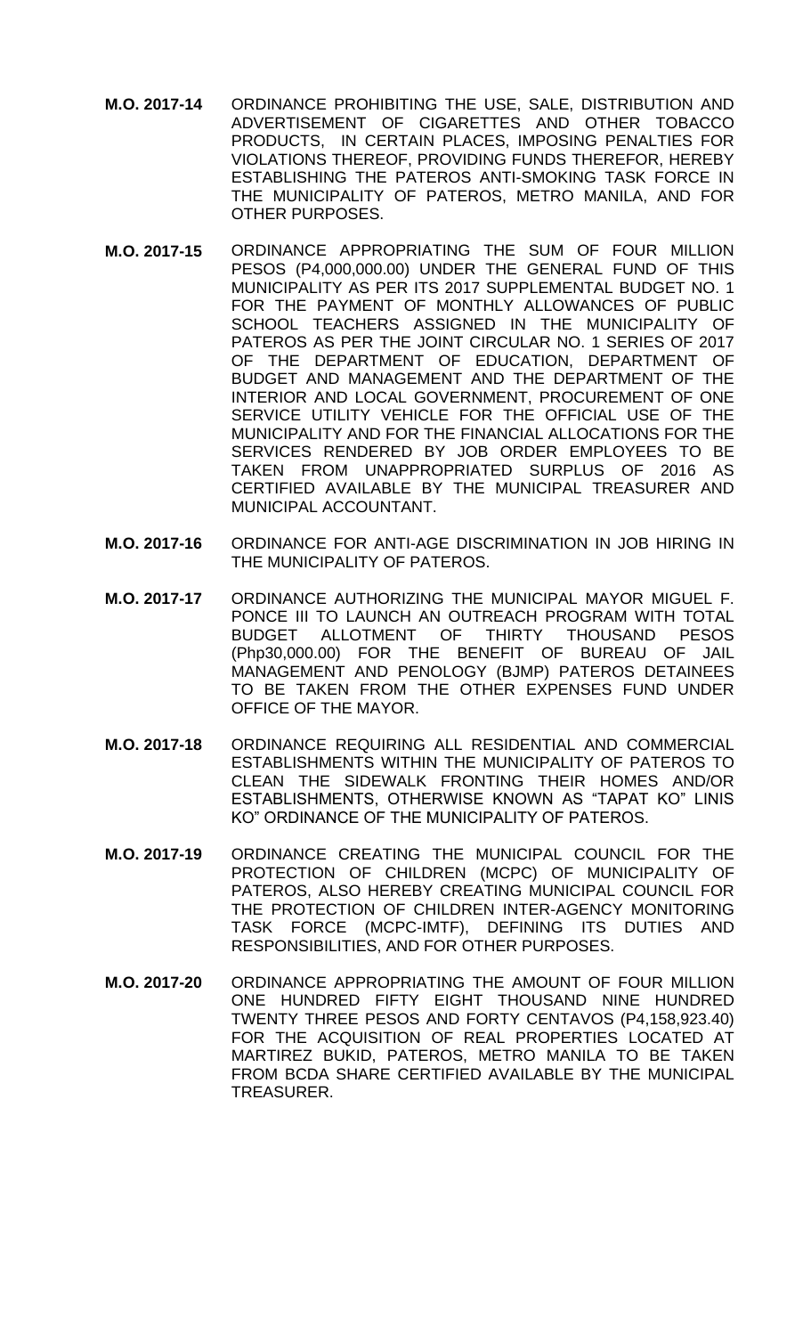**M.O. 2017-14** ORDINANCE PROHIBITING THE USE, SALE, DISTRIBUTION AND ADVERTISEMENT OF CIGARETTES AND OTHER TOBACCO PRODUCTS, IN CERTAIN PLACES, IMPOSING PENALTIES FOR VIOLATIONS THEREOF, PROVIDING FUNDS THEREFOR, HEREBY ESTABLISHING THE PATEROS ANTI-SMOKING TASK FORCE IN THE MUNICIPALITY OF PATEROS, METRO MANILA, AND FOR OTHER PURPOSES.

**M.O. 2017-15** ORDINANCE APPROPRIATING THE SUM OF FOUR MILLION PESOS (P4,000,000.00) UNDER THE GENERAL FUND OF THIS MUNICIPALITY AS PER ITS 2017 SUPPLEMENTAL BUDGET NO. 1 FOR THE PAYMENT OF MONTHLY ALLOWANCES OF PUBLIC SCHOOL TEACHERS ASSIGNED IN THE MUNICIPALITY OF PATEROS AS PER THE JOINT CIRCULAR NO. 1 SERIES OF 2017 OF THE DEPARTMENT OF EDUCATION, DEPARTMENT OF BUDGET AND MANAGEMENT AND THE DEPARTMENT OF THE INTERIOR AND LOCAL GOVERNMENT, PROCUREMENT OF ONE SERVICE UTILITY VEHICLE FOR THE OFFICIAL USE OF THE MUNICIPALITY AND FOR THE FINANCIAL ALLOCATIONS FOR THE SERVICES RENDERED BY JOB ORDER EMPLOYEES TO BE TAKEN FROM UNAPPROPRIATED SURPLUS OF 2016 AS CERTIFIED AVAILABLE BY THE MUNICIPAL TREASURER AND MUNICIPAL ACCOUNTANT.

**M.O. 2017-16** ORDINANCE FOR ANTI-AGE DISCRIMINATION IN JOB HIRING IN THE MUNICIPALITY OF PATEROS.

**M.O. 2017-17** ORDINANCE AUTHORIZING THE MUNICIPAL MAYOR MIGUEL F. PONCE III TO LAUNCH AN OUTREACH PROGRAM WITH TOTAL BUDGET ALLOTMENT OF THIRTY THOUSAND PESOS (Php30,000.00) FOR THE BENEFIT OF BUREAU OF JAIL MANAGEMENT AND PENOLOGY (BJMP) PATEROS DETAINEES TO BE TAKEN FROM THE OTHER EXPENSES FUND UNDER OFFICE OF THE MAYOR.

**M.O. 2017-18** ORDINANCE REQUIRING ALL RESIDENTIAL AND COMMERCIAL ESTABLISHMENTS WITHIN THE MUNICIPALITY OF PATEROS TO CLEAN THE SIDEWALK FRONTING THEIR HOMES AND/OR ESTABLISHMENTS, OTHERWISE KNOWN AS "TAPAT KO" LINIS KO" ORDINANCE OF THE MUNICIPALITY OF PATEROS.

**M.O. 2017-19** ORDINANCE CREATING THE MUNICIPAL COUNCIL FOR THE PROTECTION OF CHILDREN (MCPC) OF MUNICIPALITY OF PATEROS, ALSO HEREBY CREATING MUNICIPAL COUNCIL FOR THE PROTECTION OF CHILDREN INTER-AGENCY MONITORING TASK FORCE (MCPC-IMTF), DEFINING ITS DUTIES AND RESPONSIBILITIES, AND FOR OTHER PURPOSES.

**M.O. 2017-20** ORDINANCE APPROPRIATING THE AMOUNT OF FOUR MILLION ONE HUNDRED FIFTY EIGHT THOUSAND NINE HUNDRED TWENTY THREE PESOS AND FORTY CENTAVOS (P4,158,923.40) FOR THE ACQUISITION OF REAL PROPERTIES LOCATED AT MARTIREZ BUKID, PATEROS, METRO MANILA TO BE TAKEN FROM BCDA SHARE CERTIFIED AVAILABLE BY THE MUNICIPAL TREASURER.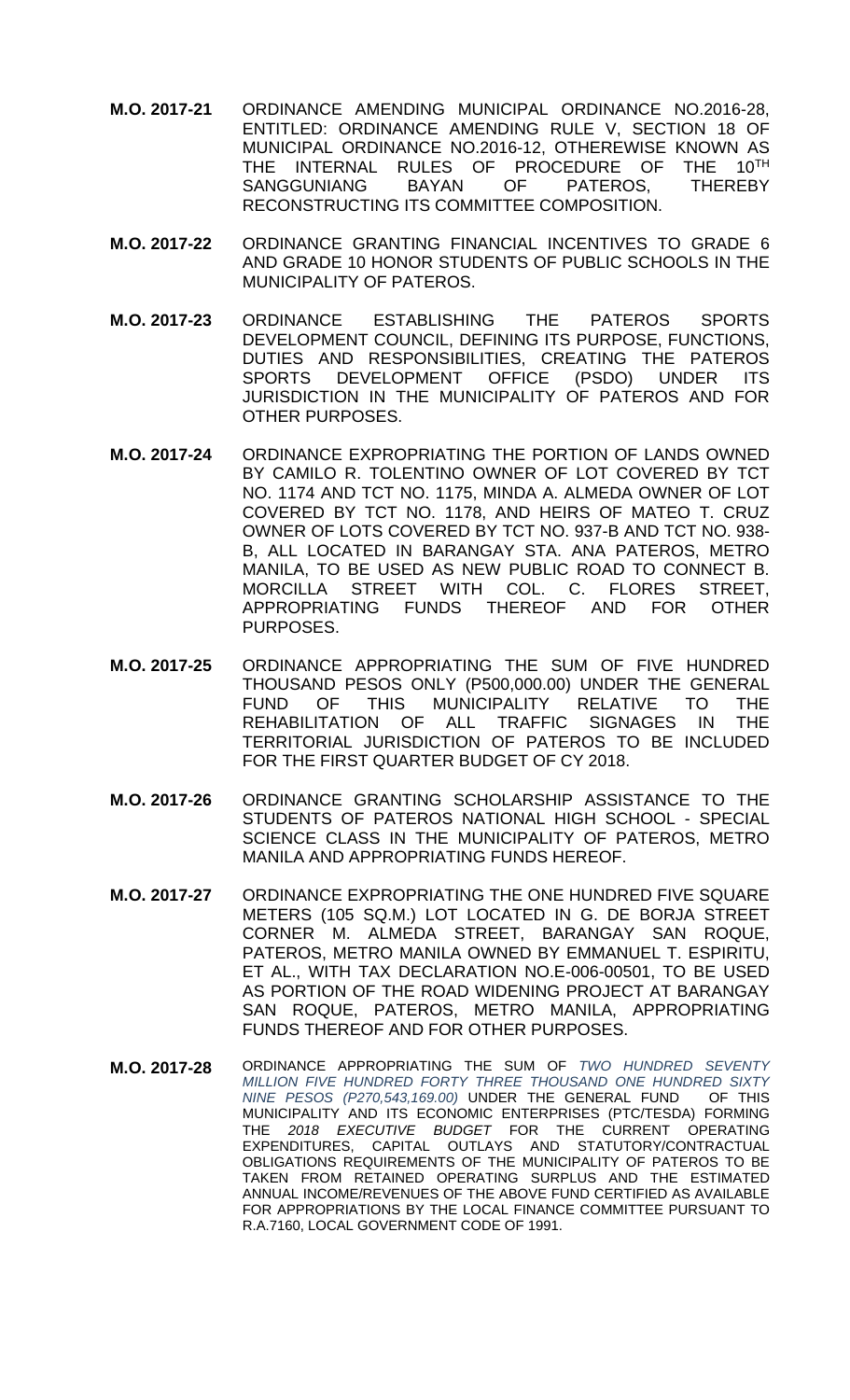**M.O. 2017-21** ORDINANCE AMENDING MUNICIPAL ORDINANCE NO.2016-28, ENTITLED: ORDINANCE AMENDING RULE V, SECTION 18 OF MUNICIPAL ORDINANCE NO.2016-12, OTHEREWISE KNOWN AS THE INTERNAL RULES OF PROCEDURE OF THE 10TH SANGGUNIANG BAYAN OF PATEROS, THEREBY RECONSTRUCTING ITS COMMITTEE COMPOSITION.

**M.O. 2017-22** ORDINANCE GRANTING FINANCIAL INCENTIVES TO GRADE 6 AND GRADE 10 HONOR STUDENTS OF PUBLIC SCHOOLS IN THE MUNICIPALITY OF PATEROS.

**M.O. 2017-23** ORDINANCE ESTABLISHING THE PATEROS SPORTS DEVELOPMENT COUNCIL, DEFINING ITS PURPOSE, FUNCTIONS, DUTIES AND RESPONSIBILITIES, CREATING THE PATEROS SPORTS DEVELOPMENT OFFICE (PSDO) UNDER ITS JURISDICTION IN THE MUNICIPALITY OF PATEROS AND FOR OTHER PURPOSES.

**M.O. 2017-24** ORDINANCE EXPROPRIATING THE PORTION OF LANDS OWNED BY CAMILO R. TOLENTINO OWNER OF LOT COVERED BY TCT NO. 1174 AND TCT NO. 1175, MINDA A. ALMEDA OWNER OF LOT COVERED BY TCT NO. 1178, AND HEIRS OF MATEO T. CRUZ OWNER OF LOTS COVERED BY TCT NO. 937-B AND TCT NO. 938-B, ALL LOCATED IN BARANGAY STA. ANA PATEROS, METRO MANILA, TO BE USED AS NEW PUBLIC ROAD TO CONNECT B. MORCILLA STREET WITH COL. C. FLORES STREET, APPROPRIATING FUNDS THEREOF AND FOR OTHER PURPOSES.

**M.O. 2017-25** ORDINANCE APPROPRIATING THE SUM OF FIVE HUNDRED THOUSAND PESOS ONLY (P500,000.00) UNDER THE GENERAL FUND OF THIS MUNICIPALITY RELATIVE TO THE REHABILITATION OF ALL TRAFFIC SIGNAGES IN THE TERRITORIAL JURISDICTION OF PATEROS TO BE INCLUDED FOR THE FIRST QUARTER BUDGET OF CY 2018.

**M.O. 2017-26** ORDINANCE GRANTING SCHOLARSHIP ASSISTANCE TO THE STUDENTS OF PATEROS NATIONAL HIGH SCHOOL - SPECIAL SCIENCE CLASS IN THE MUNICIPALITY OF PATEROS, METRO MANILA AND APPROPRIATING FUNDS HEREOF.

**M.O. 2017-27** ORDINANCE EXPROPRIATING THE ONE HUNDRED FIVE SQUARE METERS (105 SQ.M.) LOT LOCATED IN G. DE BORJA STREET CORNER M. ALMEDA STREET, BARANGAY SAN ROQUE, PATEROS, METRO MANILA OWNED BY EMMANUEL T. ESPIRITU, ET AL., WITH TAX DECLARATION NO.E-006-00501, TO BE USED AS PORTION OF THE ROAD WIDENING PROJECT AT BARANGAY SAN ROQUE, PATEROS, METRO MANILA, APPROPRIATING FUNDS THEREOF AND FOR OTHER PURPOSES.

**M.O. 2017-28** ORDINANCE APPROPRIATING THE SUM OF *TWO HUNDRED SEVENTY MILLION FIVE HUNDRED FORTY THREE THOUSAND ONE HUNDRED SIXTY NINE PESOS (P270,543,169.00)* UNDER THE GENERAL FUND OF THIS MUNICIPALITY AND ITS ECONOMIC ENTERPRISES (PTC/TESDA) FORMING THE *2018 EXECUTIVE BUDGET* FOR THE CURRENT OPERATING EXPENDITURES, CAPITAL OUTLAYS AND STATUTORY/CONTRACTUAL OBLIGATIONS REQUIREMENTS OF THE MUNICIPALITY OF PATEROS TO BE TAKEN FROM RETAINED OPERATING SURPLUS AND THE ESTIMATED ANNUAL INCOME/REVENUES OF THE ABOVE FUND CERTIFIED AS AVAILABLE FOR APPROPRIATIONS BY THE LOCAL FINANCE COMMITTEE PURSUANT TO R.A.7160, LOCAL GOVERNMENT CODE OF 1991.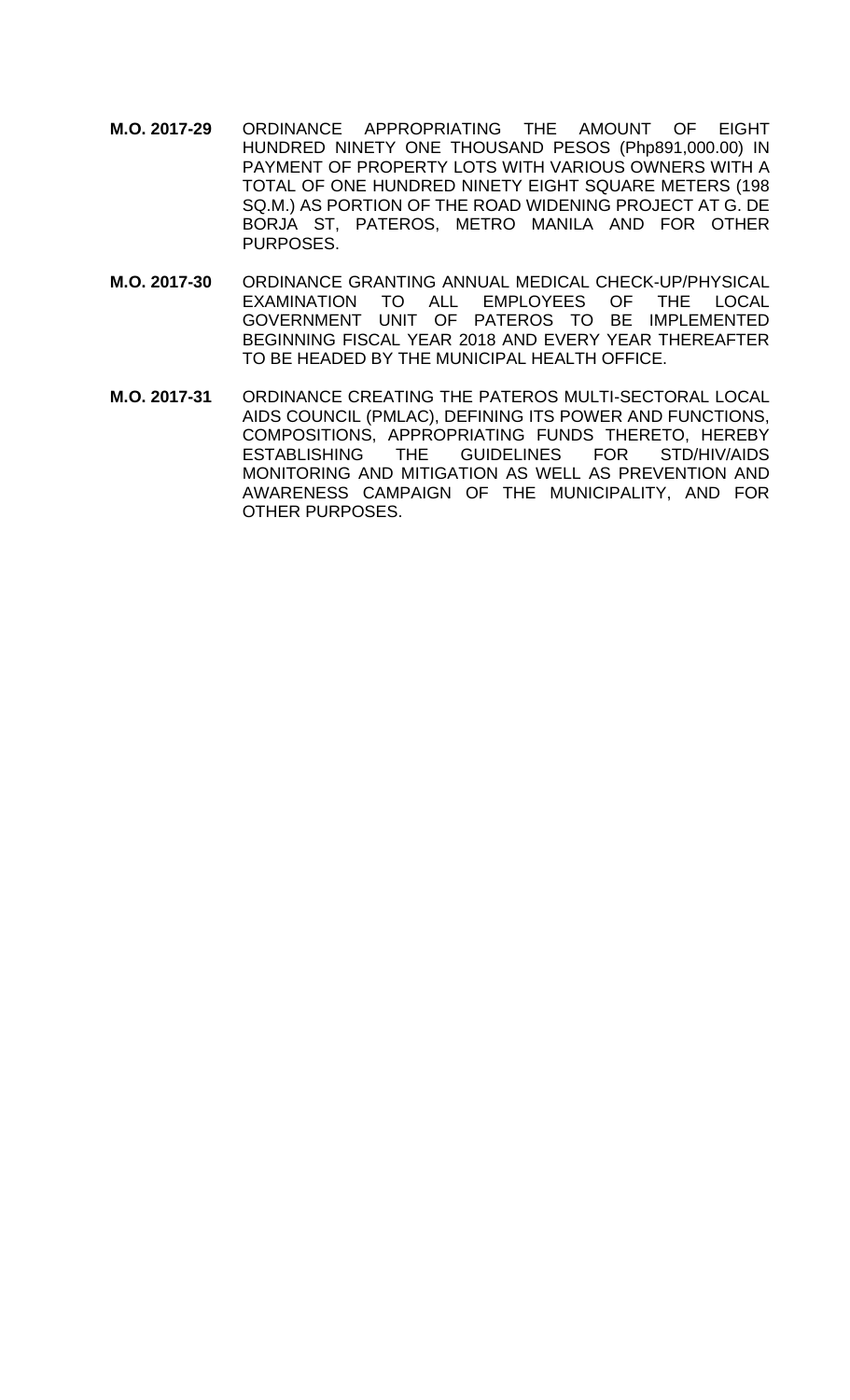**M.O. 2017-29** ORDINANCE APPROPRIATING THE AMOUNT OF EIGHT HUNDRED NINETY ONE THOUSAND PESOS (Php891,000.00) IN PAYMENT OF PROPERTY LOTS WITH VARIOUS OWNERS WITH A TOTAL OF ONE HUNDRED NINETY EIGHT SQUARE METERS (198 SQ.M.) AS PORTION OF THE ROAD WIDENING PROJECT AT G. DE BORJA ST, PATEROS, METRO MANILA AND FOR OTHER PURPOSES.

**M.O. 2017-30** ORDINANCE GRANTING ANNUAL MEDICAL CHECK-UP/PHYSICAL EXAMINATION TO ALL EMPLOYEES OF THE LOCAL GOVERNMENT UNIT OF PATEROS TO BE IMPLEMENTED BEGINNING FISCAL YEAR 2018 AND EVERY YEAR THEREAFTER TO BE HEADED BY THE MUNICIPAL HEALTH OFFICE.

**M.O. 2017-31** ORDINANCE CREATING THE PATEROS MULTI-SECTORAL LOCAL AIDS COUNCIL (PMLAC), DEFINING ITS POWER AND FUNCTIONS, COMPOSITIONS, APPROPRIATING FUNDS THERETO, HEREBY ESTABLISHING THE GUIDELINES FOR STD/HIV/AIDS MONITORING AND MITIGATION AS WELL AS PREVENTION AND AWARENESS CAMPAIGN OF THE MUNICIPALITY, AND FOR OTHER PURPOSES.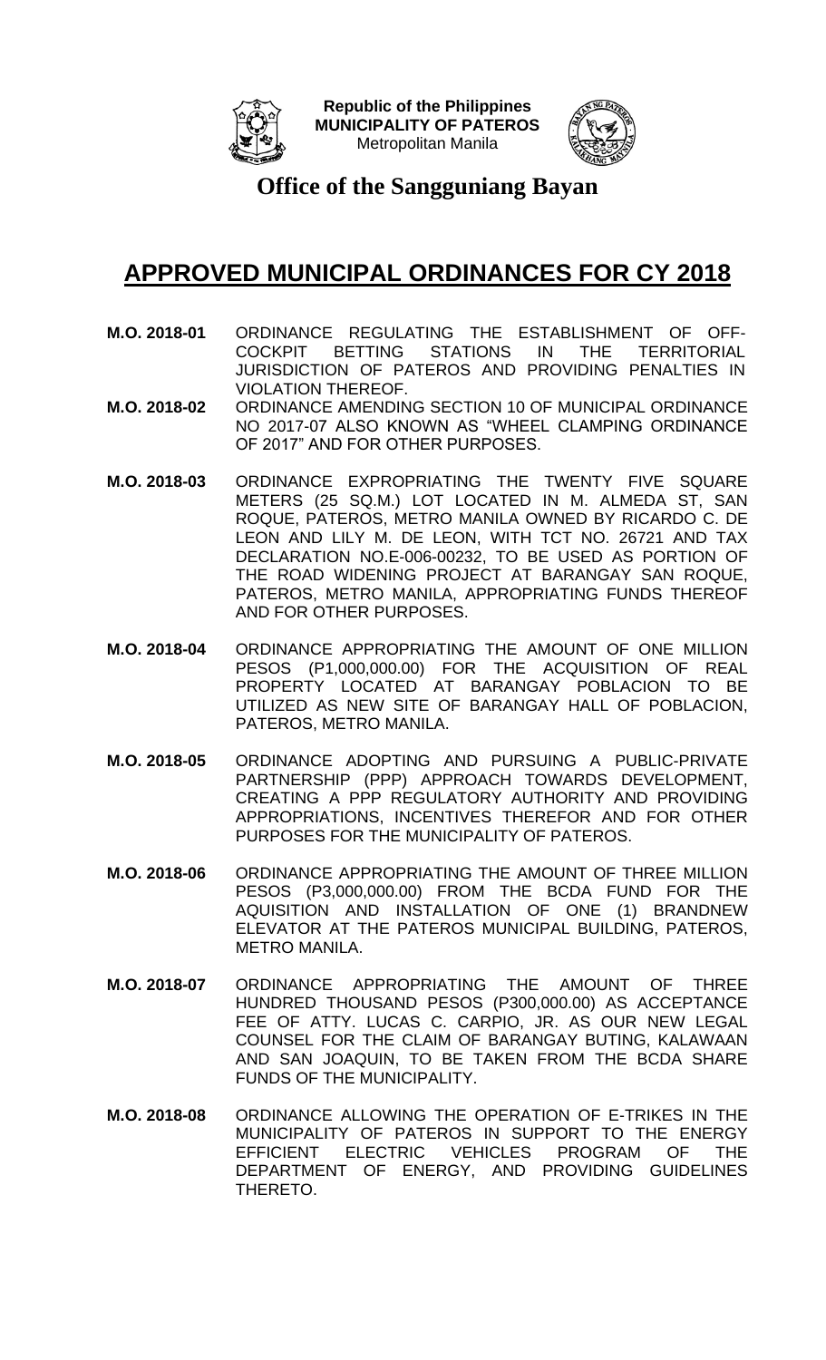**Republic of the Philippines**
**MUNICIPALITY OF PATEROS**
Metropolitan Manila

## Office of the Sangguniang Bayan

# APPROVED MUNICIPAL ORDINANCES FOR CY 2018

**M.O. 2018-01** ORDINANCE REGULATING THE ESTABLISHMENT OF OFF-COCKPIT BETTING STATIONS IN THE TERRITORIAL JURISDICTION OF PATEROS AND PROVIDING PENALTIES IN VIOLATION THEREOF.

**M.O. 2018-02** ORDINANCE AMENDING SECTION 10 OF MUNICIPAL ORDINANCE NO 2017-07 ALSO KNOWN AS "WHEEL CLAMPING ORDINANCE OF 2017" AND FOR OTHER PURPOSES.

**M.O. 2018-03** ORDINANCE EXPROPRIATING THE TWENTY FIVE SQUARE METERS (25 SQ.M.) LOT LOCATED IN M. ALMEDA ST, SAN ROQUE, PATEROS, METRO MANILA OWNED BY RICARDO C. DE LEON AND LILY M. DE LEON, WITH TCT NO. 26721 AND TAX DECLARATION NO.E-006-00232, TO BE USED AS PORTION OF THE ROAD WIDENING PROJECT AT BARANGAY SAN ROQUE, PATEROS, METRO MANILA, APPROPRIATING FUNDS THEREOF AND FOR OTHER PURPOSES.

**M.O. 2018-04** ORDINANCE APPROPRIATING THE AMOUNT OF ONE MILLION PESOS (P1,000,000.00) FOR THE ACQUISITION OF REAL PROPERTY LOCATED AT BARANGAY POBLACION TO BE UTILIZED AS NEW SITE OF BARANGAY HALL OF POBLACION, PATEROS, METRO MANILA.

**M.O. 2018-05** ORDINANCE ADOPTING AND PURSUING A PUBLIC-PRIVATE PARTNERSHIP (PPP) APPROACH TOWARDS DEVELOPMENT, CREATING A PPP REGULATORY AUTHORITY AND PROVIDING APPROPRIATIONS, INCENTIVES THEREFOR AND FOR OTHER PURPOSES FOR THE MUNICIPALITY OF PATEROS.

**M.O. 2018-06** ORDINANCE APPROPRIATING THE AMOUNT OF THREE MILLION PESOS (P3,000,000.00) FROM THE BCDA FUND FOR THE AQUISITION AND INSTALLATION OF ONE (1) BRANDNEW ELEVATOR AT THE PATEROS MUNICIPAL BUILDING, PATEROS, METRO MANILA.

**M.O. 2018-07** ORDINANCE APPROPRIATING THE AMOUNT OF THREE HUNDRED THOUSAND PESOS (P300,000.00) AS ACCEPTANCE FEE OF ATTY. LUCAS C. CARPIO, JR. AS OUR NEW LEGAL COUNSEL FOR THE CLAIM OF BARANGAY BUTING, KALAWAAN AND SAN JOAQUIN, TO BE TAKEN FROM THE BCDA SHARE FUNDS OF THE MUNICIPALITY.

**M.O. 2018-08** ORDINANCE ALLOWING THE OPERATION OF E-TRIKES IN THE MUNICIPALITY OF PATEROS IN SUPPORT TO THE ENERGY EFFICIENT ELECTRIC VEHICLES PROGRAM OF THE DEPARTMENT OF ENERGY, AND PROVIDING GUIDELINES THERETO.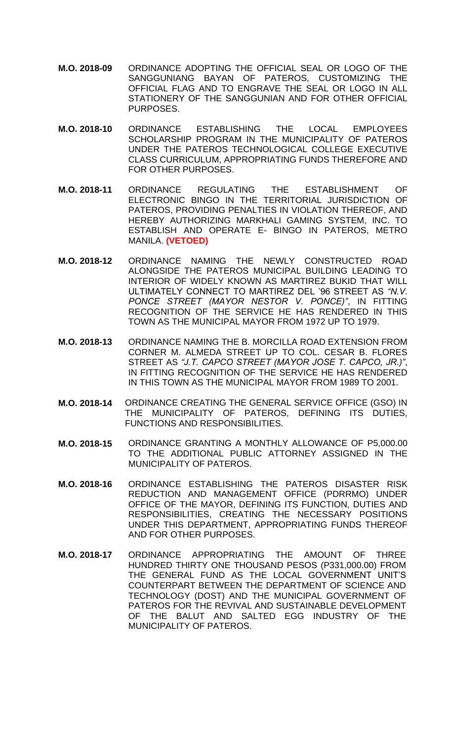**M.O. 2018-09** ORDINANCE ADOPTING THE OFFICIAL SEAL OR LOGO OF THE SANGGUNIANG BAYAN OF PATEROS, CUSTOMIZING THE OFFICIAL FLAG AND TO ENGRAVE THE SEAL OR LOGO IN ALL STATIONERY OF THE SANGGUNIAN AND FOR OTHER OFFICIAL PURPOSES.

**M.O. 2018-10** ORDINANCE ESTABLISHING THE LOCAL EMPLOYEES SCHOLARSHIP PROGRAM IN THE MUNICIPALITY OF PATEROS UNDER THE PATEROS TECHNOLOGICAL COLLEGE EXECUTIVE CLASS CURRICULUM, APPROPRIATING FUNDS THEREFORE AND FOR OTHER PURPOSES.

**M.O. 2018-11** ORDINANCE REGULATING THE ESTABLISHMENT OF ELECTRONIC BINGO IN THE TERRITORIAL JURISDICTION OF PATEROS, PROVIDING PENALTIES IN VIOLATION THEREOF, AND HEREBY AUTHORIZING MARKHALI GAMING SYSTEM, INC. TO ESTABLISH AND OPERATE E- BINGO IN PATEROS, METRO MANILA. **(VETOED)**

**M.O. 2018-12** ORDINANCE NAMING THE NEWLY CONSTRUCTED ROAD ALONGSIDE THE PATEROS MUNICIPAL BUILDING LEADING TO INTERIOR OF WIDELY KNOWN AS MARTIREZ BUKID THAT WILL ULTIMATELY CONNECT TO MARTIREZ DEL '96 STREET AS *"N.V. PONCE STREET (MAYOR NESTOR V. PONCE)"*, IN FITTING RECOGNITION OF THE SERVICE HE HAS RENDERED IN THIS TOWN AS THE MUNICIPAL MAYOR FROM 1972 UP TO 1979.

**M.O. 2018-13** ORDINANCE NAMING THE B. MORCILLA ROAD EXTENSION FROM CORNER M. ALMEDA STREET UP TO COL. CESAR B. FLORES STREET AS *"J.T. CAPCO STREET (MAYOR JOSE T. CAPCO, JR.)"*, IN FITTING RECOGNITION OF THE SERVICE HE HAS RENDERED IN THIS TOWN AS THE MUNICIPAL MAYOR FROM 1989 TO 2001.

**M.O. 2018-14** ORDINANCE CREATING THE GENERAL SERVICE OFFICE (GSO) IN THE MUNICIPALITY OF PATEROS, DEFINING ITS DUTIES, FUNCTIONS AND RESPONSIBILITIES.

**M.O. 2018-15** ORDINANCE GRANTING A MONTHLY ALLOWANCE OF P5,000.00 TO THE ADDITIONAL PUBLIC ATTORNEY ASSIGNED IN THE MUNICIPALITY OF PATEROS.

**M.O. 2018-16** ORDINANCE ESTABLISHING THE PATEROS DISASTER RISK REDUCTION AND MANAGEMENT OFFICE (PDRRMO) UNDER OFFICE OF THE MAYOR, DEFINING ITS FUNCTION, DUTIES AND RESPONSIBILITIES, CREATING THE NECESSARY POSITIONS UNDER THIS DEPARTMENT, APPROPRIATING FUNDS THEREOF AND FOR OTHER PURPOSES.

**M.O. 2018-17** ORDINANCE APPROPRIATING THE AMOUNT OF THREE HUNDRED THIRTY ONE THOUSAND PESOS (P331,000.00) FROM THE GENERAL FUND AS THE LOCAL GOVERNMENT UNIT'S COUNTERPART BETWEEN THE DEPARTMENT OF SCIENCE AND TECHNOLOGY (DOST) AND THE MUNICIPAL GOVERNMENT OF PATEROS FOR THE REVIVAL AND SUSTAINABLE DEVELOPMENT OF THE BALUT AND SALTED EGG INDUSTRY OF THE MUNICIPALITY OF PATEROS.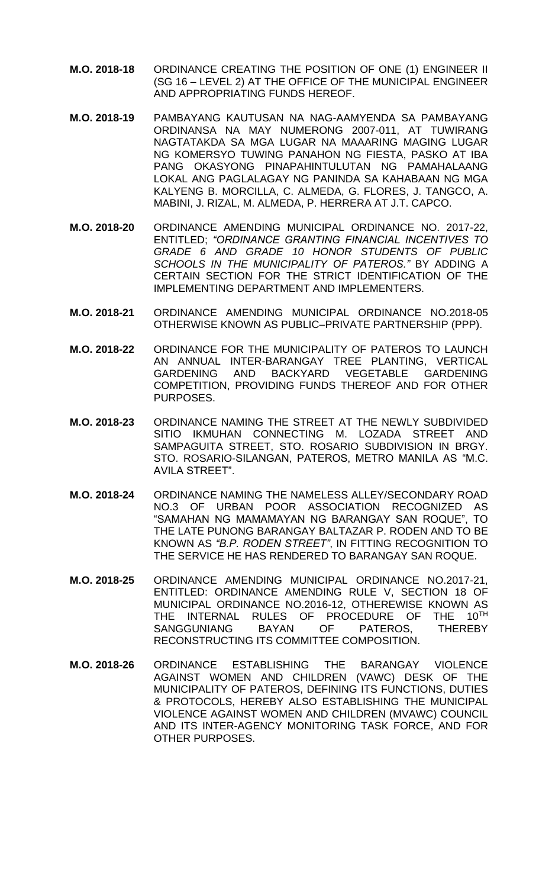**M.O. 2018-18** ORDINANCE CREATING THE POSITION OF ONE (1) ENGINEER II (SG 16 – LEVEL 2) AT THE OFFICE OF THE MUNICIPAL ENGINEER AND APPROPRIATING FUNDS HEREOF.

**M.O. 2018-19** PAMBAYANG KAUTUSAN NA NAG-AAMYENDA SA PAMBAYANG ORDINANSA NA MAY NUMERONG 2007-011, AT TUWIRANG NAGTATAKDA SA MGA LUGAR NA MAAARING MAGING LUGAR NG KOMERSYO TUWING PANAHON NG FIESTA, PASKO AT IBA PANG OKASYONG PINAPAHINTULUTAN NG PAMAHALAANG LOKAL ANG PAGLALAGAY NG PANINDA SA KAHABAAN NG MGA KALYENG B. MORCILLA, C. ALMEDA, G. FLORES, J. TANGCO, A. MABINI, J. RIZAL, M. ALMEDA, P. HERRERA AT J.T. CAPCO.

**M.O. 2018-20** ORDINANCE AMENDING MUNICIPAL ORDINANCE NO. 2017-22, ENTITLED; *"ORDINANCE GRANTING FINANCIAL INCENTIVES TO GRADE 6 AND GRADE 10 HONOR STUDENTS OF PUBLIC SCHOOLS IN THE MUNICIPALITY OF PATEROS."* BY ADDING A CERTAIN SECTION FOR THE STRICT IDENTIFICATION OF THE IMPLEMENTING DEPARTMENT AND IMPLEMENTERS.

**M.O. 2018-21** ORDINANCE AMENDING MUNICIPAL ORDINANCE NO.2018-05 OTHERWISE KNOWN AS PUBLIC–PRIVATE PARTNERSHIP (PPP).

**M.O. 2018-22** ORDINANCE FOR THE MUNICIPALITY OF PATEROS TO LAUNCH AN ANNUAL INTER-BARANGAY TREE PLANTING, VERTICAL GARDENING AND BACKYARD VEGETABLE GARDENING COMPETITION, PROVIDING FUNDS THEREOF AND FOR OTHER PURPOSES.

**M.O. 2018-23** ORDINANCE NAMING THE STREET AT THE NEWLY SUBDIVIDED SITIO IKMUHAN CONNECTING M. LOZADA STREET AND SAMPAGUITA STREET, STO. ROSARIO SUBDIVISION IN BRGY. STO. ROSARIO-SILANGAN, PATEROS, METRO MANILA AS "M.C. AVILA STREET".

**M.O. 2018-24** ORDINANCE NAMING THE NAMELESS ALLEY/SECONDARY ROAD NO.3 OF URBAN POOR ASSOCIATION RECOGNIZED AS "SAMAHAN NG MAMAMAYAN NG BARANGAY SAN ROQUE", TO THE LATE PUNONG BARANGAY BALTAZAR P. RODEN AND TO BE KNOWN AS *"B.P. RODEN STREET"*, IN FITTING RECOGNITION TO THE SERVICE HE HAS RENDERED TO BARANGAY SAN ROQUE.

**M.O. 2018-25** ORDINANCE AMENDING MUNICIPAL ORDINANCE NO.2017-21, ENTITLED: ORDINANCE AMENDING RULE V, SECTION 18 OF MUNICIPAL ORDINANCE NO.2016-12, OTHEREWISE KNOWN AS THE INTERNAL RULES OF PROCEDURE OF THE 10TH SANGGUNIANG BAYAN OF PATEROS, THEREBY RECONSTRUCTING ITS COMMITTEE COMPOSITION.

**M.O. 2018-26** ORDINANCE ESTABLISHING THE BARANGAY VIOLENCE AGAINST WOMEN AND CHILDREN (VAWC) DESK OF THE MUNICIPALITY OF PATEROS, DEFINING ITS FUNCTIONS, DUTIES & PROTOCOLS, HEREBY ALSO ESTABLISHING THE MUNICIPAL VIOLENCE AGAINST WOMEN AND CHILDREN (MVAWC) COUNCIL AND ITS INTER-AGENCY MONITORING TASK FORCE, AND FOR OTHER PURPOSES.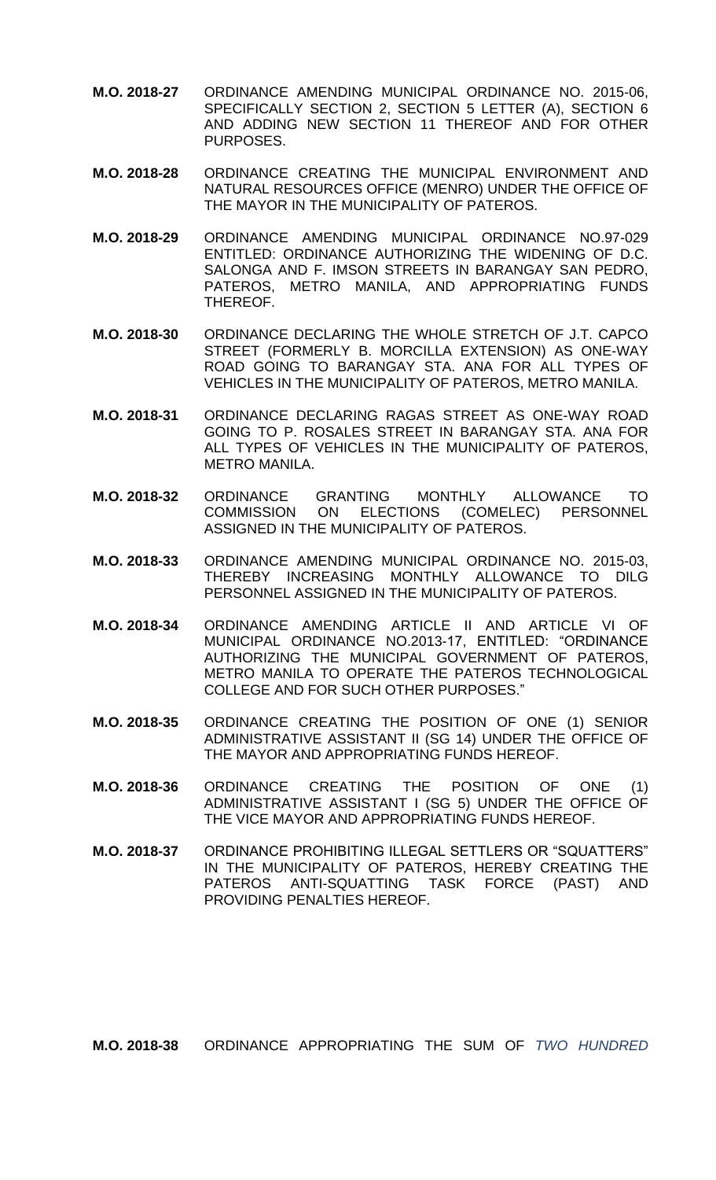**M.O. 2018-27** ORDINANCE AMENDING MUNICIPAL ORDINANCE NO. 2015-06, SPECIFICALLY SECTION 2, SECTION 5 LETTER (A), SECTION 6 AND ADDING NEW SECTION 11 THEREOF AND FOR OTHER PURPOSES.

**M.O. 2018-28** ORDINANCE CREATING THE MUNICIPAL ENVIRONMENT AND NATURAL RESOURCES OFFICE (MENRO) UNDER THE OFFICE OF THE MAYOR IN THE MUNICIPALITY OF PATEROS.

**M.O. 2018-29** ORDINANCE AMENDING MUNICIPAL ORDINANCE NO.97-029 ENTITLED: ORDINANCE AUTHORIZING THE WIDENING OF D.C. SALONGA AND F. IMSON STREETS IN BARANGAY SAN PEDRO, PATEROS, METRO MANILA, AND APPROPRIATING FUNDS THEREOF.

**M.O. 2018-30** ORDINANCE DECLARING THE WHOLE STRETCH OF J.T. CAPCO STREET (FORMERLY B. MORCILLA EXTENSION) AS ONE-WAY ROAD GOING TO BARANGAY STA. ANA FOR ALL TYPES OF VEHICLES IN THE MUNICIPALITY OF PATEROS, METRO MANILA.

**M.O. 2018-31** ORDINANCE DECLARING RAGAS STREET AS ONE-WAY ROAD GOING TO P. ROSALES STREET IN BARANGAY STA. ANA FOR ALL TYPES OF VEHICLES IN THE MUNICIPALITY OF PATEROS, METRO MANILA.

**M.O. 2018-32** ORDINANCE GRANTING MONTHLY ALLOWANCE TO COMMISSION ON ELECTIONS (COMELEC) PERSONNEL ASSIGNED IN THE MUNICIPALITY OF PATEROS.

**M.O. 2018-33** ORDINANCE AMENDING MUNICIPAL ORDINANCE NO. 2015-03, THEREBY INCREASING MONTHLY ALLOWANCE TO DILG PERSONNEL ASSIGNED IN THE MUNICIPALITY OF PATEROS.

**M.O. 2018-34** ORDINANCE AMENDING ARTICLE II AND ARTICLE VI OF MUNICIPAL ORDINANCE NO.2013-17, ENTITLED: "ORDINANCE AUTHORIZING THE MUNICIPAL GOVERNMENT OF PATEROS, METRO MANILA TO OPERATE THE PATEROS TECHNOLOGICAL COLLEGE AND FOR SUCH OTHER PURPOSES."

**M.O. 2018-35** ORDINANCE CREATING THE POSITION OF ONE (1) SENIOR ADMINISTRATIVE ASSISTANT II (SG 14) UNDER THE OFFICE OF THE MAYOR AND APPROPRIATING FUNDS HEREOF.

**M.O. 2018-36** ORDINANCE CREATING THE POSITION OF ONE (1) ADMINISTRATIVE ASSISTANT I (SG 5) UNDER THE OFFICE OF THE VICE MAYOR AND APPROPRIATING FUNDS HEREOF.

**M.O. 2018-37** ORDINANCE PROHIBITING ILLEGAL SETTLERS OR "SQUATTERS" IN THE MUNICIPALITY OF PATEROS, HEREBY CREATING THE PATEROS ANTI-SQUATTING TASK FORCE (PAST) AND PROVIDING PENALTIES HEREOF.

**M.O. 2018-38** ORDINANCE APPROPRIATING THE SUM OF *TWO HUNDRED*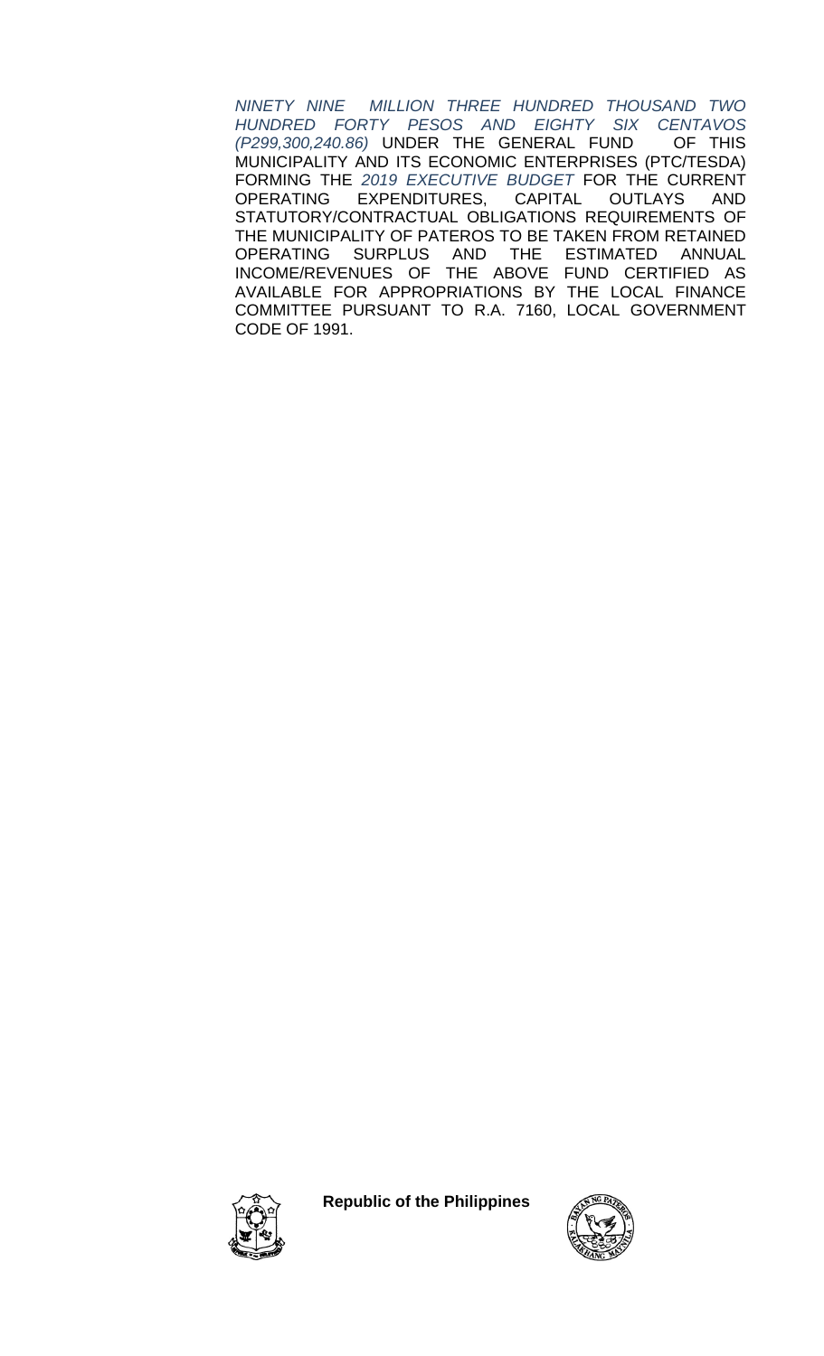*NINETY NINE MILLION THREE HUNDRED THOUSAND TWO HUNDRED FORTY PESOS AND EIGHTY SIX CENTAVOS (P299,300,240.86)* UNDER THE GENERAL FUND OF THIS MUNICIPALITY AND ITS ECONOMIC ENTERPRISES (PTC/TESDA) FORMING THE *2019 EXECUTIVE BUDGET* FOR THE CURRENT OPERATING EXPENDITURES, CAPITAL OUTLAYS AND STATUTORY/CONTRACTUAL OBLIGATIONS REQUIREMENTS OF THE MUNICIPALITY OF PATEROS TO BE TAKEN FROM RETAINED OPERATING SURPLUS AND THE ESTIMATED ANNUAL INCOME/REVENUES OF THE ABOVE FUND CERTIFIED AS AVAILABLE FOR APPROPRIATIONS BY THE LOCAL FINANCE COMMITTEE PURSUANT TO R.A. 7160, LOCAL GOVERNMENT CODE OF 1991.

**Republic of the Philippines**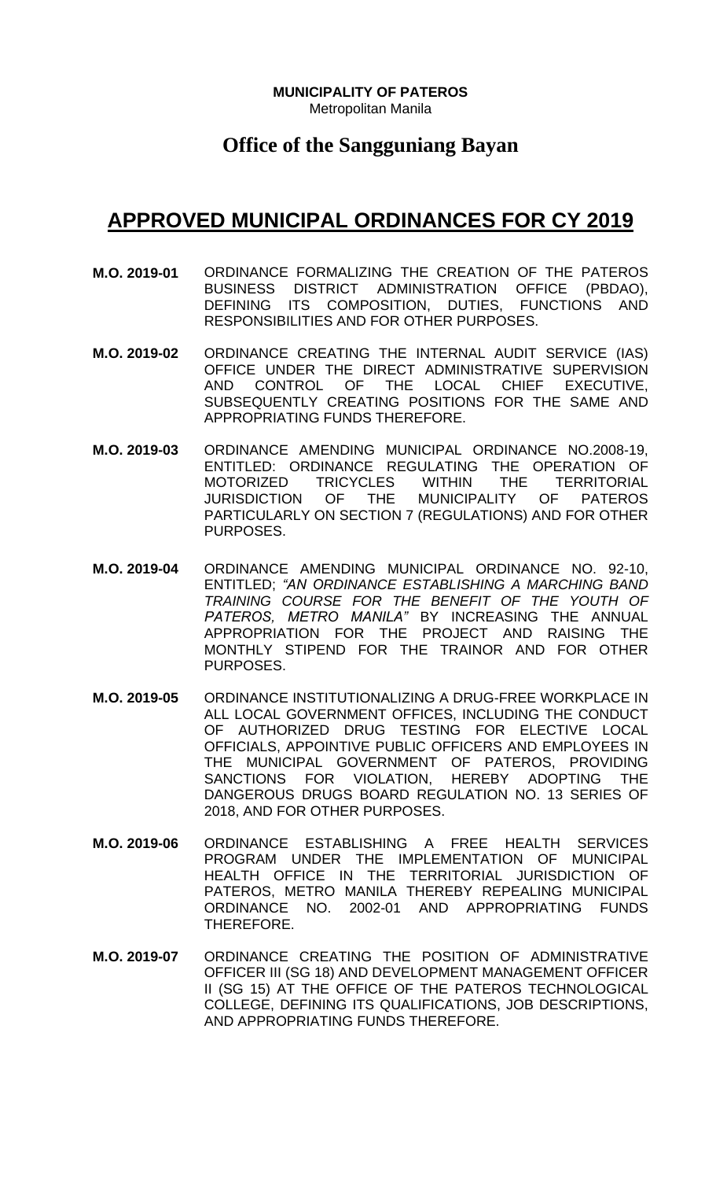**MUNICIPALITY OF PATEROS**
Metropolitan Manila

## Office of the Sangguniang Bayan

# APPROVED MUNICIPAL ORDINANCES FOR CY 2019

**M.O. 2019-01** ORDINANCE FORMALIZING THE CREATION OF THE PATEROS BUSINESS DISTRICT ADMINISTRATION OFFICE (PBDAO), DEFINING ITS COMPOSITION, DUTIES, FUNCTIONS AND RESPONSIBILITIES AND FOR OTHER PURPOSES.

**M.O. 2019-02** ORDINANCE CREATING THE INTERNAL AUDIT SERVICE (IAS) OFFICE UNDER THE DIRECT ADMINISTRATIVE SUPERVISION AND CONTROL OF THE LOCAL CHIEF EXECUTIVE, SUBSEQUENTLY CREATING POSITIONS FOR THE SAME AND APPROPRIATING FUNDS THEREFORE.

**M.O. 2019-03** ORDINANCE AMENDING MUNICIPAL ORDINANCE NO.2008-19, ENTITLED: ORDINANCE REGULATING THE OPERATION OF MOTORIZED TRICYCLES WITHIN THE TERRITORIAL JURISDICTION OF THE MUNICIPALITY OF PATEROS PARTICULARLY ON SECTION 7 (REGULATIONS) AND FOR OTHER PURPOSES.

**M.O. 2019-04** ORDINANCE AMENDING MUNICIPAL ORDINANCE NO. 92-10, ENTITLED; *"AN ORDINANCE ESTABLISHING A MARCHING BAND TRAINING COURSE FOR THE BENEFIT OF THE YOUTH OF PATEROS, METRO MANILA"* BY INCREASING THE ANNUAL APPROPRIATION FOR THE PROJECT AND RAISING THE MONTHLY STIPEND FOR THE TRAINOR AND FOR OTHER PURPOSES.

**M.O. 2019-05** ORDINANCE INSTITUTIONALIZING A DRUG-FREE WORKPLACE IN ALL LOCAL GOVERNMENT OFFICES, INCLUDING THE CONDUCT OF AUTHORIZED DRUG TESTING FOR ELECTIVE LOCAL OFFICIALS, APPOINTIVE PUBLIC OFFICERS AND EMPLOYEES IN THE MUNICIPAL GOVERNMENT OF PATEROS, PROVIDING SANCTIONS FOR VIOLATION, HEREBY ADOPTING THE DANGEROUS DRUGS BOARD REGULATION NO. 13 SERIES OF 2018, AND FOR OTHER PURPOSES.

**M.O. 2019-06** ORDINANCE ESTABLISHING A FREE HEALTH SERVICES PROGRAM UNDER THE IMPLEMENTATION OF MUNICIPAL HEALTH OFFICE IN THE TERRITORIAL JURISDICTION OF PATEROS, METRO MANILA THEREBY REPEALING MUNICIPAL ORDINANCE NO. 2002-01 AND APPROPRIATING FUNDS THEREFORE.

**M.O. 2019-07** ORDINANCE CREATING THE POSITION OF ADMINISTRATIVE OFFICER III (SG 18) AND DEVELOPMENT MANAGEMENT OFFICER II (SG 15) AT THE OFFICE OF THE PATEROS TECHNOLOGICAL COLLEGE, DEFINING ITS QUALIFICATIONS, JOB DESCRIPTIONS, AND APPROPRIATING FUNDS THEREFORE.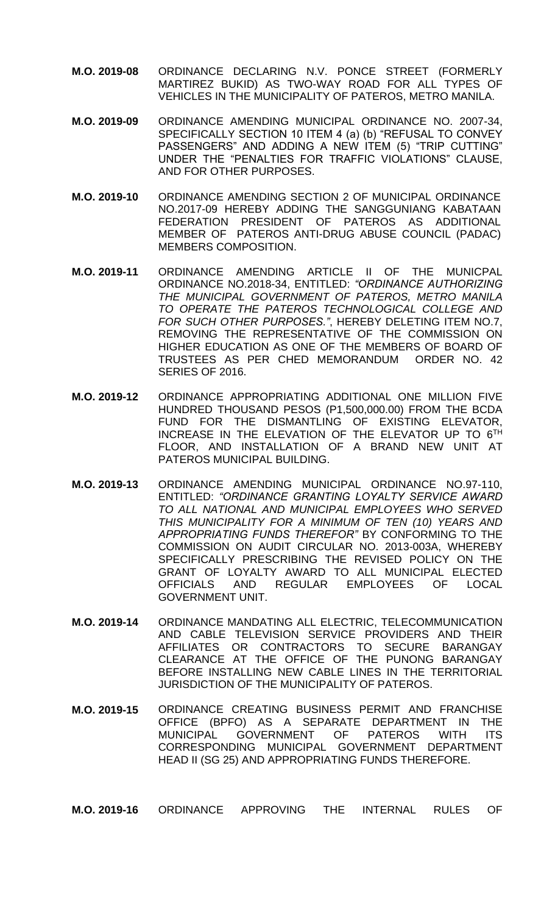**M.O. 2019-08** ORDINANCE DECLARING N.V. PONCE STREET (FORMERLY MARTIREZ BUKID) AS TWO-WAY ROAD FOR ALL TYPES OF VEHICLES IN THE MUNICIPALITY OF PATEROS, METRO MANILA.

**M.O. 2019-09** ORDINANCE AMENDING MUNICIPAL ORDINANCE NO. 2007-34, SPECIFICALLY SECTION 10 ITEM 4 (a) (b) "REFUSAL TO CONVEY PASSENGERS" AND ADDING A NEW ITEM (5) "TRIP CUTTING" UNDER THE "PENALTIES FOR TRAFFIC VIOLATIONS" CLAUSE, AND FOR OTHER PURPOSES.

**M.O. 2019-10** ORDINANCE AMENDING SECTION 2 OF MUNICIPAL ORDINANCE NO.2017-09 HEREBY ADDING THE SANGGUNIANG KABATAAN FEDERATION PRESIDENT OF PATEROS AS ADDITIONAL MEMBER OF PATEROS ANTI-DRUG ABUSE COUNCIL (PADAC) MEMBERS COMPOSITION.

**M.O. 2019-11** ORDINANCE AMENDING ARTICLE II OF THE MUNICPAL ORDINANCE NO.2018-34, ENTITLED: *"ORDINANCE AUTHORIZING THE MUNICIPAL GOVERNMENT OF PATEROS, METRO MANILA TO OPERATE THE PATEROS TECHNOLOGICAL COLLEGE AND FOR SUCH OTHER PURPOSES."*, HEREBY DELETING ITEM NO.7, REMOVING THE REPRESENTATIVE OF THE COMMISSION ON HIGHER EDUCATION AS ONE OF THE MEMBERS OF BOARD OF TRUSTEES AS PER CHED MEMORANDUM ORDER NO. 42 SERIES OF 2016.

**M.O. 2019-12** ORDINANCE APPROPRIATING ADDITIONAL ONE MILLION FIVE HUNDRED THOUSAND PESOS (P1,500,000.00) FROM THE BCDA FUND FOR THE DISMANTLING OF EXISTING ELEVATOR, INCREASE IN THE ELEVATION OF THE ELEVATOR UP TO 6TH FLOOR, AND INSTALLATION OF A BRAND NEW UNIT AT PATEROS MUNICIPAL BUILDING.

**M.O. 2019-13** ORDINANCE AMENDING MUNICIPAL ORDINANCE NO.97-110, ENTITLED: *"ORDINANCE GRANTING LOYALTY SERVICE AWARD TO ALL NATIONAL AND MUNICIPAL EMPLOYEES WHO SERVED THIS MUNICIPALITY FOR A MINIMUM OF TEN (10) YEARS AND APPROPRIATING FUNDS THEREFOR"* BY CONFORMING TO THE COMMISSION ON AUDIT CIRCULAR NO. 2013-003A, WHEREBY SPECIFICALLY PRESCRIBING THE REVISED POLICY ON THE GRANT OF LOYALTY AWARD TO ALL MUNICIPAL ELECTED OFFICIALS AND REGULAR EMPLOYEES OF LOCAL GOVERNMENT UNIT.

**M.O. 2019-14** ORDINANCE MANDATING ALL ELECTRIC, TELECOMMUNICATION AND CABLE TELEVISION SERVICE PROVIDERS AND THEIR AFFILIATES OR CONTRACTORS TO SECURE BARANGAY CLEARANCE AT THE OFFICE OF THE PUNONG BARANGAY BEFORE INSTALLING NEW CABLE LINES IN THE TERRITORIAL JURISDICTION OF THE MUNICIPALITY OF PATEROS.

**M.O. 2019-15** ORDINANCE CREATING BUSINESS PERMIT AND FRANCHISE OFFICE (BPFO) AS A SEPARATE DEPARTMENT IN THE MUNICIPAL GOVERNMENT OF PATEROS WITH ITS CORRESPONDING MUNICIPAL GOVERNMENT DEPARTMENT HEAD II (SG 25) AND APPROPRIATING FUNDS THEREFORE.

**M.O. 2019-16** ORDINANCE APPROVING THE INTERNAL RULES OF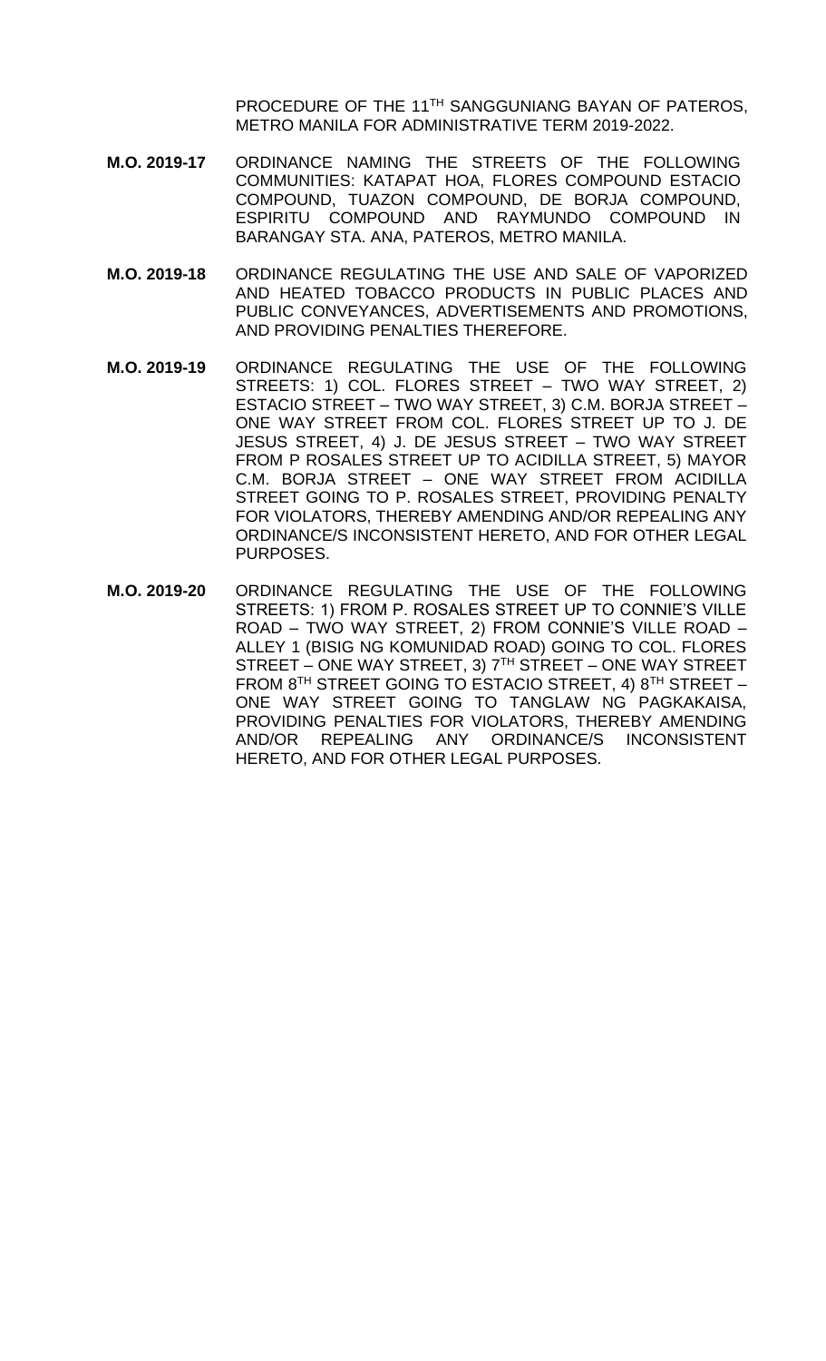PROCEDURE OF THE 11TH SANGGUNIANG BAYAN OF PATEROS, METRO MANILA FOR ADMINISTRATIVE TERM 2019-2022.

**M.O. 2019-17** ORDINANCE NAMING THE STREETS OF THE FOLLOWING COMMUNITIES: KATAPAT HOA, FLORES COMPOUND ESTACIO COMPOUND, TUAZON COMPOUND, DE BORJA COMPOUND, ESPIRITU COMPOUND AND RAYMUNDO COMPOUND IN BARANGAY STA. ANA, PATEROS, METRO MANILA.

**M.O. 2019-18** ORDINANCE REGULATING THE USE AND SALE OF VAPORIZED AND HEATED TOBACCO PRODUCTS IN PUBLIC PLACES AND PUBLIC CONVEYANCES, ADVERTISEMENTS AND PROMOTIONS, AND PROVIDING PENALTIES THEREFORE.

**M.O. 2019-19** ORDINANCE REGULATING THE USE OF THE FOLLOWING STREETS: 1) COL. FLORES STREET – TWO WAY STREET, 2) ESTACIO STREET – TWO WAY STREET, 3) C.M. BORJA STREET – ONE WAY STREET FROM COL. FLORES STREET UP TO J. DE JESUS STREET, 4) J. DE JESUS STREET – TWO WAY STREET FROM P ROSALES STREET UP TO ACIDILLA STREET, 5) MAYOR C.M. BORJA STREET – ONE WAY STREET FROM ACIDILLA STREET GOING TO P. ROSALES STREET, PROVIDING PENALTY FOR VIOLATORS, THEREBY AMENDING AND/OR REPEALING ANY ORDINANCE/S INCONSISTENT HERETO, AND FOR OTHER LEGAL PURPOSES.

**M.O. 2019-20** ORDINANCE REGULATING THE USE OF THE FOLLOWING STREETS: 1) FROM P. ROSALES STREET UP TO CONNIE'S VILLE ROAD – TWO WAY STREET, 2) FROM CONNIE'S VILLE ROAD – ALLEY 1 (BISIG NG KOMUNIDAD ROAD) GOING TO COL. FLORES STREET – ONE WAY STREET, 3) 7TH STREET – ONE WAY STREET FROM 8TH STREET GOING TO ESTACIO STREET, 4) 8TH STREET – ONE WAY STREET GOING TO TANGLAW NG PAGKAKAISA, PROVIDING PENALTIES FOR VIOLATORS, THEREBY AMENDING AND/OR REPEALING ANY ORDINANCE/S INCONSISTENT HERETO, AND FOR OTHER LEGAL PURPOSES.